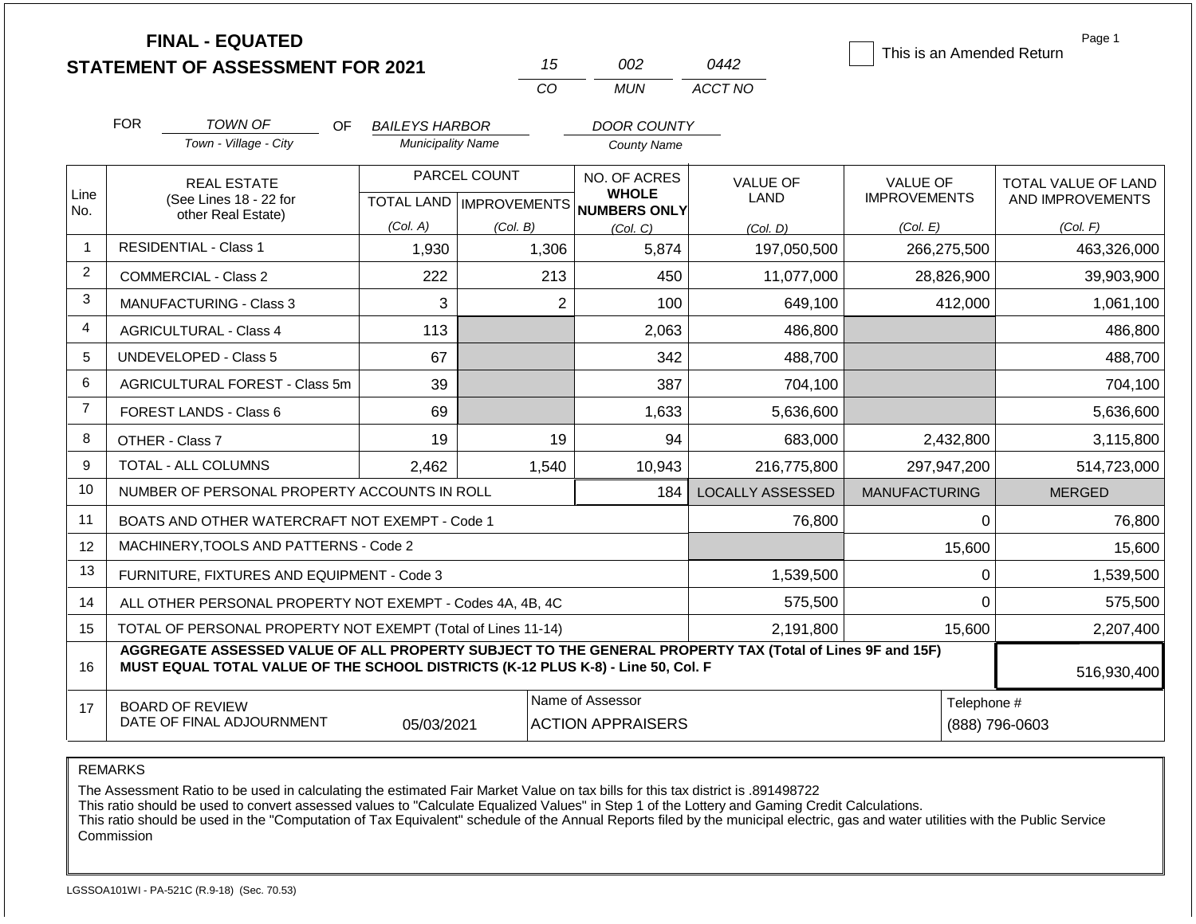# FINAL - EQUATED
## STATEMENT OF ASSESSMENT FOR 2021

| 15 | 002 | 0442 |
|---|---|---|
| CO | MUN | ACCT NO |

☐ This is an Amended Return

FOR *TOWN OF* (Town - Village - City) OF *BAILEYS HARBOR* (Municipality Name) *DOOR COUNTY* (County Name)

| Line No. | REAL ESTATE (See Lines 18 - 22 for other Real Estate) | PARCEL COUNT TOTAL LAND (Col. A) | PARCEL COUNT IMPROVEMENTS (Col. B) | NO. OF ACRES WHOLE NUMBERS ONLY (Col. C) | VALUE OF LAND (Col. D) | VALUE OF IMPROVEMENTS (Col. E) | TOTAL VALUE OF LAND AND IMPROVEMENTS (Col. F) |
|---|---|---|---|---|---|---|---|
| 1 | RESIDENTIAL - Class 1 | 1,930 | 1,306 | 5,874 | 197,050,500 | 266,275,500 | 463,326,000 |
| 2 | COMMERCIAL - Class 2 | 222 | 213 | 450 | 11,077,000 | 28,826,900 | 39,903,900 |
| 3 | MANUFACTURING - Class 3 | 3 | 2 | 100 | 649,100 | 412,000 | 1,061,100 |
| 4 | AGRICULTURAL - Class 4 | 113 | | 2,063 | 486,800 | | 486,800 |
| 5 | UNDEVELOPED - Class 5 | 67 | | 342 | 488,700 | | 488,700 |
| 6 | AGRICULTURAL FOREST - Class 5m | 39 | | 387 | 704,100 | | 704,100 |
| 7 | FOREST LANDS - Class 6 | 69 | | 1,633 | 5,636,600 | | 5,636,600 |
| 8 | OTHER - Class 7 | 19 | 19 | 94 | 683,000 | 2,432,800 | 3,115,800 |
| 9 | TOTAL - ALL COLUMNS | 2,462 | 1,540 | 10,943 | 216,775,800 | 297,947,200 | 514,723,000 |
| 10 | NUMBER OF PERSONAL PROPERTY ACCOUNTS IN ROLL | | | 184 | LOCALLY ASSESSED | MANUFACTURING | MERGED |
| 11 | BOATS AND OTHER WATERCRAFT NOT EXEMPT - Code 1 | | | | 76,800 | 0 | 76,800 |
| 12 | MACHINERY,TOOLS AND PATTERNS - Code 2 | | | | | 15,600 | 15,600 |
| 13 | FURNITURE, FIXTURES AND EQUIPMENT - Code 3 | | | | 1,539,500 | 0 | 1,539,500 |
| 14 | ALL OTHER PERSONAL PROPERTY NOT EXEMPT - Codes 4A, 4B, 4C | | | | 575,500 | 0 | 575,500 |
| 15 | TOTAL OF PERSONAL PROPERTY NOT EXEMPT (Total of Lines 11-14) | | | | 2,191,800 | 15,600 | 2,207,400 |
| 16 | **AGGREGATE ASSESSED VALUE OF ALL PROPERTY SUBJECT TO THE GENERAL PROPERTY TAX (Total of Lines 9F and 15F) MUST EQUAL TOTAL VALUE OF THE SCHOOL DISTRICTS (K-12 PLUS K-8) - Line 50, Col. F** | | | | | | 516,930,400 |
| 17 | BOARD OF REVIEW DATE OF FINAL ADJOURNMENT | 05/03/2021 | | Name of Assessor: ACTION APPRAISERS | | | Telephone #: (888) 796-0603 |

REMARKS

The Assessment Ratio to be used in calculating the estimated Fair Market Value on tax bills for this tax district is .891498722
This ratio should be used to convert assessed values to "Calculate Equalized Values" in Step 1 of the Lottery and Gaming Credit Calculations.
This ratio should be used in the "Computation of Tax Equivalent" schedule of the Annual Reports filed by the municipal electric, gas and water utilities with the Public Service Commission

LGSSOA101WI - PA-521C (R.9-18) (Sec. 70.53)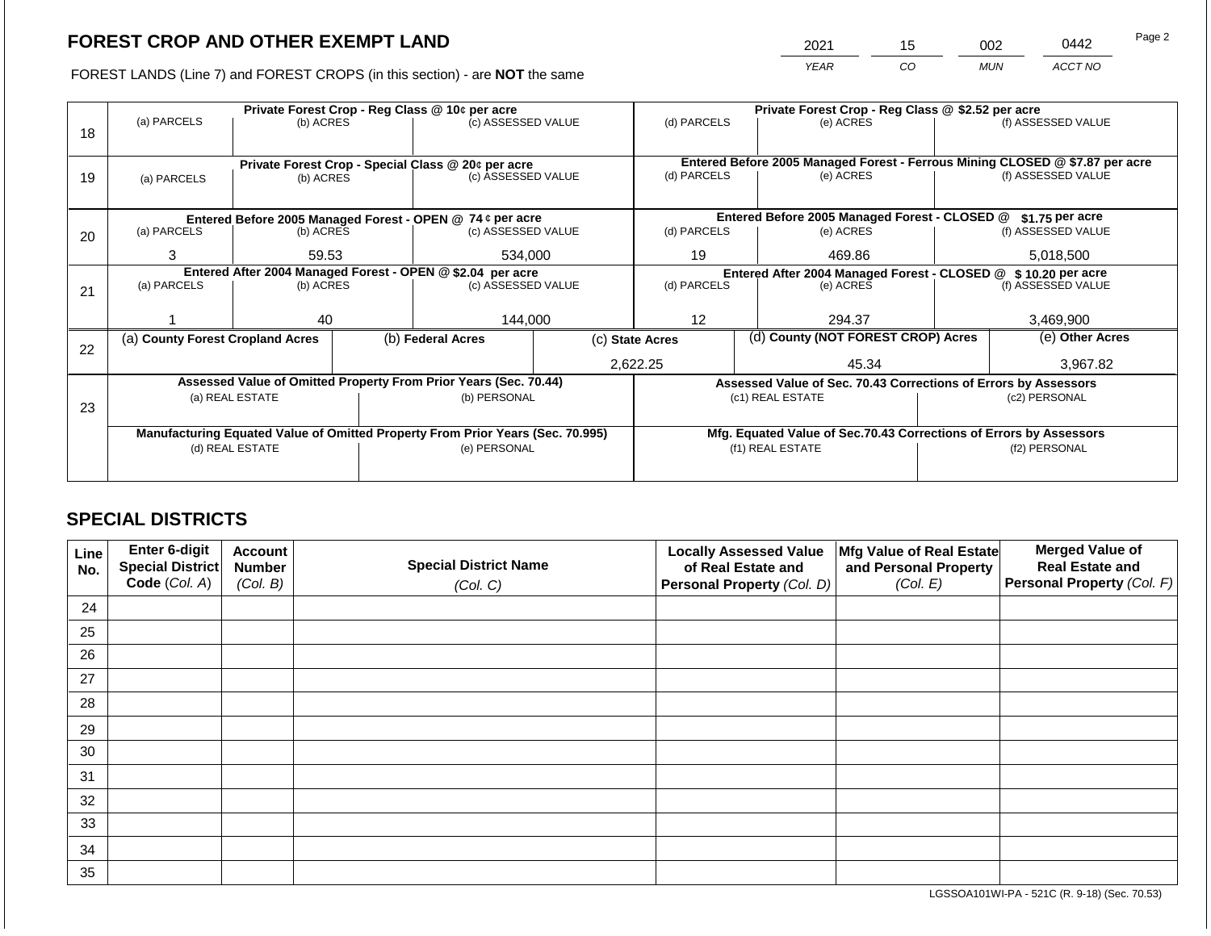## FOREST CROP AND OTHER EXEMPT LAND

| 2021 | 15 | 002 | 0442 |
|---|---|---|---|
| *YEAR* | *CO* | *MUN* | *ACCT NO* |

FOREST LANDS (Line 7) and FOREST CROPS (in this section) - are **NOT** the same

| Line | Private Forest Crop - Reg Class @ 10¢ per acre | | | Private Forest Crop - Reg Class @ $2.52 per acre | | |
|---|---|---|---|---|---|---|
| 18 | (a) PARCELS | (b) ACRES | (c) ASSESSED VALUE | (d) PARCELS | (e) ACRES | (f) ASSESSED VALUE |
| | | | | | | |
| | **Private Forest Crop - Special Class @ 20¢ per acre** | | | **Entered Before 2005 Managed Forest - Ferrous Mining CLOSED @ $7.87 per acre** | | |
| 19 | (a) PARCELS | (b) ACRES | (c) ASSESSED VALUE | (d) PARCELS | (e) ACRES | (f) ASSESSED VALUE |
| | | | | | | |
| | **Entered Before 2005 Managed Forest - OPEN @ 74 ¢ per acre** | | | **Entered Before 2005 Managed Forest - CLOSED @ $1.75 per acre** | | |
| 20 | (a) PARCELS | (b) ACRES | (c) ASSESSED VALUE | (d) PARCELS | (e) ACRES | (f) ASSESSED VALUE |
| | 3 | 59.53 | 534,000 | 19 | 469.86 | 5,018,500 |
| | **Entered After 2004 Managed Forest - OPEN @ $2.04 per acre** | | | **Entered After 2004 Managed Forest - CLOSED @ $ 10.20 per acre** | | |
| 21 | (a) PARCELS | (b) ACRES | (c) ASSESSED VALUE | (d) PARCELS | (e) ACRES | (f) ASSESSED VALUE |
| | 1 | 40 | 144,000 | 12 | 294.37 | 3,469,900 |

| Line | (a) County Forest Cropland Acres | (b) Federal Acres | (c) State Acres | (d) County (NOT FOREST CROP) Acres | (e) Other Acres |
|---|---|---|---|---|---|
| 22 | | | 2,622.25 | 45.34 | 3,967.82 |

| Line | Assessed Value of Omitted Property From Prior Years (Sec. 70.44) | | Assessed Value of Sec. 70.43 Corrections of Errors by Assessors | |
|---|---|---|---|---|
| 23 | (a) REAL ESTATE | (b) PERSONAL | (c1) REAL ESTATE | (c2) PERSONAL |
| | | | | |
| | **Manufacturing Equated Value of Omitted Property From Prior Years (Sec. 70.995)** | | **Mfg. Equated Value of Sec.70.43 Corrections of Errors by Assessors** | |
| | (d) REAL ESTATE | (e) PERSONAL | (f1) REAL ESTATE | (f2) PERSONAL |
| | | | | |

## SPECIAL DISTRICTS

| Line No. | Enter 6-digit Special District Code (*Col. A*) | Account Number (*Col. B*) | Special District Name (*Col. C*) | Locally Assessed Value of Real Estate and Personal Property (*Col. D*) | Mfg Value of Real Estate and Personal Property (*Col. E*) | Merged Value of Real Estate and Personal Property (*Col. F*) |
|---|---|---|---|---|---|---|
| 24 | | | | | | |
| 25 | | | | | | |
| 26 | | | | | | |
| 27 | | | | | | |
| 28 | | | | | | |
| 29 | | | | | | |
| 30 | | | | | | |
| 31 | | | | | | |
| 32 | | | | | | |
| 33 | | | | | | |
| 34 | | | | | | |
| 35 | | | | | | |

LGSSOA101WI-PA - 521C (R. 9-18) (Sec. 70.53)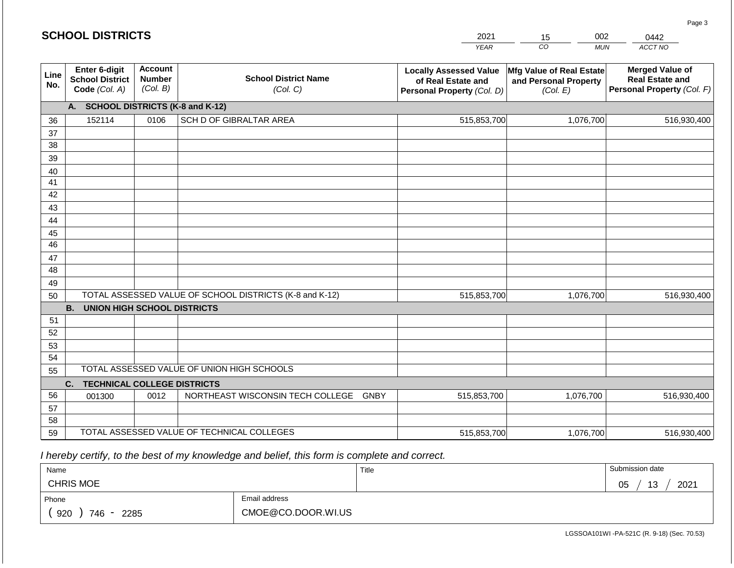## SCHOOL DISTRICTS

| YEAR | CO | MUN | ACCT NO |
|---|---|---|---|
| 2021 | 15 | 002 | 0442 |

| Line No. | Enter 6-digit School District Code (Col. A) | Account Number (Col. B) | School District Name (Col. C) | Locally Assessed Value of Real Estate and Personal Property (Col. D) | Mfg Value of Real Estate and Personal Property (Col. E) | Merged Value of Real Estate and Personal Property (Col. F) |
|---|---|---|---|---|---|---|
| | **A. SCHOOL DISTRICTS (K-8 and K-12)** | | | | | |
| 36 | 152114 | 0106 | SCH D OF GIBRALTAR AREA | 515,853,700 | 1,076,700 | 516,930,400 |
| 37 | | | | | | |
| 38 | | | | | | |
| 39 | | | | | | |
| 40 | | | | | | |
| 41 | | | | | | |
| 42 | | | | | | |
| 43 | | | | | | |
| 44 | | | | | | |
| 45 | | | | | | |
| 46 | | | | | | |
| 47 | | | | | | |
| 48 | | | | | | |
| 49 | | | | | | |
| 50 | TOTAL ASSESSED VALUE OF SCHOOL DISTRICTS (K-8 and K-12) | | | 515,853,700 | 1,076,700 | 516,930,400 |
| | **B. UNION HIGH SCHOOL DISTRICTS** | | | | | |
| 51 | | | | | | |
| 52 | | | | | | |
| 53 | | | | | | |
| 54 | | | | | | |
| 55 | TOTAL ASSESSED VALUE OF UNION HIGH SCHOOLS | | | | | |
| | **C. TECHNICAL COLLEGE DISTRICTS** | | | | | |
| 56 | 001300 | 0012 | NORTHEAST WISCONSIN TECH COLLEGE GNBY | 515,853,700 | 1,076,700 | 516,930,400 |
| 57 | | | | | | |
| 58 | | | | | | |
| 59 | TOTAL ASSESSED VALUE OF TECHNICAL COLLEGES | | | 515,853,700 | 1,076,700 | 516,930,400 |

*I hereby certify, to the best of my knowledge and belief, this form is complete and correct.*

| Name | Title | Submission date |
|---|---|---|
| CHRIS MOE | | 05 / 13 / 2021 |

| Phone | Email address |
|---|---|
| ( 920 ) 746 - 2285 | CMOE@CO.DOOR.WI.US |

LGSSOA101WI -PA-521C (R. 9-18) (Sec. 70.53)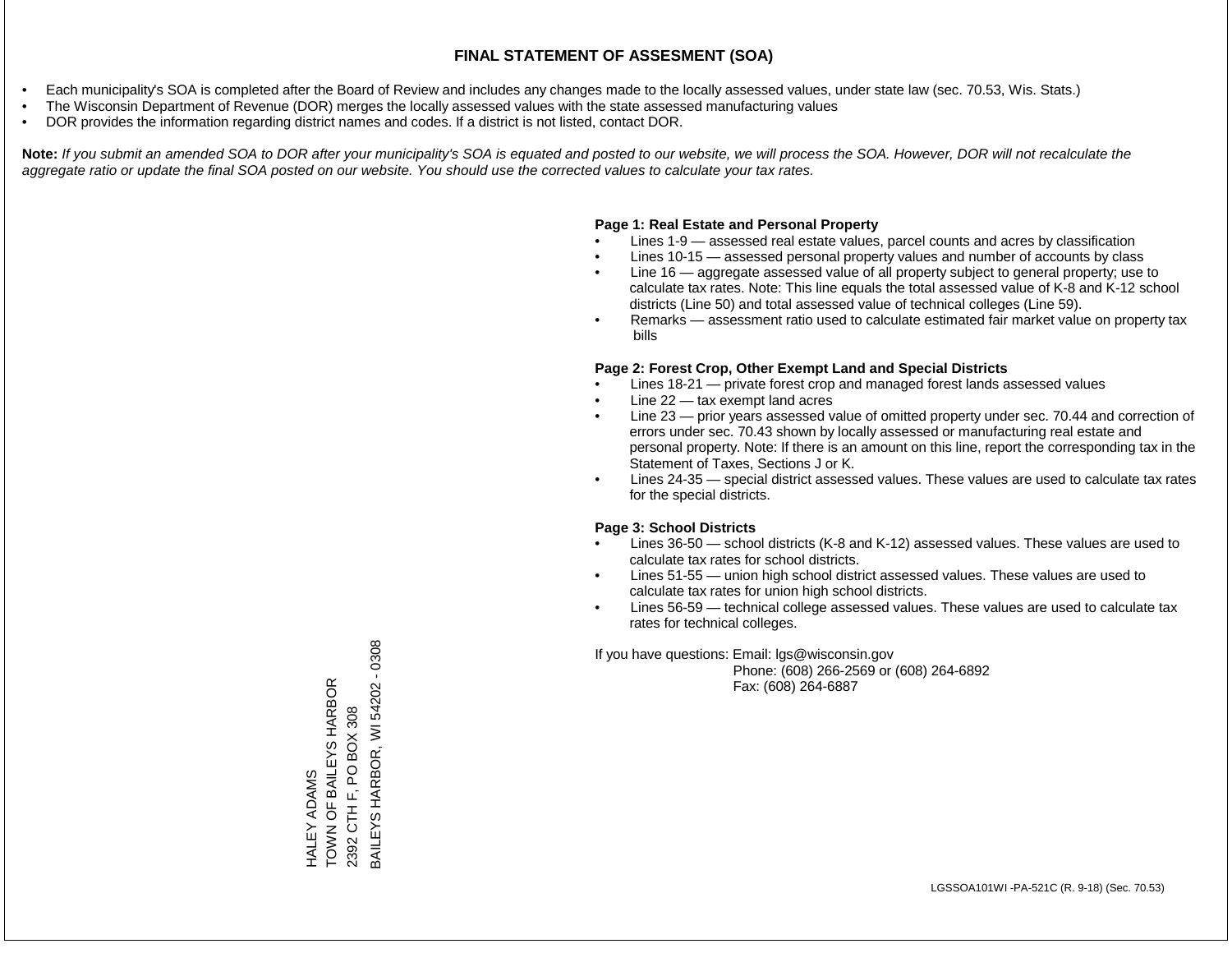# FINAL STATEMENT OF ASSESMENT (SOA)

- Each municipality's SOA is completed after the Board of Review and includes any changes made to the locally assessed values, under state law (sec. 70.53, Wis. Stats.)
- The Wisconsin Department of Revenue (DOR) merges the locally assessed values with the state assessed manufacturing values
- DOR provides the information regarding district names and codes. If a district is not listed, contact DOR.

**Note:** *If you submit an amended SOA to DOR after your municipality's SOA is equated and posted to our website, we will process the SOA. However, DOR will not recalculate the aggregate ratio or update the final SOA posted on our website. You should use the corrected values to calculate your tax rates.*

HALEY ADAMS
TOWN OF BAILEYS HARBOR
2392 CTH F, PO BOX 308
BAILEYS HARBOR, WI 54202 - 0308

**Page 1: Real Estate and Personal Property**

- Lines 1-9 — assessed real estate values, parcel counts and acres by classification
- Lines 10-15 — assessed personal property values and number of accounts by class
- Line 16 — aggregate assessed value of all property subject to general property; use to calculate tax rates. Note: This line equals the total assessed value of K-8 and K-12 school districts (Line 50) and total assessed value of technical colleges (Line 59).
- Remarks — assessment ratio used to calculate estimated fair market value on property tax bills

**Page 2: Forest Crop, Other Exempt Land and Special Districts**

- Lines 18-21 — private forest crop and managed forest lands assessed values
- Line 22 — tax exempt land acres
- Line 23 — prior years assessed value of omitted property under sec. 70.44 and correction of errors under sec. 70.43 shown by locally assessed or manufacturing real estate and personal property. Note: If there is an amount on this line, report the corresponding tax in the Statement of Taxes, Sections J or K.
- Lines 24-35 — special district assessed values. These values are used to calculate tax rates for the special districts.

**Page 3: School Districts**

- Lines 36-50 — school districts (K-8 and K-12) assessed values. These values are used to calculate tax rates for school districts.
- Lines 51-55 — union high school district assessed values. These values are used to calculate tax rates for union high school districts.
- Lines 56-59 — technical college assessed values. These values are used to calculate tax rates for technical colleges.

If you have questions: Email: lgs@wisconsin.gov
Phone: (608) 266-2569 or (608) 264-6892
Fax: (608) 264-6887

LGSSOA101WI -PA-521C (R. 9-18) (Sec. 70.53)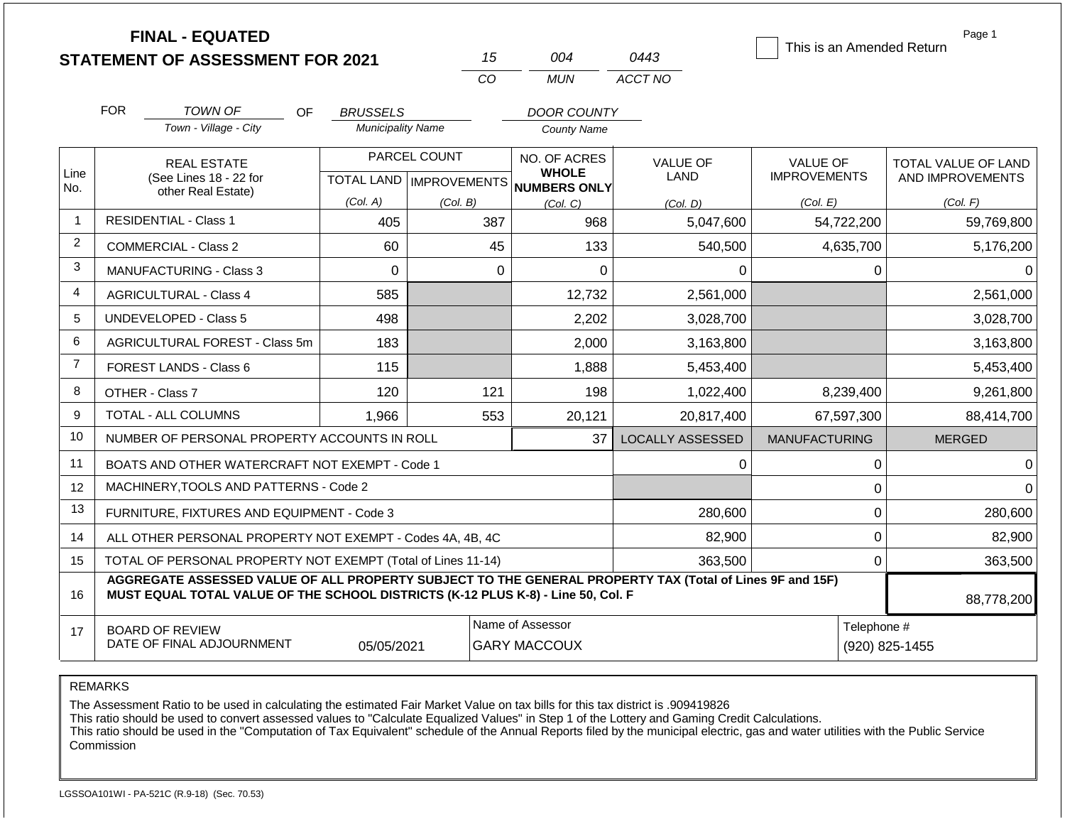# FINAL - EQUATED
# STATEMENT OF ASSESSMENT FOR 2021

| 15 | 004 | 0443 |
|---|---|---|
| CO | MUN | ACCT NO |

☐ This is an Amended Return

Page 1

FOR *TOWN OF* (Town - Village - City) OF *BRUSSELS* (Municipality Name) *DOOR COUNTY* (County Name)

| Line No. | REAL ESTATE (See Lines 18 - 22 for other Real Estate) | PARCEL COUNT TOTAL LAND (Col. A) | PARCEL COUNT IMPROVEMENTS (Col. B) | NO. OF ACRES WHOLE NUMBERS ONLY (Col. C) | VALUE OF LAND (Col. D) | VALUE OF IMPROVEMENTS (Col. E) | TOTAL VALUE OF LAND AND IMPROVEMENTS (Col. F) |
|---|---|---|---|---|---|---|---|
| 1 | RESIDENTIAL - Class 1 | 405 | 387 | 968 | 5,047,600 | 54,722,200 | 59,769,800 |
| 2 | COMMERCIAL - Class 2 | 60 | 45 | 133 | 540,500 | 4,635,700 | 5,176,200 |
| 3 | MANUFACTURING - Class 3 | 0 | 0 | 0 | 0 | 0 | 0 |
| 4 | AGRICULTURAL - Class 4 | 585 | | 12,732 | 2,561,000 | | 2,561,000 |
| 5 | UNDEVELOPED - Class 5 | 498 | | 2,202 | 3,028,700 | | 3,028,700 |
| 6 | AGRICULTURAL FOREST - Class 5m | 183 | | 2,000 | 3,163,800 | | 3,163,800 |
| 7 | FOREST LANDS - Class 6 | 115 | | 1,888 | 5,453,400 | | 5,453,400 |
| 8 | OTHER - Class 7 | 120 | 121 | 198 | 1,022,400 | 8,239,400 | 9,261,800 |
| 9 | TOTAL - ALL COLUMNS | 1,966 | 553 | 20,121 | 20,817,400 | 67,597,300 | 88,414,700 |
| 10 | NUMBER OF PERSONAL PROPERTY ACCOUNTS IN ROLL | | | 37 | LOCALLY ASSESSED | MANUFACTURING | MERGED |
| 11 | BOATS AND OTHER WATERCRAFT NOT EXEMPT - Code 1 | | | | 0 | 0 | 0 |
| 12 | MACHINERY,TOOLS AND PATTERNS - Code 2 | | | | | 0 | 0 |
| 13 | FURNITURE, FIXTURES AND EQUIPMENT - Code 3 | | | | 280,600 | 0 | 280,600 |
| 14 | ALL OTHER PERSONAL PROPERTY NOT EXEMPT - Codes 4A, 4B, 4C | | | | 82,900 | 0 | 82,900 |
| 15 | TOTAL OF PERSONAL PROPERTY NOT EXEMPT (Total of Lines 11-14) | | | | 363,500 | 0 | 363,500 |
| 16 | AGGREGATE ASSESSED VALUE OF ALL PROPERTY SUBJECT TO THE GENERAL PROPERTY TAX (Total of Lines 9F and 15F) MUST EQUAL TOTAL VALUE OF THE SCHOOL DISTRICTS (K-12 PLUS K-8) - Line 50, Col. F | | | | | | 88,778,200 |
| 17 | BOARD OF REVIEW DATE OF FINAL ADJOURNMENT | 05/05/2021 | Name of Assessor | GARY MACCOUX | | Telephone # | (920) 825-1455 |

REMARKS

The Assessment Ratio to be used in calculating the estimated Fair Market Value on tax bills for this tax district is .909419826
This ratio should be used to convert assessed values to "Calculate Equalized Values" in Step 1 of the Lottery and Gaming Credit Calculations.
This ratio should be used in the "Computation of Tax Equivalent" schedule of the Annual Reports filed by the municipal electric, gas and water utilities with the Public Service Commission

LGSSOA101WI - PA-521C (R.9-18) (Sec. 70.53)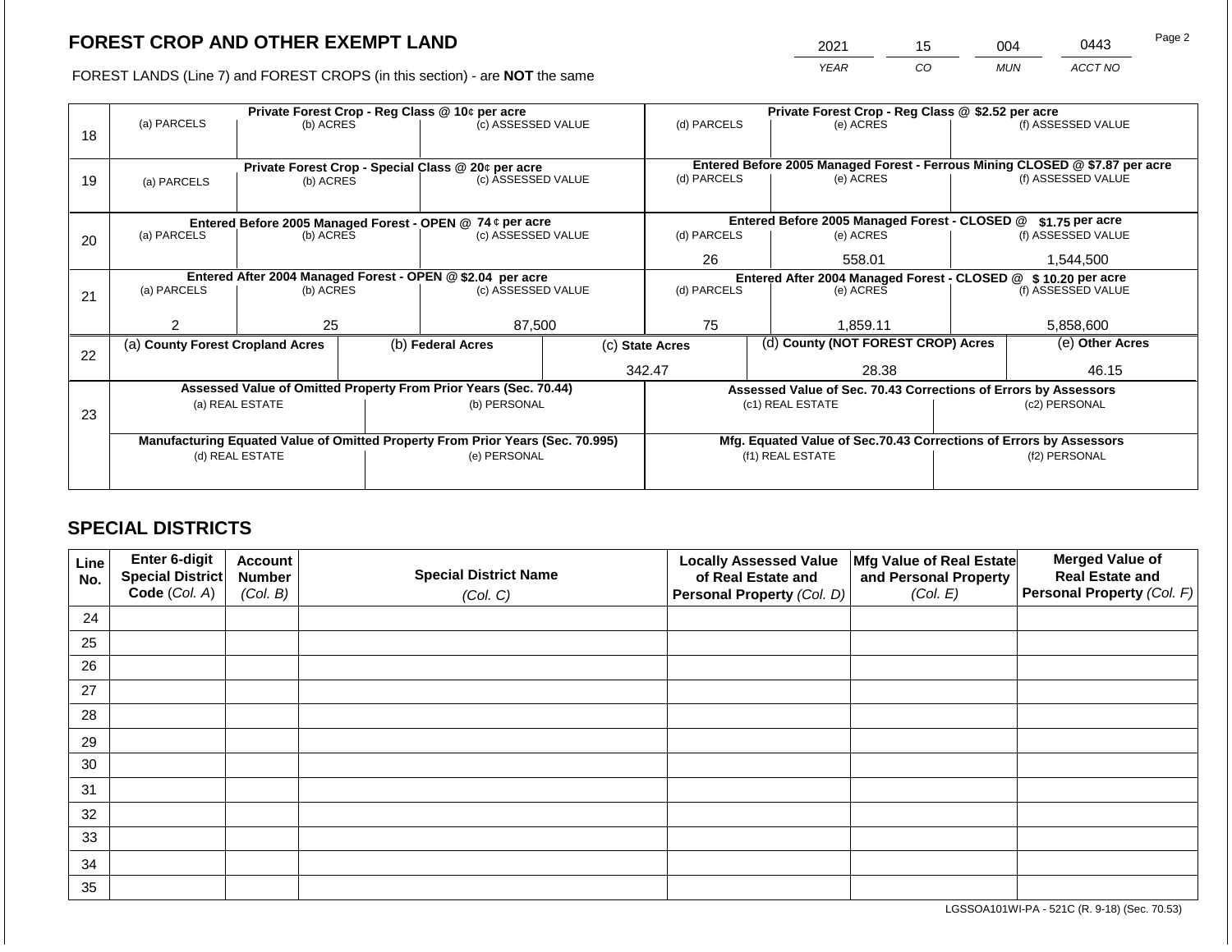## FOREST CROP AND OTHER EXEMPT LAND

| 2021 | 15 | 004 | 0443 |
|---|---|---|---|
| *YEAR* | *CO* | *MUN* | *ACCT NO* |

FOREST LANDS (Line 7) and FOREST CROPS (in this section) - are **NOT** the same

| Line | (a) PARCELS | (b) ACRES | (c) ASSESSED VALUE | (d) PARCELS | (e) ACRES | (f) ASSESSED VALUE |
|---|---|---|---|---|---|---|
| 18 | **Private Forest Crop - Reg Class @ 10¢ per acre** | | | **Private Forest Crop - Reg Class @ $2.52 per acre** | | |
| | | | | | | |
| 19 | **Private Forest Crop - Special Class @ 20¢ per acre** | | | **Entered Before 2005 Managed Forest - Ferrous Mining CLOSED @ $7.87 per acre** | | |
| | | | | | | |
| 20 | **Entered Before 2005 Managed Forest - OPEN @ 74 ¢ per acre** | | | **Entered Before 2005 Managed Forest - CLOSED @ $1.75 per acre** | | |
| | | | | 26 | 558.01 | 1,544,500 |
| 21 | **Entered After 2004 Managed Forest - OPEN @ $2.04 per acre** | | | **Entered After 2004 Managed Forest - CLOSED @ $ 10.20 per acre** | | |
| | 2 | 25 | 87,500 | 75 | 1,859.11 | 5,858,600 |

| Line | (a) County Forest Cropland Acres | (b) Federal Acres | (c) State Acres | (d) County (NOT FOREST CROP) Acres | (e) Other Acres |
|---|---|---|---|---|---|
| 22 | | | 342.47 | 28.38 | 46.15 |

| Line | Assessed Value of Omitted Property From Prior Years (Sec. 70.44) | | Assessed Value of Sec. 70.43 Corrections of Errors by Assessors | |
|---|---|---|---|---|
| 23 | (a) REAL ESTATE | (b) PERSONAL | (c1) REAL ESTATE | (c2) PERSONAL |
| | | | | |
| | **Manufacturing Equated Value of Omitted Property From Prior Years (Sec. 70.995)** | | **Mfg. Equated Value of Sec.70.43 Corrections of Errors by Assessors** | |
| | (d) REAL ESTATE | (e) PERSONAL | (f1) REAL ESTATE | (f2) PERSONAL |
| | | | | |

## SPECIAL DISTRICTS

| Line No. | Enter 6-digit Special District Code (*Col. A*) | Account Number (*Col. B*) | Special District Name (*Col. C*) | Locally Assessed Value of Real Estate and Personal Property (*Col. D*) | Mfg Value of Real Estate and Personal Property (*Col. E*) | Merged Value of Real Estate and Personal Property (*Col. F*) |
|---|---|---|---|---|---|---|
| 24 | | | | | | |
| 25 | | | | | | |
| 26 | | | | | | |
| 27 | | | | | | |
| 28 | | | | | | |
| 29 | | | | | | |
| 30 | | | | | | |
| 31 | | | | | | |
| 32 | | | | | | |
| 33 | | | | | | |
| 34 | | | | | | |
| 35 | | | | | | |

LGSSOA101WI-PA - 521C (R. 9-18) (Sec. 70.53)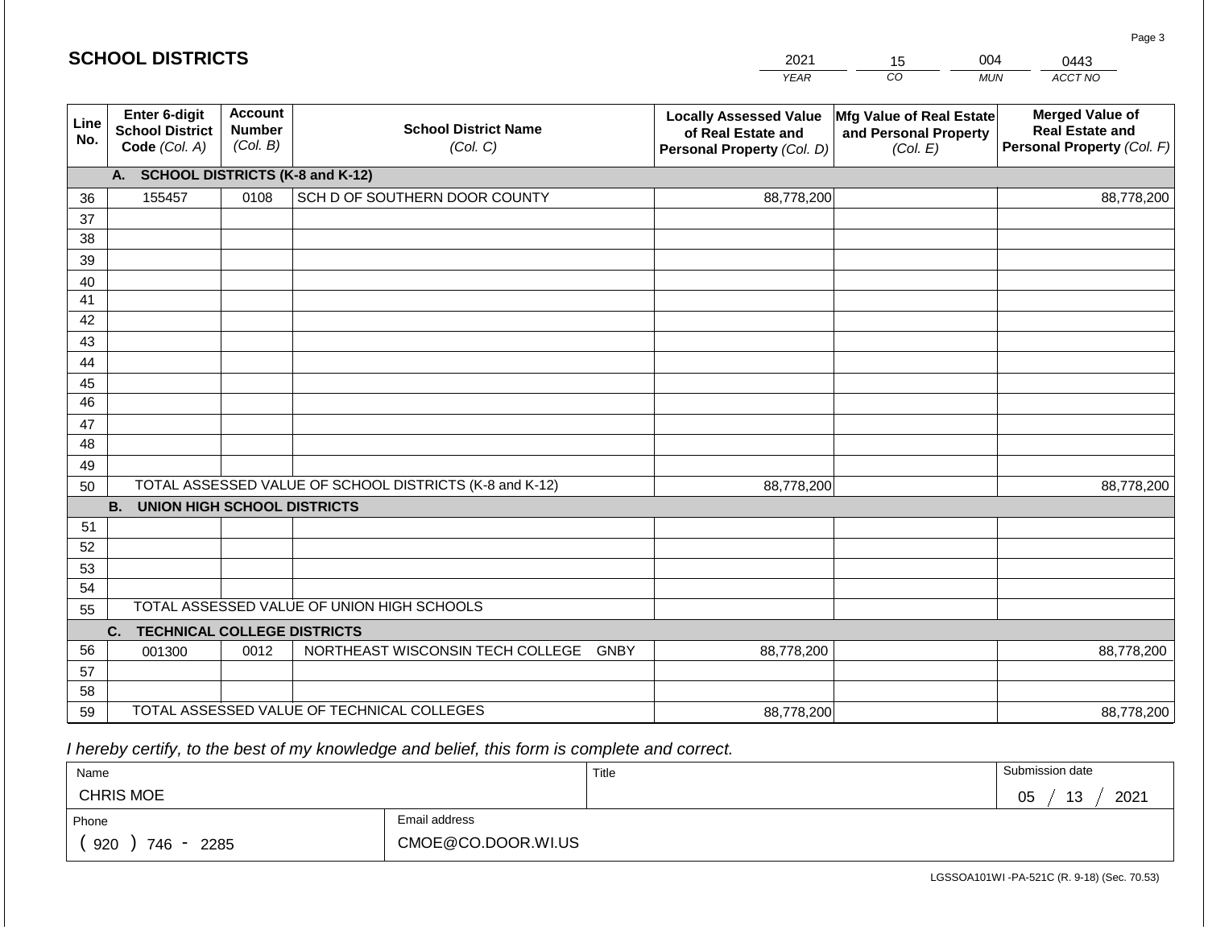## SCHOOL DISTRICTS

| 2021 | 15 | 004 | 0443 |
|---|---|---|---|
| YEAR | CO | MUN | ACCT NO |

| Line No. | Enter 6-digit School District Code (Col. A) | Account Number (Col. B) | School District Name (Col. C) | Locally Assessed Value of Real Estate and Personal Property (Col. D) | Mfg Value of Real Estate and Personal Property (Col. E) | Merged Value of Real Estate and Personal Property (Col. F) |
|---|---|---|---|---|---|---|
| | **A. SCHOOL DISTRICTS (K-8 and K-12)** | | | | | |
| 36 | 155457 | 0108 | SCH D OF SOUTHERN DOOR COUNTY | 88,778,200 | | 88,778,200 |
| 37 | | | | | | |
| 38 | | | | | | |
| 39 | | | | | | |
| 40 | | | | | | |
| 41 | | | | | | |
| 42 | | | | | | |
| 43 | | | | | | |
| 44 | | | | | | |
| 45 | | | | | | |
| 46 | | | | | | |
| 47 | | | | | | |
| 48 | | | | | | |
| 49 | | | | | | |
| 50 | TOTAL ASSESSED VALUE OF SCHOOL DISTRICTS (K-8 and K-12) | | | 88,778,200 | | 88,778,200 |
| | **B. UNION HIGH SCHOOL DISTRICTS** | | | | | |
| 51 | | | | | | |
| 52 | | | | | | |
| 53 | | | | | | |
| 54 | | | | | | |
| 55 | TOTAL ASSESSED VALUE OF UNION HIGH SCHOOLS | | | | | |
| | **C. TECHNICAL COLLEGE DISTRICTS** | | | | | |
| 56 | 001300 | 0012 | NORTHEAST WISCONSIN TECH COLLEGE GNBY | 88,778,200 | | 88,778,200 |
| 57 | | | | | | |
| 58 | | | | | | |
| 59 | TOTAL ASSESSED VALUE OF TECHNICAL COLLEGES | | | 88,778,200 | | 88,778,200 |

*I hereby certify, to the best of my knowledge and belief, this form is complete and correct.*

| Name | | Title | Submission date |
|---|---|---|---|
| CHRIS MOE | | | 05 / 13 / 2021 |
| Phone | Email address | | |
| ( 920 ) 746 - 2285 | CMOE@CO.DOOR.WI.US | | |

LGSSOA101WI -PA-521C (R. 9-18) (Sec. 70.53)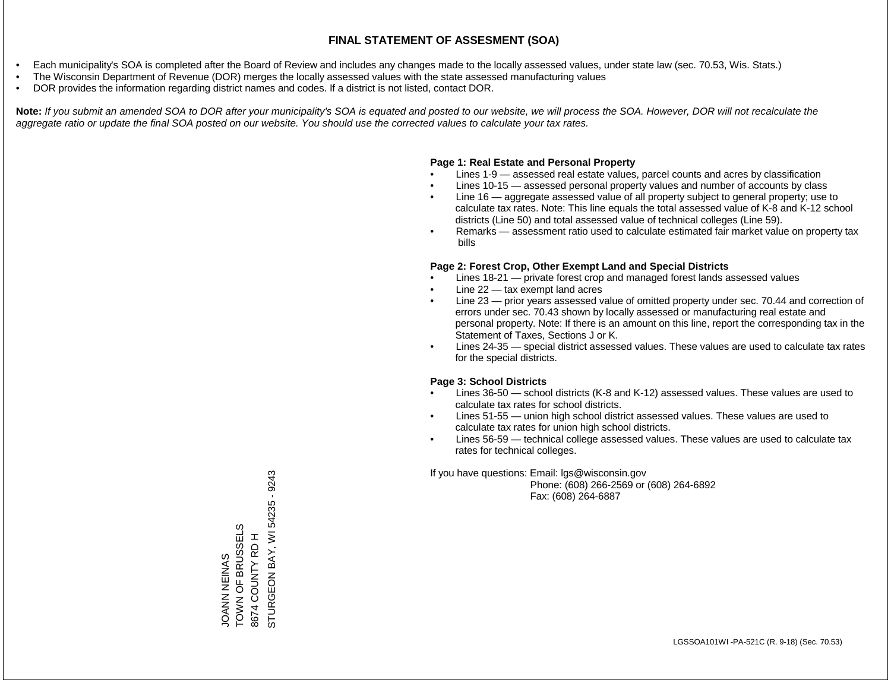# FINAL STATEMENT OF ASSESMENT (SOA)

- Each municipality's SOA is completed after the Board of Review and includes any changes made to the locally assessed values, under state law (sec. 70.53, Wis. Stats.)
- The Wisconsin Department of Revenue (DOR) merges the locally assessed values with the state assessed manufacturing values
- DOR provides the information regarding district names and codes. If a district is not listed, contact DOR.

**Note:** *If you submit an amended SOA to DOR after your municipality's SOA is equated and posted to our website, we will process the SOA. However, DOR will not recalculate the aggregate ratio or update the final SOA posted on our website. You should use the corrected values to calculate your tax rates.*

JOANN NEINAS
TOWN OF BRUSSELS
8674 COUNTY RD H
STURGEON BAY, WI 54235 - 9243

**Page 1: Real Estate and Personal Property**

- Lines 1-9 — assessed real estate values, parcel counts and acres by classification
- Lines 10-15 — assessed personal property values and number of accounts by class
- Line 16 — aggregate assessed value of all property subject to general property; use to calculate tax rates. Note: This line equals the total assessed value of K-8 and K-12 school districts (Line 50) and total assessed value of technical colleges (Line 59).
- Remarks — assessment ratio used to calculate estimated fair market value on property tax bills

**Page 2: Forest Crop, Other Exempt Land and Special Districts**

- Lines 18-21 — private forest crop and managed forest lands assessed values
- Line 22 — tax exempt land acres
- Line 23 — prior years assessed value of omitted property under sec. 70.44 and correction of errors under sec. 70.43 shown by locally assessed or manufacturing real estate and personal property. Note: If there is an amount on this line, report the corresponding tax in the Statement of Taxes, Sections J or K.
- Lines 24-35 — special district assessed values. These values are used to calculate tax rates for the special districts.

**Page 3: School Districts**

- Lines 36-50 — school districts (K-8 and K-12) assessed values. These values are used to calculate tax rates for school districts.
- Lines 51-55 — union high school district assessed values. These values are used to calculate tax rates for union high school districts.
- Lines 56-59 — technical college assessed values. These values are used to calculate tax rates for technical colleges.

If you have questions: Email: lgs@wisconsin.gov
Phone: (608) 266-2569 or (608) 264-6892
Fax: (608) 264-6887

LGSSOA101WI -PA-521C (R. 9-18) (Sec. 70.53)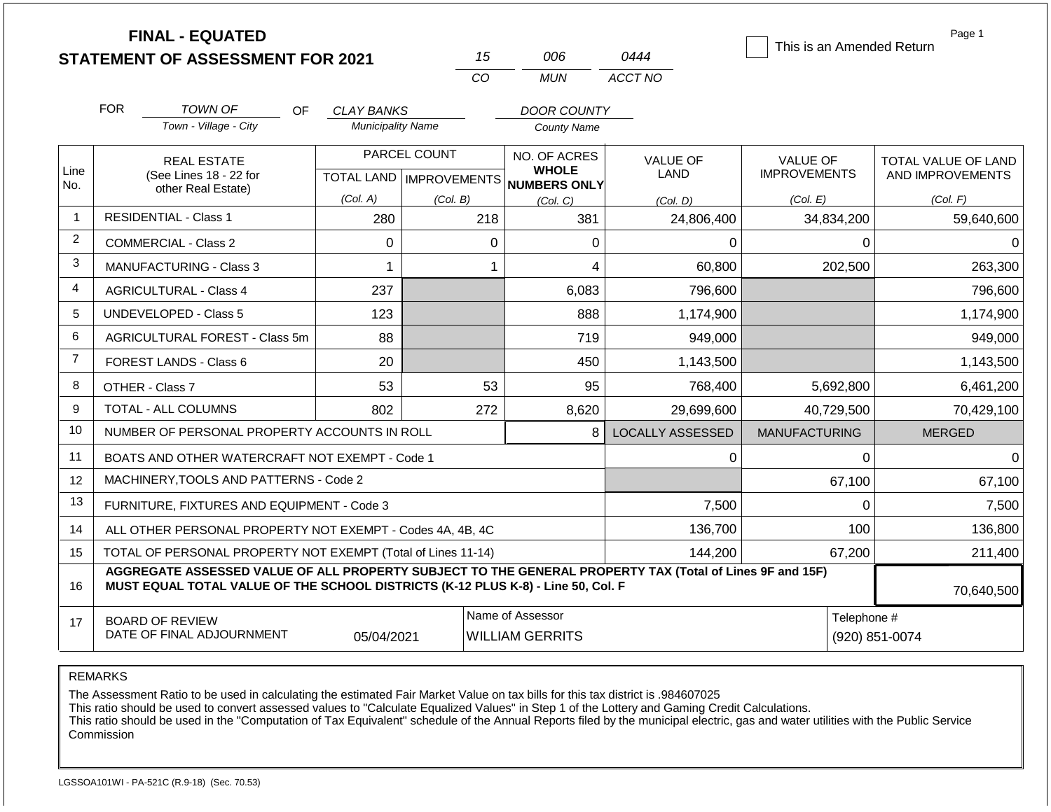# FINAL - EQUATED
# STATEMENT OF ASSESSMENT FOR 2021

| 15 | 006 | 0444 |
|---|---|---|
| CO | MUN | ACCT NO |

☐ This is an Amended Return

FOR TOWN OF (Town - Village - City) OF CLAY BANKS (Municipality Name) DOOR COUNTY (County Name)

| Line No. | REAL ESTATE (See Lines 18 - 22 for other Real Estate) | PARCEL COUNT TOTAL LAND (Col. A) | PARCEL COUNT IMPROVEMENTS (Col. B) | NO. OF ACRES WHOLE NUMBERS ONLY (Col. C) | VALUE OF LAND (Col. D) | VALUE OF IMPROVEMENTS (Col. E) | TOTAL VALUE OF LAND AND IMPROVEMENTS (Col. F) |
|---|---|---|---|---|---|---|---|
| 1 | RESIDENTIAL - Class 1 | 280 | 218 | 381 | 24,806,400 | 34,834,200 | 59,640,600 |
| 2 | COMMERCIAL - Class 2 | 0 | 0 | 0 | 0 | 0 | 0 |
| 3 | MANUFACTURING - Class 3 | 1 | 1 | 4 | 60,800 | 202,500 | 263,300 |
| 4 | AGRICULTURAL - Class 4 | 237 | | 6,083 | 796,600 | | 796,600 |
| 5 | UNDEVELOPED - Class 5 | 123 | | 888 | 1,174,900 | | 1,174,900 |
| 6 | AGRICULTURAL FOREST - Class 5m | 88 | | 719 | 949,000 | | 949,000 |
| 7 | FOREST LANDS - Class 6 | 20 | | 450 | 1,143,500 | | 1,143,500 |
| 8 | OTHER - Class 7 | 53 | 53 | 95 | 768,400 | 5,692,800 | 6,461,200 |
| 9 | TOTAL - ALL COLUMNS | 802 | 272 | 8,620 | 29,699,600 | 40,729,500 | 70,429,100 |
| 10 | NUMBER OF PERSONAL PROPERTY ACCOUNTS IN ROLL | | | 8 | LOCALLY ASSESSED | MANUFACTURING | MERGED |
| 11 | BOATS AND OTHER WATERCRAFT NOT EXEMPT - Code 1 | | | | 0 | 0 | 0 |
| 12 | MACHINERY,TOOLS AND PATTERNS - Code 2 | | | | | 67,100 | 67,100 |
| 13 | FURNITURE, FIXTURES AND EQUIPMENT - Code 3 | | | | 7,500 | 0 | 7,500 |
| 14 | ALL OTHER PERSONAL PROPERTY NOT EXEMPT - Codes 4A, 4B, 4C | | | | 136,700 | 100 | 136,800 |
| 15 | TOTAL OF PERSONAL PROPERTY NOT EXEMPT (Total of Lines 11-14) | | | | 144,200 | 67,200 | 211,400 |
| 16 | **AGGREGATE ASSESSED VALUE OF ALL PROPERTY SUBJECT TO THE GENERAL PROPERTY TAX (Total of Lines 9F and 15F) MUST EQUAL TOTAL VALUE OF THE SCHOOL DISTRICTS (K-12 PLUS K-8) - Line 50, Col. F** | | | | | | 70,640,500 |
| 17 | BOARD OF REVIEW DATE OF FINAL ADJOURNMENT | 05/04/2021 | Name of Assessor: WILLIAM GERRITS | | | Telephone #: (920) 851-0074 | |

REMARKS

The Assessment Ratio to be used in calculating the estimated Fair Market Value on tax bills for this tax district is .984607025
This ratio should be used to convert assessed values to "Calculate Equalized Values" in Step 1 of the Lottery and Gaming Credit Calculations.
This ratio should be used in the "Computation of Tax Equivalent" schedule of the Annual Reports filed by the municipal electric, gas and water utilities with the Public Service Commission

LGSSOA101WI - PA-521C (R.9-18) (Sec. 70.53)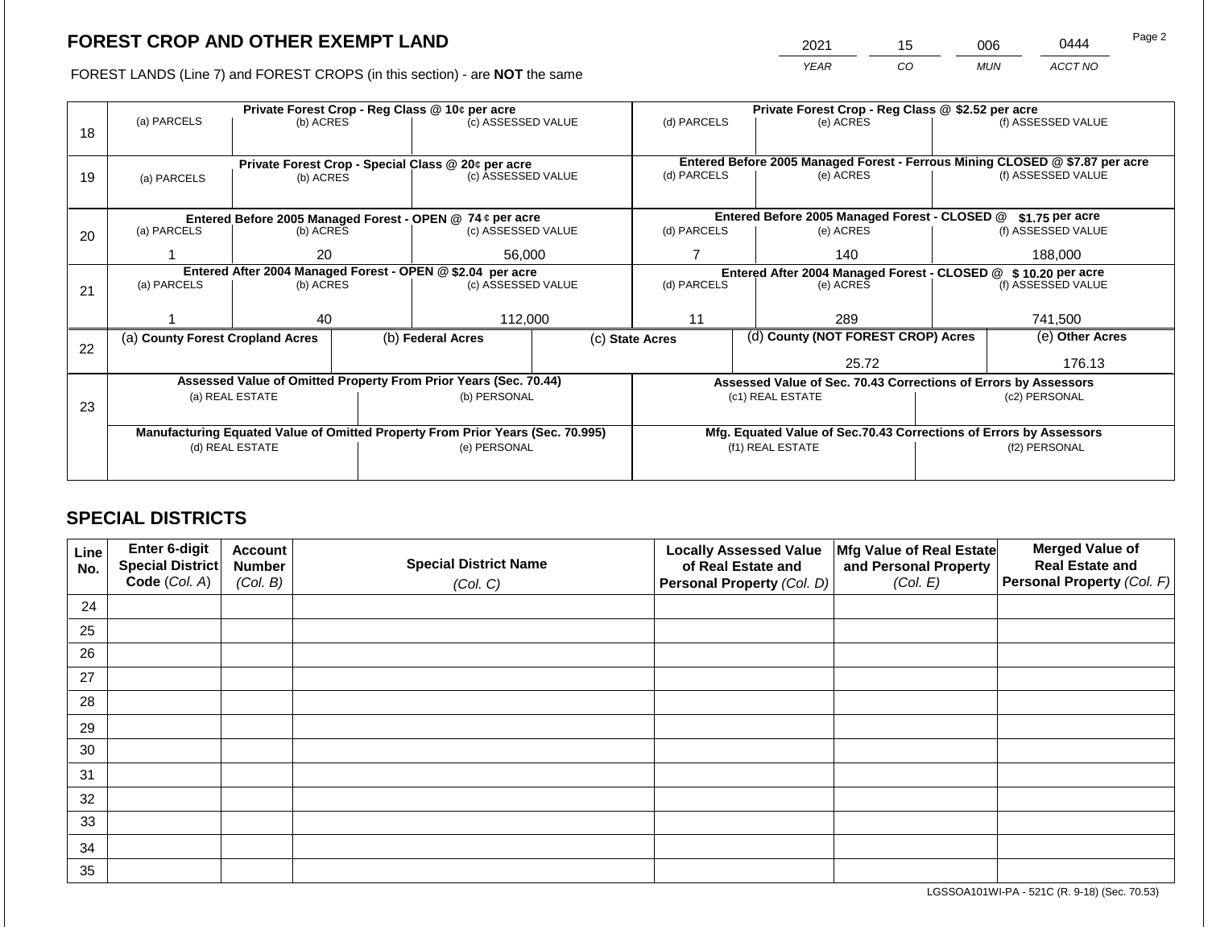# FOREST CROP AND OTHER EXEMPT LAND

FOREST LANDS (Line 7) and FOREST CROPS (in this section) - are **NOT** the same

| YEAR | CO | MUN | ACCT NO |
|---|---|---|---|
| 2021 | 15 | 006 | 0444 |

| Line | Private Forest Crop - Reg Class @ 10¢ per acre | | | Private Forest Crop - Reg Class @ $2.52 per acre | | |
|---|---|---|---|---|---|---|
| | (a) PARCELS | (b) ACRES | (c) ASSESSED VALUE | (d) PARCELS | (e) ACRES | (f) ASSESSED VALUE |
| 18 | | | | | | |
| | **Private Forest Crop - Special Class @ 20¢ per acre** | | | **Entered Before 2005 Managed Forest - Ferrous Mining CLOSED @ $7.87 per acre** | | |
| | (a) PARCELS | (b) ACRES | (c) ASSESSED VALUE | (d) PARCELS | (e) ACRES | (f) ASSESSED VALUE |
| 19 | | | | | | |
| | **Entered Before 2005 Managed Forest - OPEN @ 74 ¢ per acre** | | | **Entered Before 2005 Managed Forest - CLOSED @ $1.75 per acre** | | |
| | (a) PARCELS | (b) ACRES | (c) ASSESSED VALUE | (d) PARCELS | (e) ACRES | (f) ASSESSED VALUE |
| 20 | 1 | 20 | 56,000 | 7 | 140 | 188,000 |
| | **Entered After 2004 Managed Forest - OPEN @ $2.04 per acre** | | | **Entered After 2004 Managed Forest - CLOSED @ $ 10.20 per acre** | | |
| | (a) PARCELS | (b) ACRES | (c) ASSESSED VALUE | (d) PARCELS | (e) ACRES | (f) ASSESSED VALUE |
| 21 | 1 | 40 | 112,000 | 11 | 289 | 741,500 |

| Line | (a) County Forest Cropland Acres | (b) Federal Acres | (c) State Acres | (d) County (NOT FOREST CROP) Acres | (e) Other Acres |
|---|---|---|---|---|---|
| 22 | | | | 25.72 | 176.13 |

| Line | Assessed Value of Omitted Property From Prior Years (Sec. 70.44) | | Assessed Value of Sec. 70.43 Corrections of Errors by Assessors | |
|---|---|---|---|---|
| | (a) REAL ESTATE | (b) PERSONAL | (c1) REAL ESTATE | (c2) PERSONAL |
| 23 | | | | |
| | **Manufacturing Equated Value of Omitted Property From Prior Years (Sec. 70.995)** | | **Mfg. Equated Value of Sec.70.43 Corrections of Errors by Assessors** | |
| | (d) REAL ESTATE | (e) PERSONAL | (f1) REAL ESTATE | (f2) PERSONAL |
| | | | | |

## SPECIAL DISTRICTS

| Line No. | Enter 6-digit Special District Code (Col. A) | Account Number (Col. B) | Special District Name (Col. C) | Locally Assessed Value of Real Estate and Personal Property (Col. D) | Mfg Value of Real Estate and Personal Property (Col. E) | Merged Value of Real Estate and Personal Property (Col. F) |
|---|---|---|---|---|---|---|
| 24 | | | | | | |
| 25 | | | | | | |
| 26 | | | | | | |
| 27 | | | | | | |
| 28 | | | | | | |
| 29 | | | | | | |
| 30 | | | | | | |
| 31 | | | | | | |
| 32 | | | | | | |
| 33 | | | | | | |
| 34 | | | | | | |
| 35 | | | | | | |

LGSSOA101WI-PA - 521C (R. 9-18) (Sec. 70.53)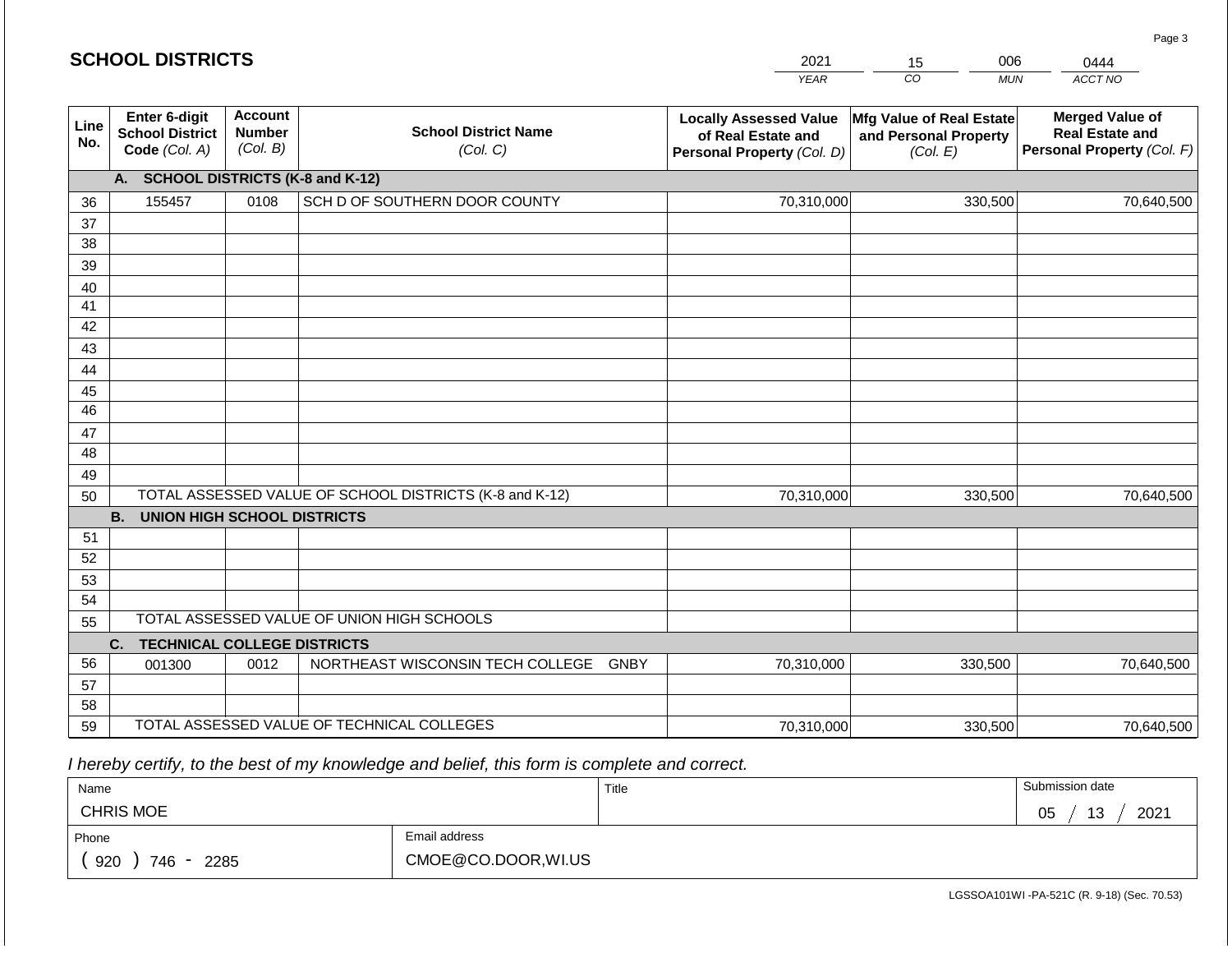## SCHOOL DISTRICTS

| 2021 | 15 | 006 | 0444 |
|---|---|---|---|
| YEAR | CO | MUN | ACCT NO |

| Line No. | Enter 6-digit School District Code (Col. A) | Account Number (Col. B) | School District Name (Col. C) | Locally Assessed Value of Real Estate and Personal Property (Col. D) | Mfg Value of Real Estate and Personal Property (Col. E) | Merged Value of Real Estate and Personal Property (Col. F) |
|---|---|---|---|---|---|---|
| | **A. SCHOOL DISTRICTS (K-8 and K-12)** | | | | | |
| 36 | 155457 | 0108 | SCH D OF SOUTHERN DOOR COUNTY | 70,310,000 | 330,500 | 70,640,500 |
| 37 | | | | | | |
| 38 | | | | | | |
| 39 | | | | | | |
| 40 | | | | | | |
| 41 | | | | | | |
| 42 | | | | | | |
| 43 | | | | | | |
| 44 | | | | | | |
| 45 | | | | | | |
| 46 | | | | | | |
| 47 | | | | | | |
| 48 | | | | | | |
| 49 | | | | | | |
| 50 | TOTAL ASSESSED VALUE OF SCHOOL DISTRICTS (K-8 and K-12) | | | 70,310,000 | 330,500 | 70,640,500 |
| | **B. UNION HIGH SCHOOL DISTRICTS** | | | | | |
| 51 | | | | | | |
| 52 | | | | | | |
| 53 | | | | | | |
| 54 | | | | | | |
| 55 | TOTAL ASSESSED VALUE OF UNION HIGH SCHOOLS | | | | | |
| | **C. TECHNICAL COLLEGE DISTRICTS** | | | | | |
| 56 | 001300 | 0012 | NORTHEAST WISCONSIN TECH COLLEGE GNBY | 70,310,000 | 330,500 | 70,640,500 |
| 57 | | | | | | |
| 58 | | | | | | |
| 59 | TOTAL ASSESSED VALUE OF TECHNICAL COLLEGES | | | 70,310,000 | 330,500 | 70,640,500 |

*I hereby certify, to the best of my knowledge and belief, this form is complete and correct.*

| Name | | Title | Submission date |
|---|---|---|---|
| CHRIS MOE | | | 05 / 13 / 2021 |
| Phone | Email address | | |
| ( 920 ) 746 - 2285 | CMOE@CO.DOOR,WI.US | | |

LGSSOA101WI -PA-521C (R. 9-18) (Sec. 70.53)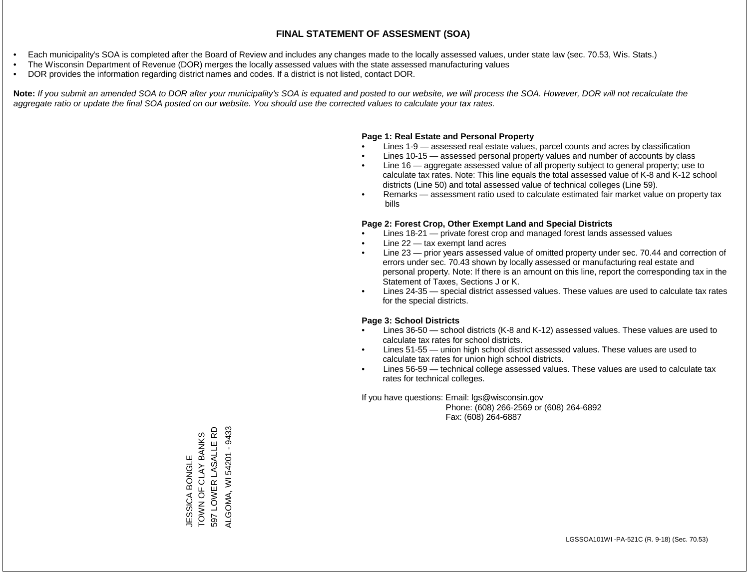# FINAL STATEMENT OF ASSESMENT (SOA)

- Each municipality's SOA is completed after the Board of Review and includes any changes made to the locally assessed values, under state law (sec. 70.53, Wis. Stats.)
- The Wisconsin Department of Revenue (DOR) merges the locally assessed values with the state assessed manufacturing values
- DOR provides the information regarding district names and codes. If a district is not listed, contact DOR.

**Note:** *If you submit an amended SOA to DOR after your municipality's SOA is equated and posted to our website, we will process the SOA. However, DOR will not recalculate the aggregate ratio or update the final SOA posted on our website. You should use the corrected values to calculate your tax rates.*

**Page 1: Real Estate and Personal Property**

- Lines 1-9 — assessed real estate values, parcel counts and acres by classification
- Lines 10-15 — assessed personal property values and number of accounts by class
- Line 16 — aggregate assessed value of all property subject to general property; use to calculate tax rates. Note: This line equals the total assessed value of K-8 and K-12 school districts (Line 50) and total assessed value of technical colleges (Line 59).
- Remarks — assessment ratio used to calculate estimated fair market value on property tax bills

**Page 2: Forest Crop, Other Exempt Land and Special Districts**

- Lines 18-21 — private forest crop and managed forest lands assessed values
- Line 22 — tax exempt land acres
- Line 23 — prior years assessed value of omitted property under sec. 70.44 and correction of errors under sec. 70.43 shown by locally assessed or manufacturing real estate and personal property. Note: If there is an amount on this line, report the corresponding tax in the Statement of Taxes, Sections J or K.
- Lines 24-35 — special district assessed values. These values are used to calculate tax rates for the special districts.

**Page 3: School Districts**

- Lines 36-50 — school districts (K-8 and K-12) assessed values. These values are used to calculate tax rates for school districts.
- Lines 51-55 — union high school district assessed values. These values are used to calculate tax rates for union high school districts.
- Lines 56-59 — technical college assessed values. These values are used to calculate tax rates for technical colleges.

If you have questions: Email: lgs@wisconsin.gov
Phone: (608) 266-2569 or (608) 264-6892
Fax: (608) 264-6887

JESSICA BONGLE
TOWN OF CLAY BANKS
597 LOWER LASALLE RD
ALGOMA, WI 54201 - 9433

LGSSOA101WI -PA-521C (R. 9-18) (Sec. 70.53)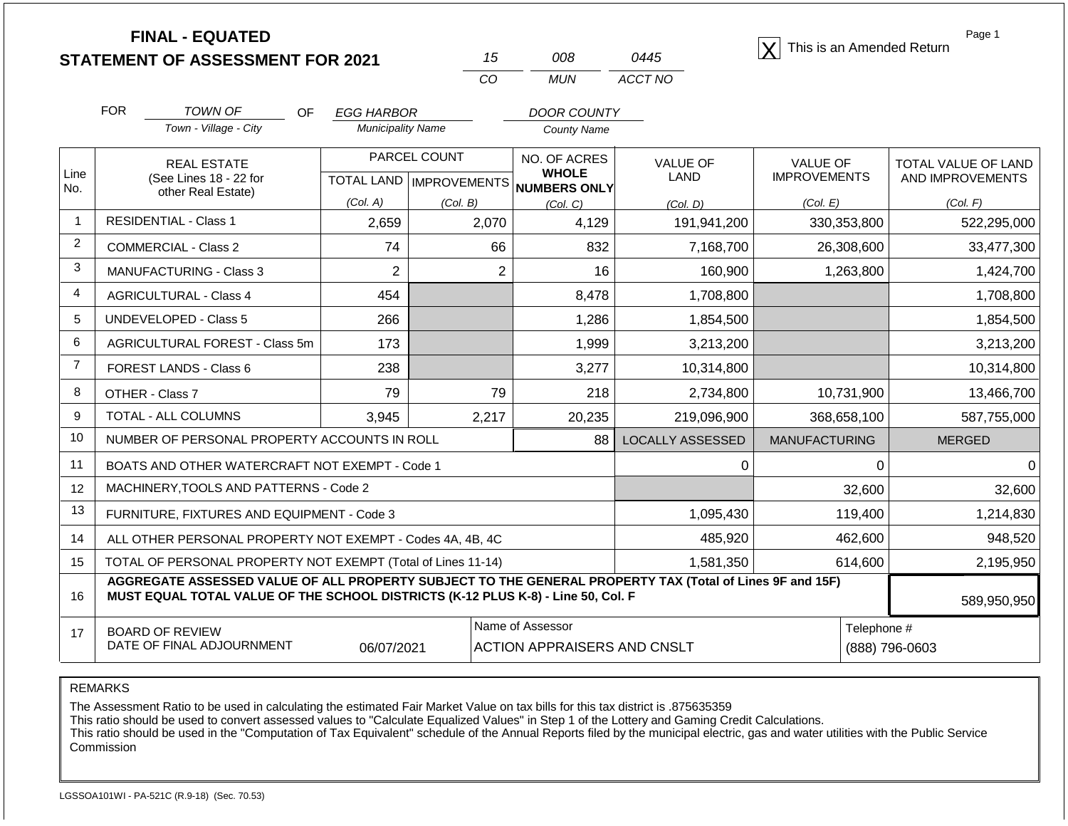# FINAL - EQUATED
## STATEMENT OF ASSESSMENT FOR 2021

| 15 | 008 | 0445 |
|---|---|---|
| CO | MUN | ACCT NO |

[X] This is an Amended Return

FOR TOWN OF (Town - Village - City) OF EGG HARBOR (Municipality Name) DOOR COUNTY (County Name)

| Line No. | REAL ESTATE (See Lines 18 - 22 for other Real Estate) | PARCEL COUNT | | NO. OF ACRES WHOLE NUMBERS ONLY | VALUE OF LAND | VALUE OF IMPROVEMENTS | TOTAL VALUE OF LAND AND IMPROVEMENTS |
|---|---|---|---|---|---|---|---|
| | | TOTAL LAND (Col. A) | IMPROVEMENTS (Col. B) | (Col. C) | (Col. D) | (Col. E) | (Col. F) |
| 1 | RESIDENTIAL - Class 1 | 2,659 | 2,070 | 4,129 | 191,941,200 | 330,353,800 | 522,295,000 |
| 2 | COMMERCIAL - Class 2 | 74 | 66 | 832 | 7,168,700 | 26,308,600 | 33,477,300 |
| 3 | MANUFACTURING - Class 3 | 2 | 2 | 16 | 160,900 | 1,263,800 | 1,424,700 |
| 4 | AGRICULTURAL - Class 4 | 454 | | 8,478 | 1,708,800 | | 1,708,800 |
| 5 | UNDEVELOPED - Class 5 | 266 | | 1,286 | 1,854,500 | | 1,854,500 |
| 6 | AGRICULTURAL FOREST - Class 5m | 173 | | 1,999 | 3,213,200 | | 3,213,200 |
| 7 | FOREST LANDS - Class 6 | 238 | | 3,277 | 10,314,800 | | 10,314,800 |
| 8 | OTHER - Class 7 | 79 | 79 | 218 | 2,734,800 | 10,731,900 | 13,466,700 |
| 9 | TOTAL - ALL COLUMNS | 3,945 | 2,217 | 20,235 | 219,096,900 | 368,658,100 | 587,755,000 |
| 10 | NUMBER OF PERSONAL PROPERTY ACCOUNTS IN ROLL | | | 88 | LOCALLY ASSESSED | MANUFACTURING | MERGED |
| 11 | BOATS AND OTHER WATERCRAFT NOT EXEMPT - Code 1 | | | | 0 | 0 | 0 |
| 12 | MACHINERY,TOOLS AND PATTERNS - Code 2 | | | | | 32,600 | 32,600 |
| 13 | FURNITURE, FIXTURES AND EQUIPMENT - Code 3 | | | | 1,095,430 | 119,400 | 1,214,830 |
| 14 | ALL OTHER PERSONAL PROPERTY NOT EXEMPT - Codes 4A, 4B, 4C | | | | 485,920 | 462,600 | 948,520 |
| 15 | TOTAL OF PERSONAL PROPERTY NOT EXEMPT (Total of Lines 11-14) | | | | 1,581,350 | 614,600 | 2,195,950 |
| 16 | **AGGREGATE ASSESSED VALUE OF ALL PROPERTY SUBJECT TO THE GENERAL PROPERTY TAX (Total of Lines 9F and 15F) MUST EQUAL TOTAL VALUE OF THE SCHOOL DISTRICTS (K-12 PLUS K-8) - Line 50, Col. F** | | | | | | 589,950,950 |
| 17 | BOARD OF REVIEW DATE OF FINAL ADJOURNMENT | 06/07/2021 | | Name of Assessor: ACTION APPRAISERS AND CNSLT | | | Telephone #: (888) 796-0603 |

REMARKS

The Assessment Ratio to be used in calculating the estimated Fair Market Value on tax bills for this tax district is .875635359
This ratio should be used to convert assessed values to "Calculate Equalized Values" in Step 1 of the Lottery and Gaming Credit Calculations.
This ratio should be used in the "Computation of Tax Equivalent" schedule of the Annual Reports filed by the municipal electric, gas and water utilities with the Public Service Commission

LGSSOA101WI - PA-521C (R.9-18) (Sec. 70.53)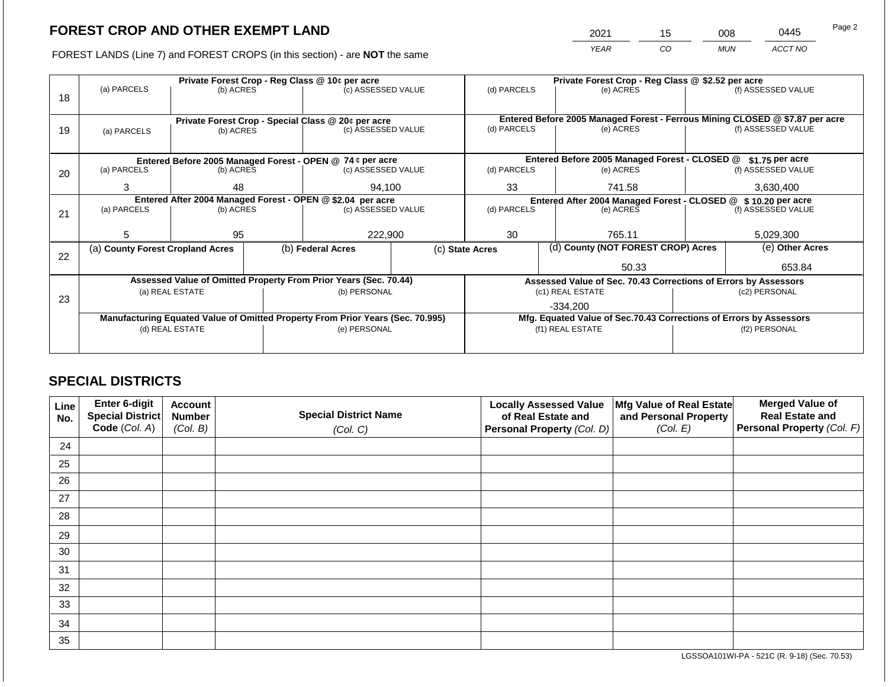## FOREST CROP AND OTHER EXEMPT LAND

FOREST LANDS (Line 7) and FOREST CROPS (in this section) - are **NOT** the same

| 2021 | 15 | 008 | 0445 |
|---|---|---|---|
| *YEAR* | *CO* | *MUN* | *ACCT NO* |

| Line | (a) PARCELS | (b) ACRES | (c) ASSESSED VALUE | (d) PARCELS | (e) ACRES | (f) ASSESSED VALUE |
|---|---|---|---|---|---|---|
| | **Private Forest Crop - Reg Class @ 10¢ per acre** | | | **Private Forest Crop - Reg Class @ $2.52 per acre** | | |
| 18 | | | | | | |
| | **Private Forest Crop - Special Class @ 20¢ per acre** | | | **Entered Before 2005 Managed Forest - Ferrous Mining CLOSED @ $7.87 per acre** | | |
| 19 | | | | | | |
| | **Entered Before 2005 Managed Forest - OPEN @ 74 ¢ per acre** | | | **Entered Before 2005 Managed Forest - CLOSED @ $1.75 per acre** | | |
| 20 | 3 | 48 | 94,100 | 33 | 741.58 | 3,630,400 |
| | **Entered After 2004 Managed Forest - OPEN @ $2.04 per acre** | | | **Entered After 2004 Managed Forest - CLOSED @ $ 10.20 per acre** | | |
| 21 | 5 | 95 | 222,900 | 30 | 765.11 | 5,029,300 |

| Line | (a) County Forest Cropland Acres | (b) Federal Acres | (c) State Acres | (d) County (NOT FOREST CROP) Acres | (e) Other Acres |
|---|---|---|---|---|---|
| 22 | | | | 50.33 | 653.84 |

| Line | Assessed Value of Omitted Property From Prior Years (Sec. 70.44) | | Assessed Value of Sec. 70.43 Corrections of Errors by Assessors | |
|---|---|---|---|---|
| | (a) REAL ESTATE | (b) PERSONAL | (c1) REAL ESTATE | (c2) PERSONAL |
| 23 | | | -334,200 | |
| | **Manufacturing Equated Value of Omitted Property From Prior Years (Sec. 70.995)** | | **Mfg. Equated Value of Sec.70.43 Corrections of Errors by Assessors** | |
| | (d) REAL ESTATE | (e) PERSONAL | (f1) REAL ESTATE | (f2) PERSONAL |
| | | | | |

## SPECIAL DISTRICTS

| Line No. | Enter 6-digit Special District Code *(Col. A)* | Account Number *(Col. B)* | Special District Name *(Col. C)* | Locally Assessed Value of Real Estate and Personal Property *(Col. D)* | Mfg Value of Real Estate and Personal Property *(Col. E)* | Merged Value of Real Estate and Personal Property *(Col. F)* |
|---|---|---|---|---|---|---|
| 24 | | | | | | |
| 25 | | | | | | |
| 26 | | | | | | |
| 27 | | | | | | |
| 28 | | | | | | |
| 29 | | | | | | |
| 30 | | | | | | |
| 31 | | | | | | |
| 32 | | | | | | |
| 33 | | | | | | |
| 34 | | | | | | |
| 35 | | | | | | |

LGSSOA101WI-PA - 521C (R. 9-18) (Sec. 70.53)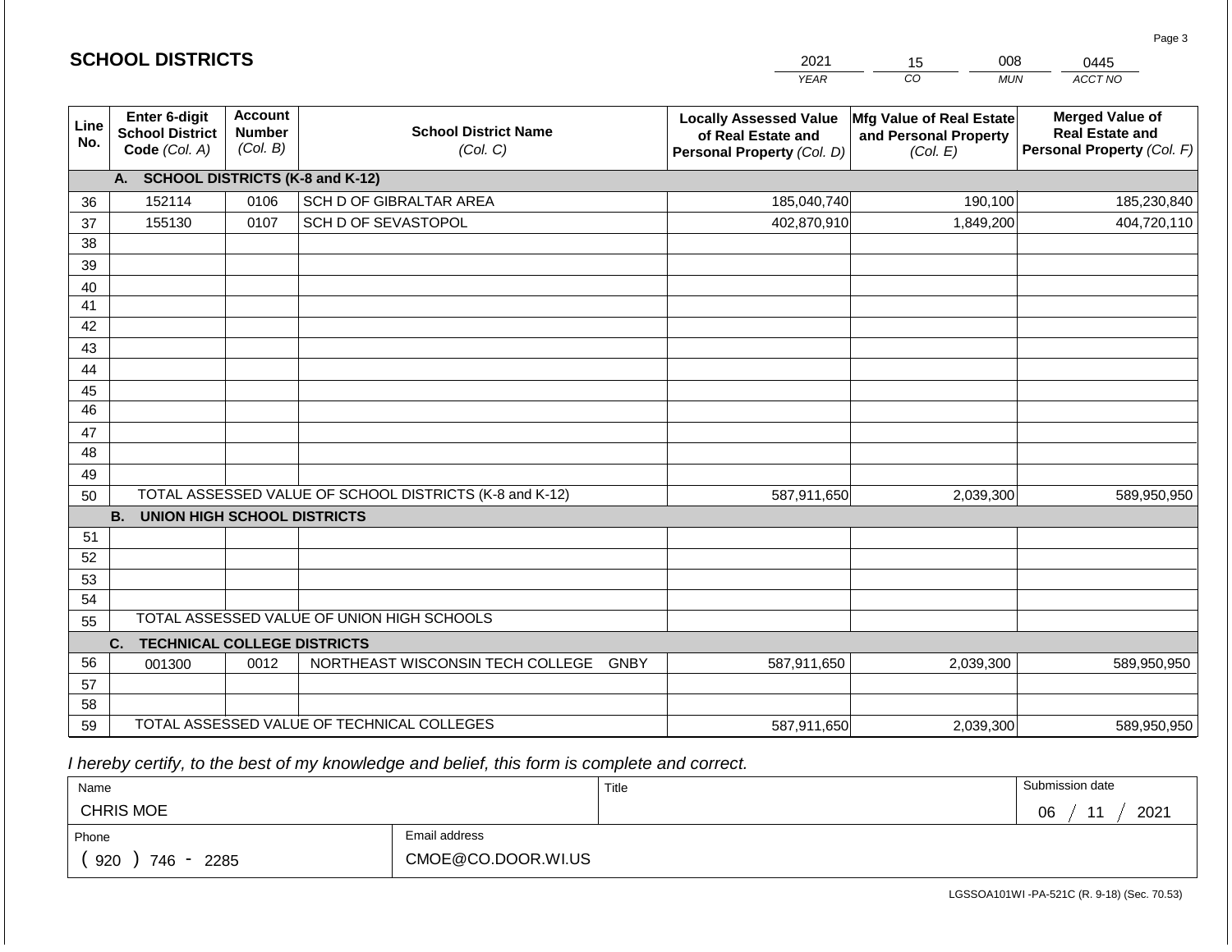## SCHOOL DISTRICTS

| 2021 | 15 | 008 | 0445 |
|---|---|---|---|
| YEAR | CO | MUN | ACCT NO |

| Line No. | Enter 6-digit School District Code (Col. A) | Account Number (Col. B) | School District Name (Col. C) | Locally Assessed Value of Real Estate and Personal Property (Col. D) | Mfg Value of Real Estate and Personal Property (Col. E) | Merged Value of Real Estate and Personal Property (Col. F) |
|---|---|---|---|---|---|---|
| | **A. SCHOOL DISTRICTS (K-8 and K-12)** | | | | | |
| 36 | 152114 | 0106 | SCH D OF GIBRALTAR AREA | 185,040,740 | 190,100 | 185,230,840 |
| 37 | 155130 | 0107 | SCH D OF SEVASTOPOL | 402,870,910 | 1,849,200 | 404,720,110 |
| 38 | | | | | | |
| 39 | | | | | | |
| 40 | | | | | | |
| 41 | | | | | | |
| 42 | | | | | | |
| 43 | | | | | | |
| 44 | | | | | | |
| 45 | | | | | | |
| 46 | | | | | | |
| 47 | | | | | | |
| 48 | | | | | | |
| 49 | | | | | | |
| 50 | TOTAL ASSESSED VALUE OF SCHOOL DISTRICTS (K-8 and K-12) | | | 587,911,650 | 2,039,300 | 589,950,950 |
| | **B. UNION HIGH SCHOOL DISTRICTS** | | | | | |
| 51 | | | | | | |
| 52 | | | | | | |
| 53 | | | | | | |
| 54 | | | | | | |
| 55 | TOTAL ASSESSED VALUE OF UNION HIGH SCHOOLS | | | | | |
| | **C. TECHNICAL COLLEGE DISTRICTS** | | | | | |
| 56 | 001300 | 0012 | NORTHEAST WISCONSIN TECH COLLEGE GNBY | 587,911,650 | 2,039,300 | 589,950,950 |
| 57 | | | | | | |
| 58 | | | | | | |
| 59 | TOTAL ASSESSED VALUE OF TECHNICAL COLLEGES | | | 587,911,650 | 2,039,300 | 589,950,950 |

*I hereby certify, to the best of my knowledge and belief, this form is complete and correct.*

| Name | Title | Submission date |
|---|---|---|
| CHRIS MOE | | 06 / 11 / 2021 |

| Phone | Email address |
|---|---|
| ( 920 ) 746 - 2285 | CMOE@CO.DOOR.WI.US |

LGSSOA101WI -PA-521C (R. 9-18) (Sec. 70.53)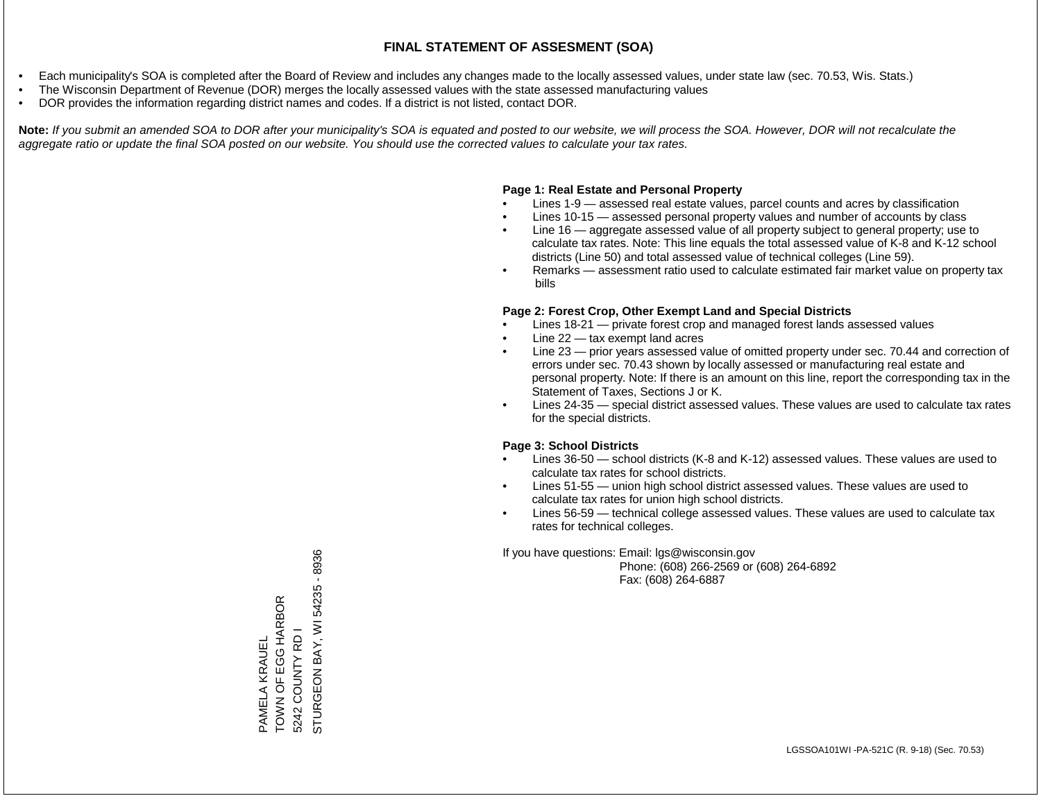# FINAL STATEMENT OF ASSESMENT (SOA)

- Each municipality's SOA is completed after the Board of Review and includes any changes made to the locally assessed values, under state law (sec. 70.53, Wis. Stats.)
- The Wisconsin Department of Revenue (DOR) merges the locally assessed values with the state assessed manufacturing values
- DOR provides the information regarding district names and codes. If a district is not listed, contact DOR.

**Note:** *If you submit an amended SOA to DOR after your municipality's SOA is equated and posted to our website, we will process the SOA. However, DOR will not recalculate the aggregate ratio or update the final SOA posted on our website. You should use the corrected values to calculate your tax rates.*

**Page 1: Real Estate and Personal Property**

- Lines 1-9 — assessed real estate values, parcel counts and acres by classification
- Lines 10-15 — assessed personal property values and number of accounts by class
- Line 16 — aggregate assessed value of all property subject to general property; use to calculate tax rates. Note: This line equals the total assessed value of K-8 and K-12 school districts (Line 50) and total assessed value of technical colleges (Line 59).
- Remarks — assessment ratio used to calculate estimated fair market value on property tax bills

**Page 2: Forest Crop, Other Exempt Land and Special Districts**

- Lines 18-21 — private forest crop and managed forest lands assessed values
- Line 22 — tax exempt land acres
- Line 23 — prior years assessed value of omitted property under sec. 70.44 and correction of errors under sec. 70.43 shown by locally assessed or manufacturing real estate and personal property. Note: If there is an amount on this line, report the corresponding tax in the Statement of Taxes, Sections J or K.
- Lines 24-35 — special district assessed values. These values are used to calculate tax rates for the special districts.

**Page 3: School Districts**

- Lines 36-50 — school districts (K-8 and K-12) assessed values. These values are used to calculate tax rates for school districts.
- Lines 51-55 — union high school district assessed values. These values are used to calculate tax rates for union high school districts.
- Lines 56-59 — technical college assessed values. These values are used to calculate tax rates for technical colleges.

If you have questions: Email: lgs@wisconsin.gov
Phone: (608) 266-2569 or (608) 264-6892
Fax: (608) 264-6887

PAMELA KRAUEL
TOWN OF EGG HARBOR
5242 COUNTY RD I
STURGEON BAY, WI 54235 - 8936

LGSSOA101WI -PA-521C (R. 9-18) (Sec. 70.53)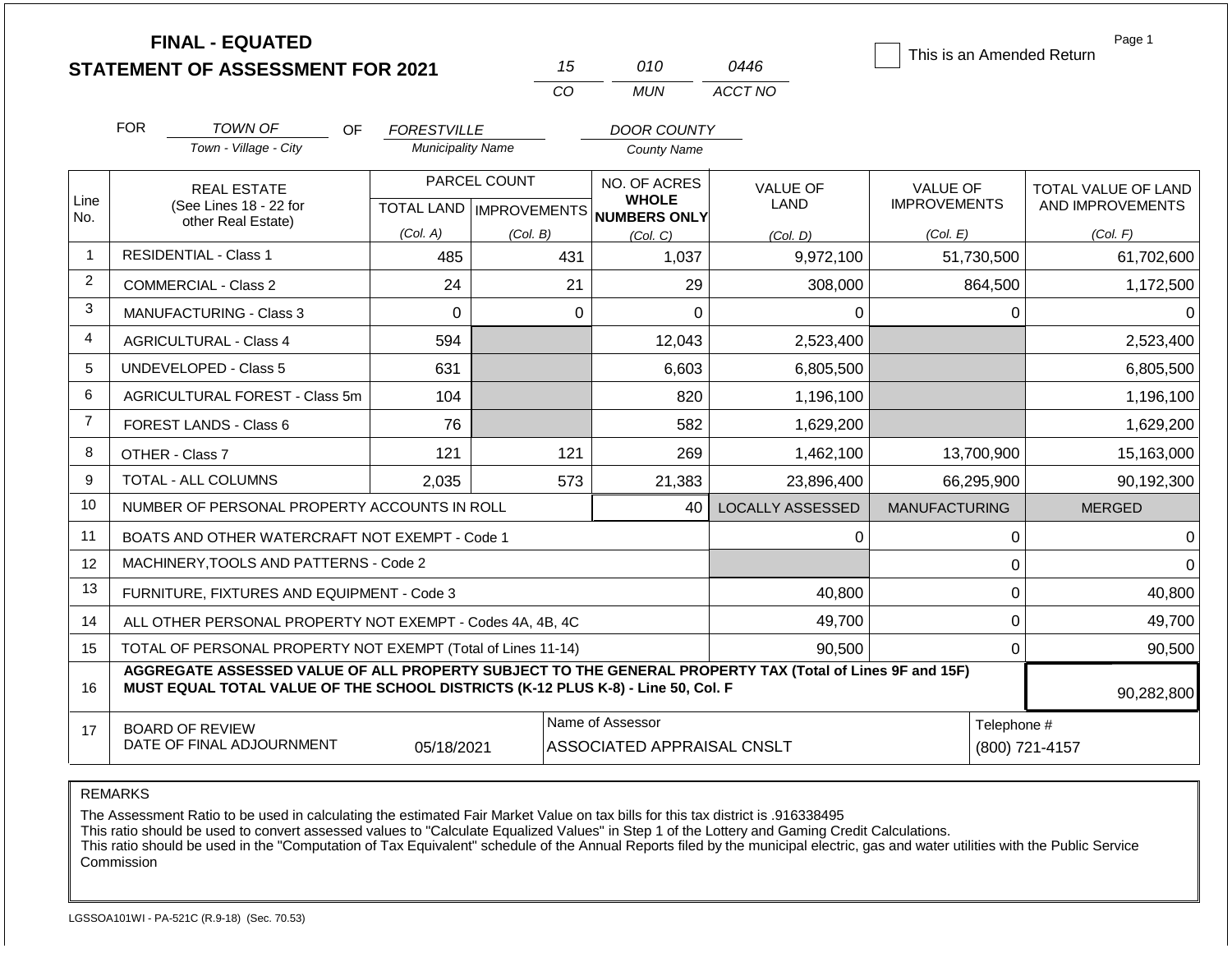# FINAL - EQUATED
## STATEMENT OF ASSESSMENT FOR 2021

| 15 | 010 | 0446 |
|---|---|---|
| CO | MUN | ACCT NO |

☐ This is an Amended Return

Page 1

FOR *TOWN OF* (Town - Village - City) OF *FORESTVILLE* (Municipality Name) *DOOR COUNTY* (County Name)

| Line No. | REAL ESTATE (See Lines 18 - 22 for other Real Estate) | PARCEL COUNT TOTAL LAND (Col. A) | PARCEL COUNT IMPROVEMENTS (Col. B) | NO. OF ACRES WHOLE NUMBERS ONLY (Col. C) | VALUE OF LAND (Col. D) | VALUE OF IMPROVEMENTS (Col. E) | TOTAL VALUE OF LAND AND IMPROVEMENTS (Col. F) |
|---|---|---|---|---|---|---|---|
| 1 | RESIDENTIAL - Class 1 | 485 | 431 | 1,037 | 9,972,100 | 51,730,500 | 61,702,600 |
| 2 | COMMERCIAL - Class 2 | 24 | 21 | 29 | 308,000 | 864,500 | 1,172,500 |
| 3 | MANUFACTURING - Class 3 | 0 | 0 | 0 | 0 | 0 | 0 |
| 4 | AGRICULTURAL - Class 4 | 594 | | 12,043 | 2,523,400 | | 2,523,400 |
| 5 | UNDEVELOPED - Class 5 | 631 | | 6,603 | 6,805,500 | | 6,805,500 |
| 6 | AGRICULTURAL FOREST - Class 5m | 104 | | 820 | 1,196,100 | | 1,196,100 |
| 7 | FOREST LANDS - Class 6 | 76 | | 582 | 1,629,200 | | 1,629,200 |
| 8 | OTHER - Class 7 | 121 | 121 | 269 | 1,462,100 | 13,700,900 | 15,163,000 |
| 9 | TOTAL - ALL COLUMNS | 2,035 | 573 | 21,383 | 23,896,400 | 66,295,900 | 90,192,300 |
| 10 | NUMBER OF PERSONAL PROPERTY ACCOUNTS IN ROLL | | | 40 | LOCALLY ASSESSED | MANUFACTURING | MERGED |
| 11 | BOATS AND OTHER WATERCRAFT NOT EXEMPT - Code 1 | | | | 0 | 0 | 0 |
| 12 | MACHINERY,TOOLS AND PATTERNS - Code 2 | | | | | 0 | 0 |
| 13 | FURNITURE, FIXTURES AND EQUIPMENT - Code 3 | | | | 40,800 | 0 | 40,800 |
| 14 | ALL OTHER PERSONAL PROPERTY NOT EXEMPT - Codes 4A, 4B, 4C | | | | 49,700 | 0 | 49,700 |
| 15 | TOTAL OF PERSONAL PROPERTY NOT EXEMPT (Total of Lines 11-14) | | | | 90,500 | 0 | 90,500 |
| 16 | AGGREGATE ASSESSED VALUE OF ALL PROPERTY SUBJECT TO THE GENERAL PROPERTY TAX (Total of Lines 9F and 15F) MUST EQUAL TOTAL VALUE OF THE SCHOOL DISTRICTS (K-12 PLUS K-8) - Line 50, Col. F | | | | | | 90,282,800 |
| 17 | BOARD OF REVIEW DATE OF FINAL ADJOURNMENT | 05/18/2021 | | Name of Assessor: ASSOCIATED APPRAISAL CNSLT | | Telephone #: (800) 721-4157 | |

REMARKS

The Assessment Ratio to be used in calculating the estimated Fair Market Value on tax bills for this tax district is .916338495
This ratio should be used to convert assessed values to "Calculate Equalized Values" in Step 1 of the Lottery and Gaming Credit Calculations.
This ratio should be used in the "Computation of Tax Equivalent" schedule of the Annual Reports filed by the municipal electric, gas and water utilities with the Public Service Commission

LGSSOA101WI - PA-521C (R.9-18) (Sec. 70.53)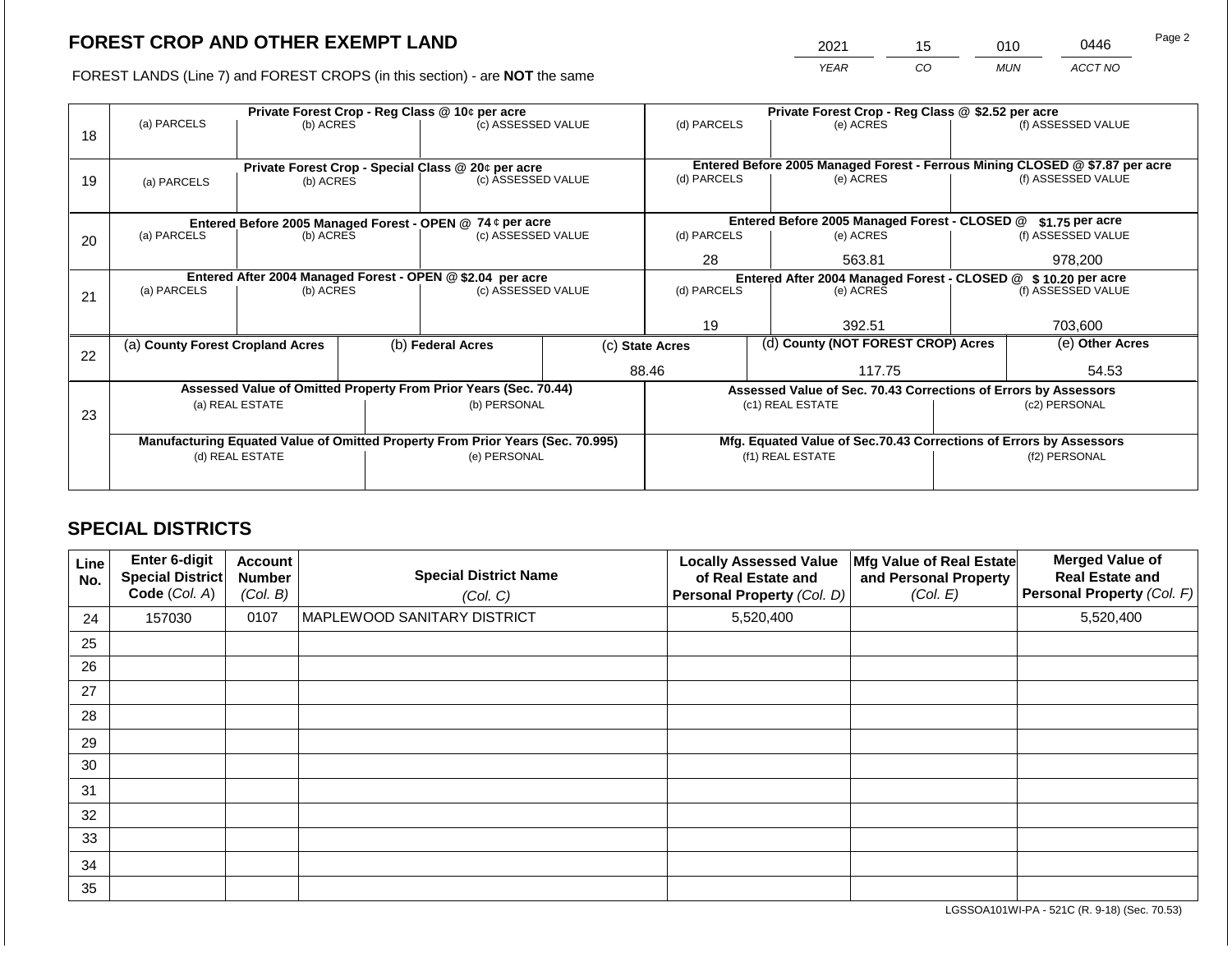## FOREST CROP AND OTHER EXEMPT LAND

| 2021 | 15 | 010 | 0446 |
|---|---|---|---|
| YEAR | CO | MUN | ACCT NO |

FOREST LANDS (Line 7) and FOREST CROPS (in this section) - are **NOT** the same

| Line | Private Forest Crop - Reg Class @ 10¢ per acre | | | Private Forest Crop - Reg Class @ $2.52 per acre | | |
|---|---|---|---|---|---|---|
| | (a) PARCELS | (b) ACRES | (c) ASSESSED VALUE | (d) PARCELS | (e) ACRES | (f) ASSESSED VALUE |
| 18 | | | | | | |
| | **Private Forest Crop - Special Class @ 20¢ per acre** | | | **Entered Before 2005 Managed Forest - Ferrous Mining CLOSED @ $7.87 per acre** | | |
| | (a) PARCELS | (b) ACRES | (c) ASSESSED VALUE | (d) PARCELS | (e) ACRES | (f) ASSESSED VALUE |
| 19 | | | | | | |
| | **Entered Before 2005 Managed Forest - OPEN @ 74 ¢ per acre** | | | **Entered Before 2005 Managed Forest - CLOSED @ $1.75 per acre** | | |
| | (a) PARCELS | (b) ACRES | (c) ASSESSED VALUE | (d) PARCELS | (e) ACRES | (f) ASSESSED VALUE |
| 20 | | | | 28 | 563.81 | 978,200 |
| | **Entered After 2004 Managed Forest - OPEN @ $2.04 per acre** | | | **Entered After 2004 Managed Forest - CLOSED @ $ 10.20 per acre** | | |
| | (a) PARCELS | (b) ACRES | (c) ASSESSED VALUE | (d) PARCELS | (e) ACRES | (f) ASSESSED VALUE |
| 21 | | | | 19 | 392.51 | 703,600 |

| Line | (a) County Forest Cropland Acres | (b) Federal Acres | (c) State Acres | (d) County (NOT FOREST CROP) Acres | (e) Other Acres |
|---|---|---|---|---|---|
| 22 | | | 88.46 | 117.75 | 54.53 |

| Line | Assessed Value of Omitted Property From Prior Years (Sec. 70.44) | | Assessed Value of Sec. 70.43 Corrections of Errors by Assessors | |
|---|---|---|---|---|
| | (a) REAL ESTATE | (b) PERSONAL | (c1) REAL ESTATE | (c2) PERSONAL |
| 23 | | | | |
| | **Manufacturing Equated Value of Omitted Property From Prior Years (Sec. 70.995)** | | **Mfg. Equated Value of Sec.70.43 Corrections of Errors by Assessors** | |
| | (d) REAL ESTATE | (e) PERSONAL | (f1) REAL ESTATE | (f2) PERSONAL |
| | | | | |

## SPECIAL DISTRICTS

| Line No. | Enter 6-digit Special District Code (Col. A) | Account Number (Col. B) | Special District Name (Col. C) | Locally Assessed Value of Real Estate and Personal Property (Col. D) | Mfg Value of Real Estate and Personal Property (Col. E) | Merged Value of Real Estate and Personal Property (Col. F) |
|---|---|---|---|---|---|---|
| 24 | 157030 | 0107 | MAPLEWOOD SANITARY DISTRICT | 5,520,400 | | 5,520,400 |
| 25 | | | | | | |
| 26 | | | | | | |
| 27 | | | | | | |
| 28 | | | | | | |
| 29 | | | | | | |
| 30 | | | | | | |
| 31 | | | | | | |
| 32 | | | | | | |
| 33 | | | | | | |
| 34 | | | | | | |
| 35 | | | | | | |

LGSSOA101WI-PA - 521C (R. 9-18) (Sec. 70.53)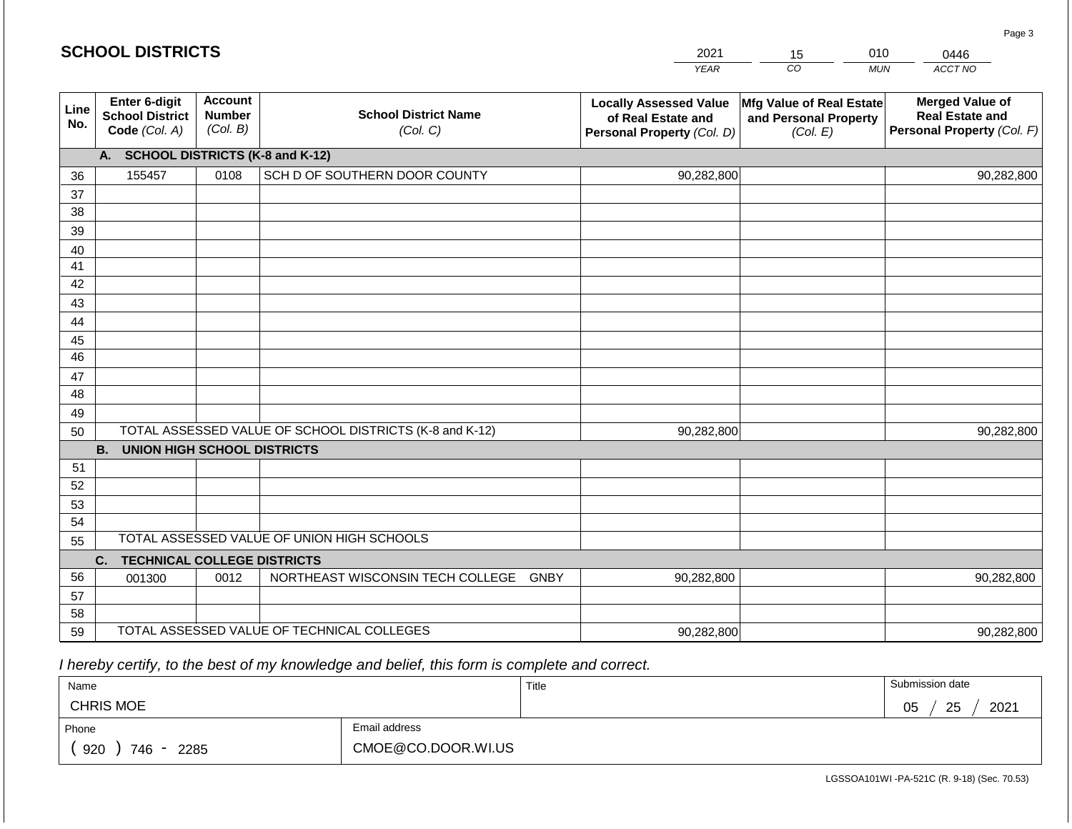## SCHOOL DISTRICTS

| 2021 | 15 | 010 | 0446 |
|---|---|---|---|
| *YEAR* | *CO* | *MUN* | *ACCT NO* |

| Line No. | Enter 6-digit School District Code *(Col. A)* | Account Number *(Col. B)* | School District Name *(Col. C)* | Locally Assessed Value of Real Estate and Personal Property *(Col. D)* | Mfg Value of Real Estate and Personal Property *(Col. E)* | Merged Value of Real Estate and Personal Property *(Col. F)* |
|---|---|---|---|---|---|---|
| | **A. SCHOOL DISTRICTS (K-8 and K-12)** | | | | | |
| 36 | 155457 | 0108 | SCH D OF SOUTHERN DOOR COUNTY | 90,282,800 | | 90,282,800 |
| 37 | | | | | | |
| 38 | | | | | | |
| 39 | | | | | | |
| 40 | | | | | | |
| 41 | | | | | | |
| 42 | | | | | | |
| 43 | | | | | | |
| 44 | | | | | | |
| 45 | | | | | | |
| 46 | | | | | | |
| 47 | | | | | | |
| 48 | | | | | | |
| 49 | | | | | | |
| 50 | TOTAL ASSESSED VALUE OF SCHOOL DISTRICTS (K-8 and K-12) | | | 90,282,800 | | 90,282,800 |
| | **B. UNION HIGH SCHOOL DISTRICTS** | | | | | |
| 51 | | | | | | |
| 52 | | | | | | |
| 53 | | | | | | |
| 54 | | | | | | |
| 55 | TOTAL ASSESSED VALUE OF UNION HIGH SCHOOLS | | | | | |
| | **C. TECHNICAL COLLEGE DISTRICTS** | | | | | |
| 56 | 001300 | 0012 | NORTHEAST WISCONSIN TECH COLLEGE GNBY | 90,282,800 | | 90,282,800 |
| 57 | | | | | | |
| 58 | | | | | | |
| 59 | TOTAL ASSESSED VALUE OF TECHNICAL COLLEGES | | | 90,282,800 | | 90,282,800 |

*I hereby certify, to the best of my knowledge and belief, this form is complete and correct.*

| Name | | Title | Submission date |
|---|---|---|---|
| CHRIS MOE | | | 05 / 25 / 2021 |
| Phone | Email address | | |
| ( 920 ) 746 - 2285 | CMOE@CO.DOOR.WI.US | | |

LGSSOA101WI -PA-521C (R. 9-18) (Sec. 70.53)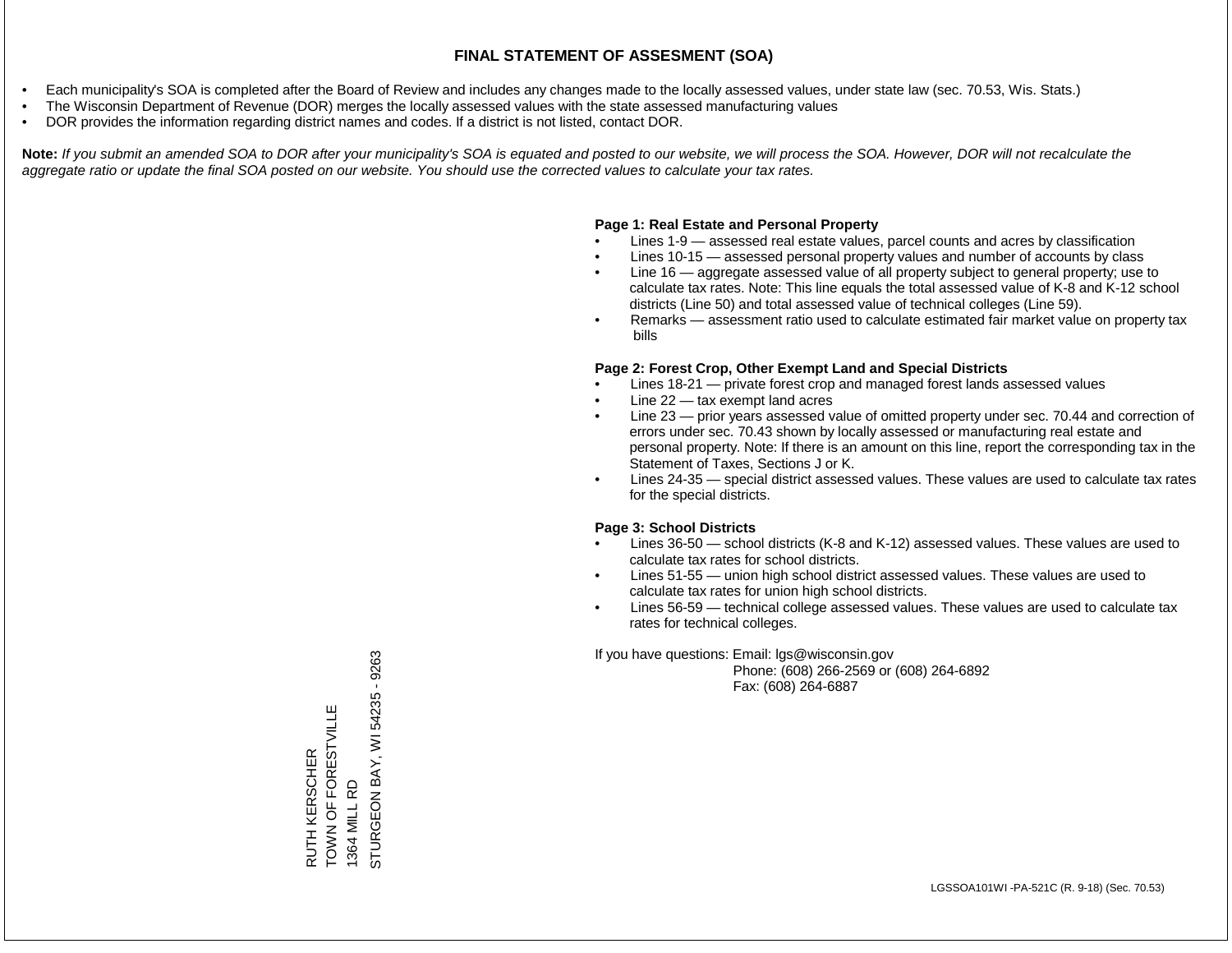# FINAL STATEMENT OF ASSESMENT (SOA)

- Each municipality's SOA is completed after the Board of Review and includes any changes made to the locally assessed values, under state law (sec. 70.53, Wis. Stats.)
- The Wisconsin Department of Revenue (DOR) merges the locally assessed values with the state assessed manufacturing values
- DOR provides the information regarding district names and codes. If a district is not listed, contact DOR.

**Note:** *If you submit an amended SOA to DOR after your municipality's SOA is equated and posted to our website, we will process the SOA. However, DOR will not recalculate the aggregate ratio or update the final SOA posted on our website. You should use the corrected values to calculate your tax rates.*

**Page 1: Real Estate and Personal Property**

- Lines 1-9 — assessed real estate values, parcel counts and acres by classification
- Lines 10-15 — assessed personal property values and number of accounts by class
- Line 16 — aggregate assessed value of all property subject to general property; use to calculate tax rates. Note: This line equals the total assessed value of K-8 and K-12 school districts (Line 50) and total assessed value of technical colleges (Line 59).
- Remarks — assessment ratio used to calculate estimated fair market value on property tax bills

**Page 2: Forest Crop, Other Exempt Land and Special Districts**

- Lines 18-21 — private forest crop and managed forest lands assessed values
- Line 22 — tax exempt land acres
- Line 23 — prior years assessed value of omitted property under sec. 70.44 and correction of errors under sec. 70.43 shown by locally assessed or manufacturing real estate and personal property. Note: If there is an amount on this line, report the corresponding tax in the Statement of Taxes, Sections J or K.
- Lines 24-35 — special district assessed values. These values are used to calculate tax rates for the special districts.

**Page 3: School Districts**

- Lines 36-50 — school districts (K-8 and K-12) assessed values. These values are used to calculate tax rates for school districts.
- Lines 51-55 — union high school district assessed values. These values are used to calculate tax rates for union high school districts.
- Lines 56-59 — technical college assessed values. These values are used to calculate tax rates for technical colleges.

If you have questions: Email: lgs@wisconsin.gov
Phone: (608) 266-2569 or (608) 264-6892
Fax: (608) 264-6887

RUTH KERSCHER
TOWN OF FORESTVILLE
1364 MILL RD
STURGEON BAY, WI 54235 - 9263

LGSSOA101WI -PA-521C (R. 9-18) (Sec. 70.53)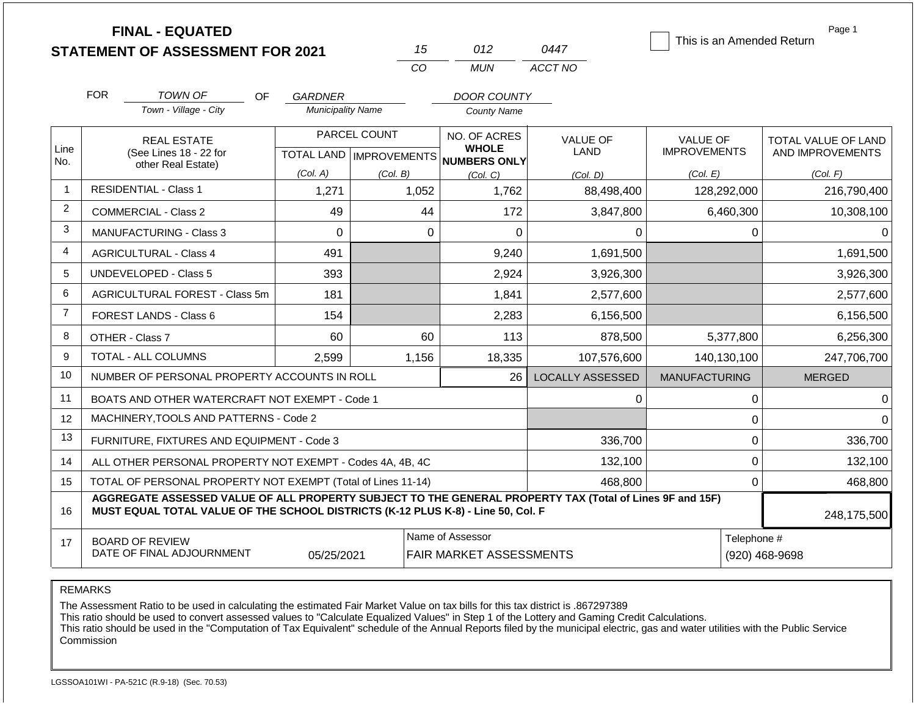# FINAL - EQUATED
## STATEMENT OF ASSESSMENT FOR 2021

| 15 | 012 | 0447 |
|---|---|---|
| CO | MUN | ACCT NO |

☐ This is an Amended Return

FOR *TOWN OF* (Town - Village - City) OF *GARDNER* (Municipality Name) *DOOR COUNTY* (County Name)

| Line No. | REAL ESTATE (See Lines 18 - 22 for other Real Estate) | PARCEL COUNT TOTAL LAND (Col. A) | PARCEL COUNT IMPROVEMENTS (Col. B) | NO. OF ACRES WHOLE NUMBERS ONLY (Col. C) | VALUE OF LAND (Col. D) | VALUE OF IMPROVEMENTS (Col. E) | TOTAL VALUE OF LAND AND IMPROVEMENTS (Col. F) |
|---|---|---|---|---|---|---|---|
| 1 | RESIDENTIAL - Class 1 | 1,271 | 1,052 | 1,762 | 88,498,400 | 128,292,000 | 216,790,400 |
| 2 | COMMERCIAL - Class 2 | 49 | 44 | 172 | 3,847,800 | 6,460,300 | 10,308,100 |
| 3 | MANUFACTURING - Class 3 | 0 | 0 | 0 | 0 | 0 | 0 |
| 4 | AGRICULTURAL - Class 4 | 491 | | 9,240 | 1,691,500 | | 1,691,500 |
| 5 | UNDEVELOPED - Class 5 | 393 | | 2,924 | 3,926,300 | | 3,926,300 |
| 6 | AGRICULTURAL FOREST - Class 5m | 181 | | 1,841 | 2,577,600 | | 2,577,600 |
| 7 | FOREST LANDS - Class 6 | 154 | | 2,283 | 6,156,500 | | 6,156,500 |
| 8 | OTHER - Class 7 | 60 | 60 | 113 | 878,500 | 5,377,800 | 6,256,300 |
| 9 | TOTAL - ALL COLUMNS | 2,599 | 1,156 | 18,335 | 107,576,600 | 140,130,100 | 247,706,700 |
| 10 | NUMBER OF PERSONAL PROPERTY ACCOUNTS IN ROLL | | | 26 | LOCALLY ASSESSED | MANUFACTURING | MERGED |
| 11 | BOATS AND OTHER WATERCRAFT NOT EXEMPT - Code 1 | | | | 0 | 0 | 0 |
| 12 | MACHINERY,TOOLS AND PATTERNS - Code 2 | | | | | 0 | 0 |
| 13 | FURNITURE, FIXTURES AND EQUIPMENT - Code 3 | | | | 336,700 | 0 | 336,700 |
| 14 | ALL OTHER PERSONAL PROPERTY NOT EXEMPT - Codes 4A, 4B, 4C | | | | 132,100 | 0 | 132,100 |
| 15 | TOTAL OF PERSONAL PROPERTY NOT EXEMPT (Total of Lines 11-14) | | | | 468,800 | 0 | 468,800 |
| 16 | **AGGREGATE ASSESSED VALUE OF ALL PROPERTY SUBJECT TO THE GENERAL PROPERTY TAX (Total of Lines 9F and 15F) MUST EQUAL TOTAL VALUE OF THE SCHOOL DISTRICTS (K-12 PLUS K-8) - Line 50, Col. F** | | | | | | 248,175,500 |
| 17 | BOARD OF REVIEW DATE OF FINAL ADJOURNMENT | 05/25/2021 | Name of Assessor: FAIR MARKET ASSESSMENTS | | | Telephone #: (920) 468-9698 | |

REMARKS

The Assessment Ratio to be used in calculating the estimated Fair Market Value on tax bills for this tax district is .867297389
This ratio should be used to convert assessed values to "Calculate Equalized Values" in Step 1 of the Lottery and Gaming Credit Calculations.
This ratio should be used in the "Computation of Tax Equivalent" schedule of the Annual Reports filed by the municipal electric, gas and water utilities with the Public Service Commission

LGSSOA101WI - PA-521C (R.9-18) (Sec. 70.53)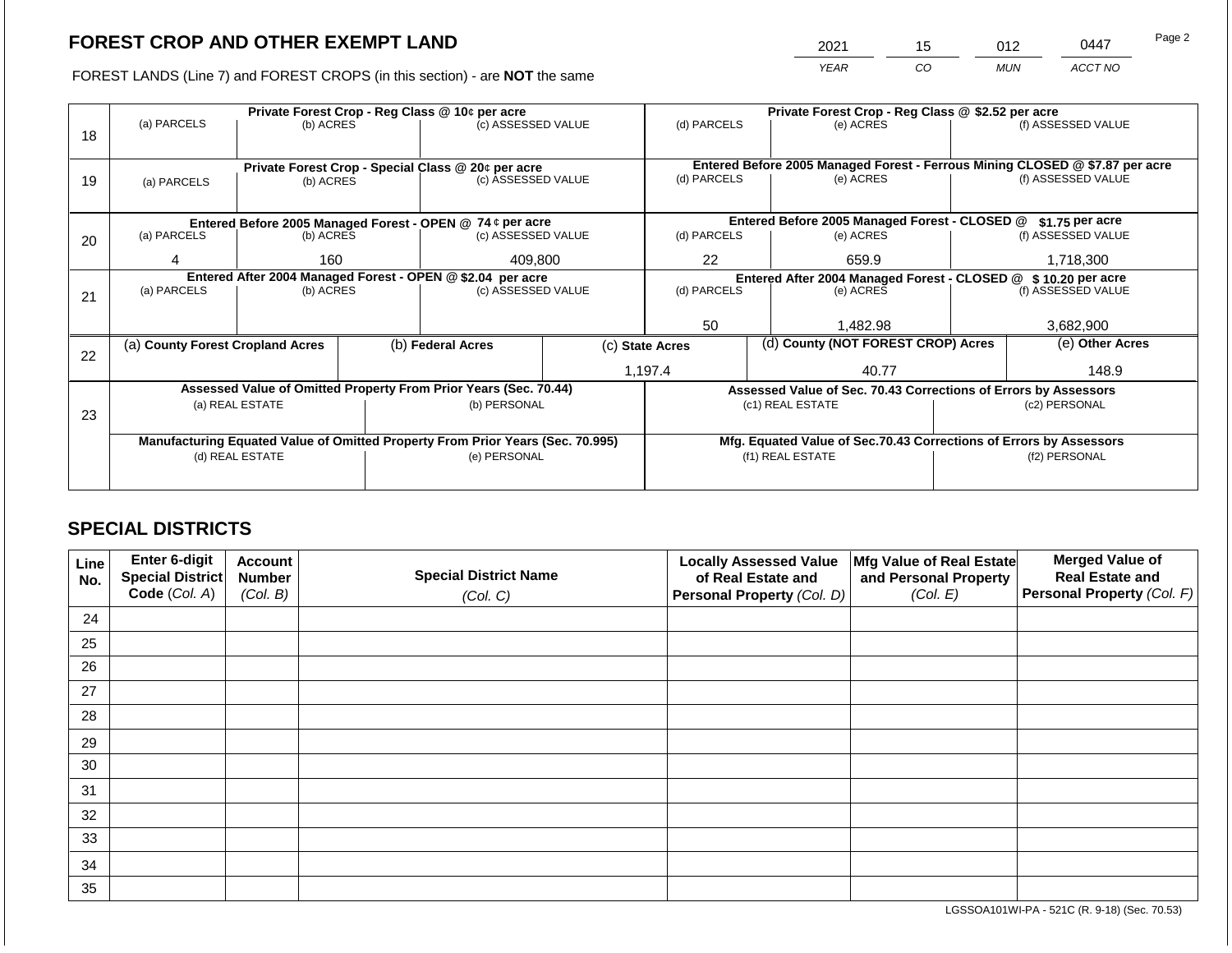## FOREST CROP AND OTHER EXEMPT LAND

| 2021 | 15 | 012 | 0447 |
|---|---|---|---|
| *YEAR* | *CO* | *MUN* | *ACCT NO* |

FOREST LANDS (Line 7) and FOREST CROPS (in this section) - are **NOT** the same

| Line | (a) PARCELS | (b) ACRES | (c) ASSESSED VALUE | (d) PARCELS | (e) ACRES | (f) ASSESSED VALUE |
|---|---|---|---|---|---|---|
| 18 | **Private Forest Crop - Reg Class @ 10¢ per acre** | | | **Private Forest Crop - Reg Class @ $2.52 per acre** | | |
| | | | | | | |
| 19 | **Private Forest Crop - Special Class @ 20¢ per acre** | | | **Entered Before 2005 Managed Forest - Ferrous Mining CLOSED @ $7.87 per acre** | | |
| | | | | | | |
| 20 | **Entered Before 2005 Managed Forest - OPEN @ 74 ¢ per acre** | | | **Entered Before 2005 Managed Forest - CLOSED @ $1.75 per acre** | | |
| | 4 | 160 | 409,800 | 22 | 659.9 | 1,718,300 |
| 21 | **Entered After 2004 Managed Forest - OPEN @ $2.04 per acre** | | | **Entered After 2004 Managed Forest - CLOSED @ $ 10.20 per acre** | | |
| | | | | 50 | 1,482.98 | 3,682,900 |

| Line | (a) County Forest Cropland Acres | (b) Federal Acres | (c) State Acres | (d) County (NOT FOREST CROP) Acres | (e) Other Acres |
|---|---|---|---|---|---|
| 22 | | | 1,197.4 | 40.77 | 148.9 |

| Line | Assessed Value of Omitted Property From Prior Years (Sec. 70.44) | | Assessed Value of Sec. 70.43 Corrections of Errors by Assessors | |
|---|---|---|---|---|
| 23 | (a) REAL ESTATE | (b) PERSONAL | (c1) REAL ESTATE | (c2) PERSONAL |
| | | | | |
| | **Manufacturing Equated Value of Omitted Property From Prior Years (Sec. 70.995)** | | **Mfg. Equated Value of Sec.70.43 Corrections of Errors by Assessors** | |
| | (d) REAL ESTATE | (e) PERSONAL | (f1) REAL ESTATE | (f2) PERSONAL |
| | | | | |

## SPECIAL DISTRICTS

| Line No. | Enter 6-digit Special District Code (Col. A) | Account Number (Col. B) | Special District Name (Col. C) | Locally Assessed Value of Real Estate and Personal Property (Col. D) | Mfg Value of Real Estate and Personal Property (Col. E) | Merged Value of Real Estate and Personal Property (Col. F) |
|---|---|---|---|---|---|---|
| 24 | | | | | | |
| 25 | | | | | | |
| 26 | | | | | | |
| 27 | | | | | | |
| 28 | | | | | | |
| 29 | | | | | | |
| 30 | | | | | | |
| 31 | | | | | | |
| 32 | | | | | | |
| 33 | | | | | | |
| 34 | | | | | | |
| 35 | | | | | | |

LGSSOA101WI-PA - 521C (R. 9-18) (Sec. 70.53)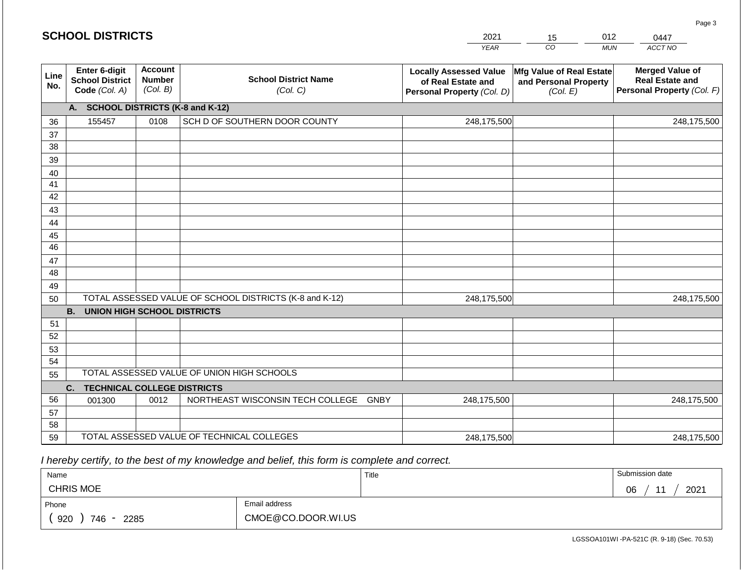# SCHOOL DISTRICTS

| 2021 | 15 | 012 | 0447 |
|---|---|---|---|
| YEAR | CO | MUN | ACCT NO |

| Line No. | Enter 6-digit School District Code (Col. A) | Account Number (Col. B) | School District Name (Col. C) | Locally Assessed Value of Real Estate and Personal Property (Col. D) | Mfg Value of Real Estate and Personal Property (Col. E) | Merged Value of Real Estate and Personal Property (Col. F) |
|---|---|---|---|---|---|---|
| | **A. SCHOOL DISTRICTS (K-8 and K-12)** | | | | | |
| 36 | 155457 | 0108 | SCH D OF SOUTHERN DOOR COUNTY | 248,175,500 | | 248,175,500 |
| 37 | | | | | | |
| 38 | | | | | | |
| 39 | | | | | | |
| 40 | | | | | | |
| 41 | | | | | | |
| 42 | | | | | | |
| 43 | | | | | | |
| 44 | | | | | | |
| 45 | | | | | | |
| 46 | | | | | | |
| 47 | | | | | | |
| 48 | | | | | | |
| 49 | | | | | | |
| 50 | TOTAL ASSESSED VALUE OF SCHOOL DISTRICTS (K-8 and K-12) | | | 248,175,500 | | 248,175,500 |
| | **B. UNION HIGH SCHOOL DISTRICTS** | | | | | |
| 51 | | | | | | |
| 52 | | | | | | |
| 53 | | | | | | |
| 54 | | | | | | |
| 55 | TOTAL ASSESSED VALUE OF UNION HIGH SCHOOLS | | | | | |
| | **C. TECHNICAL COLLEGE DISTRICTS** | | | | | |
| 56 | 001300 | 0012 | NORTHEAST WISCONSIN TECH COLLEGE GNBY | 248,175,500 | | 248,175,500 |
| 57 | | | | | | |
| 58 | | | | | | |
| 59 | TOTAL ASSESSED VALUE OF TECHNICAL COLLEGES | | | 248,175,500 | | 248,175,500 |

*I hereby certify, to the best of my knowledge and belief, this form is complete and correct.*

| Name | Title | Submission date |
|---|---|---|
| CHRIS MOE | | 06 / 11 / 2021 |
| Phone | Email address | |
| ( 920 ) 746 - 2285 | CMOE@CO.DOOR.WI.US | |

LGSSOA101WI -PA-521C (R. 9-18) (Sec. 70.53)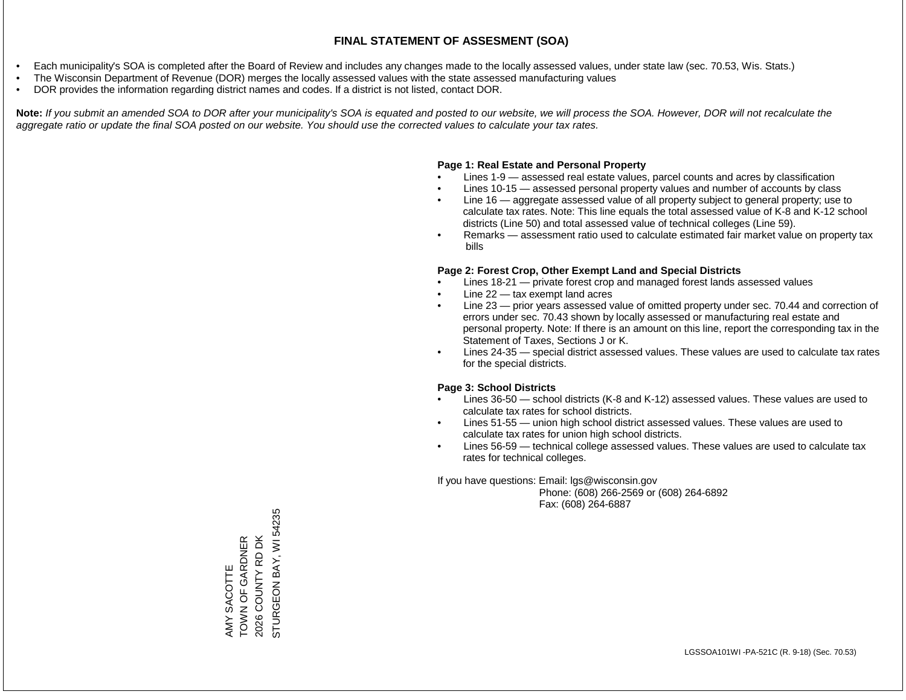# FINAL STATEMENT OF ASSESMENT (SOA)

- Each municipality's SOA is completed after the Board of Review and includes any changes made to the locally assessed values, under state law (sec. 70.53, Wis. Stats.)
- The Wisconsin Department of Revenue (DOR) merges the locally assessed values with the state assessed manufacturing values
- DOR provides the information regarding district names and codes. If a district is not listed, contact DOR.

**Note:** *If you submit an amended SOA to DOR after your municipality's SOA is equated and posted to our website, we will process the SOA. However, DOR will not recalculate the aggregate ratio or update the final SOA posted on our website. You should use the corrected values to calculate your tax rates.*

**Page 1: Real Estate and Personal Property**

- Lines 1-9 — assessed real estate values, parcel counts and acres by classification
- Lines 10-15 — assessed personal property values and number of accounts by class
- Line 16 — aggregate assessed value of all property subject to general property; use to calculate tax rates. Note: This line equals the total assessed value of K-8 and K-12 school districts (Line 50) and total assessed value of technical colleges (Line 59).
- Remarks — assessment ratio used to calculate estimated fair market value on property tax bills

**Page 2: Forest Crop, Other Exempt Land and Special Districts**

- Lines 18-21 — private forest crop and managed forest lands assessed values
- Line 22 — tax exempt land acres
- Line 23 — prior years assessed value of omitted property under sec. 70.44 and correction of errors under sec. 70.43 shown by locally assessed or manufacturing real estate and personal property. Note: If there is an amount on this line, report the corresponding tax in the Statement of Taxes, Sections J or K.
- Lines 24-35 — special district assessed values. These values are used to calculate tax rates for the special districts.

**Page 3: School Districts**

- Lines 36-50 — school districts (K-8 and K-12) assessed values. These values are used to calculate tax rates for school districts.
- Lines 51-55 — union high school district assessed values. These values are used to calculate tax rates for union high school districts.
- Lines 56-59 — technical college assessed values. These values are used to calculate tax rates for technical colleges.

If you have questions: Email: lgs@wisconsin.gov
Phone: (608) 266-2569 or (608) 264-6892
Fax: (608) 264-6887

AMY SACOTTE
TOWN OF GARDNER
2026 COUNTY RD DK
STURGEON BAY, WI 54235

LGSSOA101WI -PA-521C (R. 9-18) (Sec. 70.53)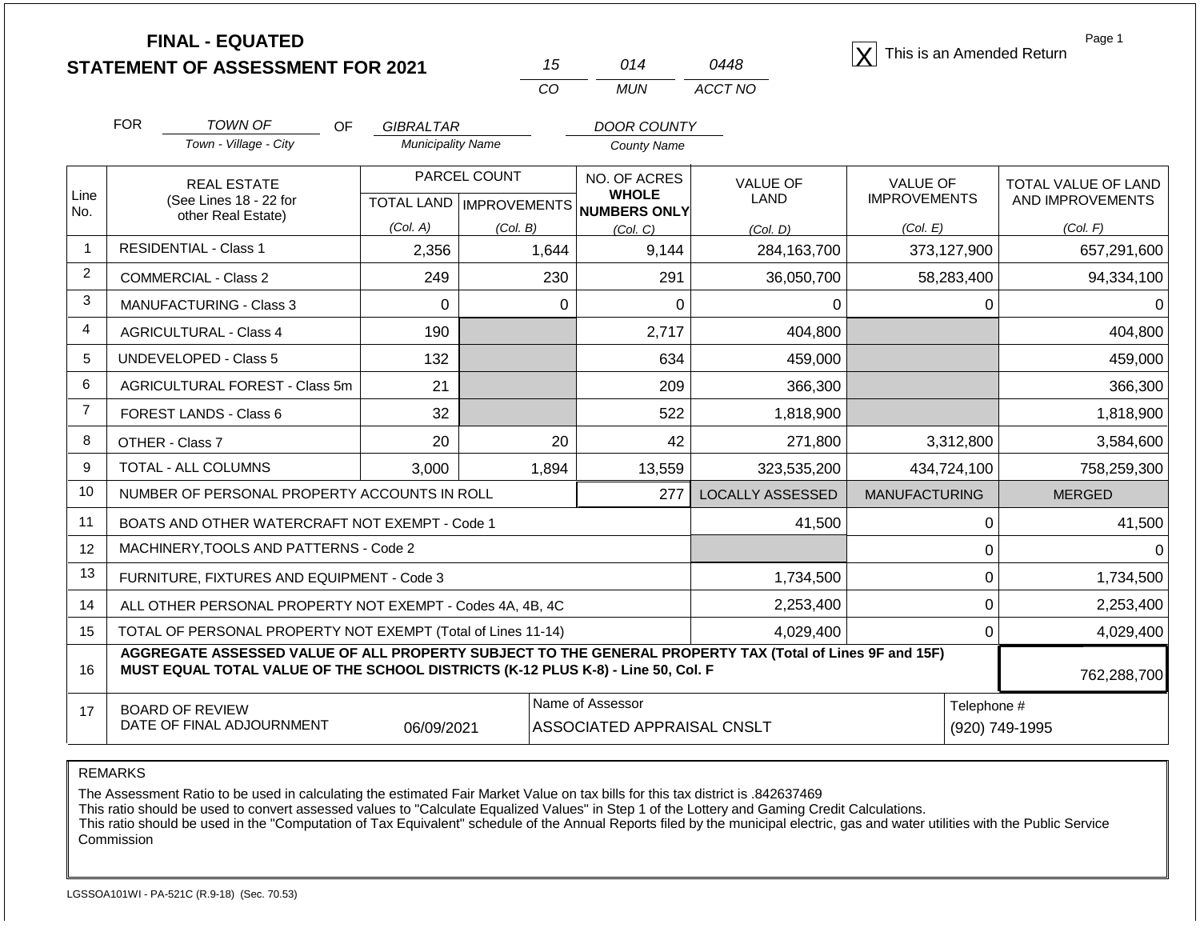# FINAL - EQUATED
## STATEMENT OF ASSESSMENT FOR 2021

| 15 | 014 | 0448 |
|---|---|---|
| CO | MUN | ACCT NO |

[X] This is an Amended Return

FOR *TOWN OF* (Town - Village - City) OF *GIBRALTAR* (Municipality Name) *DOOR COUNTY* (County Name)

| Line No. | REAL ESTATE (See Lines 18 - 22 for other Real Estate) | PARCEL COUNT TOTAL LAND (Col. A) | PARCEL COUNT IMPROVEMENTS (Col. B) | NO. OF ACRES WHOLE NUMBERS ONLY (Col. C) | VALUE OF LAND (Col. D) | VALUE OF IMPROVEMENTS (Col. E) | TOTAL VALUE OF LAND AND IMPROVEMENTS (Col. F) |
|---|---|---|---|---|---|---|---|
| 1 | RESIDENTIAL - Class 1 | 2,356 | 1,644 | 9,144 | 284,163,700 | 373,127,900 | 657,291,600 |
| 2 | COMMERCIAL - Class 2 | 249 | 230 | 291 | 36,050,700 | 58,283,400 | 94,334,100 |
| 3 | MANUFACTURING - Class 3 | 0 | 0 | 0 | 0 | 0 | 0 |
| 4 | AGRICULTURAL - Class 4 | 190 | | 2,717 | 404,800 | | 404,800 |
| 5 | UNDEVELOPED - Class 5 | 132 | | 634 | 459,000 | | 459,000 |
| 6 | AGRICULTURAL FOREST - Class 5m | 21 | | 209 | 366,300 | | 366,300 |
| 7 | FOREST LANDS - Class 6 | 32 | | 522 | 1,818,900 | | 1,818,900 |
| 8 | OTHER - Class 7 | 20 | 20 | 42 | 271,800 | 3,312,800 | 3,584,600 |
| 9 | TOTAL - ALL COLUMNS | 3,000 | 1,894 | 13,559 | 323,535,200 | 434,724,100 | 758,259,300 |
| 10 | NUMBER OF PERSONAL PROPERTY ACCOUNTS IN ROLL | | | 277 | LOCALLY ASSESSED | MANUFACTURING | MERGED |
| 11 | BOATS AND OTHER WATERCRAFT NOT EXEMPT - Code 1 | | | | 41,500 | 0 | 41,500 |
| 12 | MACHINERY,TOOLS AND PATTERNS - Code 2 | | | | | 0 | 0 |
| 13 | FURNITURE, FIXTURES AND EQUIPMENT - Code 3 | | | | 1,734,500 | 0 | 1,734,500 |
| 14 | ALL OTHER PERSONAL PROPERTY NOT EXEMPT - Codes 4A, 4B, 4C | | | | 2,253,400 | 0 | 2,253,400 |
| 15 | TOTAL OF PERSONAL PROPERTY NOT EXEMPT (Total of Lines 11-14) | | | | 4,029,400 | 0 | 4,029,400 |
| 16 | **AGGREGATE ASSESSED VALUE OF ALL PROPERTY SUBJECT TO THE GENERAL PROPERTY TAX (Total of Lines 9F and 15F) MUST EQUAL TOTAL VALUE OF THE SCHOOL DISTRICTS (K-12 PLUS K-8) - Line 50, Col. F** | | | | | | 762,288,700 |
| 17 | BOARD OF REVIEW DATE OF FINAL ADJOURNMENT | 06/09/2021 | | Name of Assessor: ASSOCIATED APPRAISAL CNSLT | | | Telephone #: (920) 749-1995 |

REMARKS

The Assessment Ratio to be used in calculating the estimated Fair Market Value on tax bills for this tax district is .842637469
This ratio should be used to convert assessed values to "Calculate Equalized Values" in Step 1 of the Lottery and Gaming Credit Calculations.
This ratio should be used in the "Computation of Tax Equivalent" schedule of the Annual Reports filed by the municipal electric, gas and water utilities with the Public Service Commission

LGSSOA101WI - PA-521C (R.9-18) (Sec. 70.53)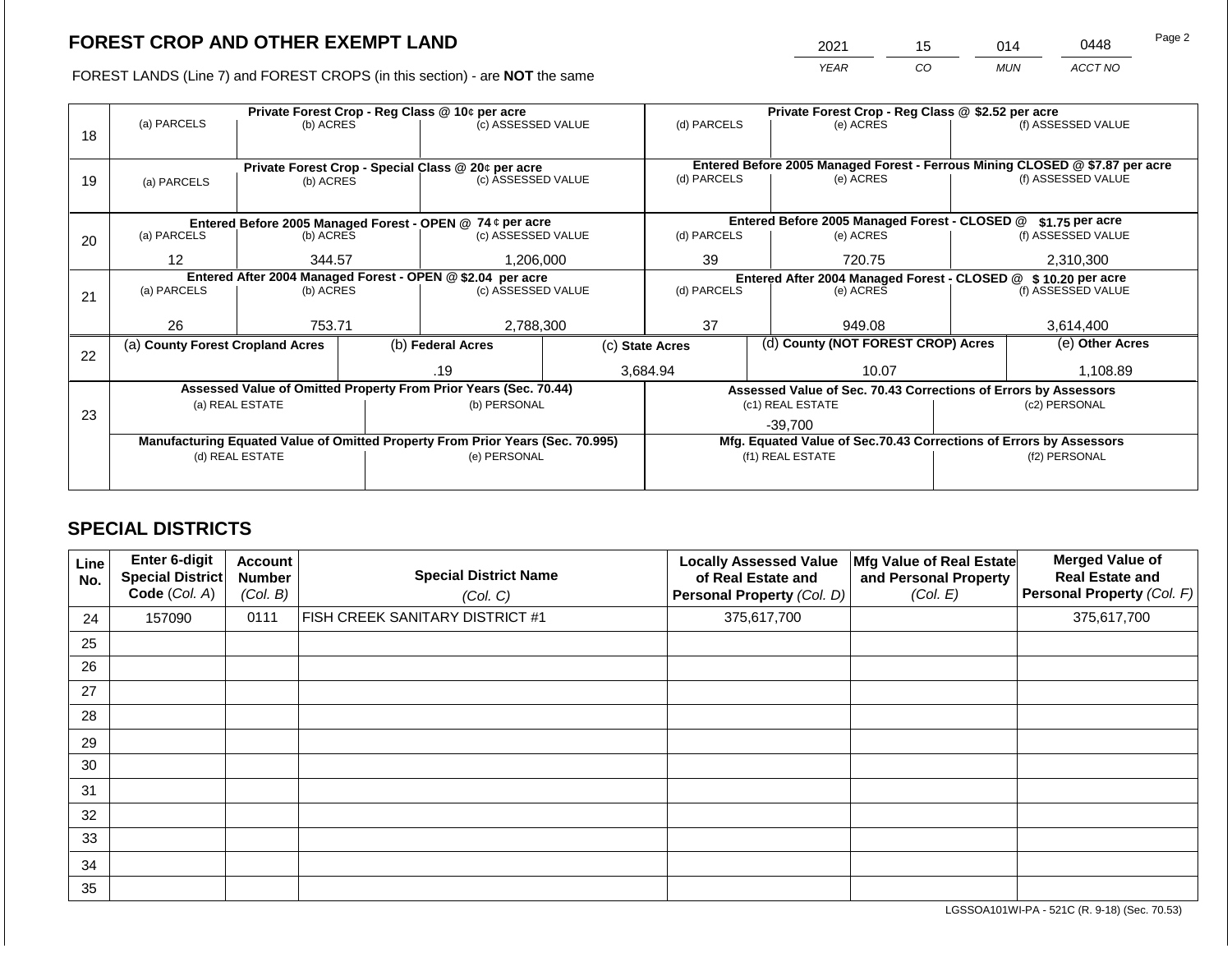## FOREST CROP AND OTHER EXEMPT LAND

FOREST LANDS (Line 7) and FOREST CROPS (in this section) - are **NOT** the same

| YEAR | CO | MUN | ACCT NO |
|---|---|---|---|
| 2021 | 15 | 014 | 0448 |

| Line | Private Forest Crop - Reg Class @ 10¢ per acre | | | Private Forest Crop - Reg Class @ $2.52 per acre | | |
|---|---|---|---|---|---|---|
| | (a) PARCELS | (b) ACRES | (c) ASSESSED VALUE | (d) PARCELS | (e) ACRES | (f) ASSESSED VALUE |
| 18 | | | | | | |
| | **Private Forest Crop - Special Class @ 20¢ per acre** | | | **Entered Before 2005 Managed Forest - Ferrous Mining CLOSED @ $7.87 per acre** | | |
| | (a) PARCELS | (b) ACRES | (c) ASSESSED VALUE | (d) PARCELS | (e) ACRES | (f) ASSESSED VALUE |
| 19 | | | | | | |
| | **Entered Before 2005 Managed Forest - OPEN @ 74 ¢ per acre** | | | **Entered Before 2005 Managed Forest - CLOSED @ $1.75 per acre** | | |
| | (a) PARCELS | (b) ACRES | (c) ASSESSED VALUE | (d) PARCELS | (e) ACRES | (f) ASSESSED VALUE |
| 20 | 12 | 344.57 | 1,206,000 | 39 | 720.75 | 2,310,300 |
| | **Entered After 2004 Managed Forest - OPEN @ $2.04 per acre** | | | **Entered After 2004 Managed Forest - CLOSED @ $ 10.20 per acre** | | |
| | (a) PARCELS | (b) ACRES | (c) ASSESSED VALUE | (d) PARCELS | (e) ACRES | (f) ASSESSED VALUE |
| 21 | 26 | 753.71 | 2,788,300 | 37 | 949.08 | 3,614,400 |

| Line | (a) County Forest Cropland Acres | (b) Federal Acres | (c) State Acres | (d) County (NOT FOREST CROP) Acres | (e) Other Acres |
|---|---|---|---|---|---|
| 22 | | .19 | 3,684.94 | 10.07 | 1,108.89 |

| Line | Assessed Value of Omitted Property From Prior Years (Sec. 70.44) | | Assessed Value of Sec. 70.43 Corrections of Errors by Assessors | |
|---|---|---|---|---|
| | (a) REAL ESTATE | (b) PERSONAL | (c1) REAL ESTATE | (c2) PERSONAL |
| 23 | | | -39,700 | |
| | **Manufacturing Equated Value of Omitted Property From Prior Years (Sec. 70.995)** | | **Mfg. Equated Value of Sec.70.43 Corrections of Errors by Assessors** | |
| | (d) REAL ESTATE | (e) PERSONAL | (f1) REAL ESTATE | (f2) PERSONAL |
| | | | | |

## SPECIAL DISTRICTS

| Line No. | Enter 6-digit Special District Code (Col. A) | Account Number (Col. B) | Special District Name (Col. C) | Locally Assessed Value of Real Estate and Personal Property (Col. D) | Mfg Value of Real Estate and Personal Property (Col. E) | Merged Value of Real Estate and Personal Property (Col. F) |
|---|---|---|---|---|---|---|
| 24 | 157090 | 0111 | FISH CREEK SANITARY DISTRICT #1 | 375,617,700 | | 375,617,700 |
| 25 | | | | | | |
| 26 | | | | | | |
| 27 | | | | | | |
| 28 | | | | | | |
| 29 | | | | | | |
| 30 | | | | | | |
| 31 | | | | | | |
| 32 | | | | | | |
| 33 | | | | | | |
| 34 | | | | | | |
| 35 | | | | | | |

LGSSOA101WI-PA - 521C (R. 9-18) (Sec. 70.53)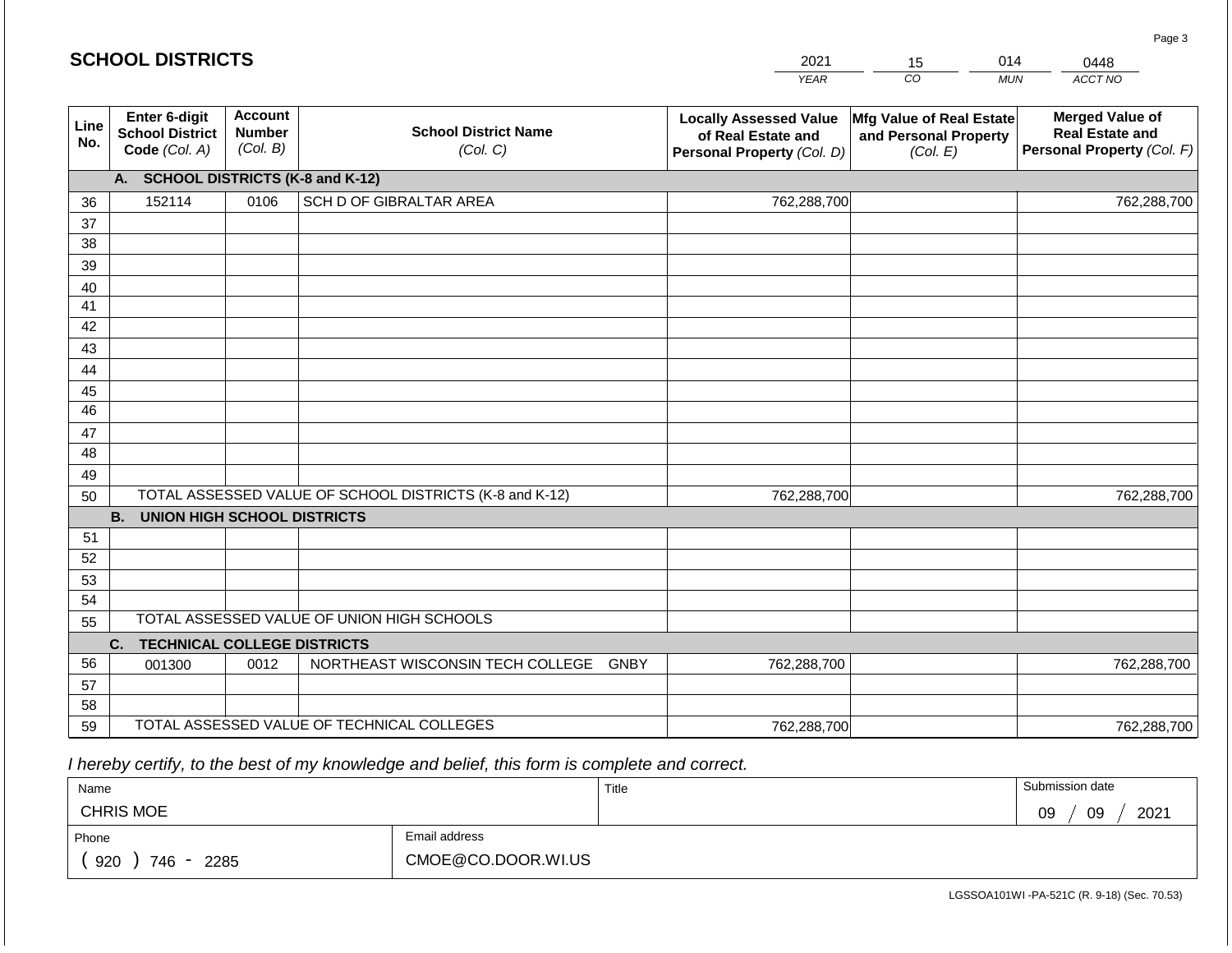## SCHOOL DISTRICTS

| 2021 | 15 | 014 | 0448 |
|---|---|---|---|
| YEAR | CO | MUN | ACCT NO |

| Line No. | Enter 6-digit School District Code (Col. A) | Account Number (Col. B) | School District Name (Col. C) | Locally Assessed Value of Real Estate and Personal Property (Col. D) | Mfg Value of Real Estate and Personal Property (Col. E) | Merged Value of Real Estate and Personal Property (Col. F) |
|---|---|---|---|---|---|---|
| | **A. SCHOOL DISTRICTS (K-8 and K-12)** | | | | | |
| 36 | 152114 | 0106 | SCH D OF GIBRALTAR AREA | 762,288,700 | | 762,288,700 |
| 37 | | | | | | |
| 38 | | | | | | |
| 39 | | | | | | |
| 40 | | | | | | |
| 41 | | | | | | |
| 42 | | | | | | |
| 43 | | | | | | |
| 44 | | | | | | |
| 45 | | | | | | |
| 46 | | | | | | |
| 47 | | | | | | |
| 48 | | | | | | |
| 49 | | | | | | |
| 50 | TOTAL ASSESSED VALUE OF SCHOOL DISTRICTS (K-8 and K-12) | | | 762,288,700 | | 762,288,700 |
| | **B. UNION HIGH SCHOOL DISTRICTS** | | | | | |
| 51 | | | | | | |
| 52 | | | | | | |
| 53 | | | | | | |
| 54 | | | | | | |
| 55 | TOTAL ASSESSED VALUE OF UNION HIGH SCHOOLS | | | | | |
| | **C. TECHNICAL COLLEGE DISTRICTS** | | | | | |
| 56 | 001300 | 0012 | NORTHEAST WISCONSIN TECH COLLEGE GNBY | 762,288,700 | | 762,288,700 |
| 57 | | | | | | |
| 58 | | | | | | |
| 59 | TOTAL ASSESSED VALUE OF TECHNICAL COLLEGES | | | 762,288,700 | | 762,288,700 |

*I hereby certify, to the best of my knowledge and belief, this form is complete and correct.*

| Name | Title | Submission date |
|---|---|---|
| CHRIS MOE | | 09 / 09 / 2021 |
| Phone | Email address | |
| ( 920 ) 746 - 2285 | CMOE@CO.DOOR.WI.US | |

LGSSOA101WI -PA-521C (R. 9-18) (Sec. 70.53)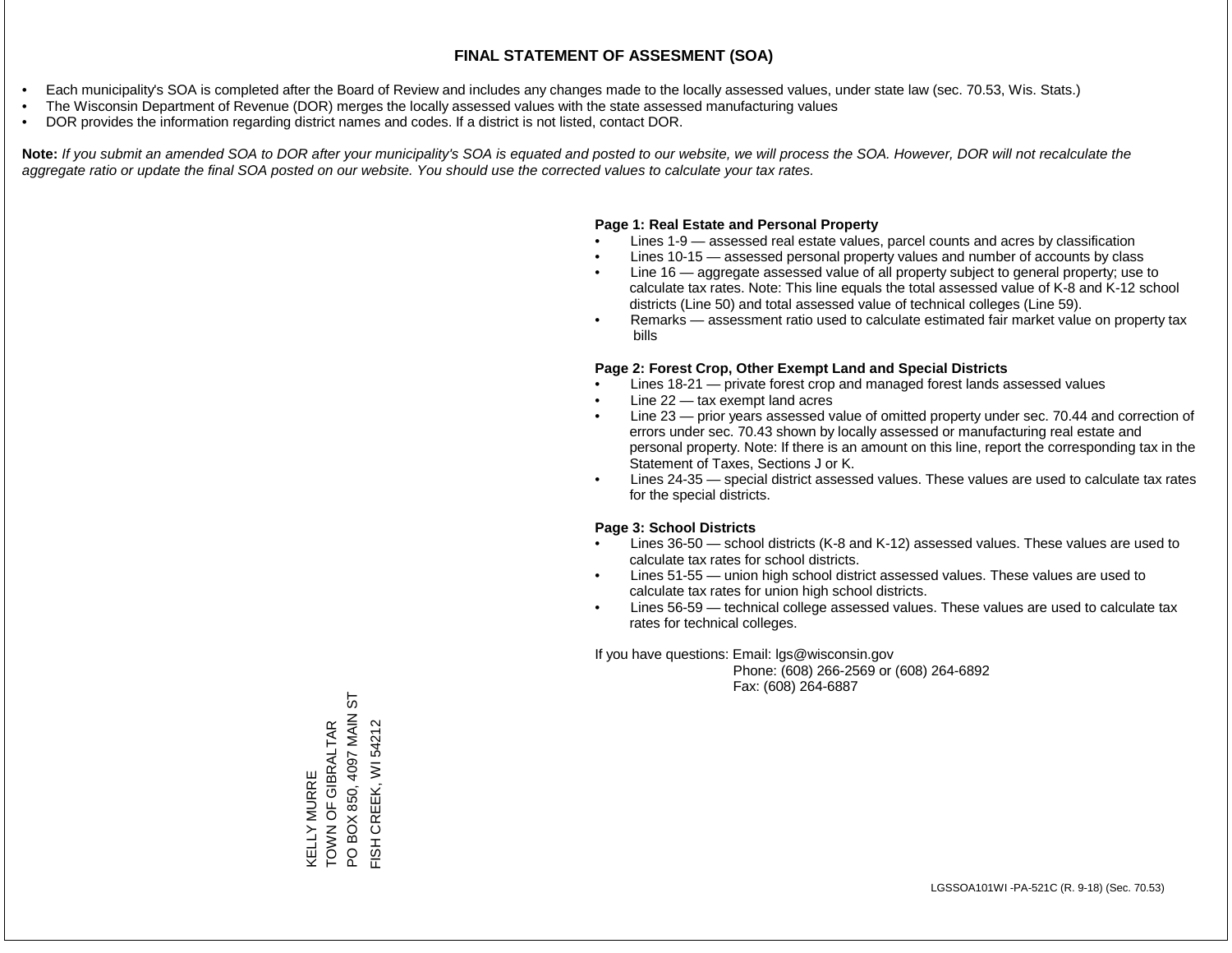# FINAL STATEMENT OF ASSESMENT (SOA)

- Each municipality's SOA is completed after the Board of Review and includes any changes made to the locally assessed values, under state law (sec. 70.53, Wis. Stats.)
- The Wisconsin Department of Revenue (DOR) merges the locally assessed values with the state assessed manufacturing values
- DOR provides the information regarding district names and codes. If a district is not listed, contact DOR.

**Note:** *If you submit an amended SOA to DOR after your municipality's SOA is equated and posted to our website, we will process the SOA. However, DOR will not recalculate the aggregate ratio or update the final SOA posted on our website. You should use the corrected values to calculate your tax rates.*

**Page 1: Real Estate and Personal Property**

- Lines 1-9 — assessed real estate values, parcel counts and acres by classification
- Lines 10-15 — assessed personal property values and number of accounts by class
- Line 16 — aggregate assessed value of all property subject to general property; use to calculate tax rates. Note: This line equals the total assessed value of K-8 and K-12 school districts (Line 50) and total assessed value of technical colleges (Line 59).
- Remarks — assessment ratio used to calculate estimated fair market value on property tax bills

**Page 2: Forest Crop, Other Exempt Land and Special Districts**

- Lines 18-21 — private forest crop and managed forest lands assessed values
- Line 22 — tax exempt land acres
- Line 23 — prior years assessed value of omitted property under sec. 70.44 and correction of errors under sec. 70.43 shown by locally assessed or manufacturing real estate and personal property. Note: If there is an amount on this line, report the corresponding tax in the Statement of Taxes, Sections J or K.
- Lines 24-35 — special district assessed values. These values are used to calculate tax rates for the special districts.

**Page 3: School Districts**

- Lines 36-50 — school districts (K-8 and K-12) assessed values. These values are used to calculate tax rates for school districts.
- Lines 51-55 — union high school district assessed values. These values are used to calculate tax rates for union high school districts.
- Lines 56-59 — technical college assessed values. These values are used to calculate tax rates for technical colleges.

If you have questions: Email: lgs@wisconsin.gov
Phone: (608) 266-2569 or (608) 264-6892
Fax: (608) 264-6887

KELLY MURRE
TOWN OF GIBRALTAR
PO BOX 850, 4097 MAIN ST
FISH CREEK, WI 54212

LGSSOA101WI -PA-521C (R. 9-18) (Sec. 70.53)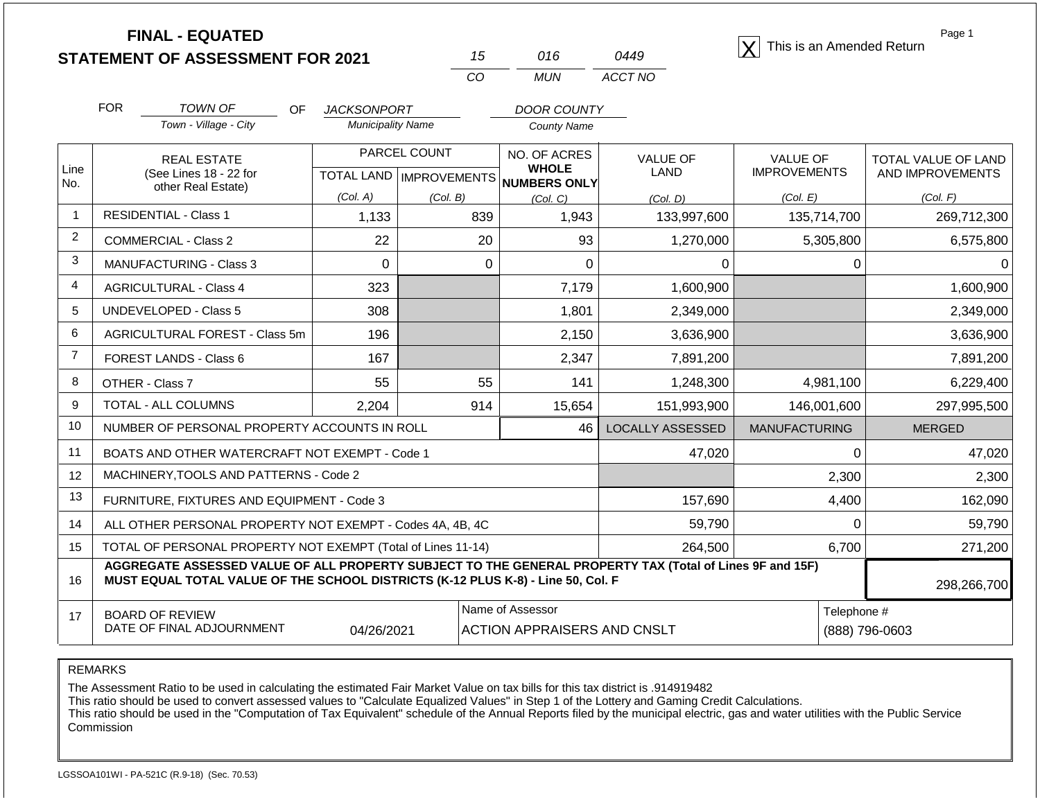# FINAL - EQUATED
## STATEMENT OF ASSESSMENT FOR 2021

| 15 | 016 | 0449 |
|---|---|---|
| CO | MUN | ACCT NO |

[X] This is an Amended Return

Page 1

FOR *TOWN OF* (Town - Village - City) OF *JACKSONPORT* (Municipality Name) *DOOR COUNTY* (County Name)

| Line No. | REAL ESTATE (See Lines 18 - 22 for other Real Estate) | PARCEL COUNT TOTAL LAND (Col. A) | PARCEL COUNT IMPROVEMENTS (Col. B) | NO. OF ACRES WHOLE NUMBERS ONLY (Col. C) | VALUE OF LAND (Col. D) | VALUE OF IMPROVEMENTS (Col. E) | TOTAL VALUE OF LAND AND IMPROVEMENTS (Col. F) |
|---|---|---|---|---|---|---|---|
| 1 | RESIDENTIAL - Class 1 | 1,133 | 839 | 1,943 | 133,997,600 | 135,714,700 | 269,712,300 |
| 2 | COMMERCIAL - Class 2 | 22 | 20 | 93 | 1,270,000 | 5,305,800 | 6,575,800 |
| 3 | MANUFACTURING - Class 3 | 0 | 0 | 0 | 0 | 0 | 0 |
| 4 | AGRICULTURAL - Class 4 | 323 | | 7,179 | 1,600,900 | | 1,600,900 |
| 5 | UNDEVELOPED - Class 5 | 308 | | 1,801 | 2,349,000 | | 2,349,000 |
| 6 | AGRICULTURAL FOREST - Class 5m | 196 | | 2,150 | 3,636,900 | | 3,636,900 |
| 7 | FOREST LANDS - Class 6 | 167 | | 2,347 | 7,891,200 | | 7,891,200 |
| 8 | OTHER - Class 7 | 55 | 55 | 141 | 1,248,300 | 4,981,100 | 6,229,400 |
| 9 | TOTAL - ALL COLUMNS | 2,204 | 914 | 15,654 | 151,993,900 | 146,001,600 | 297,995,500 |
| 10 | NUMBER OF PERSONAL PROPERTY ACCOUNTS IN ROLL | | | 46 | LOCALLY ASSESSED | MANUFACTURING | MERGED |
| 11 | BOATS AND OTHER WATERCRAFT NOT EXEMPT - Code 1 | | | | 47,020 | 0 | 47,020 |
| 12 | MACHINERY,TOOLS AND PATTERNS - Code 2 | | | | | 2,300 | 2,300 |
| 13 | FURNITURE, FIXTURES AND EQUIPMENT - Code 3 | | | | 157,690 | 4,400 | 162,090 |
| 14 | ALL OTHER PERSONAL PROPERTY NOT EXEMPT - Codes 4A, 4B, 4C | | | | 59,790 | 0 | 59,790 |
| 15 | TOTAL OF PERSONAL PROPERTY NOT EXEMPT (Total of Lines 11-14) | | | | 264,500 | 6,700 | 271,200 |
| 16 | **AGGREGATE ASSESSED VALUE OF ALL PROPERTY SUBJECT TO THE GENERAL PROPERTY TAX (Total of Lines 9F and 15F) MUST EQUAL TOTAL VALUE OF THE SCHOOL DISTRICTS (K-12 PLUS K-8) - Line 50, Col. F** | | | | | | 298,266,700 |
| 17 | BOARD OF REVIEW DATE OF FINAL ADJOURNMENT | 04/26/2021 | | Name of Assessor: ACTION APPRAISERS AND CNSLT | | | Telephone #: (888) 796-0603 |

REMARKS

The Assessment Ratio to be used in calculating the estimated Fair Market Value on tax bills for this tax district is .914919482
This ratio should be used to convert assessed values to "Calculate Equalized Values" in Step 1 of the Lottery and Gaming Credit Calculations.
This ratio should be used in the "Computation of Tax Equivalent" schedule of the Annual Reports filed by the municipal electric, gas and water utilities with the Public Service Commission

LGSSOA101WI - PA-521C (R.9-18) (Sec. 70.53)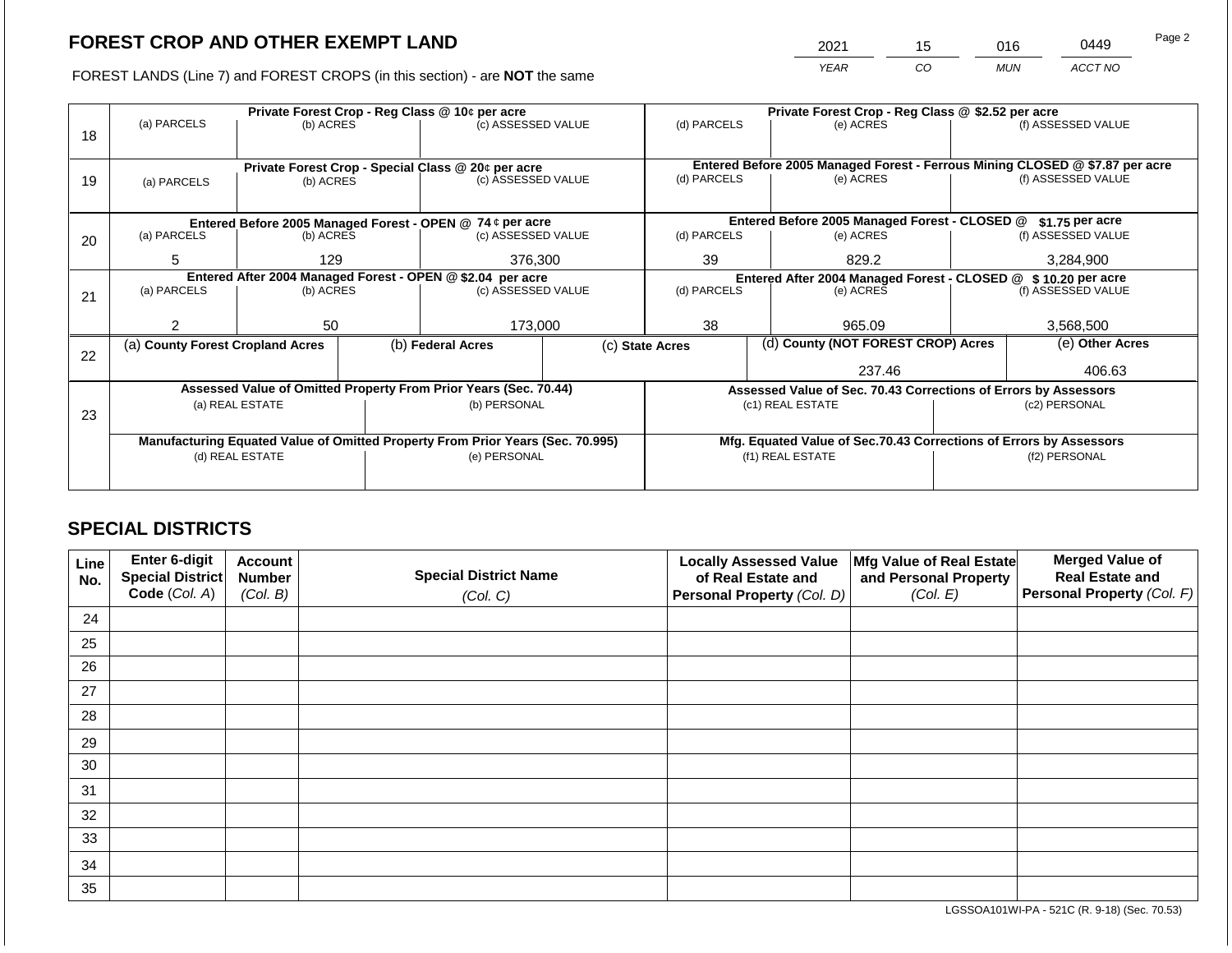# FOREST CROP AND OTHER EXEMPT LAND

| 2021 | 15 | 016 | 0449 |
|---|---|---|---|
| YEAR | CO | MUN | ACCT NO |

FOREST LANDS (Line 7) and FOREST CROPS (in this section) - are **NOT** the same

| Line | Private Forest Crop - Reg Class @ 10¢ per acre | | | Private Forest Crop - Reg Class @ $2.52 per acre | | |
|---|---|---|---|---|---|---|
| 18 | (a) PARCELS | (b) ACRES | (c) ASSESSED VALUE | (d) PARCELS | (e) ACRES | (f) ASSESSED VALUE |
| | | | | | | |
| | **Private Forest Crop - Special Class @ 20¢ per acre** | | | **Entered Before 2005 Managed Forest - Ferrous Mining CLOSED @ $7.87 per acre** | | |
| 19 | (a) PARCELS | (b) ACRES | (c) ASSESSED VALUE | (d) PARCELS | (e) ACRES | (f) ASSESSED VALUE |
| | | | | | | |
| | **Entered Before 2005 Managed Forest - OPEN @ 74 ¢ per acre** | | | **Entered Before 2005 Managed Forest - CLOSED @ $1.75 per acre** | | |
| 20 | (a) PARCELS | (b) ACRES | (c) ASSESSED VALUE | (d) PARCELS | (e) ACRES | (f) ASSESSED VALUE |
| | 5 | 129 | 376,300 | 39 | 829.2 | 3,284,900 |
| | **Entered After 2004 Managed Forest - OPEN @ $2.04 per acre** | | | **Entered After 2004 Managed Forest - CLOSED @ $ 10.20 per acre** | | |
| 21 | (a) PARCELS | (b) ACRES | (c) ASSESSED VALUE | (d) PARCELS | (e) ACRES | (f) ASSESSED VALUE |
| | 2 | 50 | 173,000 | 38 | 965.09 | 3,568,500 |

| Line | (a) County Forest Cropland Acres | (b) Federal Acres | (c) State Acres | (d) County (NOT FOREST CROP) Acres | (e) Other Acres |
|---|---|---|---|---|---|
| 22 | | | | 237.46 | 406.63 |

| Line | Assessed Value of Omitted Property From Prior Years (Sec. 70.44) | | Assessed Value of Sec. 70.43 Corrections of Errors by Assessors | |
|---|---|---|---|---|
| 23 | (a) REAL ESTATE | (b) PERSONAL | (c1) REAL ESTATE | (c2) PERSONAL |
| | | | | |
| | **Manufacturing Equated Value of Omitted Property From Prior Years (Sec. 70.995)** | | **Mfg. Equated Value of Sec.70.43 Corrections of Errors by Assessors** | |
| | (d) REAL ESTATE | (e) PERSONAL | (f1) REAL ESTATE | (f2) PERSONAL |
| | | | | |

## SPECIAL DISTRICTS

| Line No. | Enter 6-digit Special District Code (Col. A) | Account Number (Col. B) | Special District Name (Col. C) | Locally Assessed Value of Real Estate and Personal Property (Col. D) | Mfg Value of Real Estate and Personal Property (Col. E) | Merged Value of Real Estate and Personal Property (Col. F) |
|---|---|---|---|---|---|---|
| 24 | | | | | | |
| 25 | | | | | | |
| 26 | | | | | | |
| 27 | | | | | | |
| 28 | | | | | | |
| 29 | | | | | | |
| 30 | | | | | | |
| 31 | | | | | | |
| 32 | | | | | | |
| 33 | | | | | | |
| 34 | | | | | | |
| 35 | | | | | | |

LGSSOA101WI-PA - 521C (R. 9-18) (Sec. 70.53)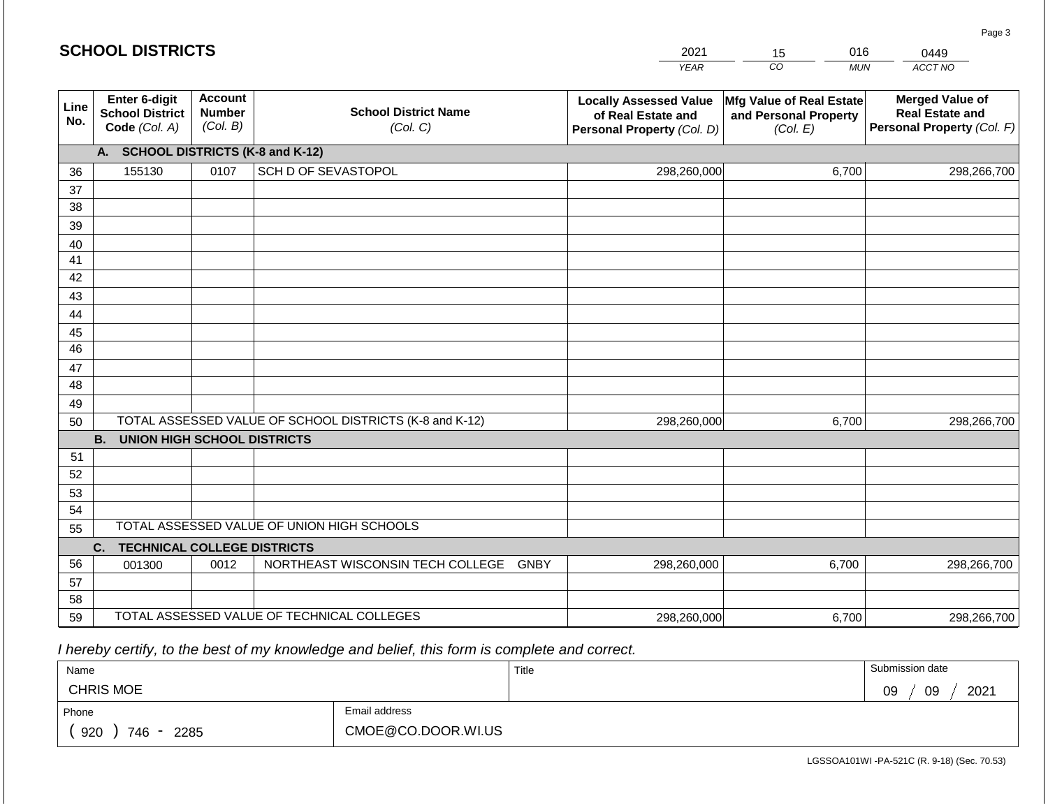# SCHOOL DISTRICTS

| YEAR | CO | MUN | ACCT NO |
|---|---|---|---|
| 2021 | 15 | 016 | 0449 |

| Line No. | Enter 6-digit School District Code *(Col. A)* | Account Number *(Col. B)* | School District Name *(Col. C)* | Locally Assessed Value of Real Estate and Personal Property *(Col. D)* | Mfg Value of Real Estate and Personal Property *(Col. E)* | Merged Value of Real Estate and Personal Property *(Col. F)* |
|---|---|---|---|---|---|---|
| | **A. SCHOOL DISTRICTS (K-8 and K-12)** | | | | | |
| 36 | 155130 | 0107 | SCH D OF SEVASTOPOL | 298,260,000 | 6,700 | 298,266,700 |
| 37 | | | | | | |
| 38 | | | | | | |
| 39 | | | | | | |
| 40 | | | | | | |
| 41 | | | | | | |
| 42 | | | | | | |
| 43 | | | | | | |
| 44 | | | | | | |
| 45 | | | | | | |
| 46 | | | | | | |
| 47 | | | | | | |
| 48 | | | | | | |
| 49 | | | | | | |
| 50 | TOTAL ASSESSED VALUE OF SCHOOL DISTRICTS (K-8 and K-12) | | | 298,260,000 | 6,700 | 298,266,700 |
| | **B. UNION HIGH SCHOOL DISTRICTS** | | | | | |
| 51 | | | | | | |
| 52 | | | | | | |
| 53 | | | | | | |
| 54 | | | | | | |
| 55 | TOTAL ASSESSED VALUE OF UNION HIGH SCHOOLS | | | | | |
| | **C. TECHNICAL COLLEGE DISTRICTS** | | | | | |
| 56 | 001300 | 0012 | NORTHEAST WISCONSIN TECH COLLEGE GNBY | 298,260,000 | 6,700 | 298,266,700 |
| 57 | | | | | | |
| 58 | | | | | | |
| 59 | TOTAL ASSESSED VALUE OF TECHNICAL COLLEGES | | | 298,260,000 | 6,700 | 298,266,700 |

*I hereby certify, to the best of my knowledge and belief, this form is complete and correct.*

| Name | | Title | Submission date |
|---|---|---|---|
| CHRIS MOE | | | 09 / 09 / 2021 |
| Phone | Email address | | |
| ( 920 ) 746 - 2285 | CMOE@CO.DOOR.WI.US | | |

LGSSOA101WI -PA-521C (R. 9-18) (Sec. 70.53)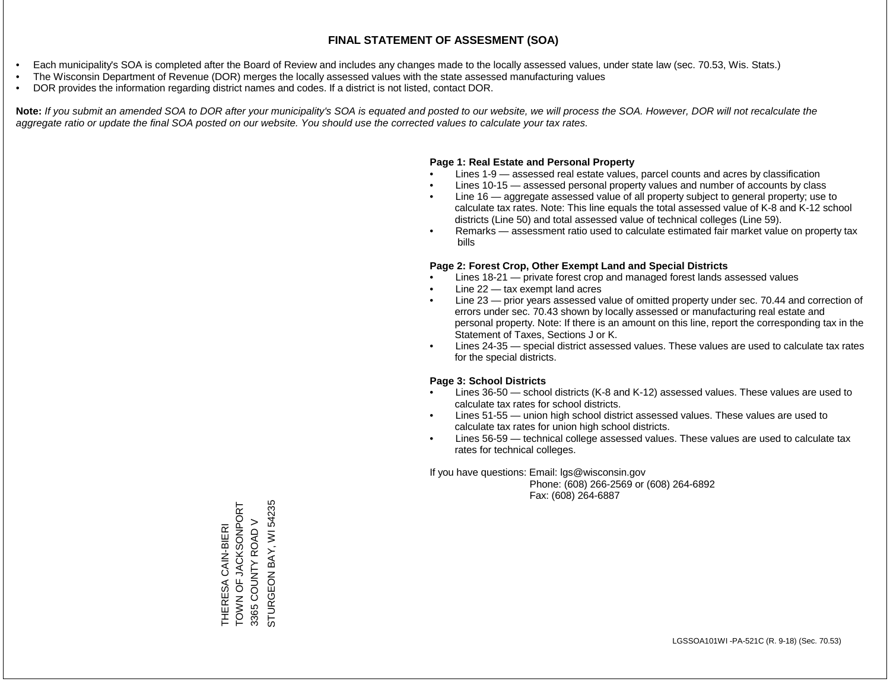# FINAL STATEMENT OF ASSESMENT (SOA)

- Each municipality's SOA is completed after the Board of Review and includes any changes made to the locally assessed values, under state law (sec. 70.53, Wis. Stats.)
- The Wisconsin Department of Revenue (DOR) merges the locally assessed values with the state assessed manufacturing values
- DOR provides the information regarding district names and codes. If a district is not listed, contact DOR.

**Note:** *If you submit an amended SOA to DOR after your municipality's SOA is equated and posted to our website, we will process the SOA. However, DOR will not recalculate the aggregate ratio or update the final SOA posted on our website. You should use the corrected values to calculate your tax rates.*

**Page 1: Real Estate and Personal Property**

- Lines 1-9 — assessed real estate values, parcel counts and acres by classification
- Lines 10-15 — assessed personal property values and number of accounts by class
- Line 16 — aggregate assessed value of all property subject to general property; use to calculate tax rates. Note: This line equals the total assessed value of K-8 and K-12 school districts (Line 50) and total assessed value of technical colleges (Line 59).
- Remarks — assessment ratio used to calculate estimated fair market value on property tax bills

**Page 2: Forest Crop, Other Exempt Land and Special Districts**

- Lines 18-21 — private forest crop and managed forest lands assessed values
- Line 22 — tax exempt land acres
- Line 23 — prior years assessed value of omitted property under sec. 70.44 and correction of errors under sec. 70.43 shown by locally assessed or manufacturing real estate and personal property. Note: If there is an amount on this line, report the corresponding tax in the Statement of Taxes, Sections J or K.
- Lines 24-35 — special district assessed values. These values are used to calculate tax rates for the special districts.

**Page 3: School Districts**

- Lines 36-50 — school districts (K-8 and K-12) assessed values. These values are used to calculate tax rates for school districts.
- Lines 51-55 — union high school district assessed values. These values are used to calculate tax rates for union high school districts.
- Lines 56-59 — technical college assessed values. These values are used to calculate tax rates for technical colleges.

If you have questions: Email: lgs@wisconsin.gov
Phone: (608) 266-2569 or (608) 264-6892
Fax: (608) 264-6887

THERESA CAIN-BIERI
TOWN OF JACKSONPORT
3365 COUNTY ROAD V
STURGEON BAY, WI 54235

LGSSOA101WI -PA-521C (R. 9-18) (Sec. 70.53)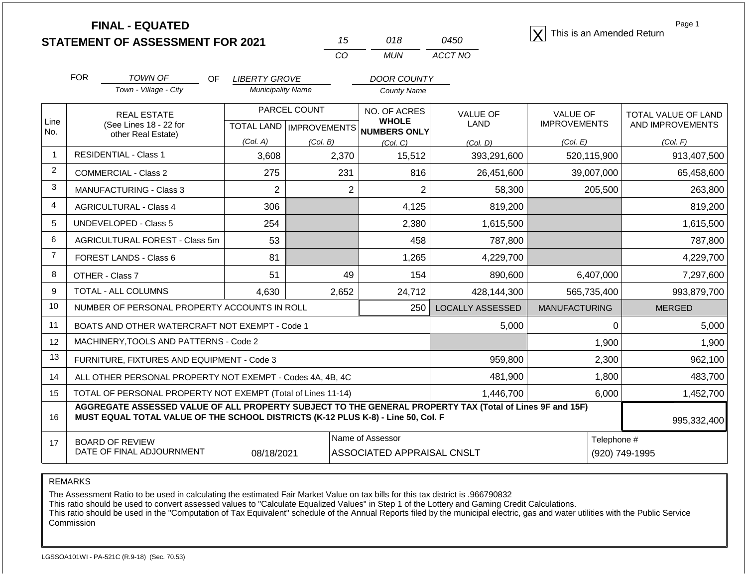# FINAL - EQUATED
# STATEMENT OF ASSESSMENT FOR 2021

| 15 | 018 | 0450 |
|---|---|---|
| CO | MUN | ACCT NO |

[X] This is an Amended Return

Page 1

FOR *TOWN OF* (Town - Village - City) OF *LIBERTY GROVE* (Municipality Name) *DOOR COUNTY* (County Name)

| Line No. | REAL ESTATE (See Lines 18 - 22 for other Real Estate) | PARCEL COUNT TOTAL LAND (Col. A) | PARCEL COUNT IMPROVEMENTS (Col. B) | NO. OF ACRES WHOLE NUMBERS ONLY (Col. C) | VALUE OF LAND (Col. D) | VALUE OF IMPROVEMENTS (Col. E) | TOTAL VALUE OF LAND AND IMPROVEMENTS (Col. F) |
|---|---|---|---|---|---|---|---|
| 1 | RESIDENTIAL - Class 1 | 3,608 | 2,370 | 15,512 | 393,291,600 | 520,115,900 | 913,407,500 |
| 2 | COMMERCIAL - Class 2 | 275 | 231 | 816 | 26,451,600 | 39,007,000 | 65,458,600 |
| 3 | MANUFACTURING - Class 3 | 2 | 2 | 2 | 58,300 | 205,500 | 263,800 |
| 4 | AGRICULTURAL - Class 4 | 306 | | 4,125 | 819,200 | | 819,200 |
| 5 | UNDEVELOPED - Class 5 | 254 | | 2,380 | 1,615,500 | | 1,615,500 |
| 6 | AGRICULTURAL FOREST - Class 5m | 53 | | 458 | 787,800 | | 787,800 |
| 7 | FOREST LANDS - Class 6 | 81 | | 1,265 | 4,229,700 | | 4,229,700 |
| 8 | OTHER - Class 7 | 51 | 49 | 154 | 890,600 | 6,407,000 | 7,297,600 |
| 9 | TOTAL - ALL COLUMNS | 4,630 | 2,652 | 24,712 | 428,144,300 | 565,735,400 | 993,879,700 |
| 10 | NUMBER OF PERSONAL PROPERTY ACCOUNTS IN ROLL | | | 250 | LOCALLY ASSESSED | MANUFACTURING | MERGED |
| 11 | BOATS AND OTHER WATERCRAFT NOT EXEMPT - Code 1 | | | | 5,000 | 0 | 5,000 |
| 12 | MACHINERY,TOOLS AND PATTERNS - Code 2 | | | | | 1,900 | 1,900 |
| 13 | FURNITURE, FIXTURES AND EQUIPMENT - Code 3 | | | | 959,800 | 2,300 | 962,100 |
| 14 | ALL OTHER PERSONAL PROPERTY NOT EXEMPT - Codes 4A, 4B, 4C | | | | 481,900 | 1,800 | 483,700 |
| 15 | TOTAL OF PERSONAL PROPERTY NOT EXEMPT (Total of Lines 11-14) | | | | 1,446,700 | 6,000 | 1,452,700 |
| 16 | **AGGREGATE ASSESSED VALUE OF ALL PROPERTY SUBJECT TO THE GENERAL PROPERTY TAX (Total of Lines 9F and 15F) MUST EQUAL TOTAL VALUE OF THE SCHOOL DISTRICTS (K-12 PLUS K-8) - Line 50, Col. F** | | | | | | 995,332,400 |
| 17 | BOARD OF REVIEW DATE OF FINAL ADJOURNMENT | 08/18/2021 | | Name of Assessor: ASSOCIATED APPRAISAL CNSLT | | | Telephone #: (920) 749-1995 |

REMARKS

The Assessment Ratio to be used in calculating the estimated Fair Market Value on tax bills for this tax district is .966790832
This ratio should be used to convert assessed values to "Calculate Equalized Values" in Step 1 of the Lottery and Gaming Credit Calculations.
This ratio should be used in the "Computation of Tax Equivalent" schedule of the Annual Reports filed by the municipal electric, gas and water utilities with the Public Service Commission

LGSSOA101WI - PA-521C (R.9-18) (Sec. 70.53)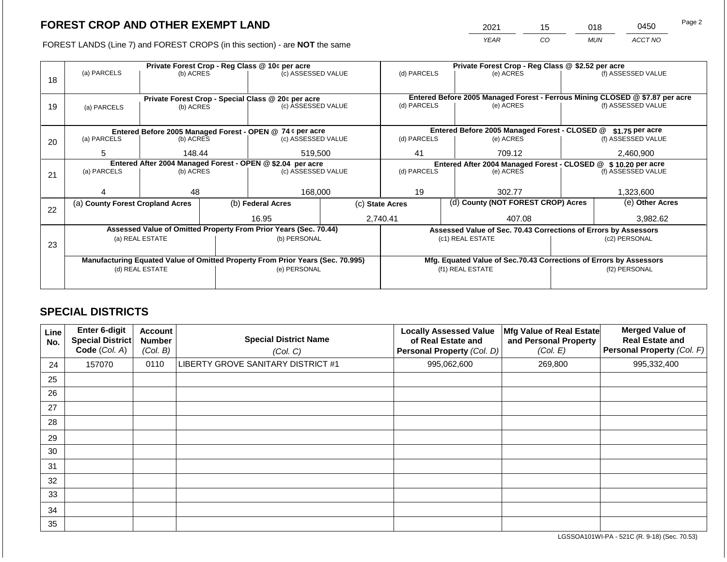# FOREST CROP AND OTHER EXEMPT LAND

| 2021 | 15 | 018 | 0450 |
|---|---|---|---|
| *YEAR* | *CO* | *MUN* | *ACCT NO* |

FOREST LANDS (Line 7) and FOREST CROPS (in this section) - are **NOT** the same

| Line | Private Forest Crop - Reg Class @ 10¢ per acre | | | Private Forest Crop - Reg Class @ $2.52 per acre | | |
|---|---|---|---|---|---|---|
| | (a) PARCELS | (b) ACRES | (c) ASSESSED VALUE | (d) PARCELS | (e) ACRES | (f) ASSESSED VALUE |
| 18 | | | | | | |
| | **Private Forest Crop - Special Class @ 20¢ per acre** | | | **Entered Before 2005 Managed Forest - Ferrous Mining CLOSED @ $7.87 per acre** | | |
| | (a) PARCELS | (b) ACRES | (c) ASSESSED VALUE | (d) PARCELS | (e) ACRES | (f) ASSESSED VALUE |
| 19 | | | | | | |
| | **Entered Before 2005 Managed Forest - OPEN @ 74 ¢ per acre** | | | **Entered Before 2005 Managed Forest - CLOSED @ $1.75 per acre** | | |
| | (a) PARCELS | (b) ACRES | (c) ASSESSED VALUE | (d) PARCELS | (e) ACRES | (f) ASSESSED VALUE |
| 20 | 5 | 148.44 | 519,500 | 41 | 709.12 | 2,460,900 |
| | **Entered After 2004 Managed Forest - OPEN @ $2.04 per acre** | | | **Entered After 2004 Managed Forest - CLOSED @ $ 10.20 per acre** | | |
| | (a) PARCELS | (b) ACRES | (c) ASSESSED VALUE | (d) PARCELS | (e) ACRES | (f) ASSESSED VALUE |
| 21 | 4 | 48 | 168,000 | 19 | 302.77 | 1,323,600 |

| Line | (a) County Forest Cropland Acres | (b) Federal Acres | (c) State Acres | (d) County (NOT FOREST CROP) Acres | (e) Other Acres |
|---|---|---|---|---|---|
| 22 | | 16.95 | 2,740.41 | 407.08 | 3,982.62 |

| Line | Assessed Value of Omitted Property From Prior Years (Sec. 70.44) | | Assessed Value of Sec. 70.43 Corrections of Errors by Assessors | |
|---|---|---|---|---|
| | (a) REAL ESTATE | (b) PERSONAL | (c1) REAL ESTATE | (c2) PERSONAL |
| 23 | | | | |
| | **Manufacturing Equated Value of Omitted Property From Prior Years (Sec. 70.995)** | | **Mfg. Equated Value of Sec.70.43 Corrections of Errors by Assessors** | |
| | (d) REAL ESTATE | (e) PERSONAL | (f1) REAL ESTATE | (f2) PERSONAL |
| | | | | |

## SPECIAL DISTRICTS

| Line No. | Enter 6-digit Special District Code (Col. A) | Account Number (Col. B) | Special District Name (Col. C) | Locally Assessed Value of Real Estate and Personal Property (Col. D) | Mfg Value of Real Estate and Personal Property (Col. E) | Merged Value of Real Estate and Personal Property (Col. F) |
|---|---|---|---|---|---|---|
| 24 | 157070 | 0110 | LIBERTY GROVE SANITARY DISTRICT #1 | 995,062,600 | 269,800 | 995,332,400 |
| 25 | | | | | | |
| 26 | | | | | | |
| 27 | | | | | | |
| 28 | | | | | | |
| 29 | | | | | | |
| 30 | | | | | | |
| 31 | | | | | | |
| 32 | | | | | | |
| 33 | | | | | | |
| 34 | | | | | | |
| 35 | | | | | | |

LGSSOA101WI-PA - 521C (R. 9-18) (Sec. 70.53)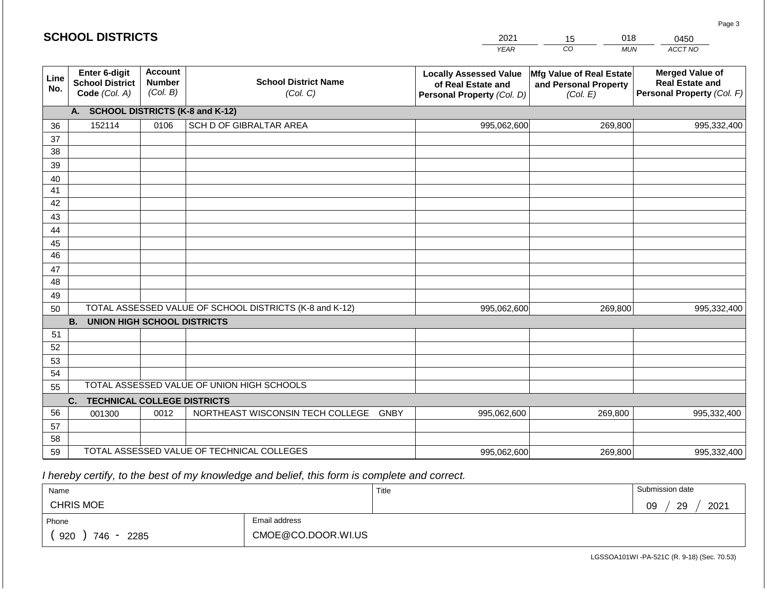## SCHOOL DISTRICTS

| 2021 | 15 | 018 | 0450 |
|---|---|---|---|
| YEAR | CO | MUN | ACCT NO |

| Line No. | Enter 6-digit School District Code (Col. A) | Account Number (Col. B) | School District Name (Col. C) | Locally Assessed Value of Real Estate and Personal Property (Col. D) | Mfg Value of Real Estate and Personal Property (Col. E) | Merged Value of Real Estate and Personal Property (Col. F) |
|---|---|---|---|---|---|---|
| | **A. SCHOOL DISTRICTS (K-8 and K-12)** | | | | | |
| 36 | 152114 | 0106 | SCH D OF GIBRALTAR AREA | 995,062,600 | 269,800 | 995,332,400 |
| 37 | | | | | | |
| 38 | | | | | | |
| 39 | | | | | | |
| 40 | | | | | | |
| 41 | | | | | | |
| 42 | | | | | | |
| 43 | | | | | | |
| 44 | | | | | | |
| 45 | | | | | | |
| 46 | | | | | | |
| 47 | | | | | | |
| 48 | | | | | | |
| 49 | | | | | | |
| 50 | TOTAL ASSESSED VALUE OF SCHOOL DISTRICTS (K-8 and K-12) | | | 995,062,600 | 269,800 | 995,332,400 |
| | **B. UNION HIGH SCHOOL DISTRICTS** | | | | | |
| 51 | | | | | | |
| 52 | | | | | | |
| 53 | | | | | | |
| 54 | | | | | | |
| 55 | TOTAL ASSESSED VALUE OF UNION HIGH SCHOOLS | | | | | |
| | **C. TECHNICAL COLLEGE DISTRICTS** | | | | | |
| 56 | 001300 | 0012 | NORTHEAST WISCONSIN TECH COLLEGE GNBY | 995,062,600 | 269,800 | 995,332,400 |
| 57 | | | | | | |
| 58 | | | | | | |
| 59 | TOTAL ASSESSED VALUE OF TECHNICAL COLLEGES | | | 995,062,600 | 269,800 | 995,332,400 |

*I hereby certify, to the best of my knowledge and belief, this form is complete and correct.*

| Name | Title | Submission date |
|---|---|---|
| CHRIS MOE | | 09 / 29 / 2021 |

| Phone | Email address |
|---|---|
| ( 920 ) 746 - 2285 | CMOE@CO.DOOR.WI.US |

LGSSOA101WI -PA-521C (R. 9-18) (Sec. 70.53)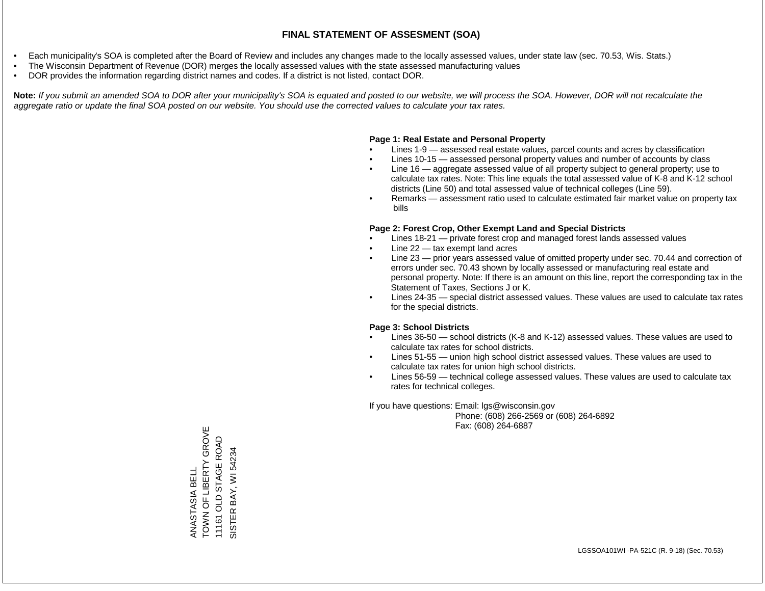# FINAL STATEMENT OF ASSESMENT (SOA)

- Each municipality's SOA is completed after the Board of Review and includes any changes made to the locally assessed values, under state law (sec. 70.53, Wis. Stats.)
- The Wisconsin Department of Revenue (DOR) merges the locally assessed values with the state assessed manufacturing values
- DOR provides the information regarding district names and codes. If a district is not listed, contact DOR.

**Note:** *If you submit an amended SOA to DOR after your municipality's SOA is equated and posted to our website, we will process the SOA. However, DOR will not recalculate the aggregate ratio or update the final SOA posted on our website. You should use the corrected values to calculate your tax rates.*

**Page 1: Real Estate and Personal Property**

- Lines 1-9 — assessed real estate values, parcel counts and acres by classification
- Lines 10-15 — assessed personal property values and number of accounts by class
- Line 16 — aggregate assessed value of all property subject to general property; use to calculate tax rates. Note: This line equals the total assessed value of K-8 and K-12 school districts (Line 50) and total assessed value of technical colleges (Line 59).
- Remarks — assessment ratio used to calculate estimated fair market value on property tax bills

**Page 2: Forest Crop, Other Exempt Land and Special Districts**

- Lines 18-21 — private forest crop and managed forest lands assessed values
- Line 22 — tax exempt land acres
- Line 23 — prior years assessed value of omitted property under sec. 70.44 and correction of errors under sec. 70.43 shown by locally assessed or manufacturing real estate and personal property. Note: If there is an amount on this line, report the corresponding tax in the Statement of Taxes, Sections J or K.
- Lines 24-35 — special district assessed values. These values are used to calculate tax rates for the special districts.

**Page 3: School Districts**

- Lines 36-50 — school districts (K-8 and K-12) assessed values. These values are used to calculate tax rates for school districts.
- Lines 51-55 — union high school district assessed values. These values are used to calculate tax rates for union high school districts.
- Lines 56-59 — technical college assessed values. These values are used to calculate tax rates for technical colleges.

If you have questions: Email: lgs@wisconsin.gov
Phone: (608) 266-2569 or (608) 264-6892
Fax: (608) 264-6887

ANASTASIA BELL
TOWN OF LIBERTY GROVE
11161 OLD STAGE ROAD
SISTER BAY, WI 54234

LGSSOA101WI -PA-521C (R. 9-18) (Sec. 70.53)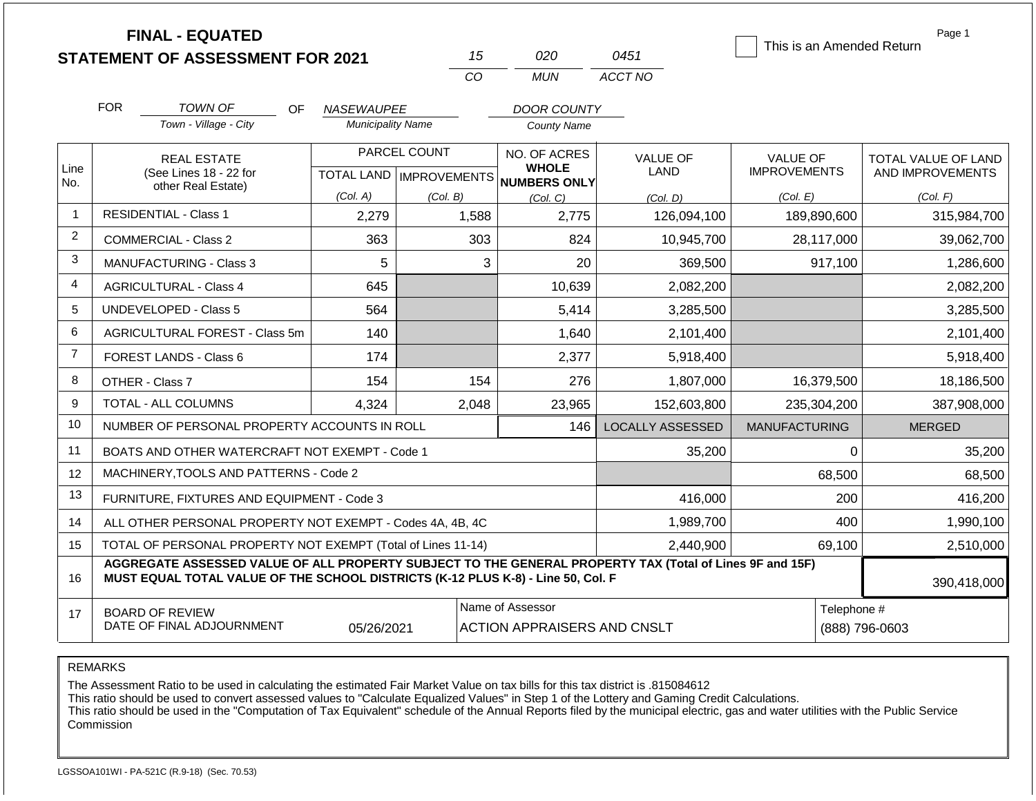# FINAL - EQUATED
## STATEMENT OF ASSESSMENT FOR 2021

| 15 | 020 | 0451 |
|---|---|---|
| CO | MUN | ACCT NO |

☐ This is an Amended Return

Page 1

FOR TOWN OF (Town - Village - City) OF NASEWAUPEE (Municipality Name) DOOR COUNTY (County Name)

| Line No. | REAL ESTATE (See Lines 18 - 22 for other Real Estate) | PARCEL COUNT TOTAL LAND (Col. A) | PARCEL COUNT IMPROVEMENTS (Col. B) | NO. OF ACRES WHOLE NUMBERS ONLY (Col. C) | VALUE OF LAND (Col. D) | VALUE OF IMPROVEMENTS (Col. E) | TOTAL VALUE OF LAND AND IMPROVEMENTS (Col. F) |
|---|---|---|---|---|---|---|---|
| 1 | RESIDENTIAL - Class 1 | 2,279 | 1,588 | 2,775 | 126,094,100 | 189,890,600 | 315,984,700 |
| 2 | COMMERCIAL - Class 2 | 363 | 303 | 824 | 10,945,700 | 28,117,000 | 39,062,700 |
| 3 | MANUFACTURING - Class 3 | 5 | 3 | 20 | 369,500 | 917,100 | 1,286,600 |
| 4 | AGRICULTURAL - Class 4 | 645 | | 10,639 | 2,082,200 | | 2,082,200 |
| 5 | UNDEVELOPED - Class 5 | 564 | | 5,414 | 3,285,500 | | 3,285,500 |
| 6 | AGRICULTURAL FOREST - Class 5m | 140 | | 1,640 | 2,101,400 | | 2,101,400 |
| 7 | FOREST LANDS - Class 6 | 174 | | 2,377 | 5,918,400 | | 5,918,400 |
| 8 | OTHER - Class 7 | 154 | 154 | 276 | 1,807,000 | 16,379,500 | 18,186,500 |
| 9 | TOTAL - ALL COLUMNS | 4,324 | 2,048 | 23,965 | 152,603,800 | 235,304,200 | 387,908,000 |
| 10 | NUMBER OF PERSONAL PROPERTY ACCOUNTS IN ROLL | | | 146 | LOCALLY ASSESSED | MANUFACTURING | MERGED |
| 11 | BOATS AND OTHER WATERCRAFT NOT EXEMPT - Code 1 | | | | 35,200 | 0 | 35,200 |
| 12 | MACHINERY,TOOLS AND PATTERNS - Code 2 | | | | | 68,500 | 68,500 |
| 13 | FURNITURE, FIXTURES AND EQUIPMENT - Code 3 | | | | 416,000 | 200 | 416,200 |
| 14 | ALL OTHER PERSONAL PROPERTY NOT EXEMPT - Codes 4A, 4B, 4C | | | | 1,989,700 | 400 | 1,990,100 |
| 15 | TOTAL OF PERSONAL PROPERTY NOT EXEMPT (Total of Lines 11-14) | | | | 2,440,900 | 69,100 | 2,510,000 |
| 16 | **AGGREGATE ASSESSED VALUE OF ALL PROPERTY SUBJECT TO THE GENERAL PROPERTY TAX (Total of Lines 9F and 15F) MUST EQUAL TOTAL VALUE OF THE SCHOOL DISTRICTS (K-12 PLUS K-8) - Line 50, Col. F** | | | | | | 390,418,000 |
| 17 | BOARD OF REVIEW DATE OF FINAL ADJOURNMENT | 05/26/2021 | | Name of Assessor: ACTION APPRAISERS AND CNSLT | | | Telephone #: (888) 796-0603 |

REMARKS

The Assessment Ratio to be used in calculating the estimated Fair Market Value on tax bills for this tax district is .815084612
This ratio should be used to convert assessed values to "Calculate Equalized Values" in Step 1 of the Lottery and Gaming Credit Calculations.
This ratio should be used in the "Computation of Tax Equivalent" schedule of the Annual Reports filed by the municipal electric, gas and water utilities with the Public Service Commission

LGSSOA101WI - PA-521C (R.9-18) (Sec. 70.53)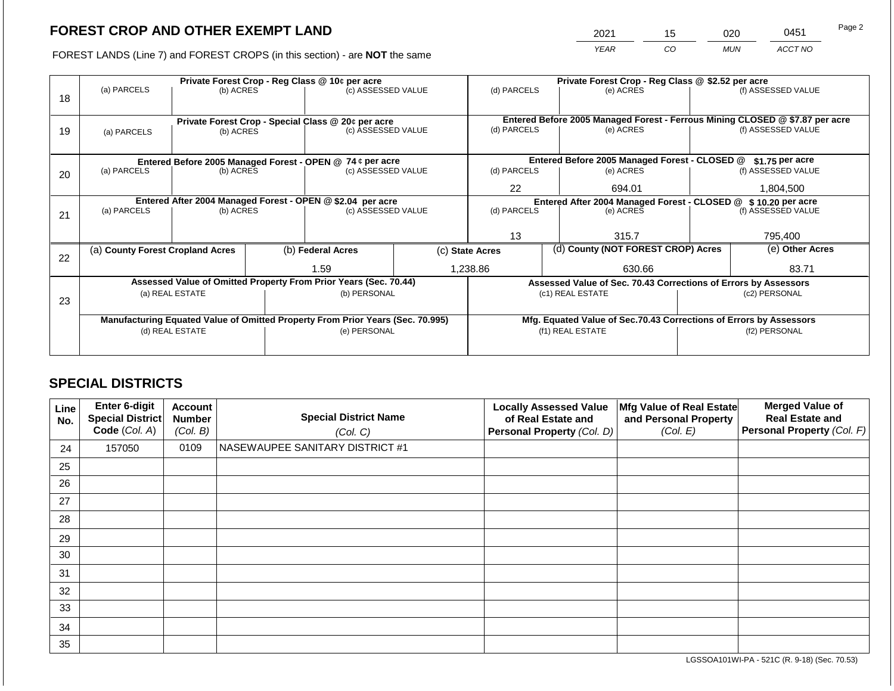# FOREST CROP AND OTHER EXEMPT LAND

FOREST LANDS (Line 7) and FOREST CROPS (in this section) - are **NOT** the same

| YEAR | CO | MUN | ACCT NO |
|---|---|---|---|
| 2021 | 15 | 020 | 0451 |

| Line | Private Forest Crop - Reg Class @ 10¢ per acre (a) PARCELS | (b) ACRES | (c) ASSESSED VALUE | Private Forest Crop - Reg Class @ $2.52 per acre (d) PARCELS | (e) ACRES | (f) ASSESSED VALUE |
|---|---|---|---|---|---|---|
| 18 | | | | | | |

| Line | Private Forest Crop - Special Class @ 20¢ per acre (a) PARCELS | (b) ACRES | (c) ASSESSED VALUE | Entered Before 2005 Managed Forest - Ferrous Mining CLOSED @ $7.87 per acre (d) PARCELS | (e) ACRES | (f) ASSESSED VALUE |
|---|---|---|---|---|---|---|
| 19 | | | | | | |

| Line | Entered Before 2005 Managed Forest - OPEN @ 74 ¢ per acre (a) PARCELS | (b) ACRES | (c) ASSESSED VALUE | Entered Before 2005 Managed Forest - CLOSED @ $1.75 per acre (d) PARCELS | (e) ACRES | (f) ASSESSED VALUE |
|---|---|---|---|---|---|---|
| 20 | | | | 22 | 694.01 | 1,804,500 |

| Line | Entered After 2004 Managed Forest - OPEN @ $2.04 per acre (a) PARCELS | (b) ACRES | (c) ASSESSED VALUE | Entered After 2004 Managed Forest - CLOSED @ $ 10.20 per acre (d) PARCELS | (e) ACRES | (f) ASSESSED VALUE |
|---|---|---|---|---|---|---|
| 21 | | | | 13 | 315.7 | 795,400 |

| Line | (a) County Forest Cropland Acres | (b) Federal Acres | (c) State Acres | (d) County (NOT FOREST CROP) Acres | (e) Other Acres |
|---|---|---|---|---|---|
| 22 | | 1.59 | 1,238.86 | 630.66 | 83.71 |

| Line | Assessed Value of Omitted Property From Prior Years (Sec. 70.44) (a) REAL ESTATE | (b) PERSONAL | Assessed Value of Sec. 70.43 Corrections of Errors by Assessors (c1) REAL ESTATE | (c2) PERSONAL |
|---|---|---|---|---|
| 23 | | | | |
| | **Manufacturing Equated Value of Omitted Property From Prior Years (Sec. 70.995)** (d) REAL ESTATE | (e) PERSONAL | **Mfg. Equated Value of Sec.70.43 Corrections of Errors by Assessors** (f1) REAL ESTATE | (f2) PERSONAL |
| | | | | |

## SPECIAL DISTRICTS

| Line No. | Enter 6-digit Special District Code (Col. A) | Account Number (Col. B) | Special District Name (Col. C) | Locally Assessed Value of Real Estate and Personal Property (Col. D) | Mfg Value of Real Estate and Personal Property (Col. E) | Merged Value of Real Estate and Personal Property (Col. F) |
|---|---|---|---|---|---|---|
| 24 | 157050 | 0109 | NASEWAUPEE SANITARY DISTRICT #1 | | | |
| 25 | | | | | | |
| 26 | | | | | | |
| 27 | | | | | | |
| 28 | | | | | | |
| 29 | | | | | | |
| 30 | | | | | | |
| 31 | | | | | | |
| 32 | | | | | | |
| 33 | | | | | | |
| 34 | | | | | | |
| 35 | | | | | | |

LGSSOA101WI-PA - 521C (R. 9-18) (Sec. 70.53)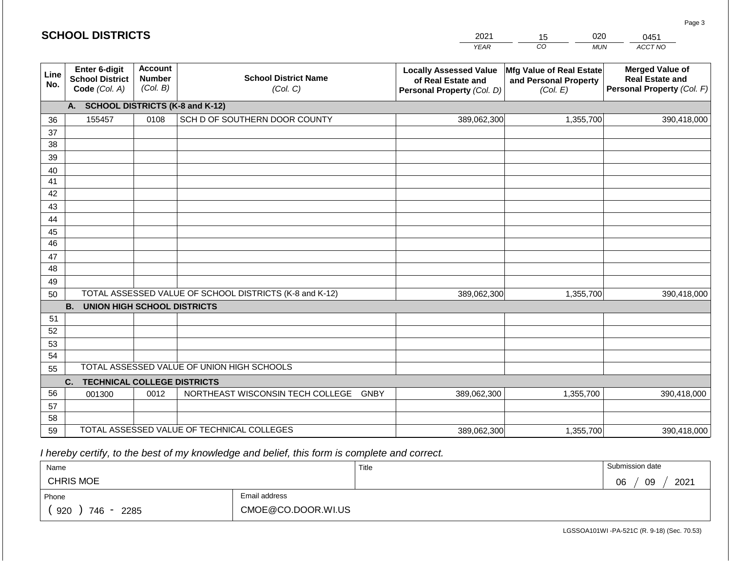## SCHOOL DISTRICTS

| YEAR | CO | MUN | ACCT NO |
|---|---|---|---|
| 2021 | 15 | 020 | 0451 |

| Line No. | Enter 6-digit School District Code (Col. A) | Account Number (Col. B) | School District Name (Col. C) | Locally Assessed Value of Real Estate and Personal Property (Col. D) | Mfg Value of Real Estate and Personal Property (Col. E) | Merged Value of Real Estate and Personal Property (Col. F) |
|---|---|---|---|---|---|---|
| | **A. SCHOOL DISTRICTS (K-8 and K-12)** | | | | | |
| 36 | 155457 | 0108 | SCH D OF SOUTHERN DOOR COUNTY | 389,062,300 | 1,355,700 | 390,418,000 |
| 37 | | | | | | |
| 38 | | | | | | |
| 39 | | | | | | |
| 40 | | | | | | |
| 41 | | | | | | |
| 42 | | | | | | |
| 43 | | | | | | |
| 44 | | | | | | |
| 45 | | | | | | |
| 46 | | | | | | |
| 47 | | | | | | |
| 48 | | | | | | |
| 49 | | | | | | |
| 50 | TOTAL ASSESSED VALUE OF SCHOOL DISTRICTS (K-8 and K-12) | | | 389,062,300 | 1,355,700 | 390,418,000 |
| | **B. UNION HIGH SCHOOL DISTRICTS** | | | | | |
| 51 | | | | | | |
| 52 | | | | | | |
| 53 | | | | | | |
| 54 | | | | | | |
| 55 | TOTAL ASSESSED VALUE OF UNION HIGH SCHOOLS | | | | | |
| | **C. TECHNICAL COLLEGE DISTRICTS** | | | | | |
| 56 | 001300 | 0012 | NORTHEAST WISCONSIN TECH COLLEGE GNBY | 389,062,300 | 1,355,700 | 390,418,000 |
| 57 | | | | | | |
| 58 | | | | | | |
| 59 | TOTAL ASSESSED VALUE OF TECHNICAL COLLEGES | | | 389,062,300 | 1,355,700 | 390,418,000 |

*I hereby certify, to the best of my knowledge and belief, this form is complete and correct.*

| Name | | Title | Submission date |
|---|---|---|---|
| CHRIS MOE | | | 06 / 09 / 2021 |
| Phone | Email address | | |
| ( 920 ) 746 - 2285 | CMOE@CO.DOOR.WI.US | | |

LGSSOA101WI -PA-521C (R. 9-18) (Sec. 70.53)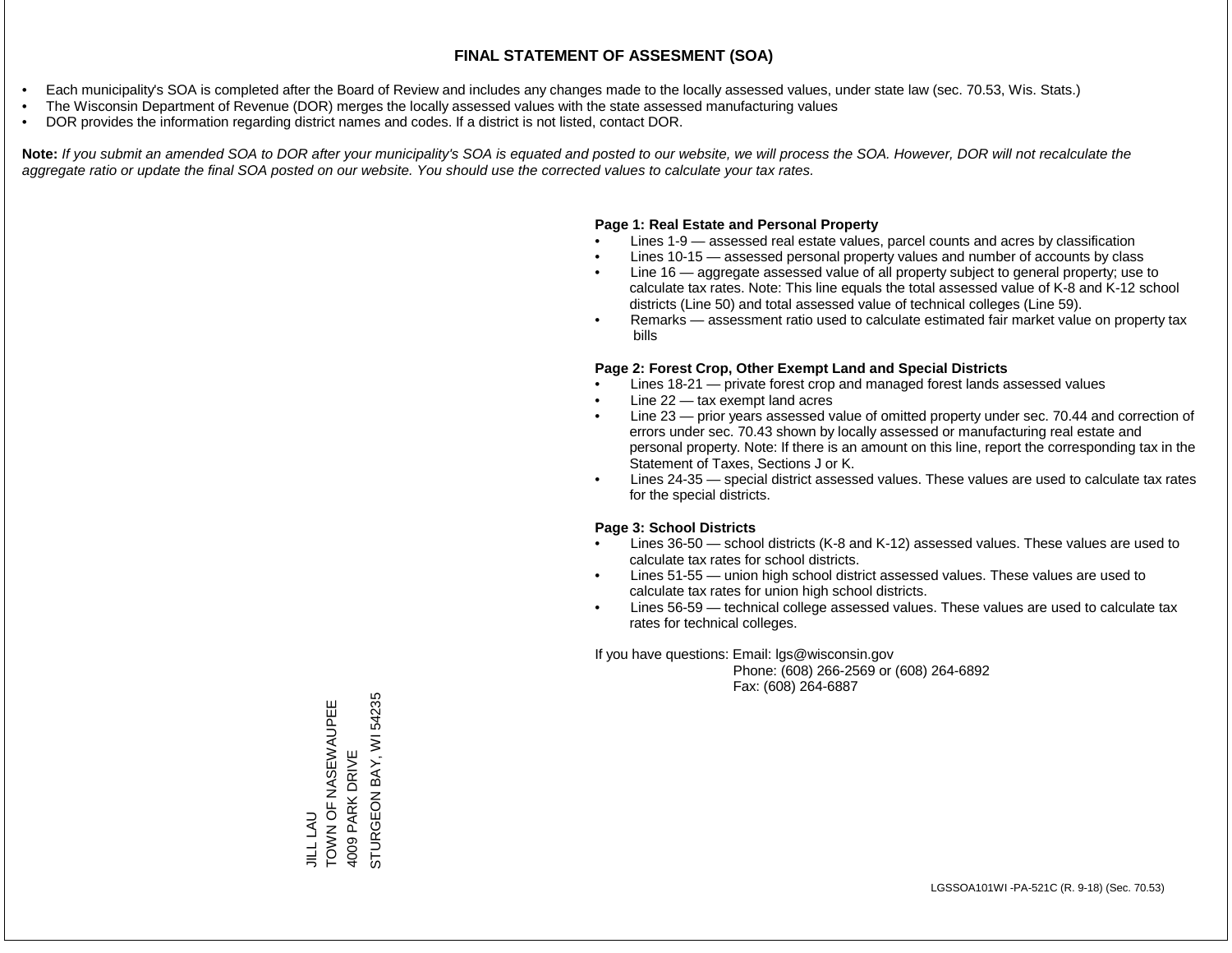# FINAL STATEMENT OF ASSESMENT (SOA)

- Each municipality's SOA is completed after the Board of Review and includes any changes made to the locally assessed values, under state law (sec. 70.53, Wis. Stats.)
- The Wisconsin Department of Revenue (DOR) merges the locally assessed values with the state assessed manufacturing values
- DOR provides the information regarding district names and codes. If a district is not listed, contact DOR.

**Note:** *If you submit an amended SOA to DOR after your municipality's SOA is equated and posted to our website, we will process the SOA. However, DOR will not recalculate the aggregate ratio or update the final SOA posted on our website. You should use the corrected values to calculate your tax rates.*

**Page 1: Real Estate and Personal Property**

- Lines 1-9 — assessed real estate values, parcel counts and acres by classification
- Lines 10-15 — assessed personal property values and number of accounts by class
- Line 16 — aggregate assessed value of all property subject to general property; use to calculate tax rates. Note: This line equals the total assessed value of K-8 and K-12 school districts (Line 50) and total assessed value of technical colleges (Line 59).
- Remarks — assessment ratio used to calculate estimated fair market value on property tax bills

**Page 2: Forest Crop, Other Exempt Land and Special Districts**

- Lines 18-21 — private forest crop and managed forest lands assessed values
- Line 22 — tax exempt land acres
- Line 23 — prior years assessed value of omitted property under sec. 70.44 and correction of errors under sec. 70.43 shown by locally assessed or manufacturing real estate and personal property. Note: If there is an amount on this line, report the corresponding tax in the Statement of Taxes, Sections J or K.
- Lines 24-35 — special district assessed values. These values are used to calculate tax rates for the special districts.

**Page 3: School Districts**

- Lines 36-50 — school districts (K-8 and K-12) assessed values. These values are used to calculate tax rates for school districts.
- Lines 51-55 — union high school district assessed values. These values are used to calculate tax rates for union high school districts.
- Lines 56-59 — technical college assessed values. These values are used to calculate tax rates for technical colleges.

If you have questions: Email: lgs@wisconsin.gov
Phone: (608) 266-2569 or (608) 264-6892
Fax: (608) 264-6887

JILL LAU
TOWN OF NASEWAUPEE
4009 PARK DRIVE
STURGEON BAY, WI 54235

LGSSOA101WI -PA-521C (R. 9-18) (Sec. 70.53)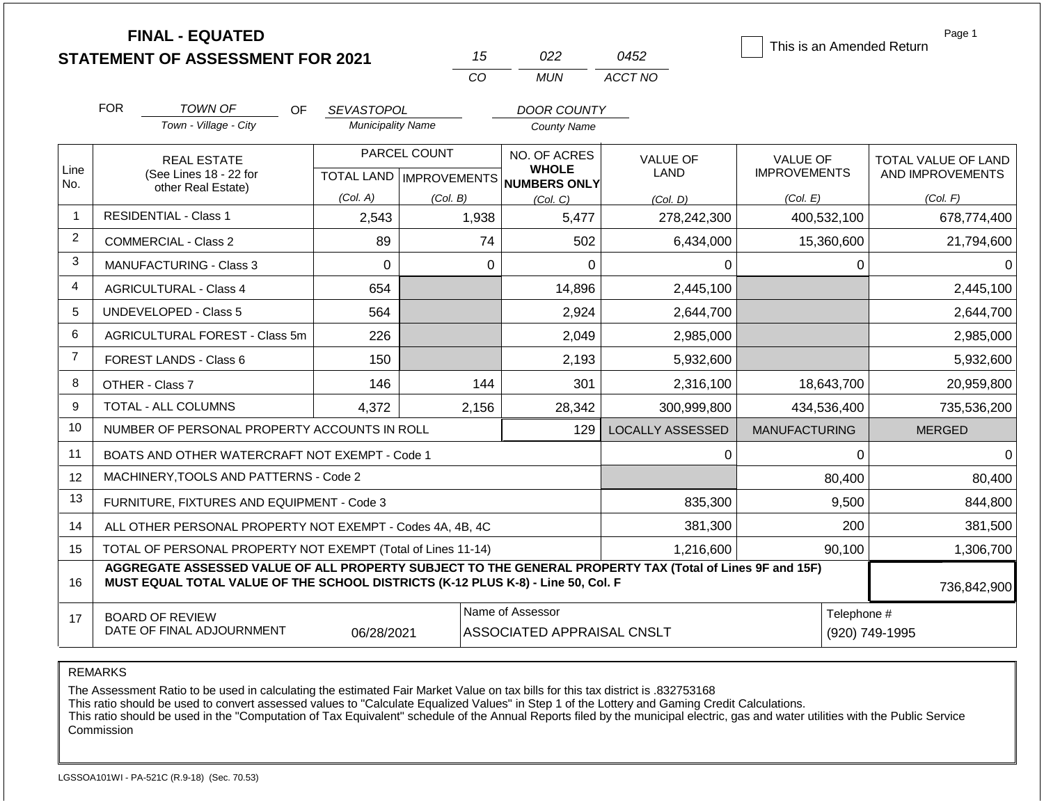# FINAL - EQUATED
# STATEMENT OF ASSESSMENT FOR 2021

| 15 | 022 | 0452 |
|---|---|---|
| CO | MUN | ACCT NO |

☐ This is an Amended Return

FOR *TOWN OF* (Town - Village - City) OF *SEVASTOPOL* (Municipality Name) *DOOR COUNTY* (County Name)

| Line No. | REAL ESTATE (See Lines 18 - 22 for other Real Estate) | PARCEL COUNT TOTAL LAND (Col. A) | PARCEL COUNT IMPROVEMENTS (Col. B) | NO. OF ACRES WHOLE NUMBERS ONLY (Col. C) | VALUE OF LAND (Col. D) | VALUE OF IMPROVEMENTS (Col. E) | TOTAL VALUE OF LAND AND IMPROVEMENTS (Col. F) |
|---|---|---|---|---|---|---|---|
| 1 | RESIDENTIAL - Class 1 | 2,543 | 1,938 | 5,477 | 278,242,300 | 400,532,100 | 678,774,400 |
| 2 | COMMERCIAL - Class 2 | 89 | 74 | 502 | 6,434,000 | 15,360,600 | 21,794,600 |
| 3 | MANUFACTURING - Class 3 | 0 | 0 | 0 | 0 | 0 | 0 |
| 4 | AGRICULTURAL - Class 4 | 654 | | 14,896 | 2,445,100 | | 2,445,100 |
| 5 | UNDEVELOPED - Class 5 | 564 | | 2,924 | 2,644,700 | | 2,644,700 |
| 6 | AGRICULTURAL FOREST - Class 5m | 226 | | 2,049 | 2,985,000 | | 2,985,000 |
| 7 | FOREST LANDS - Class 6 | 150 | | 2,193 | 5,932,600 | | 5,932,600 |
| 8 | OTHER - Class 7 | 146 | 144 | 301 | 2,316,100 | 18,643,700 | 20,959,800 |
| 9 | TOTAL - ALL COLUMNS | 4,372 | 2,156 | 28,342 | 300,999,800 | 434,536,400 | 735,536,200 |
| 10 | NUMBER OF PERSONAL PROPERTY ACCOUNTS IN ROLL | | | 129 | LOCALLY ASSESSED | MANUFACTURING | MERGED |
| 11 | BOATS AND OTHER WATERCRAFT NOT EXEMPT - Code 1 | | | | 0 | 0 | 0 |
| 12 | MACHINERY,TOOLS AND PATTERNS - Code 2 | | | | | 80,400 | 80,400 |
| 13 | FURNITURE, FIXTURES AND EQUIPMENT - Code 3 | | | | 835,300 | 9,500 | 844,800 |
| 14 | ALL OTHER PERSONAL PROPERTY NOT EXEMPT - Codes 4A, 4B, 4C | | | | 381,300 | 200 | 381,500 |
| 15 | TOTAL OF PERSONAL PROPERTY NOT EXEMPT (Total of Lines 11-14) | | | | 1,216,600 | 90,100 | 1,306,700 |
| 16 | **AGGREGATE ASSESSED VALUE OF ALL PROPERTY SUBJECT TO THE GENERAL PROPERTY TAX (Total of Lines 9F and 15F) MUST EQUAL TOTAL VALUE OF THE SCHOOL DISTRICTS (K-12 PLUS K-8) - Line 50, Col. F** | | | | | | 736,842,900 |
| 17 | BOARD OF REVIEW DATE OF FINAL ADJOURNMENT | 06/28/2021 | | Name of Assessor: ASSOCIATED APPRAISAL CNSLT | | | Telephone #: (920) 749-1995 |

REMARKS

The Assessment Ratio to be used in calculating the estimated Fair Market Value on tax bills for this tax district is .832753168
This ratio should be used to convert assessed values to "Calculate Equalized Values" in Step 1 of the Lottery and Gaming Credit Calculations.
This ratio should be used in the "Computation of Tax Equivalent" schedule of the Annual Reports filed by the municipal electric, gas and water utilities with the Public Service Commission

LGSSOA101WI - PA-521C (R.9-18) (Sec. 70.53)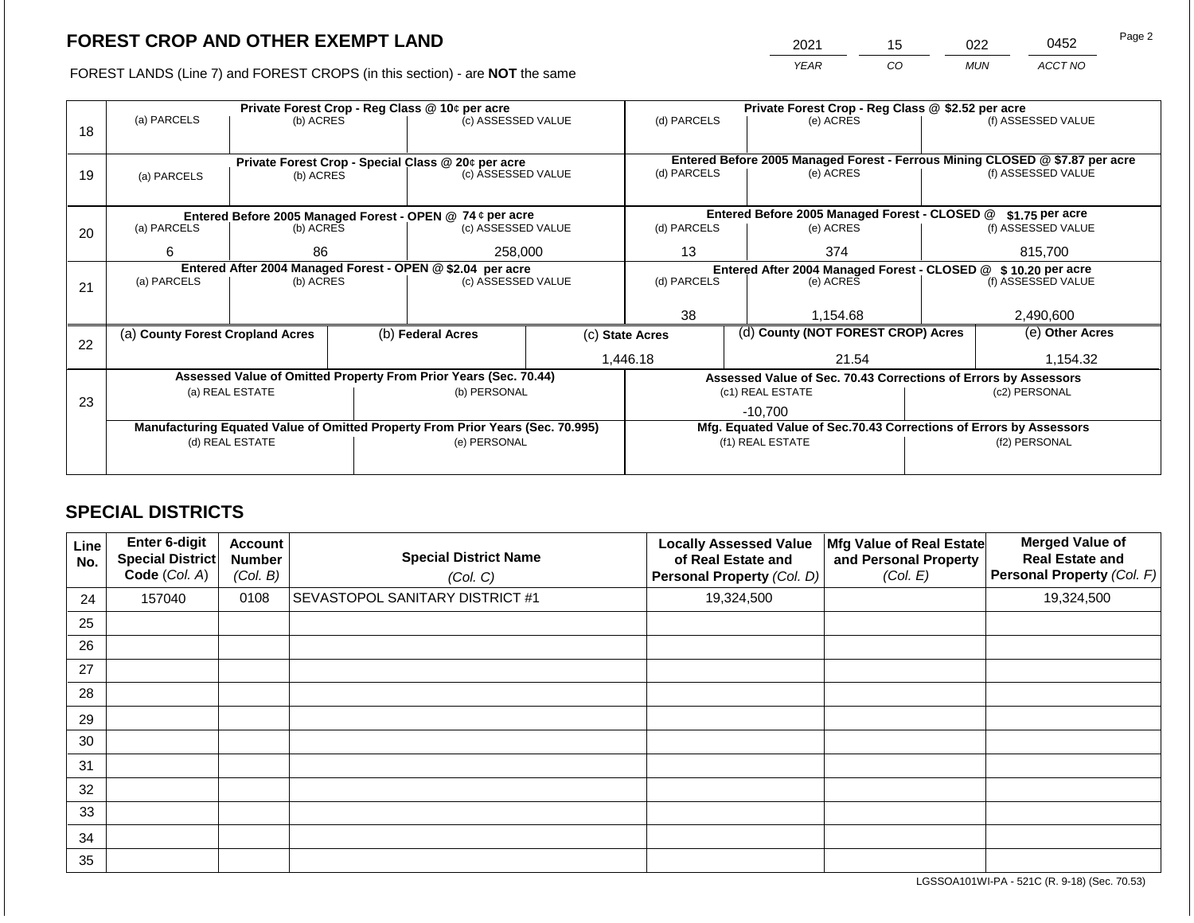## FOREST CROP AND OTHER EXEMPT LAND

| 2021 | 15 | 022 | 0452 |
|---|---|---|---|
| YEAR | CO | MUN | ACCT NO |

FOREST LANDS (Line 7) and FOREST CROPS (in this section) - are **NOT** the same

| Line | Private Forest Crop - Reg Class @ 10¢ per acre | | | Private Forest Crop - Reg Class @ $2.52 per acre | | |
|---|---|---|---|---|---|---|
| 18 | (a) PARCELS | (b) ACRES | (c) ASSESSED VALUE | (d) PARCELS | (e) ACRES | (f) ASSESSED VALUE |
| | | | | | | |
| | **Private Forest Crop - Special Class @ 20¢ per acre** | | | **Entered Before 2005 Managed Forest - Ferrous Mining CLOSED @ $7.87 per acre** | | |
| 19 | (a) PARCELS | (b) ACRES | (c) ASSESSED VALUE | (d) PARCELS | (e) ACRES | (f) ASSESSED VALUE |
| | | | | | | |
| | **Entered Before 2005 Managed Forest - OPEN @ 74 ¢ per acre** | | | **Entered Before 2005 Managed Forest - CLOSED @ $1.75 per acre** | | |
| 20 | (a) PARCELS | (b) ACRES | (c) ASSESSED VALUE | (d) PARCELS | (e) ACRES | (f) ASSESSED VALUE |
| | 6 | 86 | 258,000 | 13 | 374 | 815,700 |
| | **Entered After 2004 Managed Forest - OPEN @ $2.04 per acre** | | | **Entered After 2004 Managed Forest - CLOSED @ $ 10.20 per acre** | | |
| 21 | (a) PARCELS | (b) ACRES | (c) ASSESSED VALUE | (d) PARCELS | (e) ACRES | (f) ASSESSED VALUE |
| | | | | 38 | 1,154.68 | 2,490,600 |

| Line | (a) County Forest Cropland Acres | (b) Federal Acres | (c) State Acres | (d) County (NOT FOREST CROP) Acres | (e) Other Acres |
|---|---|---|---|---|---|
| 22 | | | 1,446.18 | 21.54 | 1,154.32 |

| Line | Assessed Value of Omitted Property From Prior Years (Sec. 70.44) | | Assessed Value of Sec. 70.43 Corrections of Errors by Assessors | |
|---|---|---|---|---|
| 23 | (a) REAL ESTATE | (b) PERSONAL | (c1) REAL ESTATE | (c2) PERSONAL |
| | | | -10,700 | |
| | **Manufacturing Equated Value of Omitted Property From Prior Years (Sec. 70.995)** | | **Mfg. Equated Value of Sec.70.43 Corrections of Errors by Assessors** | |
| | (d) REAL ESTATE | (e) PERSONAL | (f1) REAL ESTATE | (f2) PERSONAL |
| | | | | |

## SPECIAL DISTRICTS

| Line No. | Enter 6-digit Special District Code (Col. A) | Account Number (Col. B) | Special District Name (Col. C) | Locally Assessed Value of Real Estate and Personal Property (Col. D) | Mfg Value of Real Estate and Personal Property (Col. E) | Merged Value of Real Estate and Personal Property (Col. F) |
|---|---|---|---|---|---|---|
| 24 | 157040 | 0108 | SEVASTOPOL SANITARY DISTRICT #1 | 19,324,500 | | 19,324,500 |
| 25 | | | | | | |
| 26 | | | | | | |
| 27 | | | | | | |
| 28 | | | | | | |
| 29 | | | | | | |
| 30 | | | | | | |
| 31 | | | | | | |
| 32 | | | | | | |
| 33 | | | | | | |
| 34 | | | | | | |
| 35 | | | | | | |

LGSSOA101WI-PA - 521C (R. 9-18) (Sec. 70.53)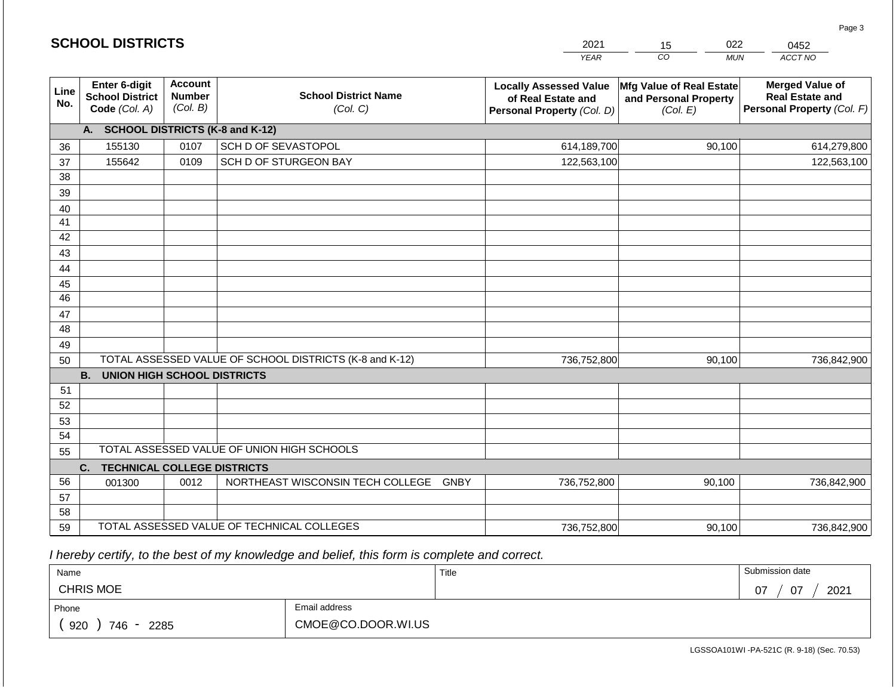## SCHOOL DISTRICTS

| 2021 | 15 | 022 | 0452 |
|---|---|---|---|
| *YEAR* | *CO* | *MUN* | *ACCT NO* |

| Line No. | Enter 6-digit School District Code *(Col. A)* | Account Number *(Col. B)* | School District Name *(Col. C)* | Locally Assessed Value of Real Estate and Personal Property *(Col. D)* | Mfg Value of Real Estate and Personal Property *(Col. E)* | Merged Value of Real Estate and Personal Property *(Col. F)* |
|---|---|---|---|---|---|---|
| | **A. SCHOOL DISTRICTS (K-8 and K-12)** | | | | | |
| 36 | 155130 | 0107 | SCH D OF SEVASTOPOL | 614,189,700 | 90,100 | 614,279,800 |
| 37 | 155642 | 0109 | SCH D OF STURGEON BAY | 122,563,100 | | 122,563,100 |
| 38 | | | | | | |
| 39 | | | | | | |
| 40 | | | | | | |
| 41 | | | | | | |
| 42 | | | | | | |
| 43 | | | | | | |
| 44 | | | | | | |
| 45 | | | | | | |
| 46 | | | | | | |
| 47 | | | | | | |
| 48 | | | | | | |
| 49 | | | | | | |
| 50 | TOTAL ASSESSED VALUE OF SCHOOL DISTRICTS (K-8 and K-12) | | | 736,752,800 | 90,100 | 736,842,900 |
| | **B. UNION HIGH SCHOOL DISTRICTS** | | | | | |
| 51 | | | | | | |
| 52 | | | | | | |
| 53 | | | | | | |
| 54 | | | | | | |
| 55 | TOTAL ASSESSED VALUE OF UNION HIGH SCHOOLS | | | | | |
| | **C. TECHNICAL COLLEGE DISTRICTS** | | | | | |
| 56 | 001300 | 0012 | NORTHEAST WISCONSIN TECH COLLEGE GNBY | 736,752,800 | 90,100 | 736,842,900 |
| 57 | | | | | | |
| 58 | | | | | | |
| 59 | TOTAL ASSESSED VALUE OF TECHNICAL COLLEGES | | | 736,752,800 | 90,100 | 736,842,900 |

*I hereby certify, to the best of my knowledge and belief, this form is complete and correct.*

| Name | Title | Submission date |
|---|---|---|
| CHRIS MOE | | 07 / 07 / 2021 |
| Phone | Email address | |
| ( 920 ) 746 - 2285 | CMOE@CO.DOOR.WI.US | |

LGSSOA101WI -PA-521C (R. 9-18) (Sec. 70.53)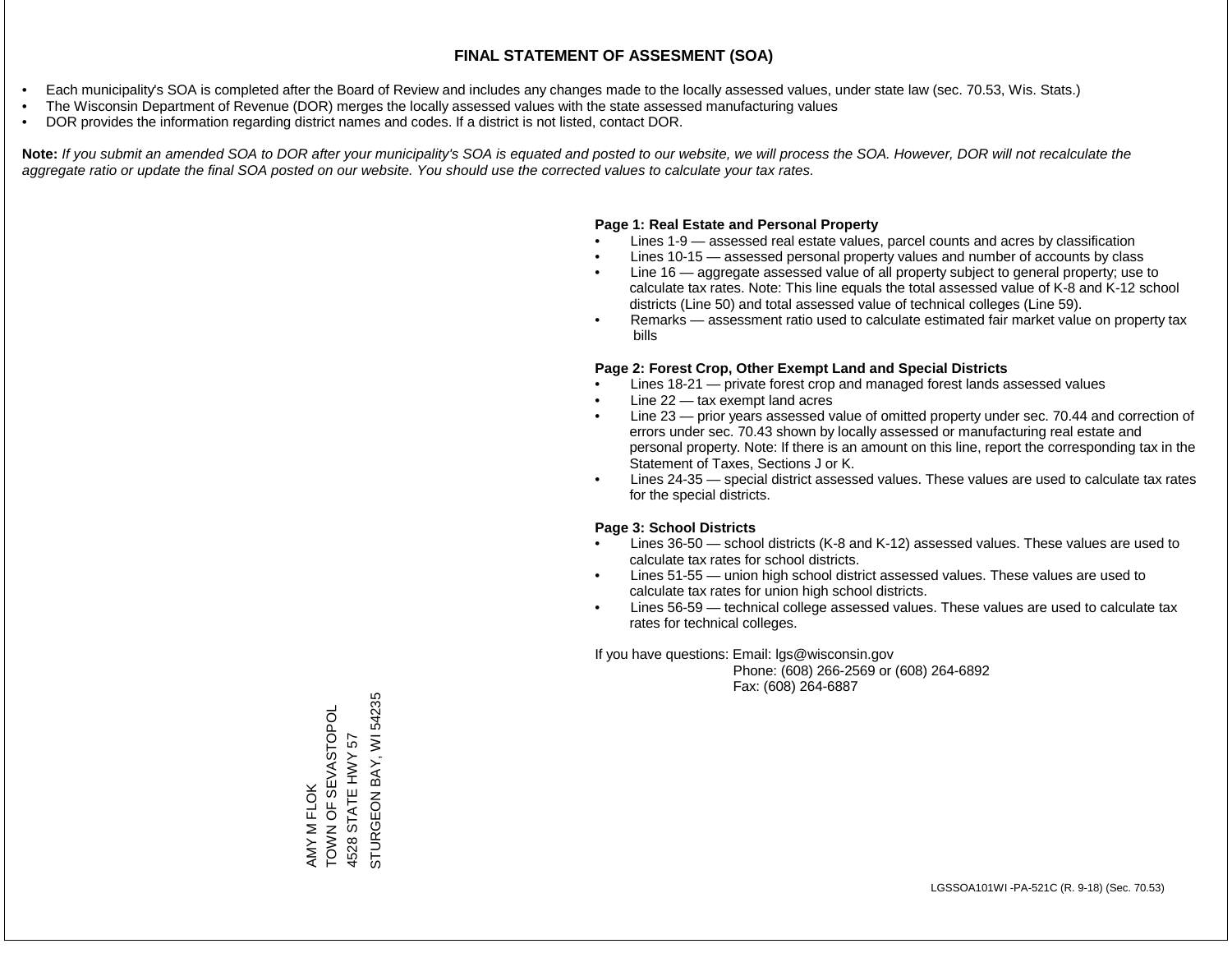# FINAL STATEMENT OF ASSESMENT (SOA)

- Each municipality's SOA is completed after the Board of Review and includes any changes made to the locally assessed values, under state law (sec. 70.53, Wis. Stats.)
- The Wisconsin Department of Revenue (DOR) merges the locally assessed values with the state assessed manufacturing values
- DOR provides the information regarding district names and codes. If a district is not listed, contact DOR.

**Note:** *If you submit an amended SOA to DOR after your municipality's SOA is equated and posted to our website, we will process the SOA. However, DOR will not recalculate the aggregate ratio or update the final SOA posted on our website. You should use the corrected values to calculate your tax rates.*

**Page 1: Real Estate and Personal Property**

- Lines 1-9 — assessed real estate values, parcel counts and acres by classification
- Lines 10-15 — assessed personal property values and number of accounts by class
- Line 16 — aggregate assessed value of all property subject to general property; use to calculate tax rates. Note: This line equals the total assessed value of K-8 and K-12 school districts (Line 50) and total assessed value of technical colleges (Line 59).
- Remarks — assessment ratio used to calculate estimated fair market value on property tax bills

**Page 2: Forest Crop, Other Exempt Land and Special Districts**

- Lines 18-21 — private forest crop and managed forest lands assessed values
- Line 22 — tax exempt land acres
- Line 23 — prior years assessed value of omitted property under sec. 70.44 and correction of errors under sec. 70.43 shown by locally assessed or manufacturing real estate and personal property. Note: If there is an amount on this line, report the corresponding tax in the Statement of Taxes, Sections J or K.
- Lines 24-35 — special district assessed values. These values are used to calculate tax rates for the special districts.

**Page 3: School Districts**

- Lines 36-50 — school districts (K-8 and K-12) assessed values. These values are used to calculate tax rates for school districts.
- Lines 51-55 — union high school district assessed values. These values are used to calculate tax rates for union high school districts.
- Lines 56-59 — technical college assessed values. These values are used to calculate tax rates for technical colleges.

If you have questions: Email: lgs@wisconsin.gov
Phone: (608) 266-2569 or (608) 264-6892
Fax: (608) 264-6887

AMY M FLOK
TOWN OF SEVASTOPOL
4528 STATE HWY 57
STURGEON BAY, WI 54235

LGSSOA101WI -PA-521C (R. 9-18) (Sec. 70.53)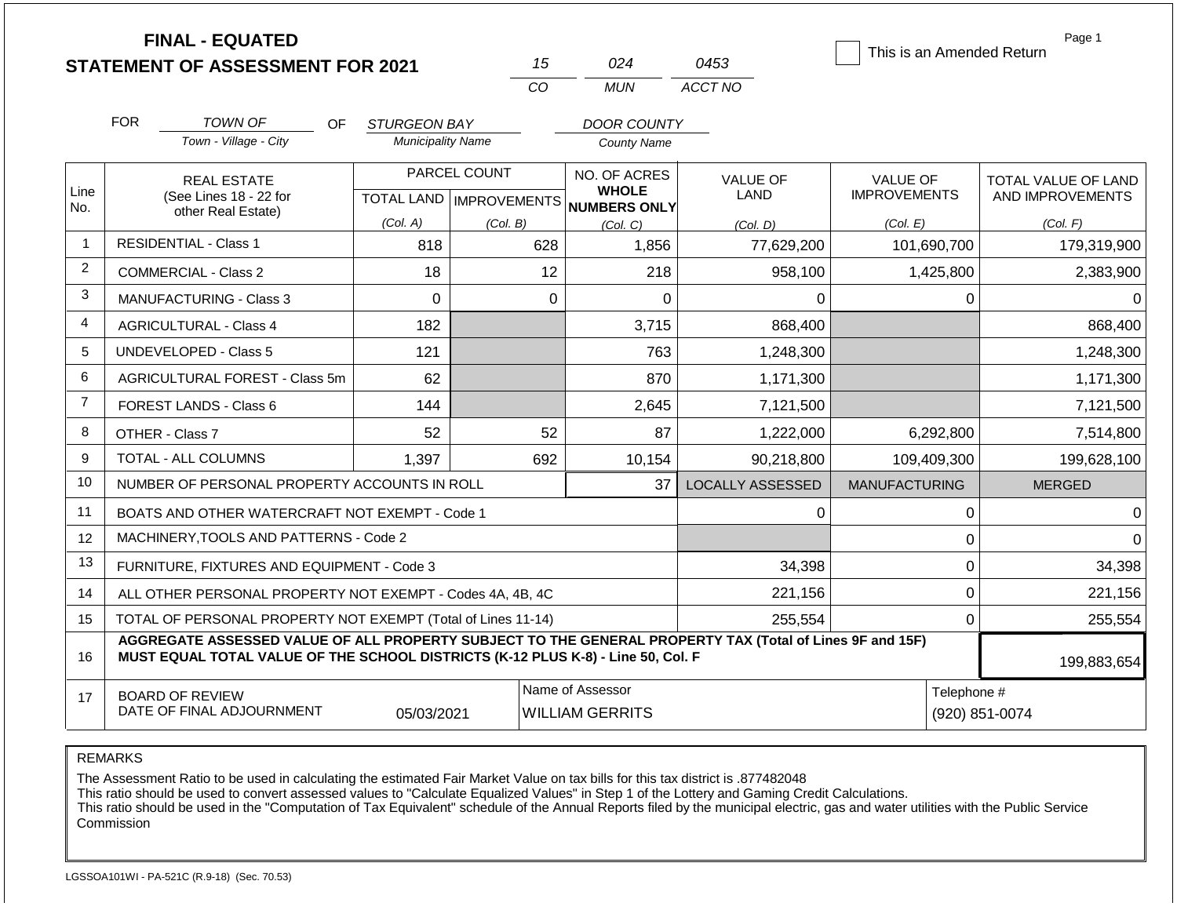# FINAL - EQUATED
# STATEMENT OF ASSESSMENT FOR 2021

| 15 | 024 | 0453 |
|---|---|---|
| CO | MUN | ACCT NO |

☐ This is an Amended Return

FOR TOWN OF (Town - Village - City) OF STURGEON BAY (Municipality Name) DOOR COUNTY (County Name)

| Line No. | REAL ESTATE (See Lines 18 - 22 for other Real Estate) | PARCEL COUNT | | NO. OF ACRES WHOLE NUMBERS ONLY | VALUE OF LAND | VALUE OF IMPROVEMENTS | TOTAL VALUE OF LAND AND IMPROVEMENTS |
|---|---|---|---|---|---|---|---|
| | | TOTAL LAND (Col. A) | IMPROVEMENTS (Col. B) | (Col. C) | (Col. D) | (Col. E) | (Col. F) |
| 1 | RESIDENTIAL - Class 1 | 818 | 628 | 1,856 | 77,629,200 | 101,690,700 | 179,319,900 |
| 2 | COMMERCIAL - Class 2 | 18 | 12 | 218 | 958,100 | 1,425,800 | 2,383,900 |
| 3 | MANUFACTURING - Class 3 | 0 | 0 | 0 | 0 | 0 | 0 |
| 4 | AGRICULTURAL - Class 4 | 182 | | 3,715 | 868,400 | | 868,400 |
| 5 | UNDEVELOPED - Class 5 | 121 | | 763 | 1,248,300 | | 1,248,300 |
| 6 | AGRICULTURAL FOREST - Class 5m | 62 | | 870 | 1,171,300 | | 1,171,300 |
| 7 | FOREST LANDS - Class 6 | 144 | | 2,645 | 7,121,500 | | 7,121,500 |
| 8 | OTHER - Class 7 | 52 | 52 | 87 | 1,222,000 | 6,292,800 | 7,514,800 |
| 9 | TOTAL - ALL COLUMNS | 1,397 | 692 | 10,154 | 90,218,800 | 109,409,300 | 199,628,100 |
| 10 | NUMBER OF PERSONAL PROPERTY ACCOUNTS IN ROLL | | | 37 | LOCALLY ASSESSED | MANUFACTURING | MERGED |
| 11 | BOATS AND OTHER WATERCRAFT NOT EXEMPT - Code 1 | | | | 0 | 0 | 0 |
| 12 | MACHINERY,TOOLS AND PATTERNS - Code 2 | | | | | 0 | 0 |
| 13 | FURNITURE, FIXTURES AND EQUIPMENT - Code 3 | | | | 34,398 | 0 | 34,398 |
| 14 | ALL OTHER PERSONAL PROPERTY NOT EXEMPT - Codes 4A, 4B, 4C | | | | 221,156 | 0 | 221,156 |
| 15 | TOTAL OF PERSONAL PROPERTY NOT EXEMPT (Total of Lines 11-14) | | | | 255,554 | 0 | 255,554 |
| 16 | AGGREGATE ASSESSED VALUE OF ALL PROPERTY SUBJECT TO THE GENERAL PROPERTY TAX (Total of Lines 9F and 15F) MUST EQUAL TOTAL VALUE OF THE SCHOOL DISTRICTS (K-12 PLUS K-8) - Line 50, Col. F | | | | | | 199,883,654 |
| 17 | BOARD OF REVIEW DATE OF FINAL ADJOURNMENT | 05/03/2021 | | Name of Assessor: WILLIAM GERRITS | | | Telephone #: (920) 851-0074 |

REMARKS

The Assessment Ratio to be used in calculating the estimated Fair Market Value on tax bills for this tax district is .877482048
This ratio should be used to convert assessed values to "Calculate Equalized Values" in Step 1 of the Lottery and Gaming Credit Calculations.
This ratio should be used in the "Computation of Tax Equivalent" schedule of the Annual Reports filed by the municipal electric, gas and water utilities with the Public Service Commission

LGSSOA101WI - PA-521C (R.9-18) (Sec. 70.53)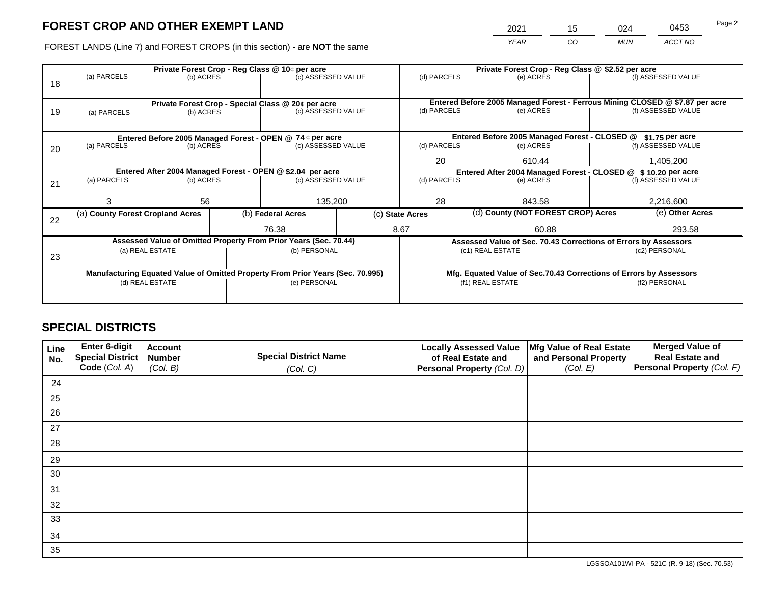# FOREST CROP AND OTHER EXEMPT LAND

| 2021 | 15 | 024 | 0453 |
|---|---|---|---|
| *YEAR* | *CO* | *MUN* | *ACCT NO* |

FOREST LANDS (Line 7) and FOREST CROPS (in this section) - are **NOT** the same

| Line | Private Forest Crop - Reg Class @ 10¢ per acre | | | Private Forest Crop - Reg Class @ $2.52 per acre | | |
|---|---|---|---|---|---|---|
| | (a) PARCELS | (b) ACRES | (c) ASSESSED VALUE | (d) PARCELS | (e) ACRES | (f) ASSESSED VALUE |
| 18 | | | | | | |
| | **Private Forest Crop - Special Class @ 20¢ per acre** | | | **Entered Before 2005 Managed Forest - Ferrous Mining CLOSED @ $7.87 per acre** | | |
| 19 | (a) PARCELS | (b) ACRES | (c) ASSESSED VALUE | (d) PARCELS | (e) ACRES | (f) ASSESSED VALUE |
| | | | | | | |
| | **Entered Before 2005 Managed Forest - OPEN @ 74 ¢ per acre** | | | **Entered Before 2005 Managed Forest - CLOSED @ $1.75 per acre** | | |
| 20 | (a) PARCELS | (b) ACRES | (c) ASSESSED VALUE | (d) PARCELS | (e) ACRES | (f) ASSESSED VALUE |
| | | | | 20 | 610.44 | 1,405,200 |
| | **Entered After 2004 Managed Forest - OPEN @ $2.04 per acre** | | | **Entered After 2004 Managed Forest - CLOSED @ $ 10.20 per acre** | | |
| 21 | (a) PARCELS | (b) ACRES | (c) ASSESSED VALUE | (d) PARCELS | (e) ACRES | (f) ASSESSED VALUE |
| | 3 | 56 | 135,200 | 28 | 843.58 | 2,216,600 |

| Line | (a) County Forest Cropland Acres | (b) Federal Acres | (c) State Acres | (d) County (NOT FOREST CROP) Acres | (e) Other Acres |
|---|---|---|---|---|---|
| 22 | | 76.38 | 8.67 | 60.88 | 293.58 |

| Line | Assessed Value of Omitted Property From Prior Years (Sec. 70.44) | | Assessed Value of Sec. 70.43 Corrections of Errors by Assessors | |
|---|---|---|---|---|
| 23 | (a) REAL ESTATE | (b) PERSONAL | (c1) REAL ESTATE | (c2) PERSONAL |
| | | | | |
| | **Manufacturing Equated Value of Omitted Property From Prior Years (Sec. 70.995)** | | **Mfg. Equated Value of Sec.70.43 Corrections of Errors by Assessors** | |
| | (d) REAL ESTATE | (e) PERSONAL | (f1) REAL ESTATE | (f2) PERSONAL |
| | | | | |

## SPECIAL DISTRICTS

| Line No. | Enter 6-digit Special District Code (Col. A) | Account Number (Col. B) | Special District Name (Col. C) | Locally Assessed Value of Real Estate and Personal Property (Col. D) | Mfg Value of Real Estate and Personal Property (Col. E) | Merged Value of Real Estate and Personal Property (Col. F) |
|---|---|---|---|---|---|---|
| 24 | | | | | | |
| 25 | | | | | | |
| 26 | | | | | | |
| 27 | | | | | | |
| 28 | | | | | | |
| 29 | | | | | | |
| 30 | | | | | | |
| 31 | | | | | | |
| 32 | | | | | | |
| 33 | | | | | | |
| 34 | | | | | | |
| 35 | | | | | | |

LGSSOA101WI-PA - 521C (R. 9-18) (Sec. 70.53)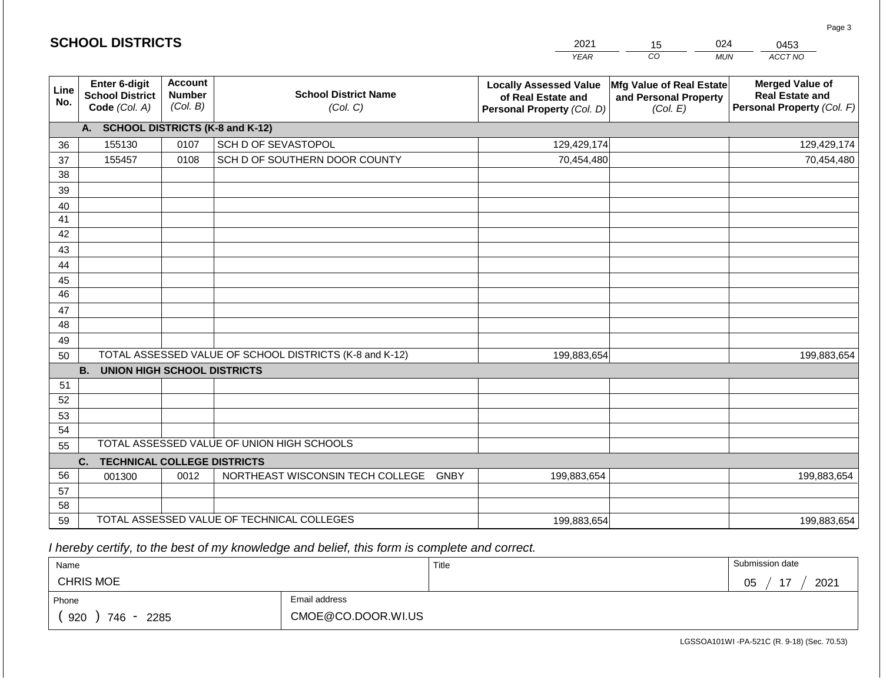## SCHOOL DISTRICTS

| 2021 | 15 | 024 | 0453 |
|---|---|---|---|
| *YEAR* | *CO* | *MUN* | *ACCT NO* |

| Line No. | Enter 6-digit School District Code *(Col. A)* | Account Number *(Col. B)* | School District Name *(Col. C)* | Locally Assessed Value of Real Estate and Personal Property *(Col. D)* | Mfg Value of Real Estate and Personal Property *(Col. E)* | Merged Value of Real Estate and Personal Property *(Col. F)* |
|---|---|---|---|---|---|---|
| | **A. SCHOOL DISTRICTS (K-8 and K-12)** | | | | | |
| 36 | 155130 | 0107 | SCH D OF SEVASTOPOL | 129,429,174 | | 129,429,174 |
| 37 | 155457 | 0108 | SCH D OF SOUTHERN DOOR COUNTY | 70,454,480 | | 70,454,480 |
| 38 | | | | | | |
| 39 | | | | | | |
| 40 | | | | | | |
| 41 | | | | | | |
| 42 | | | | | | |
| 43 | | | | | | |
| 44 | | | | | | |
| 45 | | | | | | |
| 46 | | | | | | |
| 47 | | | | | | |
| 48 | | | | | | |
| 49 | | | | | | |
| 50 | TOTAL ASSESSED VALUE OF SCHOOL DISTRICTS (K-8 and K-12) | | | 199,883,654 | | 199,883,654 |
| | **B. UNION HIGH SCHOOL DISTRICTS** | | | | | |
| 51 | | | | | | |
| 52 | | | | | | |
| 53 | | | | | | |
| 54 | | | | | | |
| 55 | TOTAL ASSESSED VALUE OF UNION HIGH SCHOOLS | | | | | |
| | **C. TECHNICAL COLLEGE DISTRICTS** | | | | | |
| 56 | 001300 | 0012 | NORTHEAST WISCONSIN TECH COLLEGE GNBY | 199,883,654 | | 199,883,654 |
| 57 | | | | | | |
| 58 | | | | | | |
| 59 | TOTAL ASSESSED VALUE OF TECHNICAL COLLEGES | | | 199,883,654 | | 199,883,654 |

*I hereby certify, to the best of my knowledge and belief, this form is complete and correct.*

| Name | Title | Submission date |
|---|---|---|
| CHRIS MOE | | 05 / 17 / 2021 |
| Phone | Email address | |
| ( 920 ) 746 - 2285 | CMOE@CO.DOOR.WI.US | |

LGSSOA101WI -PA-521C (R. 9-18) (Sec. 70.53)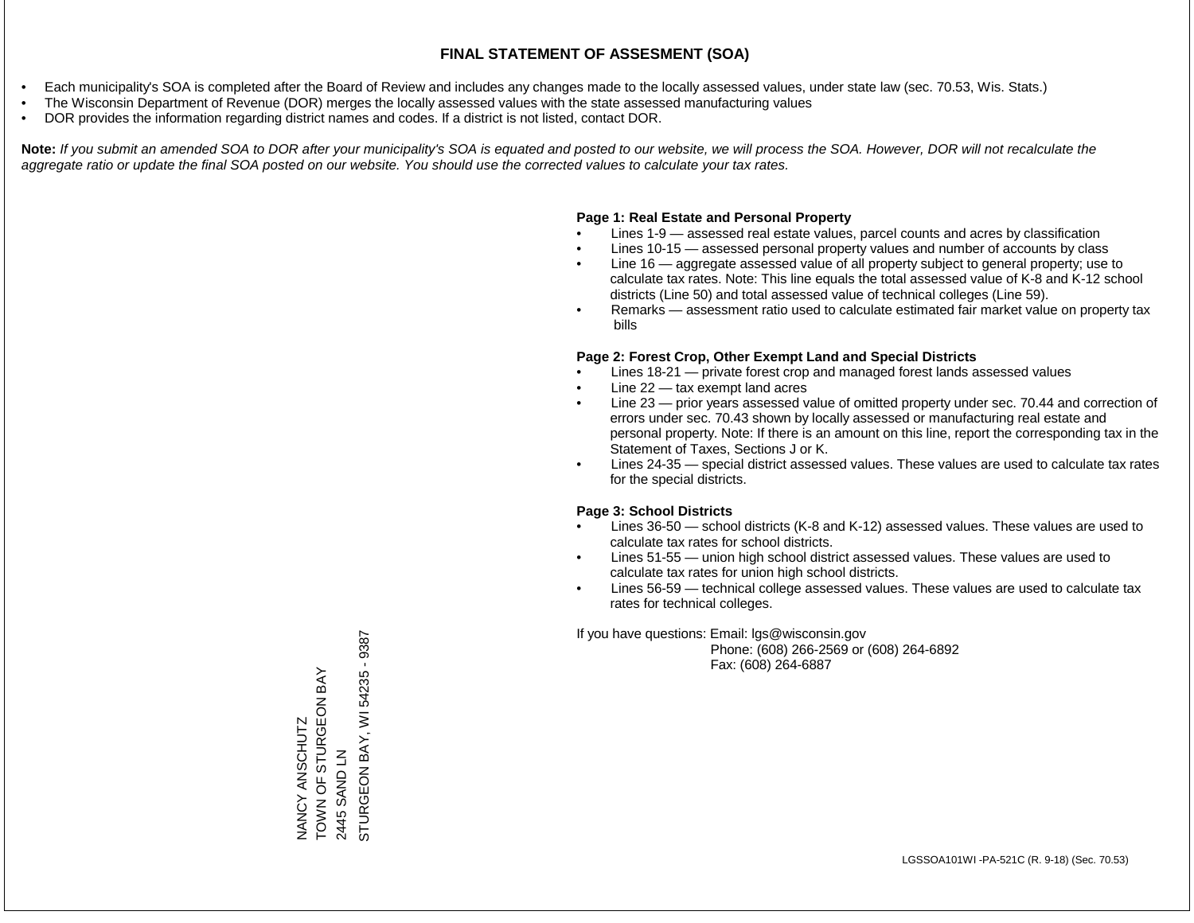# FINAL STATEMENT OF ASSESMENT (SOA)

- Each municipality's SOA is completed after the Board of Review and includes any changes made to the locally assessed values, under state law (sec. 70.53, Wis. Stats.)
- The Wisconsin Department of Revenue (DOR) merges the locally assessed values with the state assessed manufacturing values
- DOR provides the information regarding district names and codes. If a district is not listed, contact DOR.

**Note:** *If you submit an amended SOA to DOR after your municipality's SOA is equated and posted to our website, we will process the SOA. However, DOR will not recalculate the aggregate ratio or update the final SOA posted on our website. You should use the corrected values to calculate your tax rates.*

**Page 1: Real Estate and Personal Property**

- Lines 1-9 — assessed real estate values, parcel counts and acres by classification
- Lines 10-15 — assessed personal property values and number of accounts by class
- Line 16 — aggregate assessed value of all property subject to general property; use to calculate tax rates. Note: This line equals the total assessed value of K-8 and K-12 school districts (Line 50) and total assessed value of technical colleges (Line 59).
- Remarks — assessment ratio used to calculate estimated fair market value on property tax bills

**Page 2: Forest Crop, Other Exempt Land and Special Districts**

- Lines 18-21 — private forest crop and managed forest lands assessed values
- Line 22 — tax exempt land acres
- Line 23 — prior years assessed value of omitted property under sec. 70.44 and correction of errors under sec. 70.43 shown by locally assessed or manufacturing real estate and personal property. Note: If there is an amount on this line, report the corresponding tax in the Statement of Taxes, Sections J or K.
- Lines 24-35 — special district assessed values. These values are used to calculate tax rates for the special districts.

**Page 3: School Districts**

- Lines 36-50 — school districts (K-8 and K-12) assessed values. These values are used to calculate tax rates for school districts.
- Lines 51-55 — union high school district assessed values. These values are used to calculate tax rates for union high school districts.
- Lines 56-59 — technical college assessed values. These values are used to calculate tax rates for technical colleges.

If you have questions: Email: lgs@wisconsin.gov
Phone: (608) 266-2569 or (608) 264-6892
Fax: (608) 264-6887

NANCY ANSCHUTZ
TOWN OF STURGEON BAY
2445 SAND LN
STURGEON BAY, WI 54235 - 9387

LGSSOA101WI -PA-521C (R. 9-18) (Sec. 70.53)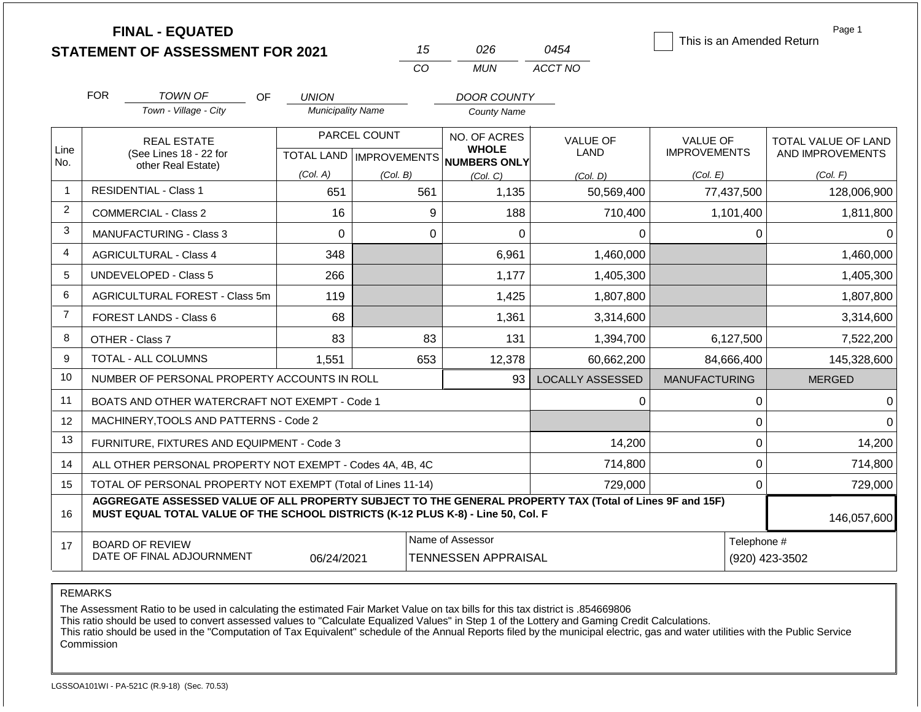# FINAL - EQUATED
# STATEMENT OF ASSESSMENT FOR 2021

| 15 | 026 | 0454 |
|---|---|---|
| CO | MUN | ACCT NO |

☐ This is an Amended Return

Page 1

FOR *TOWN OF* (Town - Village - City) OF *UNION* (Municipality Name) *DOOR COUNTY* (County Name)

| Line No. | REAL ESTATE (See Lines 18 - 22 for other Real Estate) | PARCEL COUNT TOTAL LAND (Col. A) | PARCEL COUNT IMPROVEMENTS (Col. B) | NO. OF ACRES WHOLE NUMBERS ONLY (Col. C) | VALUE OF LAND (Col. D) | VALUE OF IMPROVEMENTS (Col. E) | TOTAL VALUE OF LAND AND IMPROVEMENTS (Col. F) |
|---|---|---|---|---|---|---|---|
| 1 | RESIDENTIAL - Class 1 | 651 | 561 | 1,135 | 50,569,400 | 77,437,500 | 128,006,900 |
| 2 | COMMERCIAL - Class 2 | 16 | 9 | 188 | 710,400 | 1,101,400 | 1,811,800 |
| 3 | MANUFACTURING - Class 3 | 0 | 0 | 0 | 0 | 0 | 0 |
| 4 | AGRICULTURAL - Class 4 | 348 | | 6,961 | 1,460,000 | | 1,460,000 |
| 5 | UNDEVELOPED - Class 5 | 266 | | 1,177 | 1,405,300 | | 1,405,300 |
| 6 | AGRICULTURAL FOREST - Class 5m | 119 | | 1,425 | 1,807,800 | | 1,807,800 |
| 7 | FOREST LANDS - Class 6 | 68 | | 1,361 | 3,314,600 | | 3,314,600 |
| 8 | OTHER - Class 7 | 83 | 83 | 131 | 1,394,700 | 6,127,500 | 7,522,200 |
| 9 | TOTAL - ALL COLUMNS | 1,551 | 653 | 12,378 | 60,662,200 | 84,666,400 | 145,328,600 |
| 10 | NUMBER OF PERSONAL PROPERTY ACCOUNTS IN ROLL | | | 93 | LOCALLY ASSESSED | MANUFACTURING | MERGED |
| 11 | BOATS AND OTHER WATERCRAFT NOT EXEMPT - Code 1 | | | | 0 | 0 | 0 |
| 12 | MACHINERY,TOOLS AND PATTERNS - Code 2 | | | | | 0 | 0 |
| 13 | FURNITURE, FIXTURES AND EQUIPMENT - Code 3 | | | | 14,200 | 0 | 14,200 |
| 14 | ALL OTHER PERSONAL PROPERTY NOT EXEMPT - Codes 4A, 4B, 4C | | | | 714,800 | 0 | 714,800 |
| 15 | TOTAL OF PERSONAL PROPERTY NOT EXEMPT (Total of Lines 11-14) | | | | 729,000 | 0 | 729,000 |
| 16 | **AGGREGATE ASSESSED VALUE OF ALL PROPERTY SUBJECT TO THE GENERAL PROPERTY TAX (Total of Lines 9F and 15F) MUST EQUAL TOTAL VALUE OF THE SCHOOL DISTRICTS (K-12 PLUS K-8) - Line 50, Col. F** | | | | | | 146,057,600 |
| 17 | BOARD OF REVIEW DATE OF FINAL ADJOURNMENT | 06/24/2021 | | Name of Assessor: TENNESSEN APPRAISAL | | Telephone #: (920) 423-3502 | |

REMARKS

The Assessment Ratio to be used in calculating the estimated Fair Market Value on tax bills for this tax district is .854669806
This ratio should be used to convert assessed values to "Calculate Equalized Values" in Step 1 of the Lottery and Gaming Credit Calculations.
This ratio should be used in the "Computation of Tax Equivalent" schedule of the Annual Reports filed by the municipal electric, gas and water utilities with the Public Service Commission

LGSSOA101WI - PA-521C (R.9-18) (Sec. 70.53)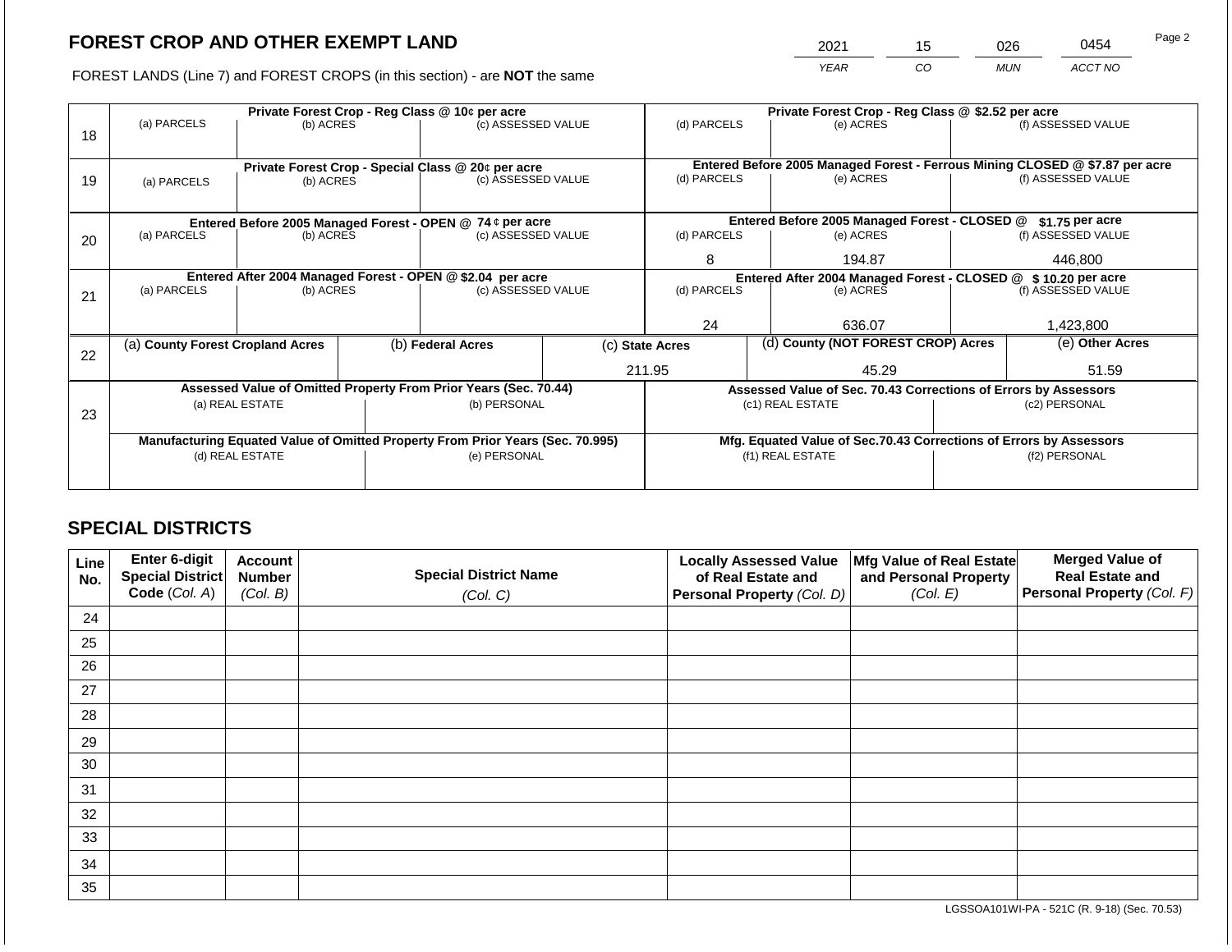# FOREST CROP AND OTHER EXEMPT LAND

FOREST LANDS (Line 7) and FOREST CROPS (in this section) - are **NOT** the same

| 2021 | 15 | 026 | 0454 |
|---|---|---|---|
| YEAR | CO | MUN | ACCT NO |

| | Private Forest Crop - Reg Class @ 10¢ per acre | | | Private Forest Crop - Reg Class @ $2.52 per acre | | |
|---|---|---|---|---|---|---|
| 18 | (a) PARCELS | (b) ACRES | (c) ASSESSED VALUE | (d) PARCELS | (e) ACRES | (f) ASSESSED VALUE |
| | | | | | | |
| | **Private Forest Crop - Special Class @ 20¢ per acre** | | | **Entered Before 2005 Managed Forest - Ferrous Mining CLOSED @ $7.87 per acre** | | |
| 19 | (a) PARCELS | (b) ACRES | (c) ASSESSED VALUE | (d) PARCELS | (e) ACRES | (f) ASSESSED VALUE |
| | | | | | | |
| | **Entered Before 2005 Managed Forest - OPEN @ 74 ¢ per acre** | | | **Entered Before 2005 Managed Forest - CLOSED @ $1.75 per acre** | | |
| 20 | (a) PARCELS | (b) ACRES | (c) ASSESSED VALUE | (d) PARCELS | (e) ACRES | (f) ASSESSED VALUE |
| | | | | 8 | 194.87 | 446,800 |
| | **Entered After 2004 Managed Forest - OPEN @ $2.04 per acre** | | | **Entered After 2004 Managed Forest - CLOSED @ $10.20 per acre** | | |
| 21 | (a) PARCELS | (b) ACRES | (c) ASSESSED VALUE | (d) PARCELS | (e) ACRES | (f) ASSESSED VALUE |
| | | | | 24 | 636.07 | 1,423,800 |

| | (a) County Forest Cropland Acres | (b) Federal Acres | (c) State Acres | (d) County (NOT FOREST CROP) Acres | (e) Other Acres |
|---|---|---|---|---|---|
| 22 | | | 211.95 | 45.29 | 51.59 |

| | Assessed Value of Omitted Property From Prior Years (Sec. 70.44) | | Assessed Value of Sec. 70.43 Corrections of Errors by Assessors | |
|---|---|---|---|---|
| 23 | (a) REAL ESTATE | (b) PERSONAL | (c1) REAL ESTATE | (c2) PERSONAL |
| | | | | |
| | **Manufacturing Equated Value of Omitted Property From Prior Years (Sec. 70.995)** | | **Mfg. Equated Value of Sec.70.43 Corrections of Errors by Assessors** | |
| | (d) REAL ESTATE | (e) PERSONAL | (f1) REAL ESTATE | (f2) PERSONAL |
| | | | | |

## SPECIAL DISTRICTS

| Line No. | Enter 6-digit Special District Code (Col. A) | Account Number (Col. B) | Special District Name (Col. C) | Locally Assessed Value of Real Estate and Personal Property (Col. D) | Mfg Value of Real Estate and Personal Property (Col. E) | Merged Value of Real Estate and Personal Property (Col. F) |
|---|---|---|---|---|---|---|
| 24 | | | | | | |
| 25 | | | | | | |
| 26 | | | | | | |
| 27 | | | | | | |
| 28 | | | | | | |
| 29 | | | | | | |
| 30 | | | | | | |
| 31 | | | | | | |
| 32 | | | | | | |
| 33 | | | | | | |
| 34 | | | | | | |
| 35 | | | | | | |

LGSSOA101WI-PA - 521C (R. 9-18) (Sec. 70.53)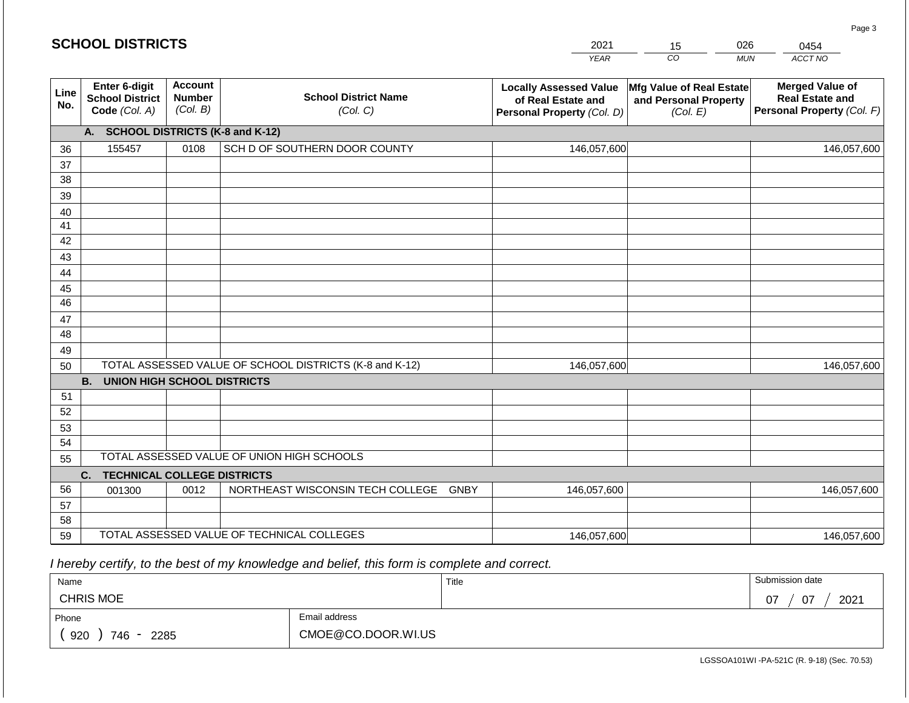## SCHOOL DISTRICTS

| 2021 | 15 | 026 | 0454 |
|---|---|---|---|
| YEAR | CO | MUN | ACCT NO |

| Line No. | Enter 6-digit School District Code (Col. A) | Account Number (Col. B) | School District Name (Col. C) | Locally Assessed Value of Real Estate and Personal Property (Col. D) | Mfg Value of Real Estate and Personal Property (Col. E) | Merged Value of Real Estate and Personal Property (Col. F) |
|---|---|---|---|---|---|---|
| | **A. SCHOOL DISTRICTS (K-8 and K-12)** | | | | | |
| 36 | 155457 | 0108 | SCH D OF SOUTHERN DOOR COUNTY | 146,057,600 | | 146,057,600 |
| 37 | | | | | | |
| 38 | | | | | | |
| 39 | | | | | | |
| 40 | | | | | | |
| 41 | | | | | | |
| 42 | | | | | | |
| 43 | | | | | | |
| 44 | | | | | | |
| 45 | | | | | | |
| 46 | | | | | | |
| 47 | | | | | | |
| 48 | | | | | | |
| 49 | | | | | | |
| 50 | TOTAL ASSESSED VALUE OF SCHOOL DISTRICTS (K-8 and K-12) | | | 146,057,600 | | 146,057,600 |
| | **B. UNION HIGH SCHOOL DISTRICTS** | | | | | |
| 51 | | | | | | |
| 52 | | | | | | |
| 53 | | | | | | |
| 54 | | | | | | |
| 55 | TOTAL ASSESSED VALUE OF UNION HIGH SCHOOLS | | | | | |
| | **C. TECHNICAL COLLEGE DISTRICTS** | | | | | |
| 56 | 001300 | 0012 | NORTHEAST WISCONSIN TECH COLLEGE GNBY | 146,057,600 | | 146,057,600 |
| 57 | | | | | | |
| 58 | | | | | | |
| 59 | TOTAL ASSESSED VALUE OF TECHNICAL COLLEGES | | | 146,057,600 | | 146,057,600 |

*I hereby certify, to the best of my knowledge and belief, this form is complete and correct.*

| Name | | Title | Submission date |
|---|---|---|---|
| CHRIS MOE | | | 07 / 07 / 2021 |
| Phone | Email address | | |
| ( 920 ) 746 - 2285 | CMOE@CO.DOOR.WI.US | | |

LGSSOA101WI -PA-521C (R. 9-18) (Sec. 70.53)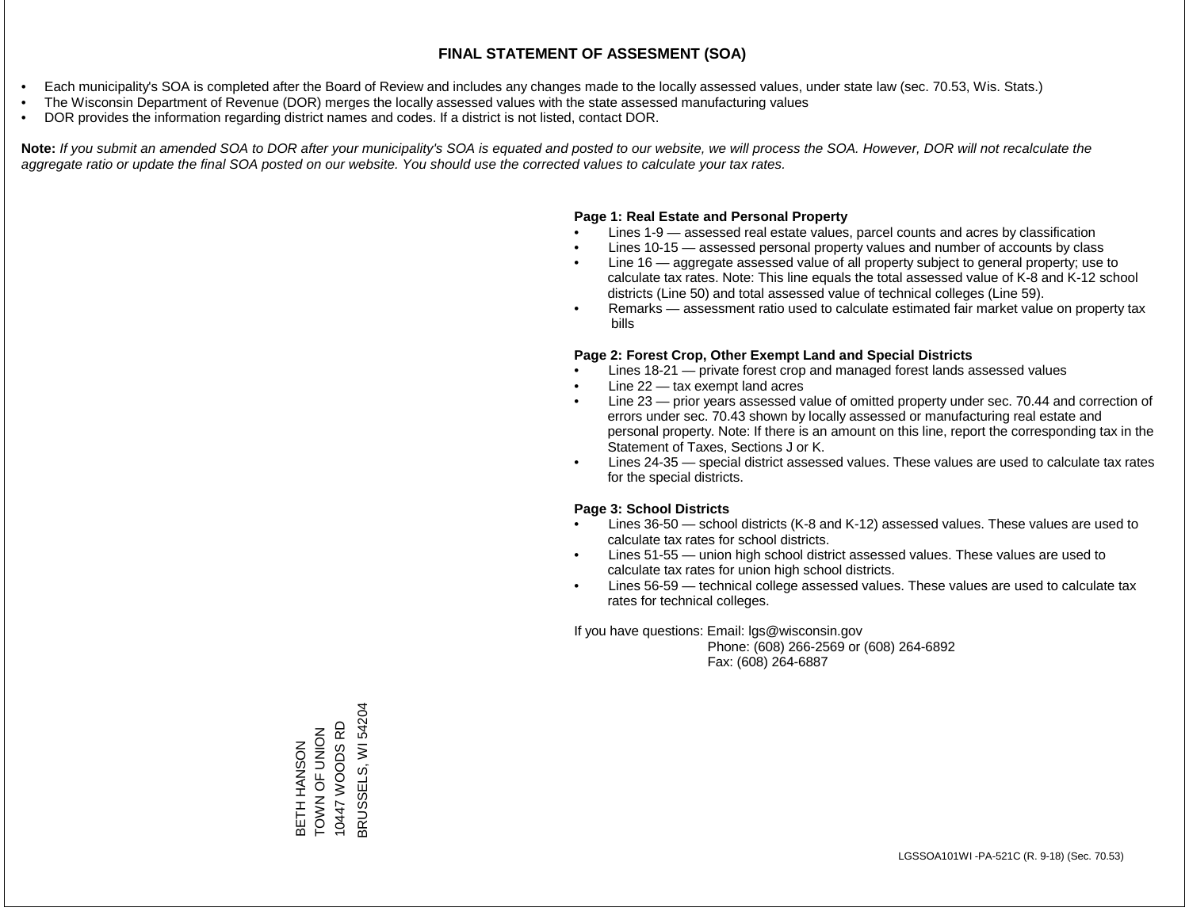# FINAL STATEMENT OF ASSESMENT (SOA)

- Each municipality's SOA is completed after the Board of Review and includes any changes made to the locally assessed values, under state law (sec. 70.53, Wis. Stats.)
- The Wisconsin Department of Revenue (DOR) merges the locally assessed values with the state assessed manufacturing values
- DOR provides the information regarding district names and codes. If a district is not listed, contact DOR.

**Note:** *If you submit an amended SOA to DOR after your municipality's SOA is equated and posted to our website, we will process the SOA. However, DOR will not recalculate the aggregate ratio or update the final SOA posted on our website. You should use the corrected values to calculate your tax rates.*

**Page 1: Real Estate and Personal Property**

- Lines 1-9 — assessed real estate values, parcel counts and acres by classification
- Lines 10-15 — assessed personal property values and number of accounts by class
- Line 16 — aggregate assessed value of all property subject to general property; use to calculate tax rates. Note: This line equals the total assessed value of K-8 and K-12 school districts (Line 50) and total assessed value of technical colleges (Line 59).
- Remarks — assessment ratio used to calculate estimated fair market value on property tax bills

**Page 2: Forest Crop, Other Exempt Land and Special Districts**

- Lines 18-21 — private forest crop and managed forest lands assessed values
- Line 22 — tax exempt land acres
- Line 23 — prior years assessed value of omitted property under sec. 70.44 and correction of errors under sec. 70.43 shown by locally assessed or manufacturing real estate and personal property. Note: If there is an amount on this line, report the corresponding tax in the Statement of Taxes, Sections J or K.
- Lines 24-35 — special district assessed values. These values are used to calculate tax rates for the special districts.

**Page 3: School Districts**

- Lines 36-50 — school districts (K-8 and K-12) assessed values. These values are used to calculate tax rates for school districts.
- Lines 51-55 — union high school district assessed values. These values are used to calculate tax rates for union high school districts.
- Lines 56-59 — technical college assessed values. These values are used to calculate tax rates for technical colleges.

If you have questions: Email: lgs@wisconsin.gov
Phone: (608) 266-2569 or (608) 264-6892
Fax: (608) 264-6887

BETH HANSON
TOWN OF UNION
10447 WOODS RD
BRUSSELS, WI 54204

LGSSOA101WI -PA-521C (R. 9-18) (Sec. 70.53)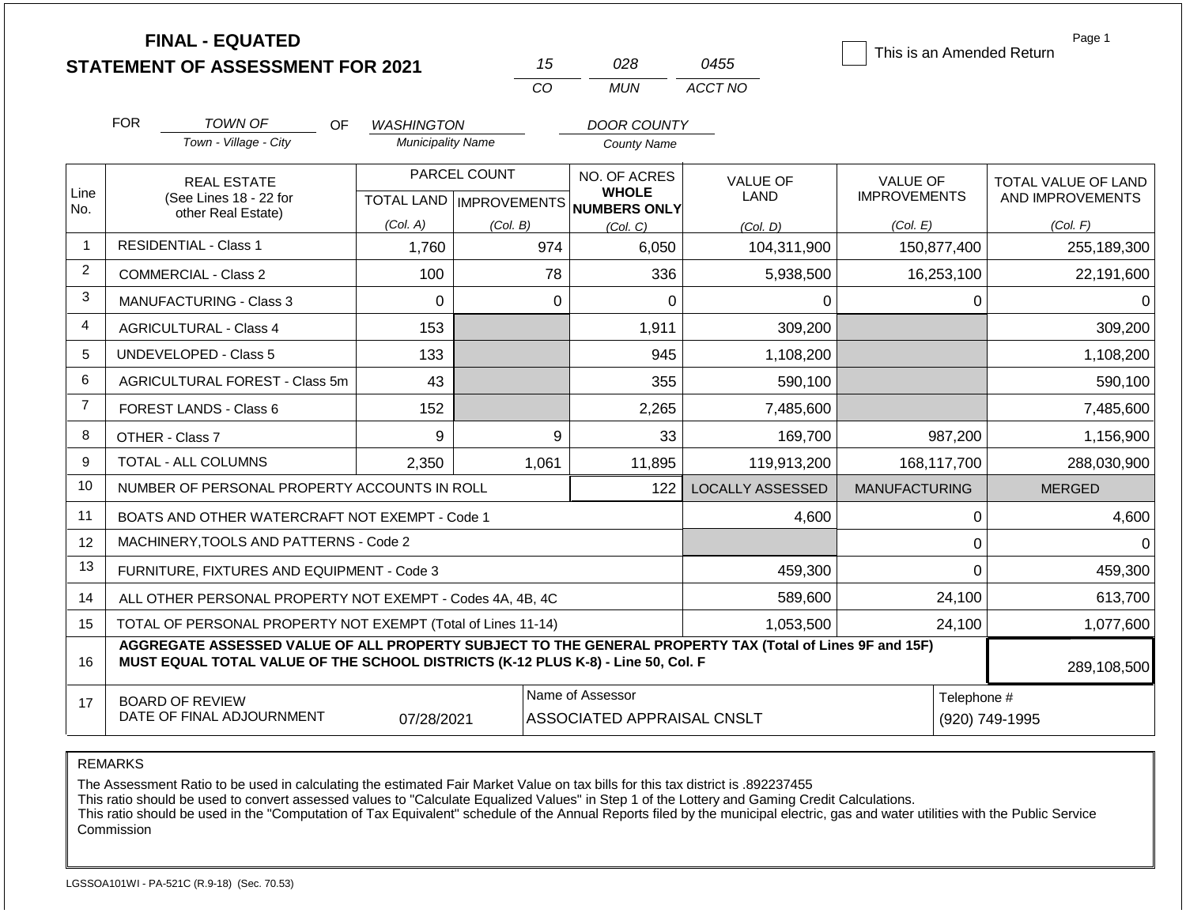# FINAL - EQUATED
## STATEMENT OF ASSESSMENT FOR 2021

| 15 | 028 | 0455 |
|---|---|---|
| CO | MUN | ACCT NO |

☐ This is an Amended Return

FOR TOWN OF (Town - Village - City) OF WASHINGTON (Municipality Name) DOOR COUNTY (County Name)

| Line No. | REAL ESTATE (See Lines 18 - 22 for other Real Estate) | PARCEL COUNT TOTAL LAND (Col. A) | PARCEL COUNT IMPROVEMENTS (Col. B) | NO. OF ACRES WHOLE NUMBERS ONLY (Col. C) | VALUE OF LAND (Col. D) | VALUE OF IMPROVEMENTS (Col. E) | TOTAL VALUE OF LAND AND IMPROVEMENTS (Col. F) |
|---|---|---|---|---|---|---|---|
| 1 | RESIDENTIAL - Class 1 | 1,760 | 974 | 6,050 | 104,311,900 | 150,877,400 | 255,189,300 |
| 2 | COMMERCIAL - Class 2 | 100 | 78 | 336 | 5,938,500 | 16,253,100 | 22,191,600 |
| 3 | MANUFACTURING - Class 3 | 0 | 0 | 0 | 0 | 0 | 0 |
| 4 | AGRICULTURAL - Class 4 | 153 | | 1,911 | 309,200 | | 309,200 |
| 5 | UNDEVELOPED - Class 5 | 133 | | 945 | 1,108,200 | | 1,108,200 |
| 6 | AGRICULTURAL FOREST - Class 5m | 43 | | 355 | 590,100 | | 590,100 |
| 7 | FOREST LANDS - Class 6 | 152 | | 2,265 | 7,485,600 | | 7,485,600 |
| 8 | OTHER - Class 7 | 9 | 9 | 33 | 169,700 | 987,200 | 1,156,900 |
| 9 | TOTAL - ALL COLUMNS | 2,350 | 1,061 | 11,895 | 119,913,200 | 168,117,700 | 288,030,900 |
| 10 | NUMBER OF PERSONAL PROPERTY ACCOUNTS IN ROLL | | | 122 | LOCALLY ASSESSED | MANUFACTURING | MERGED |
| 11 | BOATS AND OTHER WATERCRAFT NOT EXEMPT - Code 1 | | | | 4,600 | 0 | 4,600 |
| 12 | MACHINERY,TOOLS AND PATTERNS - Code 2 | | | | | 0 | 0 |
| 13 | FURNITURE, FIXTURES AND EQUIPMENT - Code 3 | | | | 459,300 | 0 | 459,300 |
| 14 | ALL OTHER PERSONAL PROPERTY NOT EXEMPT - Codes 4A, 4B, 4C | | | | 589,600 | 24,100 | 613,700 |
| 15 | TOTAL OF PERSONAL PROPERTY NOT EXEMPT (Total of Lines 11-14) | | | | 1,053,500 | 24,100 | 1,077,600 |
| 16 | **AGGREGATE ASSESSED VALUE OF ALL PROPERTY SUBJECT TO THE GENERAL PROPERTY TAX (Total of Lines 9F and 15F) MUST EQUAL TOTAL VALUE OF THE SCHOOL DISTRICTS (K-12 PLUS K-8) - Line 50, Col. F** | | | | | | 289,108,500 |
| 17 | BOARD OF REVIEW DATE OF FINAL ADJOURNMENT | 07/28/2021 | Name of Assessor | ASSOCIATED APPRAISAL CNSLT | | Telephone # | (920) 749-1995 |

REMARKS

The Assessment Ratio to be used in calculating the estimated Fair Market Value on tax bills for this tax district is .892237455
This ratio should be used to convert assessed values to "Calculate Equalized Values" in Step 1 of the Lottery and Gaming Credit Calculations.
This ratio should be used in the "Computation of Tax Equivalent" schedule of the Annual Reports filed by the municipal electric, gas and water utilities with the Public Service Commission

LGSSOA101WI - PA-521C (R.9-18) (Sec. 70.53)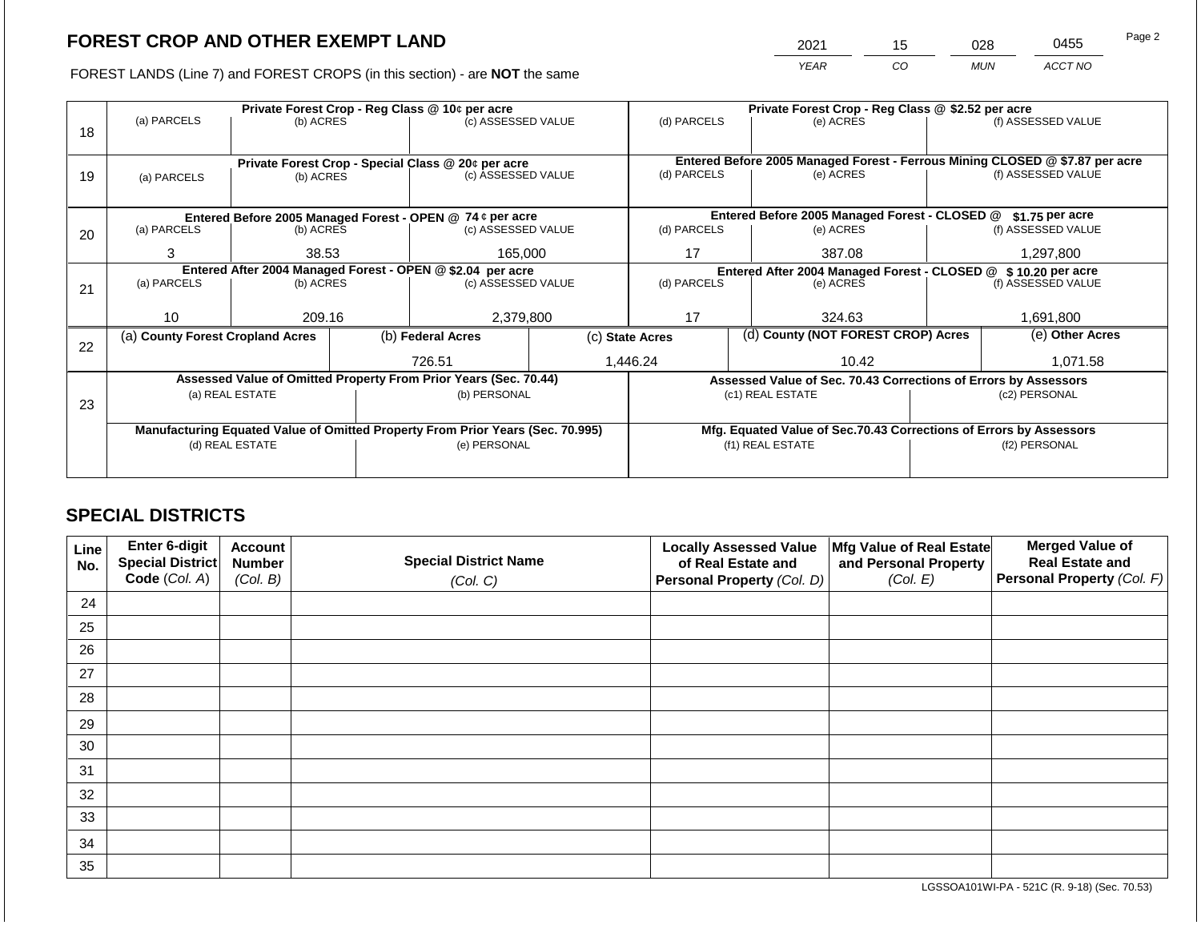# FOREST CROP AND OTHER EXEMPT LAND

FOREST LANDS (Line 7) and FOREST CROPS (in this section) - are **NOT** the same

| YEAR | CO | MUN | ACCT NO |
|---|---|---|---|
| 2021 | 15 | 028 | 0455 |

| Line | Private Forest Crop - Reg Class @ 10¢ per acre | | | Private Forest Crop - Reg Class @ $2.52 per acre | | |
|---|---|---|---|---|---|---|
| 18 | (a) PARCELS | (b) ACRES | (c) ASSESSED VALUE | (d) PARCELS | (e) ACRES | (f) ASSESSED VALUE |
| | | | | | | |
| | **Private Forest Crop - Special Class @ 20¢ per acre** | | | **Entered Before 2005 Managed Forest - Ferrous Mining CLOSED @ $7.87 per acre** | | |
| 19 | (a) PARCELS | (b) ACRES | (c) ASSESSED VALUE | (d) PARCELS | (e) ACRES | (f) ASSESSED VALUE |
| | | | | | | |
| | **Entered Before 2005 Managed Forest - OPEN @ 74 ¢ per acre** | | | **Entered Before 2005 Managed Forest - CLOSED @ $1.75 per acre** | | |
| 20 | (a) PARCELS | (b) ACRES | (c) ASSESSED VALUE | (d) PARCELS | (e) ACRES | (f) ASSESSED VALUE |
| | 3 | 38.53 | 165,000 | 17 | 387.08 | 1,297,800 |
| | **Entered After 2004 Managed Forest - OPEN @ $2.04 per acre** | | | **Entered After 2004 Managed Forest - CLOSED @ $ 10.20 per acre** | | |
| 21 | (a) PARCELS | (b) ACRES | (c) ASSESSED VALUE | (d) PARCELS | (e) ACRES | (f) ASSESSED VALUE |
| | 10 | 209.16 | 2,379,800 | 17 | 324.63 | 1,691,800 |

| Line | (a) County Forest Cropland Acres | (b) Federal Acres | (c) State Acres | (d) County (NOT FOREST CROP) Acres | (e) Other Acres |
|---|---|---|---|---|---|
| 22 | | 726.51 | 1,446.24 | 10.42 | 1,071.58 |

| Line | Assessed Value of Omitted Property From Prior Years (Sec. 70.44) | | Assessed Value of Sec. 70.43 Corrections of Errors by Assessors | |
|---|---|---|---|---|
| 23 | (a) REAL ESTATE | (b) PERSONAL | (c1) REAL ESTATE | (c2) PERSONAL |
| | | | | |
| | **Manufacturing Equated Value of Omitted Property From Prior Years (Sec. 70.995)** | | **Mfg. Equated Value of Sec.70.43 Corrections of Errors by Assessors** | |
| | (d) REAL ESTATE | (e) PERSONAL | (f1) REAL ESTATE | (f2) PERSONAL |
| | | | | |

## SPECIAL DISTRICTS

| Line No. | Enter 6-digit Special District Code (Col. A) | Account Number (Col. B) | Special District Name (Col. C) | Locally Assessed Value of Real Estate and Personal Property (Col. D) | Mfg Value of Real Estate and Personal Property (Col. E) | Merged Value of Real Estate and Personal Property (Col. F) |
|---|---|---|---|---|---|---|
| 24 | | | | | | |
| 25 | | | | | | |
| 26 | | | | | | |
| 27 | | | | | | |
| 28 | | | | | | |
| 29 | | | | | | |
| 30 | | | | | | |
| 31 | | | | | | |
| 32 | | | | | | |
| 33 | | | | | | |
| 34 | | | | | | |
| 35 | | | | | | |

LGSSOA101WI-PA - 521C (R. 9-18) (Sec. 70.53)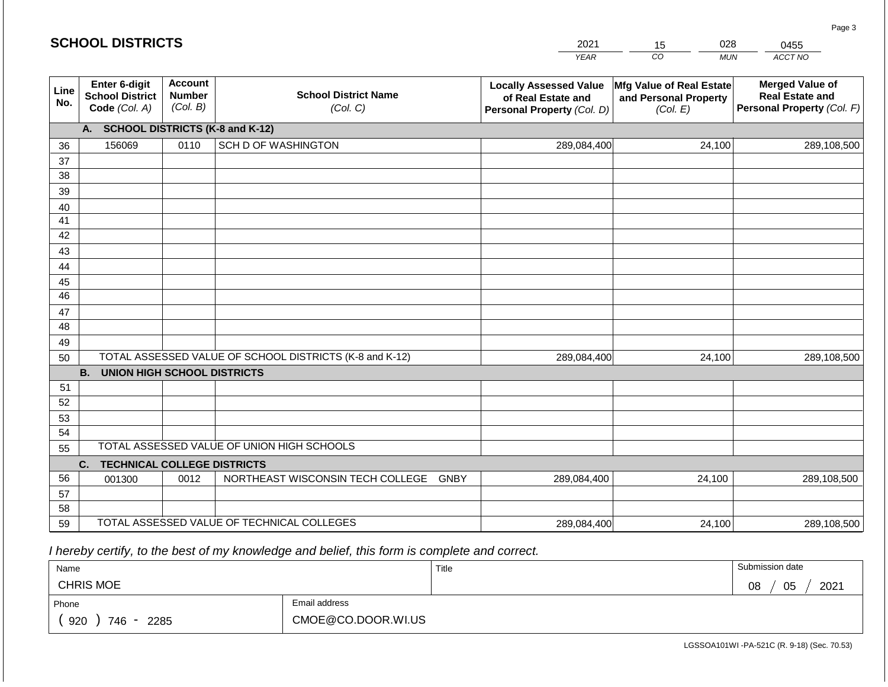## SCHOOL DISTRICTS

| 2021 | 15 | 028 | 0455 |
|---|---|---|---|
| YEAR | CO | MUN | ACCT NO |

| Line No. | Enter 6-digit School District Code (Col. A) | Account Number (Col. B) | School District Name (Col. C) | Locally Assessed Value of Real Estate and Personal Property (Col. D) | Mfg Value of Real Estate and Personal Property (Col. E) | Merged Value of Real Estate and Personal Property (Col. F) |
|---|---|---|---|---|---|---|
| | **A. SCHOOL DISTRICTS (K-8 and K-12)** | | | | | |
| 36 | 156069 | 0110 | SCH D OF WASHINGTON | 289,084,400 | 24,100 | 289,108,500 |
| 37 | | | | | | |
| 38 | | | | | | |
| 39 | | | | | | |
| 40 | | | | | | |
| 41 | | | | | | |
| 42 | | | | | | |
| 43 | | | | | | |
| 44 | | | | | | |
| 45 | | | | | | |
| 46 | | | | | | |
| 47 | | | | | | |
| 48 | | | | | | |
| 49 | | | | | | |
| 50 | TOTAL ASSESSED VALUE OF SCHOOL DISTRICTS (K-8 and K-12) | | | 289,084,400 | 24,100 | 289,108,500 |
| | **B. UNION HIGH SCHOOL DISTRICTS** | | | | | |
| 51 | | | | | | |
| 52 | | | | | | |
| 53 | | | | | | |
| 54 | | | | | | |
| 55 | TOTAL ASSESSED VALUE OF UNION HIGH SCHOOLS | | | | | |
| | **C. TECHNICAL COLLEGE DISTRICTS** | | | | | |
| 56 | 001300 | 0012 | NORTHEAST WISCONSIN TECH COLLEGE GNBY | 289,084,400 | 24,100 | 289,108,500 |
| 57 | | | | | | |
| 58 | | | | | | |
| 59 | TOTAL ASSESSED VALUE OF TECHNICAL COLLEGES | | | 289,084,400 | 24,100 | 289,108,500 |

*I hereby certify, to the best of my knowledge and belief, this form is complete and correct.*

| Name | | Title | Submission date |
|---|---|---|---|
| CHRIS MOE | | | 08 / 05 / 2021 |
| Phone | Email address | | |
| ( 920 ) 746 - 2285 | CMOE@CO.DOOR.WI.US | | |

LGSSOA101WI -PA-521C (R. 9-18) (Sec. 70.53)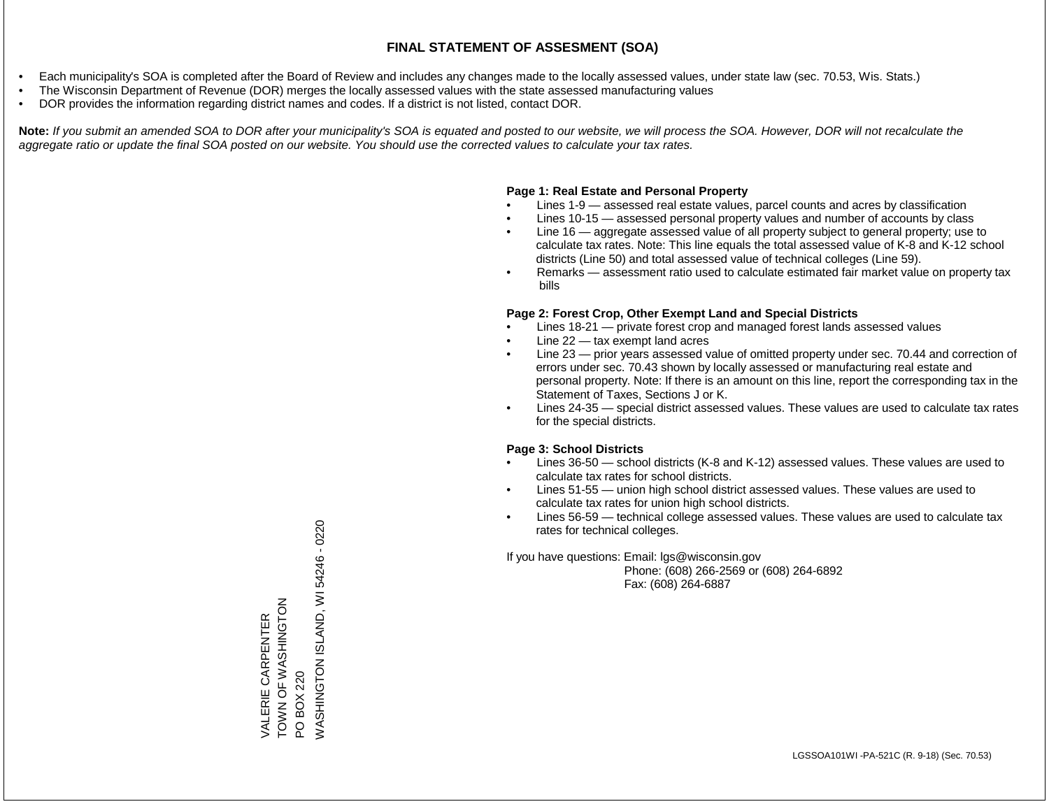# FINAL STATEMENT OF ASSESMENT (SOA)

- Each municipality's SOA is completed after the Board of Review and includes any changes made to the locally assessed values, under state law (sec. 70.53, Wis. Stats.)
- The Wisconsin Department of Revenue (DOR) merges the locally assessed values with the state assessed manufacturing values
- DOR provides the information regarding district names and codes. If a district is not listed, contact DOR.

**Note:** *If you submit an amended SOA to DOR after your municipality's SOA is equated and posted to our website, we will process the SOA. However, DOR will not recalculate the aggregate ratio or update the final SOA posted on our website. You should use the corrected values to calculate your tax rates.*

VALERIE CARPENTER
TOWN OF WASHINGTON
PO BOX 220
WASHINGTON ISLAND, WI 54246 - 0220

**Page 1: Real Estate and Personal Property**

- Lines 1-9 — assessed real estate values, parcel counts and acres by classification
- Lines 10-15 — assessed personal property values and number of accounts by class
- Line 16 — aggregate assessed value of all property subject to general property; use to calculate tax rates. Note: This line equals the total assessed value of K-8 and K-12 school districts (Line 50) and total assessed value of technical colleges (Line 59).
- Remarks — assessment ratio used to calculate estimated fair market value on property tax bills

**Page 2: Forest Crop, Other Exempt Land and Special Districts**

- Lines 18-21 — private forest crop and managed forest lands assessed values
- Line 22 — tax exempt land acres
- Line 23 — prior years assessed value of omitted property under sec. 70.44 and correction of errors under sec. 70.43 shown by locally assessed or manufacturing real estate and personal property. Note: If there is an amount on this line, report the corresponding tax in the Statement of Taxes, Sections J or K.
- Lines 24-35 — special district assessed values. These values are used to calculate tax rates for the special districts.

**Page 3: School Districts**

- Lines 36-50 — school districts (K-8 and K-12) assessed values. These values are used to calculate tax rates for school districts.
- Lines 51-55 — union high school district assessed values. These values are used to calculate tax rates for union high school districts.
- Lines 56-59 — technical college assessed values. These values are used to calculate tax rates for technical colleges.

If you have questions: Email: lgs@wisconsin.gov
Phone: (608) 266-2569 or (608) 264-6892
Fax: (608) 264-6887

LGSSOA101WI -PA-521C (R. 9-18) (Sec. 70.53)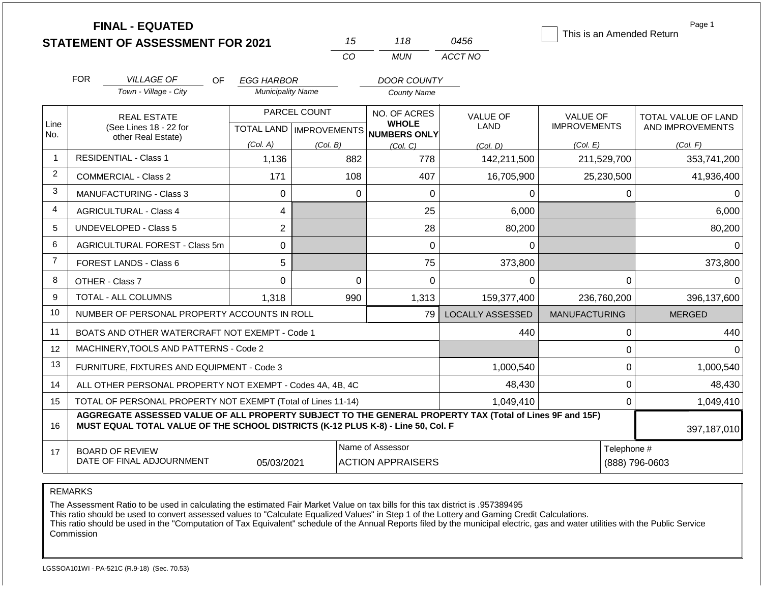# FINAL - EQUATED
## STATEMENT OF ASSESSMENT FOR 2021

| 15 | 118 | 0456 |
|---|---|---|
| CO | MUN | ACCT NO |

This is an Amended Return

FOR *VILLAGE OF* (Town - Village - City) OF *EGG HARBOR* (Municipality Name) *DOOR COUNTY* (County Name)

| Line No. | REAL ESTATE (See Lines 18 - 22 for other Real Estate) | PARCEL COUNT TOTAL LAND (Col. A) | PARCEL COUNT IMPROVEMENTS (Col. B) | NO. OF ACRES WHOLE NUMBERS ONLY (Col. C) | VALUE OF LAND (Col. D) | VALUE OF IMPROVEMENTS (Col. E) | TOTAL VALUE OF LAND AND IMPROVEMENTS (Col. F) |
|---|---|---|---|---|---|---|---|
| 1 | RESIDENTIAL - Class 1 | 1,136 | 882 | 778 | 142,211,500 | 211,529,700 | 353,741,200 |
| 2 | COMMERCIAL - Class 2 | 171 | 108 | 407 | 16,705,900 | 25,230,500 | 41,936,400 |
| 3 | MANUFACTURING - Class 3 | 0 | 0 | 0 | 0 | 0 | 0 |
| 4 | AGRICULTURAL - Class 4 | 4 | | 25 | 6,000 | | 6,000 |
| 5 | UNDEVELOPED - Class 5 | 2 | | 28 | 80,200 | | 80,200 |
| 6 | AGRICULTURAL FOREST - Class 5m | 0 | | 0 | 0 | | 0 |
| 7 | FOREST LANDS - Class 6 | 5 | | 75 | 373,800 | | 373,800 |
| 8 | OTHER - Class 7 | 0 | 0 | 0 | 0 | 0 | 0 |
| 9 | TOTAL - ALL COLUMNS | 1,318 | 990 | 1,313 | 159,377,400 | 236,760,200 | 396,137,600 |
| 10 | NUMBER OF PERSONAL PROPERTY ACCOUNTS IN ROLL | | | 79 | LOCALLY ASSESSED | MANUFACTURING | MERGED |
| 11 | BOATS AND OTHER WATERCRAFT NOT EXEMPT - Code 1 | | | | 440 | 0 | 440 |
| 12 | MACHINERY,TOOLS AND PATTERNS - Code 2 | | | | | 0 | 0 |
| 13 | FURNITURE, FIXTURES AND EQUIPMENT - Code 3 | | | | 1,000,540 | 0 | 1,000,540 |
| 14 | ALL OTHER PERSONAL PROPERTY NOT EXEMPT - Codes 4A, 4B, 4C | | | | 48,430 | 0 | 48,430 |
| 15 | TOTAL OF PERSONAL PROPERTY NOT EXEMPT (Total of Lines 11-14) | | | | 1,049,410 | 0 | 1,049,410 |
| 16 | **AGGREGATE ASSESSED VALUE OF ALL PROPERTY SUBJECT TO THE GENERAL PROPERTY TAX (Total of Lines 9F and 15F) MUST EQUAL TOTAL VALUE OF THE SCHOOL DISTRICTS (K-12 PLUS K-8) - Line 50, Col. F** | | | | | | 397,187,010 |
| 17 | BOARD OF REVIEW DATE OF FINAL ADJOURNMENT | 05/03/2021 | | Name of Assessor: ACTION APPRAISERS | | | Telephone #: (888) 796-0603 |

REMARKS

The Assessment Ratio to be used in calculating the estimated Fair Market Value on tax bills for this tax district is .957389495
This ratio should be used to convert assessed values to "Calculate Equalized Values" in Step 1 of the Lottery and Gaming Credit Calculations.
This ratio should be used in the "Computation of Tax Equivalent" schedule of the Annual Reports filed by the municipal electric, gas and water utilities with the Public Service Commission

LGSSOA101WI - PA-521C (R.9-18) (Sec. 70.53)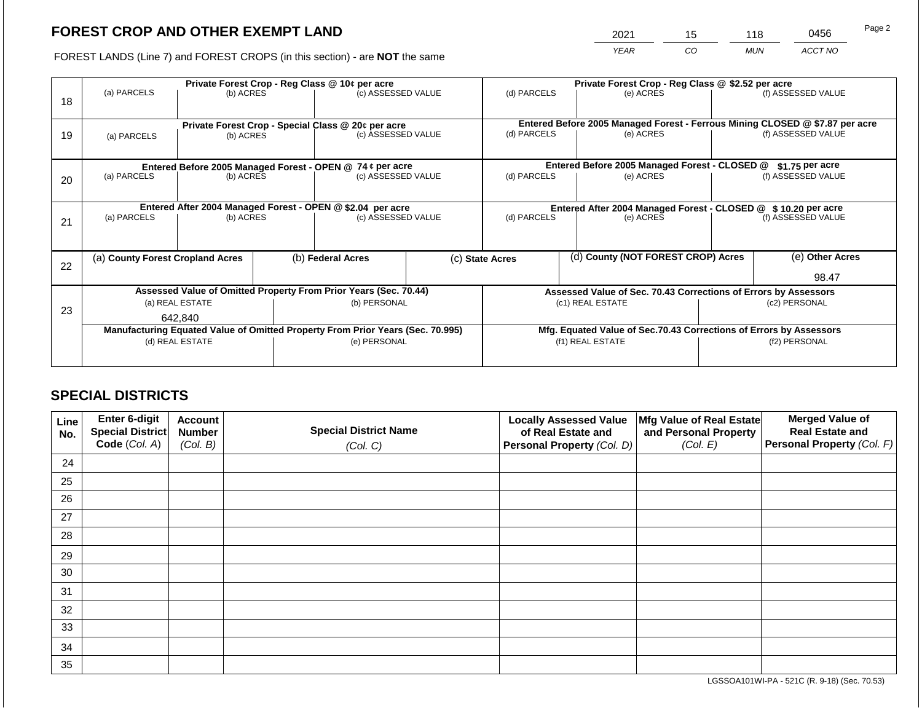## FOREST CROP AND OTHER EXEMPT LAND

FOREST LANDS (Line 7) and FOREST CROPS (in this section) - are **NOT** the same

| YEAR | CO | MUN | ACCT NO |
|---|---|---|---|
| 2021 | 15 | 118 | 0456 |

| Line | Private Forest Crop - Reg Class @ 10¢ per acre | | | Private Forest Crop - Reg Class @ $2.52 per acre | | |
|---|---|---|---|---|---|---|
| | (a) PARCELS | (b) ACRES | (c) ASSESSED VALUE | (d) PARCELS | (e) ACRES | (f) ASSESSED VALUE |
| 18 | | | | | | |
| | **Private Forest Crop - Special Class @ 20¢ per acre** | | | **Entered Before 2005 Managed Forest - Ferrous Mining CLOSED @ $7.87 per acre** | | |
| | (a) PARCELS | (b) ACRES | (c) ASSESSED VALUE | (d) PARCELS | (e) ACRES | (f) ASSESSED VALUE |
| 19 | | | | | | |
| | **Entered Before 2005 Managed Forest - OPEN @ 74 ¢ per acre** | | | **Entered Before 2005 Managed Forest - CLOSED @ $1.75 per acre** | | |
| | (a) PARCELS | (b) ACRES | (c) ASSESSED VALUE | (d) PARCELS | (e) ACRES | (f) ASSESSED VALUE |
| 20 | | | | | | |
| | **Entered After 2004 Managed Forest - OPEN @ $2.04 per acre** | | | **Entered After 2004 Managed Forest - CLOSED @ $ 10.20 per acre** | | |
| | (a) PARCELS | (b) ACRES | (c) ASSESSED VALUE | (d) PARCELS | (e) ACRES | (f) ASSESSED VALUE |
| 21 | | | | | | |

| Line | (a) County Forest Cropland Acres | (b) Federal Acres | (c) State Acres | (d) County (NOT FOREST CROP) Acres | (e) Other Acres |
|---|---|---|---|---|---|
| 22 | | | | | 98.47 |

| Line | Assessed Value of Omitted Property From Prior Years (Sec. 70.44) | | Assessed Value of Sec. 70.43 Corrections of Errors by Assessors | |
|---|---|---|---|---|
| | (a) REAL ESTATE | (b) PERSONAL | (c1) REAL ESTATE | (c2) PERSONAL |
| 23 | 642,840 | | | |
| | **Manufacturing Equated Value of Omitted Property From Prior Years (Sec. 70.995)** | | **Mfg. Equated Value of Sec.70.43 Corrections of Errors by Assessors** | |
| | (d) REAL ESTATE | (e) PERSONAL | (f1) REAL ESTATE | (f2) PERSONAL |
| | | | | |

## SPECIAL DISTRICTS

| Line No. | Enter 6-digit Special District Code (Col. A) | Account Number (Col. B) | Special District Name (Col. C) | Locally Assessed Value of Real Estate and Personal Property (Col. D) | Mfg Value of Real Estate and Personal Property (Col. E) | Merged Value of Real Estate and Personal Property (Col. F) |
|---|---|---|---|---|---|---|
| 24 | | | | | | |
| 25 | | | | | | |
| 26 | | | | | | |
| 27 | | | | | | |
| 28 | | | | | | |
| 29 | | | | | | |
| 30 | | | | | | |
| 31 | | | | | | |
| 32 | | | | | | |
| 33 | | | | | | |
| 34 | | | | | | |
| 35 | | | | | | |

LGSSOA101WI-PA - 521C (R. 9-18) (Sec. 70.53)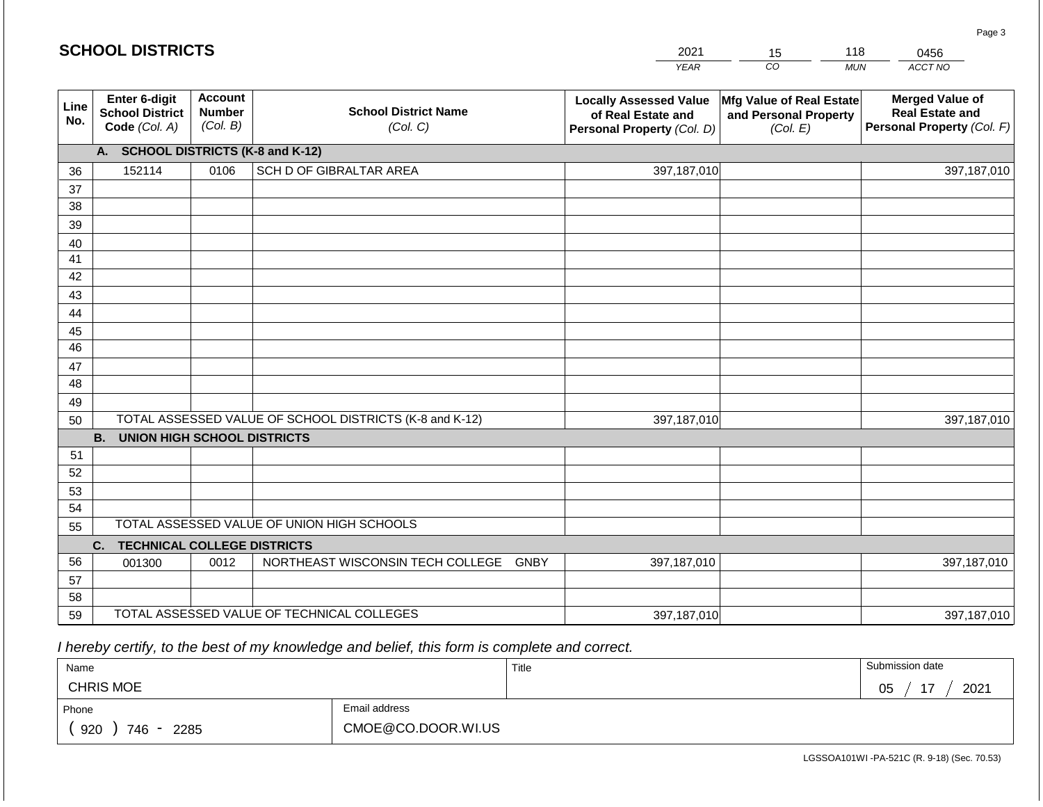## SCHOOL DISTRICTS

| 2021 | 15 | 118 | 0456 |
|---|---|---|---|
| YEAR | CO | MUN | ACCT NO |

| Line No. | Enter 6-digit School District Code (Col. A) | Account Number (Col. B) | School District Name (Col. C) | Locally Assessed Value of Real Estate and Personal Property (Col. D) | Mfg Value of Real Estate and Personal Property (Col. E) | Merged Value of Real Estate and Personal Property (Col. F) |
|---|---|---|---|---|---|---|
| | **A. SCHOOL DISTRICTS (K-8 and K-12)** | | | | | |
| 36 | 152114 | 0106 | SCH D OF GIBRALTAR AREA | 397,187,010 | | 397,187,010 |
| 37 | | | | | | |
| 38 | | | | | | |
| 39 | | | | | | |
| 40 | | | | | | |
| 41 | | | | | | |
| 42 | | | | | | |
| 43 | | | | | | |
| 44 | | | | | | |
| 45 | | | | | | |
| 46 | | | | | | |
| 47 | | | | | | |
| 48 | | | | | | |
| 49 | | | | | | |
| 50 | TOTAL ASSESSED VALUE OF SCHOOL DISTRICTS (K-8 and K-12) | | | 397,187,010 | | 397,187,010 |
| | **B. UNION HIGH SCHOOL DISTRICTS** | | | | | |
| 51 | | | | | | |
| 52 | | | | | | |
| 53 | | | | | | |
| 54 | | | | | | |
| 55 | TOTAL ASSESSED VALUE OF UNION HIGH SCHOOLS | | | | | |
| | **C. TECHNICAL COLLEGE DISTRICTS** | | | | | |
| 56 | 001300 | 0012 | NORTHEAST WISCONSIN TECH COLLEGE GNBY | 397,187,010 | | 397,187,010 |
| 57 | | | | | | |
| 58 | | | | | | |
| 59 | TOTAL ASSESSED VALUE OF TECHNICAL COLLEGES | | | 397,187,010 | | 397,187,010 |

*I hereby certify, to the best of my knowledge and belief, this form is complete and correct.*

| Name | | Title | Submission date |
|---|---|---|---|
| CHRIS MOE | | | 05 / 17 / 2021 |
| Phone | Email address | | |
| ( 920 ) 746 - 2285 | CMOE@CO.DOOR.WI.US | | |

LGSSOA101WI -PA-521C (R. 9-18) (Sec. 70.53)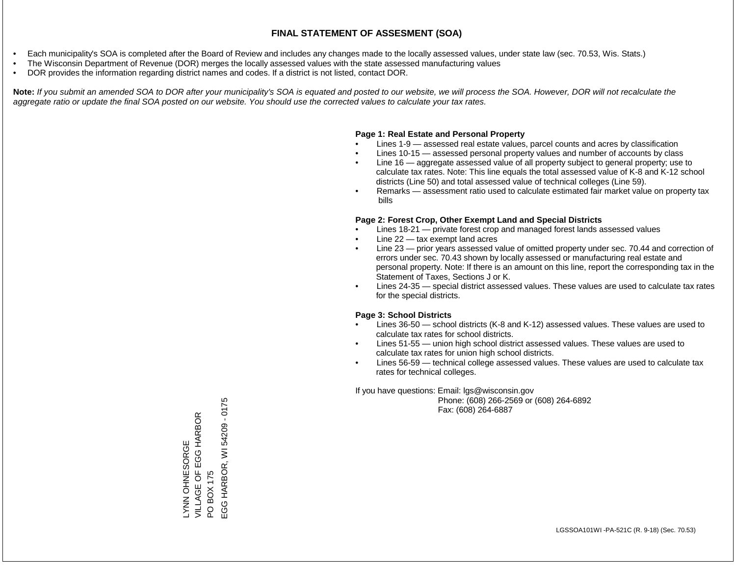# FINAL STATEMENT OF ASSESMENT (SOA)

- Each municipality's SOA is completed after the Board of Review and includes any changes made to the locally assessed values, under state law (sec. 70.53, Wis. Stats.)
- The Wisconsin Department of Revenue (DOR) merges the locally assessed values with the state assessed manufacturing values
- DOR provides the information regarding district names and codes. If a district is not listed, contact DOR.

**Note:** *If you submit an amended SOA to DOR after your municipality's SOA is equated and posted to our website, we will process the SOA. However, DOR will not recalculate the aggregate ratio or update the final SOA posted on our website. You should use the corrected values to calculate your tax rates.*

**Page 1: Real Estate and Personal Property**

- Lines 1-9 — assessed real estate values, parcel counts and acres by classification
- Lines 10-15 — assessed personal property values and number of accounts by class
- Line 16 — aggregate assessed value of all property subject to general property; use to calculate tax rates. Note: This line equals the total assessed value of K-8 and K-12 school districts (Line 50) and total assessed value of technical colleges (Line 59).
- Remarks — assessment ratio used to calculate estimated fair market value on property tax bills

**Page 2: Forest Crop, Other Exempt Land and Special Districts**

- Lines 18-21 — private forest crop and managed forest lands assessed values
- Line 22 — tax exempt land acres
- Line 23 — prior years assessed value of omitted property under sec. 70.44 and correction of errors under sec. 70.43 shown by locally assessed or manufacturing real estate and personal property. Note: If there is an amount on this line, report the corresponding tax in the Statement of Taxes, Sections J or K.
- Lines 24-35 — special district assessed values. These values are used to calculate tax rates for the special districts.

**Page 3: School Districts**

- Lines 36-50 — school districts (K-8 and K-12) assessed values. These values are used to calculate tax rates for school districts.
- Lines 51-55 — union high school district assessed values. These values are used to calculate tax rates for union high school districts.
- Lines 56-59 — technical college assessed values. These values are used to calculate tax rates for technical colleges.

If you have questions: Email: lgs@wisconsin.gov
Phone: (608) 266-2569 or (608) 264-6892
Fax: (608) 264-6887

LYNN OHNESORGE
VILLAGE OF EGG HARBOR
PO BOX 175
EGG HARBOR, WI 54209 - 0175

LGSSOA101WI -PA-521C (R. 9-18) (Sec. 70.53)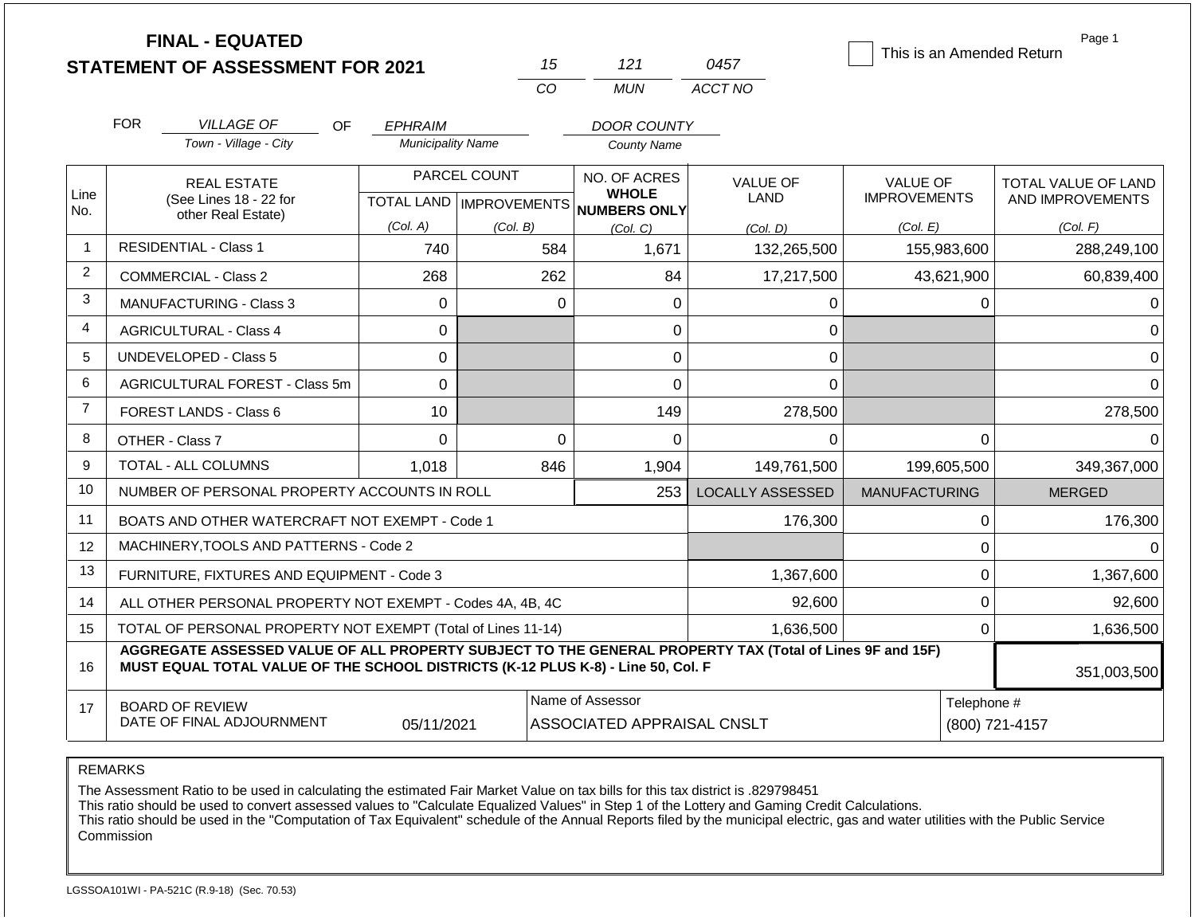# FINAL - EQUATED
# STATEMENT OF ASSESSMENT FOR 2021

| 15 | 121 | 0457 |
|---|---|---|
| CO | MUN | ACCT NO |

☐ This is an Amended Return

Page 1

FOR *VILLAGE OF* (Town - Village - City) OF *EPHRAIM* (Municipality Name) *DOOR COUNTY* (County Name)

| Line No. | REAL ESTATE (See Lines 18 - 22 for other Real Estate) | PARCEL COUNT TOTAL LAND (Col. A) | PARCEL COUNT IMPROVEMENTS (Col. B) | NO. OF ACRES WHOLE NUMBERS ONLY (Col. C) | VALUE OF LAND (Col. D) | VALUE OF IMPROVEMENTS (Col. E) | TOTAL VALUE OF LAND AND IMPROVEMENTS (Col. F) |
|---|---|---|---|---|---|---|---|
| 1 | RESIDENTIAL - Class 1 | 740 | 584 | 1,671 | 132,265,500 | 155,983,600 | 288,249,100 |
| 2 | COMMERCIAL - Class 2 | 268 | 262 | 84 | 17,217,500 | 43,621,900 | 60,839,400 |
| 3 | MANUFACTURING - Class 3 | 0 | 0 | 0 | 0 | 0 | 0 |
| 4 | AGRICULTURAL - Class 4 | 0 | | 0 | 0 | | 0 |
| 5 | UNDEVELOPED - Class 5 | 0 | | 0 | 0 | | 0 |
| 6 | AGRICULTURAL FOREST - Class 5m | 0 | | 0 | 0 | | 0 |
| 7 | FOREST LANDS - Class 6 | 10 | | 149 | 278,500 | | 278,500 |
| 8 | OTHER - Class 7 | 0 | 0 | 0 | 0 | 0 | 0 |
| 9 | TOTAL - ALL COLUMNS | 1,018 | 846 | 1,904 | 149,761,500 | 199,605,500 | 349,367,000 |
| 10 | NUMBER OF PERSONAL PROPERTY ACCOUNTS IN ROLL | | | 253 | LOCALLY ASSESSED | MANUFACTURING | MERGED |
| 11 | BOATS AND OTHER WATERCRAFT NOT EXEMPT - Code 1 | | | | 176,300 | 0 | 176,300 |
| 12 | MACHINERY,TOOLS AND PATTERNS - Code 2 | | | | | 0 | 0 |
| 13 | FURNITURE, FIXTURES AND EQUIPMENT - Code 3 | | | | 1,367,600 | 0 | 1,367,600 |
| 14 | ALL OTHER PERSONAL PROPERTY NOT EXEMPT - Codes 4A, 4B, 4C | | | | 92,600 | 0 | 92,600 |
| 15 | TOTAL OF PERSONAL PROPERTY NOT EXEMPT (Total of Lines 11-14) | | | | 1,636,500 | 0 | 1,636,500 |
| 16 | **AGGREGATE ASSESSED VALUE OF ALL PROPERTY SUBJECT TO THE GENERAL PROPERTY TAX (Total of Lines 9F and 15F) MUST EQUAL TOTAL VALUE OF THE SCHOOL DISTRICTS (K-12 PLUS K-8) - Line 50, Col. F** | | | | | | 351,003,500 |
| 17 | BOARD OF REVIEW DATE OF FINAL ADJOURNMENT | 05/11/2021 | | Name of Assessor: ASSOCIATED APPRAISAL CNSLT | | | Telephone #: (800) 721-4157 |

REMARKS

The Assessment Ratio to be used in calculating the estimated Fair Market Value on tax bills for this tax district is .829798451
This ratio should be used to convert assessed values to "Calculate Equalized Values" in Step 1 of the Lottery and Gaming Credit Calculations.
This ratio should be used in the "Computation of Tax Equivalent" schedule of the Annual Reports filed by the municipal electric, gas and water utilities with the Public Service Commission

LGSSOA101WI - PA-521C (R.9-18) (Sec. 70.53)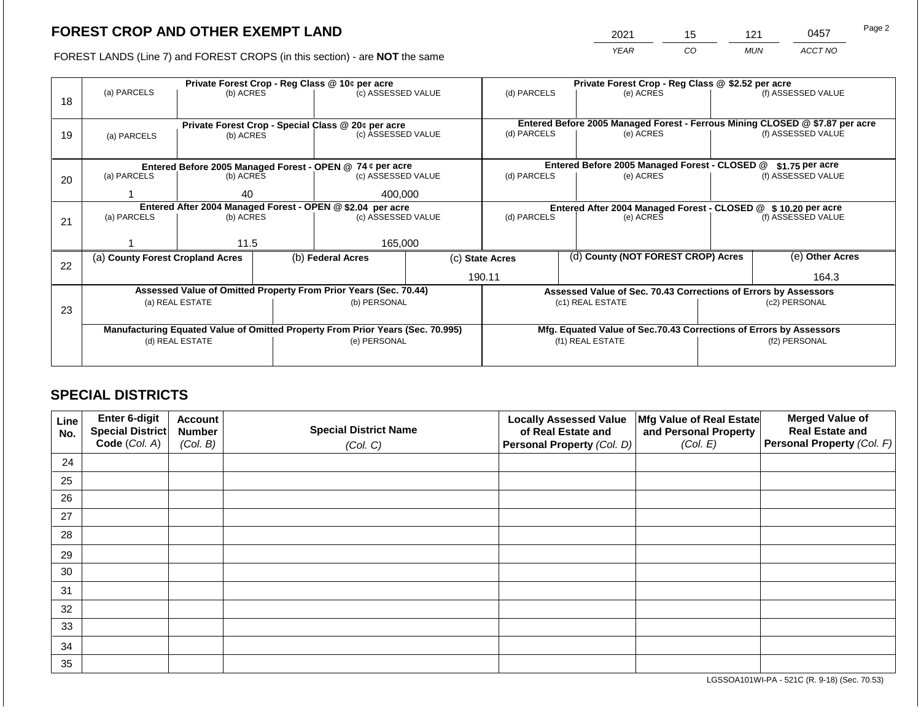# FOREST CROP AND OTHER EXEMPT LAND

FOREST LANDS (Line 7) and FOREST CROPS (in this section) - are **NOT** the same

| YEAR | CO | MUN | ACCT NO |
|---|---|---|---|
| 2021 | 15 | 121 | 0457 |

| Line | Private Forest Crop - Reg Class @ 10¢ per acre | | | Private Forest Crop - Reg Class @ $2.52 per acre | | |
|---|---|---|---|---|---|---|
| 18 | (a) PARCELS | (b) ACRES | (c) ASSESSED VALUE | (d) PARCELS | (e) ACRES | (f) ASSESSED VALUE |
| | | | | | | |
| | **Private Forest Crop - Special Class @ 20¢ per acre** | | | **Entered Before 2005 Managed Forest - Ferrous Mining CLOSED @ $7.87 per acre** | | |
| 19 | (a) PARCELS | (b) ACRES | (c) ASSESSED VALUE | (d) PARCELS | (e) ACRES | (f) ASSESSED VALUE |
| | | | | | | |
| | **Entered Before 2005 Managed Forest - OPEN @ 74 ¢ per acre** | | | **Entered Before 2005 Managed Forest - CLOSED @ $1.75 per acre** | | |
| 20 | (a) PARCELS | (b) ACRES | (c) ASSESSED VALUE | (d) PARCELS | (e) ACRES | (f) ASSESSED VALUE |
| | 1 | 40 | 400,000 | | | |
| | **Entered After 2004 Managed Forest - OPEN @ $2.04 per acre** | | | **Entered After 2004 Managed Forest - CLOSED @ $ 10.20 per acre** | | |
| 21 | (a) PARCELS | (b) ACRES | (c) ASSESSED VALUE | (d) PARCELS | (e) ACRES | (f) ASSESSED VALUE |
| | 1 | 11.5 | 165,000 | | | |

| Line | (a) County Forest Cropland Acres | (b) Federal Acres | (c) State Acres | (d) County (NOT FOREST CROP) Acres | (e) Other Acres |
|---|---|---|---|---|---|
| 22 | | | 190.11 | | 164.3 |

| Line | Assessed Value of Omitted Property From Prior Years (Sec. 70.44) | | Assessed Value of Sec. 70.43 Corrections of Errors by Assessors | |
|---|---|---|---|---|
| 23 | (a) REAL ESTATE | (b) PERSONAL | (c1) REAL ESTATE | (c2) PERSONAL |
| | | | | |
| | **Manufacturing Equated Value of Omitted Property From Prior Years (Sec. 70.995)** | | **Mfg. Equated Value of Sec.70.43 Corrections of Errors by Assessors** | |
| | (d) REAL ESTATE | (e) PERSONAL | (f1) REAL ESTATE | (f2) PERSONAL |
| | | | | |

## SPECIAL DISTRICTS

| Line No. | Enter 6-digit Special District Code (Col. A) | Account Number (Col. B) | Special District Name (Col. C) | Locally Assessed Value of Real Estate and Personal Property (Col. D) | Mfg Value of Real Estate and Personal Property (Col. E) | Merged Value of Real Estate and Personal Property (Col. F) |
|---|---|---|---|---|---|---|
| 24 | | | | | | |
| 25 | | | | | | |
| 26 | | | | | | |
| 27 | | | | | | |
| 28 | | | | | | |
| 29 | | | | | | |
| 30 | | | | | | |
| 31 | | | | | | |
| 32 | | | | | | |
| 33 | | | | | | |
| 34 | | | | | | |
| 35 | | | | | | |

LGSSOA101WI-PA - 521C (R. 9-18) (Sec. 70.53)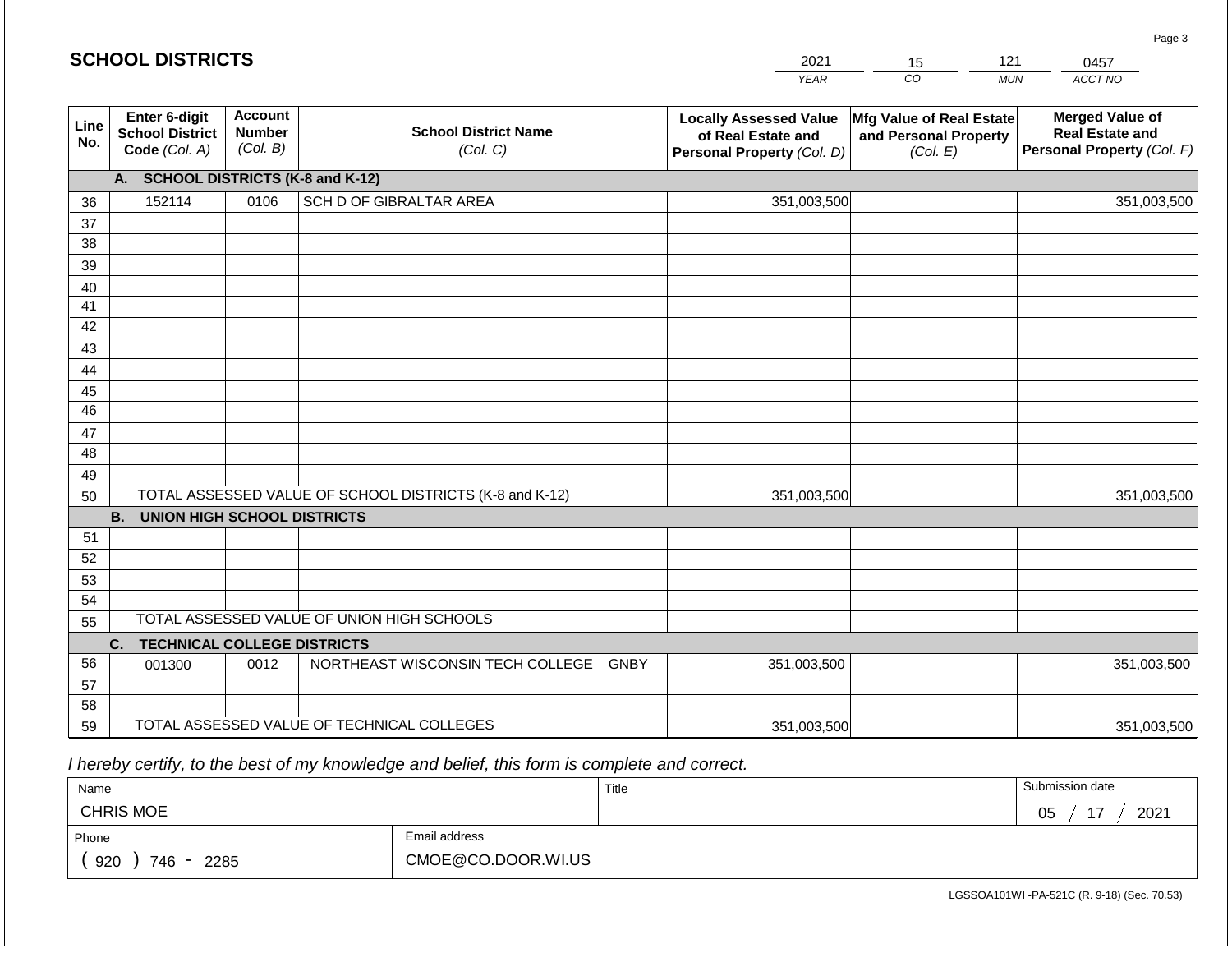## SCHOOL DISTRICTS

| 2021 | 15 | 121 | 0457 |
|---|---|---|---|
| YEAR | CO | MUN | ACCT NO |

| Line No. | Enter 6-digit School District Code (Col. A) | Account Number (Col. B) | School District Name (Col. C) | Locally Assessed Value of Real Estate and Personal Property (Col. D) | Mfg Value of Real Estate and Personal Property (Col. E) | Merged Value of Real Estate and Personal Property (Col. F) |
|---|---|---|---|---|---|---|
| | **A. SCHOOL DISTRICTS (K-8 and K-12)** | | | | | |
| 36 | 152114 | 0106 | SCH D OF GIBRALTAR AREA | 351,003,500 | | 351,003,500 |
| 37 | | | | | | |
| 38 | | | | | | |
| 39 | | | | | | |
| 40 | | | | | | |
| 41 | | | | | | |
| 42 | | | | | | |
| 43 | | | | | | |
| 44 | | | | | | |
| 45 | | | | | | |
| 46 | | | | | | |
| 47 | | | | | | |
| 48 | | | | | | |
| 49 | | | | | | |
| 50 | TOTAL ASSESSED VALUE OF SCHOOL DISTRICTS (K-8 and K-12) | | | 351,003,500 | | 351,003,500 |
| | **B. UNION HIGH SCHOOL DISTRICTS** | | | | | |
| 51 | | | | | | |
| 52 | | | | | | |
| 53 | | | | | | |
| 54 | | | | | | |
| 55 | TOTAL ASSESSED VALUE OF UNION HIGH SCHOOLS | | | | | |
| | **C. TECHNICAL COLLEGE DISTRICTS** | | | | | |
| 56 | 001300 | 0012 | NORTHEAST WISCONSIN TECH COLLEGE GNBY | 351,003,500 | | 351,003,500 |
| 57 | | | | | | |
| 58 | | | | | | |
| 59 | TOTAL ASSESSED VALUE OF TECHNICAL COLLEGES | | | 351,003,500 | | 351,003,500 |

*I hereby certify, to the best of my knowledge and belief, this form is complete and correct.*

| Name | | Title | Submission date |
|---|---|---|---|
| CHRIS MOE | | | 05 / 17 / 2021 |
| Phone | Email address | | |
| ( 920 ) 746 - 2285 | CMOE@CO.DOOR.WI.US | | |

LGSSOA101WI -PA-521C (R. 9-18) (Sec. 70.53)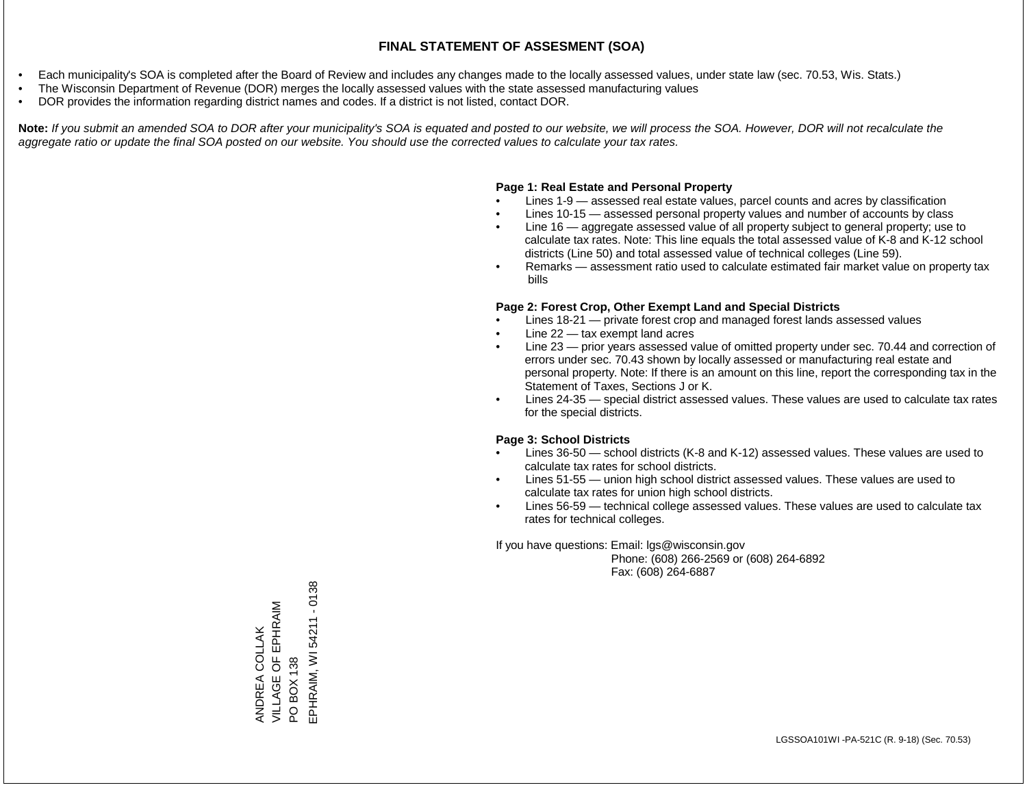# FINAL STATEMENT OF ASSESMENT (SOA)

- Each municipality's SOA is completed after the Board of Review and includes any changes made to the locally assessed values, under state law (sec. 70.53, Wis. Stats.)
- The Wisconsin Department of Revenue (DOR) merges the locally assessed values with the state assessed manufacturing values
- DOR provides the information regarding district names and codes. If a district is not listed, contact DOR.

**Note:** *If you submit an amended SOA to DOR after your municipality's SOA is equated and posted to our website, we will process the SOA. However, DOR will not recalculate the aggregate ratio or update the final SOA posted on our website. You should use the corrected values to calculate your tax rates.*

**Page 1: Real Estate and Personal Property**

- Lines 1-9 — assessed real estate values, parcel counts and acres by classification
- Lines 10-15 — assessed personal property values and number of accounts by class
- Line 16 — aggregate assessed value of all property subject to general property; use to calculate tax rates. Note: This line equals the total assessed value of K-8 and K-12 school districts (Line 50) and total assessed value of technical colleges (Line 59).
- Remarks — assessment ratio used to calculate estimated fair market value on property tax bills

**Page 2: Forest Crop, Other Exempt Land and Special Districts**

- Lines 18-21 — private forest crop and managed forest lands assessed values
- Line 22 — tax exempt land acres
- Line 23 — prior years assessed value of omitted property under sec. 70.44 and correction of errors under sec. 70.43 shown by locally assessed or manufacturing real estate and personal property. Note: If there is an amount on this line, report the corresponding tax in the Statement of Taxes, Sections J or K.
- Lines 24-35 — special district assessed values. These values are used to calculate tax rates for the special districts.

**Page 3: School Districts**

- Lines 36-50 — school districts (K-8 and K-12) assessed values. These values are used to calculate tax rates for school districts.
- Lines 51-55 — union high school district assessed values. These values are used to calculate tax rates for union high school districts.
- Lines 56-59 — technical college assessed values. These values are used to calculate tax rates for technical colleges.

If you have questions: Email: lgs@wisconsin.gov
Phone: (608) 266-2569 or (608) 264-6892
Fax: (608) 264-6887

ANDREA COLLAK
VILLAGE OF EPHRAIM
PO BOX 138
EPHRAIM, WI 54211 - 0138

LGSSOA101WI -PA-521C (R. 9-18) (Sec. 70.53)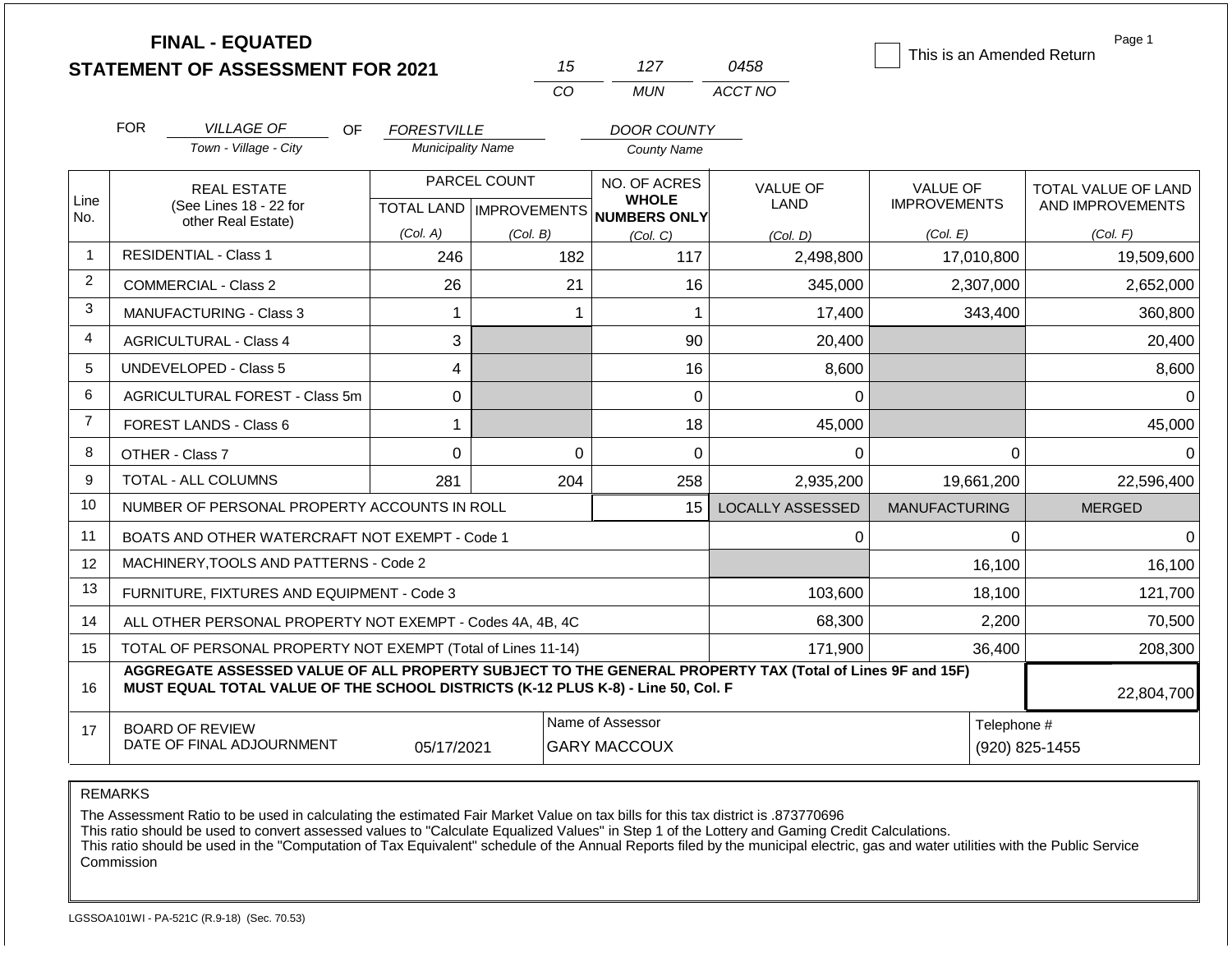# FINAL - EQUATED
# STATEMENT OF ASSESSMENT FOR 2021

| 15 | 127 | 0458 |
|---|---|---|
| CO | MUN | ACCT NO |

☐ This is an Amended Return

FOR *VILLAGE OF* (Town - Village - City) OF *FORESTVILLE* (Municipality Name) *DOOR COUNTY* (County Name)

| Line No. | REAL ESTATE (See Lines 18 - 22 for other Real Estate) | PARCEL COUNT TOTAL LAND (Col. A) | PARCEL COUNT IMPROVEMENTS (Col. B) | NO. OF ACRES WHOLE NUMBERS ONLY (Col. C) | VALUE OF LAND (Col. D) | VALUE OF IMPROVEMENTS (Col. E) | TOTAL VALUE OF LAND AND IMPROVEMENTS (Col. F) |
|---|---|---|---|---|---|---|---|
| 1 | RESIDENTIAL - Class 1 | 246 | 182 | 117 | 2,498,800 | 17,010,800 | 19,509,600 |
| 2 | COMMERCIAL - Class 2 | 26 | 21 | 16 | 345,000 | 2,307,000 | 2,652,000 |
| 3 | MANUFACTURING - Class 3 | 1 | 1 | 1 | 17,400 | 343,400 | 360,800 |
| 4 | AGRICULTURAL - Class 4 | 3 | | 90 | 20,400 | | 20,400 |
| 5 | UNDEVELOPED - Class 5 | 4 | | 16 | 8,600 | | 8,600 |
| 6 | AGRICULTURAL FOREST - Class 5m | 0 | | 0 | 0 | | 0 |
| 7 | FOREST LANDS - Class 6 | 1 | | 18 | 45,000 | | 45,000 |
| 8 | OTHER - Class 7 | 0 | 0 | 0 | 0 | 0 | 0 |
| 9 | TOTAL - ALL COLUMNS | 281 | 204 | 258 | 2,935,200 | 19,661,200 | 22,596,400 |
| 10 | NUMBER OF PERSONAL PROPERTY ACCOUNTS IN ROLL | | | 15 | LOCALLY ASSESSED | MANUFACTURING | MERGED |
| 11 | BOATS AND OTHER WATERCRAFT NOT EXEMPT - Code 1 | | | | 0 | 0 | 0 |
| 12 | MACHINERY,TOOLS AND PATTERNS - Code 2 | | | | | 16,100 | 16,100 |
| 13 | FURNITURE, FIXTURES AND EQUIPMENT - Code 3 | | | | 103,600 | 18,100 | 121,700 |
| 14 | ALL OTHER PERSONAL PROPERTY NOT EXEMPT - Codes 4A, 4B, 4C | | | | 68,300 | 2,200 | 70,500 |
| 15 | TOTAL OF PERSONAL PROPERTY NOT EXEMPT (Total of Lines 11-14) | | | | 171,900 | 36,400 | 208,300 |
| 16 | **AGGREGATE ASSESSED VALUE OF ALL PROPERTY SUBJECT TO THE GENERAL PROPERTY TAX (Total of Lines 9F and 15F) MUST EQUAL TOTAL VALUE OF THE SCHOOL DISTRICTS (K-12 PLUS K-8) - Line 50, Col. F** | | | | | | 22,804,700 |
| 17 | BOARD OF REVIEW DATE OF FINAL ADJOURNMENT | 05/17/2021 | | Name of Assessor: GARY MACCOUX | | | Telephone #: (920) 825-1455 |

REMARKS

The Assessment Ratio to be used in calculating the estimated Fair Market Value on tax bills for this tax district is .873770696
This ratio should be used to convert assessed values to "Calculate Equalized Values" in Step 1 of the Lottery and Gaming Credit Calculations.
This ratio should be used in the "Computation of Tax Equivalent" schedule of the Annual Reports filed by the municipal electric, gas and water utilities with the Public Service Commission

LGSSOA101WI - PA-521C (R.9-18) (Sec. 70.53)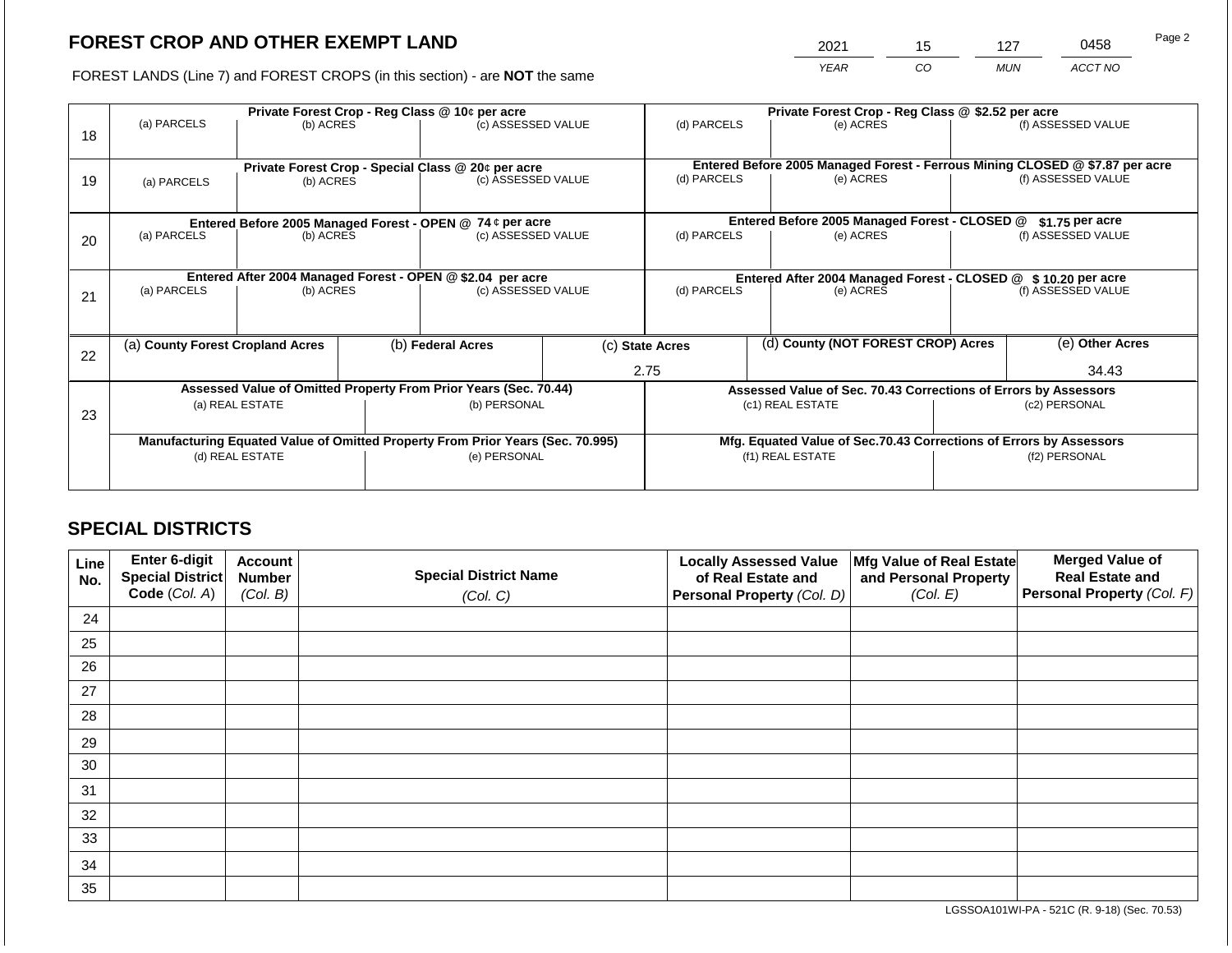## FOREST CROP AND OTHER EXEMPT LAND

| 2021 | 15 | 127 | 0458 |
|---|---|---|---|
| *YEAR* | *CO* | *MUN* | *ACCT NO* |

FOREST LANDS (Line 7) and FOREST CROPS (in this section) - are **NOT** the same

| Line | Private Forest Crop - Reg Class @ 10¢ per acre | | | Private Forest Crop - Reg Class @ $2.52 per acre | | |
|---|---|---|---|---|---|---|
| | (a) PARCELS | (b) ACRES | (c) ASSESSED VALUE | (d) PARCELS | (e) ACRES | (f) ASSESSED VALUE |
| 18 | | | | | | |
| | **Private Forest Crop - Special Class @ 20¢ per acre** | | | **Entered Before 2005 Managed Forest - Ferrous Mining CLOSED @ $7.87 per acre** | | |
| | (a) PARCELS | (b) ACRES | (c) ASSESSED VALUE | (d) PARCELS | (e) ACRES | (f) ASSESSED VALUE |
| 19 | | | | | | |
| | **Entered Before 2005 Managed Forest - OPEN @ 74 ¢ per acre** | | | **Entered Before 2005 Managed Forest - CLOSED @ $1.75 per acre** | | |
| | (a) PARCELS | (b) ACRES | (c) ASSESSED VALUE | (d) PARCELS | (e) ACRES | (f) ASSESSED VALUE |
| 20 | | | | | | |
| | **Entered After 2004 Managed Forest - OPEN @ $2.04 per acre** | | | **Entered After 2004 Managed Forest - CLOSED @ $ 10.20 per acre** | | |
| | (a) PARCELS | (b) ACRES | (c) ASSESSED VALUE | (d) PARCELS | (e) ACRES | (f) ASSESSED VALUE |
| 21 | | | | | | |

| Line | (a) County Forest Cropland Acres | (b) Federal Acres | (c) State Acres | (d) County (NOT FOREST CROP) Acres | (e) Other Acres |
|---|---|---|---|---|---|
| 22 | | | 2.75 | | 34.43 |

| Line | Assessed Value of Omitted Property From Prior Years (Sec. 70.44) | | Assessed Value of Sec. 70.43 Corrections of Errors by Assessors | |
|---|---|---|---|---|
| | (a) REAL ESTATE | (b) PERSONAL | (c1) REAL ESTATE | (c2) PERSONAL |
| 23 | | | | |
| | **Manufacturing Equated Value of Omitted Property From Prior Years (Sec. 70.995)** | | **Mfg. Equated Value of Sec.70.43 Corrections of Errors by Assessors** | |
| | (d) REAL ESTATE | (e) PERSONAL | (f1) REAL ESTATE | (f2) PERSONAL |
| | | | | |

## SPECIAL DISTRICTS

| Line No. | Enter 6-digit Special District Code (*Col. A*) | Account Number (*Col. B*) | Special District Name (*Col. C*) | Locally Assessed Value of Real Estate and Personal Property (*Col. D*) | Mfg Value of Real Estate and Personal Property (*Col. E*) | Merged Value of Real Estate and Personal Property (*Col. F*) |
|---|---|---|---|---|---|---|
| 24 | | | | | | |
| 25 | | | | | | |
| 26 | | | | | | |
| 27 | | | | | | |
| 28 | | | | | | |
| 29 | | | | | | |
| 30 | | | | | | |
| 31 | | | | | | |
| 32 | | | | | | |
| 33 | | | | | | |
| 34 | | | | | | |
| 35 | | | | | | |

LGSSOA101WI-PA - 521C (R. 9-18) (Sec. 70.53)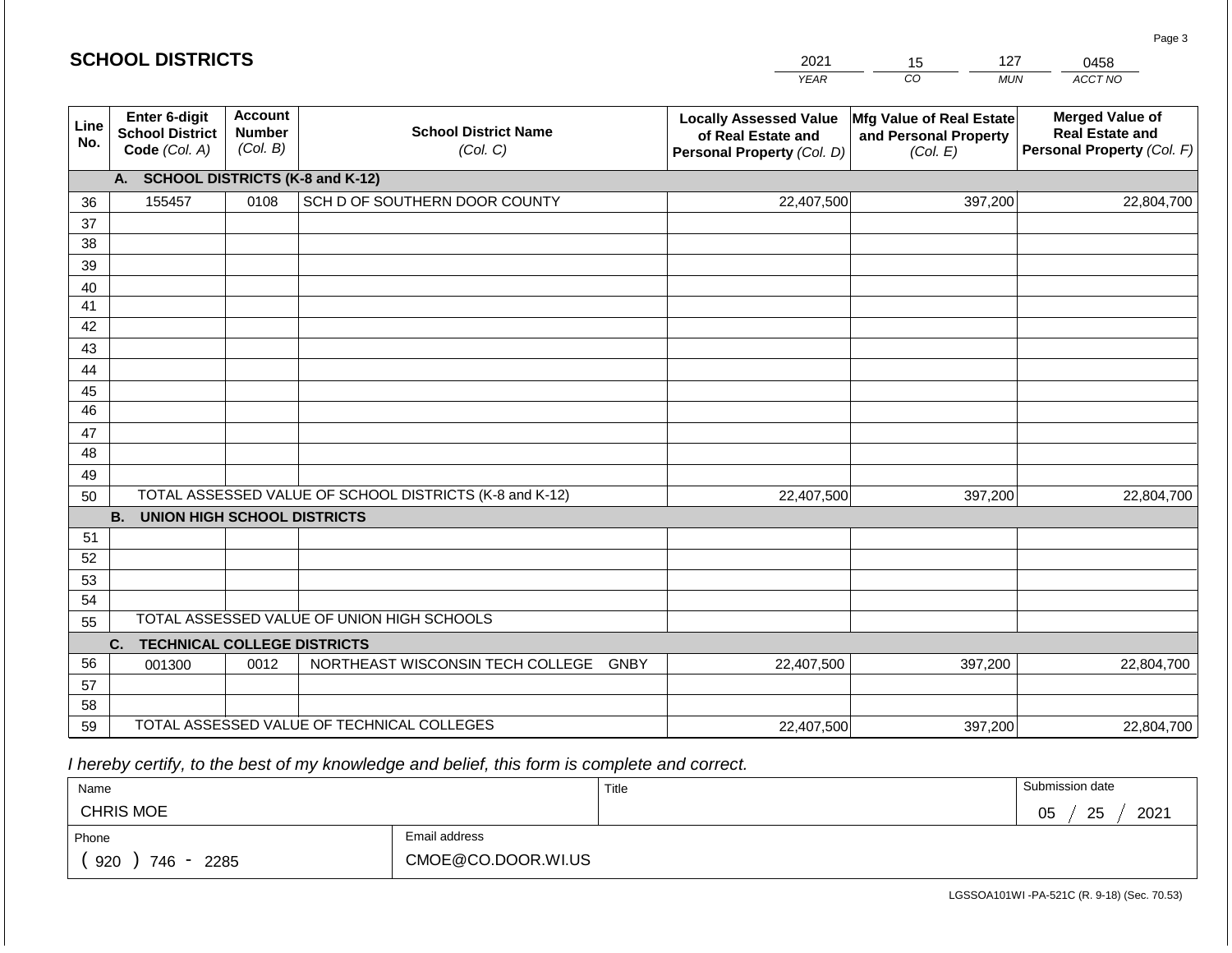## SCHOOL DISTRICTS

| 2021 | 15 | 127 | 0458 |
|---|---|---|---|
| *YEAR* | *CO* | *MUN* | *ACCT NO* |

| Line No. | Enter 6-digit School District Code *(Col. A)* | Account Number *(Col. B)* | School District Name *(Col. C)* | Locally Assessed Value of Real Estate and Personal Property *(Col. D)* | Mfg Value of Real Estate and Personal Property *(Col. E)* | Merged Value of Real Estate and Personal Property *(Col. F)* |
|---|---|---|---|---|---|---|
| | **A. SCHOOL DISTRICTS (K-8 and K-12)** | | | | | |
| 36 | 155457 | 0108 | SCH D OF SOUTHERN DOOR COUNTY | 22,407,500 | 397,200 | 22,804,700 |
| 37 | | | | | | |
| 38 | | | | | | |
| 39 | | | | | | |
| 40 | | | | | | |
| 41 | | | | | | |
| 42 | | | | | | |
| 43 | | | | | | |
| 44 | | | | | | |
| 45 | | | | | | |
| 46 | | | | | | |
| 47 | | | | | | |
| 48 | | | | | | |
| 49 | | | | | | |
| 50 | TOTAL ASSESSED VALUE OF SCHOOL DISTRICTS (K-8 and K-12) | | | 22,407,500 | 397,200 | 22,804,700 |
| | **B. UNION HIGH SCHOOL DISTRICTS** | | | | | |
| 51 | | | | | | |
| 52 | | | | | | |
| 53 | | | | | | |
| 54 | | | | | | |
| 55 | TOTAL ASSESSED VALUE OF UNION HIGH SCHOOLS | | | | | |
| | **C. TECHNICAL COLLEGE DISTRICTS** | | | | | |
| 56 | 001300 | 0012 | NORTHEAST WISCONSIN TECH COLLEGE GNBY | 22,407,500 | 397,200 | 22,804,700 |
| 57 | | | | | | |
| 58 | | | | | | |
| 59 | TOTAL ASSESSED VALUE OF TECHNICAL COLLEGES | | | 22,407,500 | 397,200 | 22,804,700 |

*I hereby certify, to the best of my knowledge and belief, this form is complete and correct.*

| Name | Title | Submission date |
|---|---|---|
| CHRIS MOE | | 05 / 25 / 2021 |
| **Phone** | **Email address** | |
| ( 920 ) 746 - 2285 | CMOE@CO.DOOR.WI.US | |

LGSSOA101WI -PA-521C (R. 9-18) (Sec. 70.53)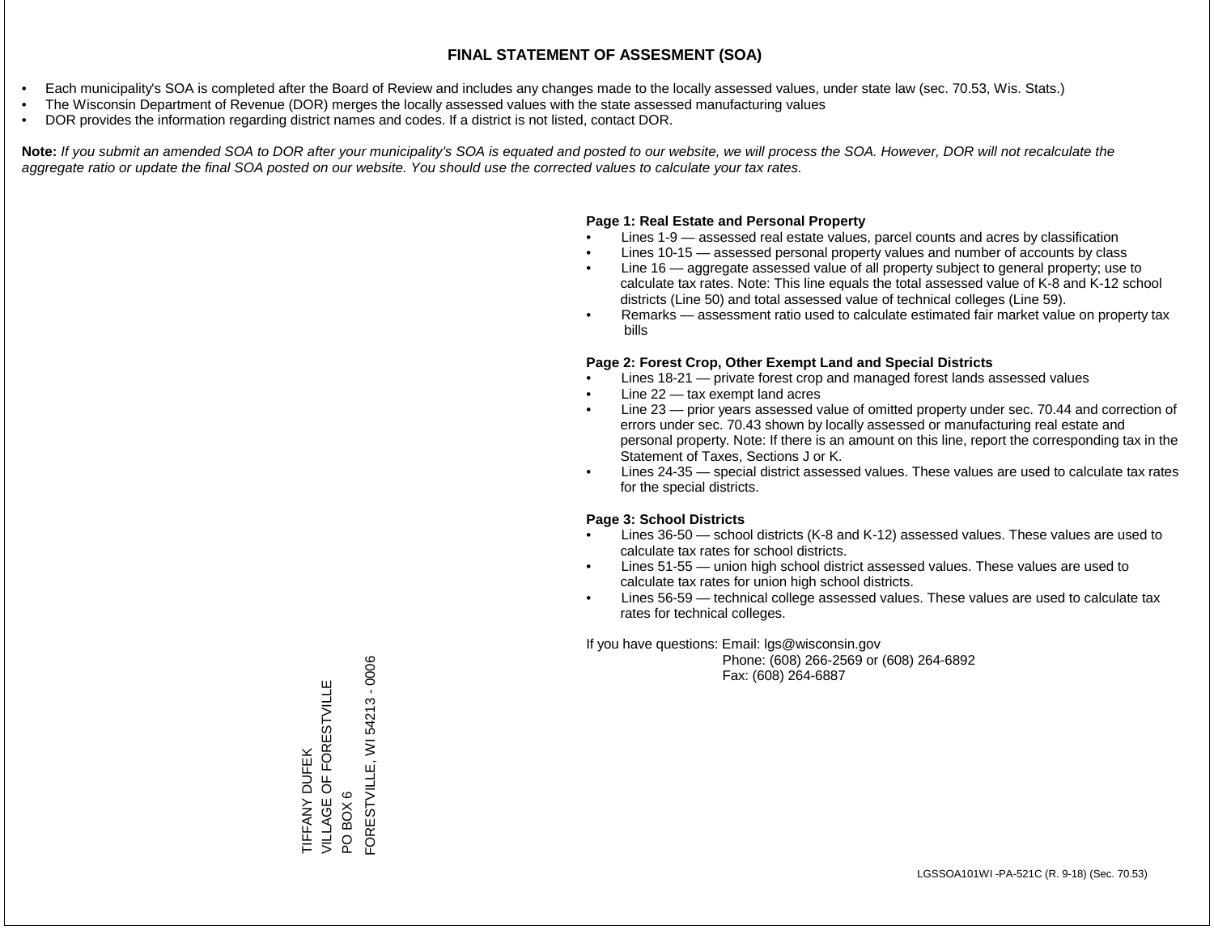# FINAL STATEMENT OF ASSESMENT (SOA)

- Each municipality's SOA is completed after the Board of Review and includes any changes made to the locally assessed values, under state law (sec. 70.53, Wis. Stats.)
- The Wisconsin Department of Revenue (DOR) merges the locally assessed values with the state assessed manufacturing values
- DOR provides the information regarding district names and codes. If a district is not listed, contact DOR.

**Note:** *If you submit an amended SOA to DOR after your municipality's SOA is equated and posted to our website, we will process the SOA. However, DOR will not recalculate the aggregate ratio or update the final SOA posted on our website. You should use the corrected values to calculate your tax rates.*

**Page 1: Real Estate and Personal Property**

- Lines 1-9 — assessed real estate values, parcel counts and acres by classification
- Lines 10-15 — assessed personal property values and number of accounts by class
- Line 16 — aggregate assessed value of all property subject to general property; use to calculate tax rates. Note: This line equals the total assessed value of K-8 and K-12 school districts (Line 50) and total assessed value of technical colleges (Line 59).
- Remarks — assessment ratio used to calculate estimated fair market value on property tax bills

**Page 2: Forest Crop, Other Exempt Land and Special Districts**

- Lines 18-21 — private forest crop and managed forest lands assessed values
- Line 22 — tax exempt land acres
- Line 23 — prior years assessed value of omitted property under sec. 70.44 and correction of errors under sec. 70.43 shown by locally assessed or manufacturing real estate and personal property. Note: If there is an amount on this line, report the corresponding tax in the Statement of Taxes, Sections J or K.
- Lines 24-35 — special district assessed values. These values are used to calculate tax rates for the special districts.

**Page 3: School Districts**

- Lines 36-50 — school districts (K-8 and K-12) assessed values. These values are used to calculate tax rates for school districts.
- Lines 51-55 — union high school district assessed values. These values are used to calculate tax rates for union high school districts.
- Lines 56-59 — technical college assessed values. These values are used to calculate tax rates for technical colleges.

If you have questions: Email: lgs@wisconsin.gov
Phone: (608) 266-2569 or (608) 264-6892
Fax: (608) 264-6887

TIFFANY DUFEK
VILLAGE OF FORESTVILLE
PO BOX 6
FORESTVILLE, WI 54213 - 0006

LGSSOA101WI -PA-521C (R. 9-18) (Sec. 70.53)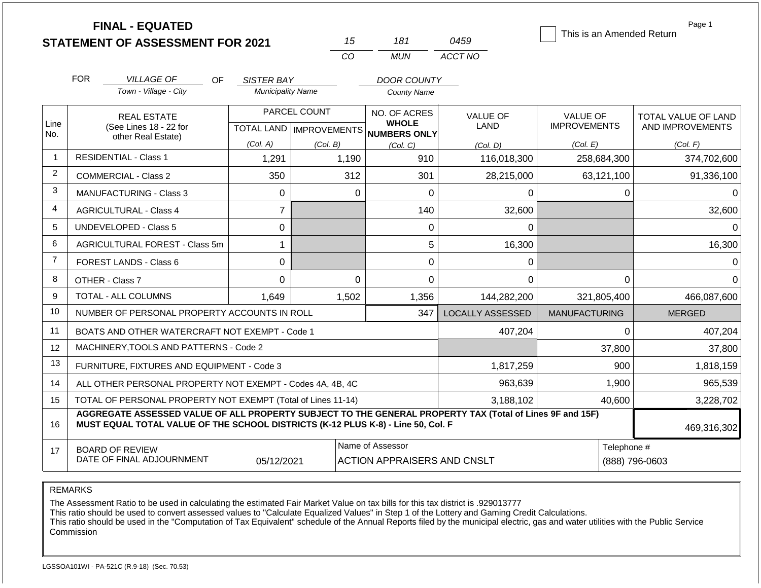# FINAL - EQUATED
## STATEMENT OF ASSESSMENT FOR 2021

| 15 | 181 | 0459 |
|---|---|---|
| CO | MUN | ACCT NO |

☐ This is an Amended Return

Page 1

FOR *VILLAGE OF* (Town - Village - City) OF *SISTER BAY* (Municipality Name) *DOOR COUNTY* (County Name)

| Line No. | REAL ESTATE (See Lines 18 - 22 for other Real Estate) | PARCEL COUNT TOTAL LAND (Col. A) | PARCEL COUNT IMPROVEMENTS (Col. B) | NO. OF ACRES WHOLE NUMBERS ONLY (Col. C) | VALUE OF LAND (Col. D) | VALUE OF IMPROVEMENTS (Col. E) | TOTAL VALUE OF LAND AND IMPROVEMENTS (Col. F) |
|---|---|---|---|---|---|---|---|
| 1 | RESIDENTIAL - Class 1 | 1,291 | 1,190 | 910 | 116,018,300 | 258,684,300 | 374,702,600 |
| 2 | COMMERCIAL - Class 2 | 350 | 312 | 301 | 28,215,000 | 63,121,100 | 91,336,100 |
| 3 | MANUFACTURING - Class 3 | 0 | 0 | 0 | 0 | 0 | 0 |
| 4 | AGRICULTURAL - Class 4 | 7 | | 140 | 32,600 | | 32,600 |
| 5 | UNDEVELOPED - Class 5 | 0 | | 0 | 0 | | 0 |
| 6 | AGRICULTURAL FOREST - Class 5m | 1 | | 5 | 16,300 | | 16,300 |
| 7 | FOREST LANDS - Class 6 | 0 | | 0 | 0 | | 0 |
| 8 | OTHER - Class 7 | 0 | 0 | 0 | 0 | 0 | 0 |
| 9 | TOTAL - ALL COLUMNS | 1,649 | 1,502 | 1,356 | 144,282,200 | 321,805,400 | 466,087,600 |
| 10 | NUMBER OF PERSONAL PROPERTY ACCOUNTS IN ROLL | | | 347 | LOCALLY ASSESSED | MANUFACTURING | MERGED |
| 11 | BOATS AND OTHER WATERCRAFT NOT EXEMPT - Code 1 | | | | 407,204 | 0 | 407,204 |
| 12 | MACHINERY,TOOLS AND PATTERNS - Code 2 | | | | | 37,800 | 37,800 |
| 13 | FURNITURE, FIXTURES AND EQUIPMENT - Code 3 | | | | 1,817,259 | 900 | 1,818,159 |
| 14 | ALL OTHER PERSONAL PROPERTY NOT EXEMPT - Codes 4A, 4B, 4C | | | | 963,639 | 1,900 | 965,539 |
| 15 | TOTAL OF PERSONAL PROPERTY NOT EXEMPT (Total of Lines 11-14) | | | | 3,188,102 | 40,600 | 3,228,702 |
| 16 | **AGGREGATE ASSESSED VALUE OF ALL PROPERTY SUBJECT TO THE GENERAL PROPERTY TAX (Total of Lines 9F and 15F) MUST EQUAL TOTAL VALUE OF THE SCHOOL DISTRICTS (K-12 PLUS K-8) - Line 50, Col. F** | | | | | | 469,316,302 |
| 17 | BOARD OF REVIEW DATE OF FINAL ADJOURNMENT | 05/12/2021 | | Name of Assessor: ACTION APPRAISERS AND CNSLT | | Telephone #: (888) 796-0603 | |

REMARKS

The Assessment Ratio to be used in calculating the estimated Fair Market Value on tax bills for this tax district is .929013777
This ratio should be used to convert assessed values to "Calculate Equalized Values" in Step 1 of the Lottery and Gaming Credit Calculations.
This ratio should be used in the "Computation of Tax Equivalent" schedule of the Annual Reports filed by the municipal electric, gas and water utilities with the Public Service Commission

LGSSOA101WI - PA-521C (R.9-18) (Sec. 70.53)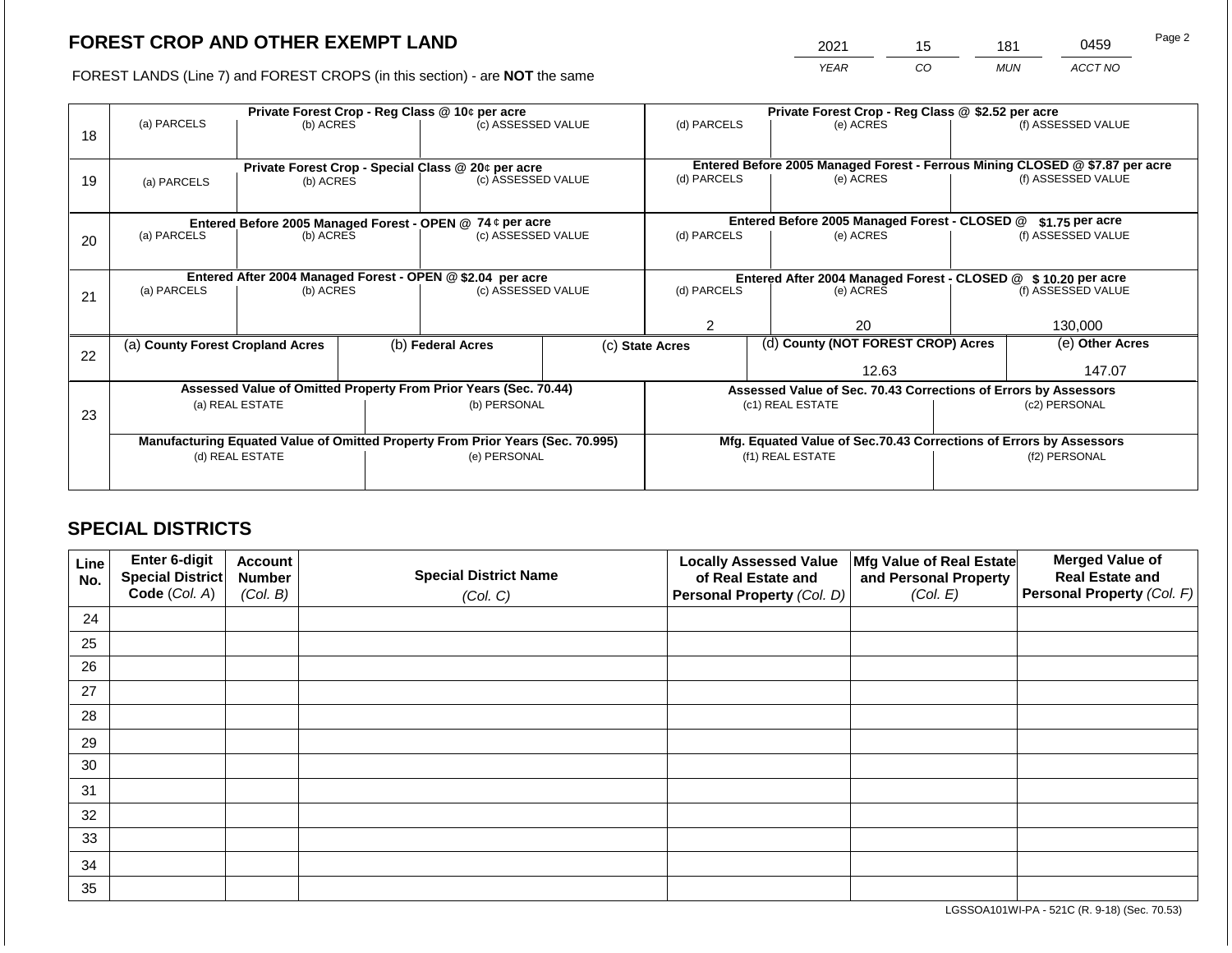# FOREST CROP AND OTHER EXEMPT LAND

FOREST LANDS (Line 7) and FOREST CROPS (in this section) - are **NOT** the same

| YEAR | CO | MUN | ACCT NO |
|---|---|---|---|
| 2021 | 15 | 181 | 0459 |

| Line | (a) PARCELS | (b) ACRES | (c) ASSESSED VALUE | (d) PARCELS | (e) ACRES | (f) ASSESSED VALUE |
|---|---|---|---|---|---|---|
| 18 | Private Forest Crop - Reg Class @ 10¢ per acre | | | Private Forest Crop - Reg Class @ $2.52 per acre | | |
| | | | | | | |
| 19 | Private Forest Crop - Special Class @ 20¢ per acre | | | Entered Before 2005 Managed Forest - Ferrous Mining CLOSED @ $7.87 per acre | | |
| | | | | | | |
| 20 | Entered Before 2005 Managed Forest - OPEN @ 74 ¢ per acre | | | Entered Before 2005 Managed Forest - CLOSED @ $1.75 per acre | | |
| | | | | | | |
| 21 | Entered After 2004 Managed Forest - OPEN @ $2.04 per acre | | | Entered After 2004 Managed Forest - CLOSED @ $ 10.20 per acre | | |
| | | | | 2 | 20 | 130,000 |

| Line | (a) County Forest Cropland Acres | (b) Federal Acres | (c) State Acres | (d) County (NOT FOREST CROP) Acres | (e) Other Acres |
|---|---|---|---|---|---|
| 22 | | | | 12.63 | 147.07 |

| Line | Assessed Value of Omitted Property From Prior Years (Sec. 70.44) | | Assessed Value of Sec. 70.43 Corrections of Errors by Assessors | |
|---|---|---|---|---|
| 23 | (a) REAL ESTATE | (b) PERSONAL | (c1) REAL ESTATE | (c2) PERSONAL |
| | | | | |
| | **Manufacturing Equated Value of Omitted Property From Prior Years (Sec. 70.995)** | | **Mfg. Equated Value of Sec.70.43 Corrections of Errors by Assessors** | |
| | (d) REAL ESTATE | (e) PERSONAL | (f1) REAL ESTATE | (f2) PERSONAL |
| | | | | |

## SPECIAL DISTRICTS

| Line No. | Enter 6-digit Special District Code (Col. A) | Account Number (Col. B) | Special District Name (Col. C) | Locally Assessed Value of Real Estate and Personal Property (Col. D) | Mfg Value of Real Estate and Personal Property (Col. E) | Merged Value of Real Estate and Personal Property (Col. F) |
|---|---|---|---|---|---|---|
| 24 | | | | | | |
| 25 | | | | | | |
| 26 | | | | | | |
| 27 | | | | | | |
| 28 | | | | | | |
| 29 | | | | | | |
| 30 | | | | | | |
| 31 | | | | | | |
| 32 | | | | | | |
| 33 | | | | | | |
| 34 | | | | | | |
| 35 | | | | | | |

LGSSOA101WI-PA - 521C (R. 9-18) (Sec. 70.53)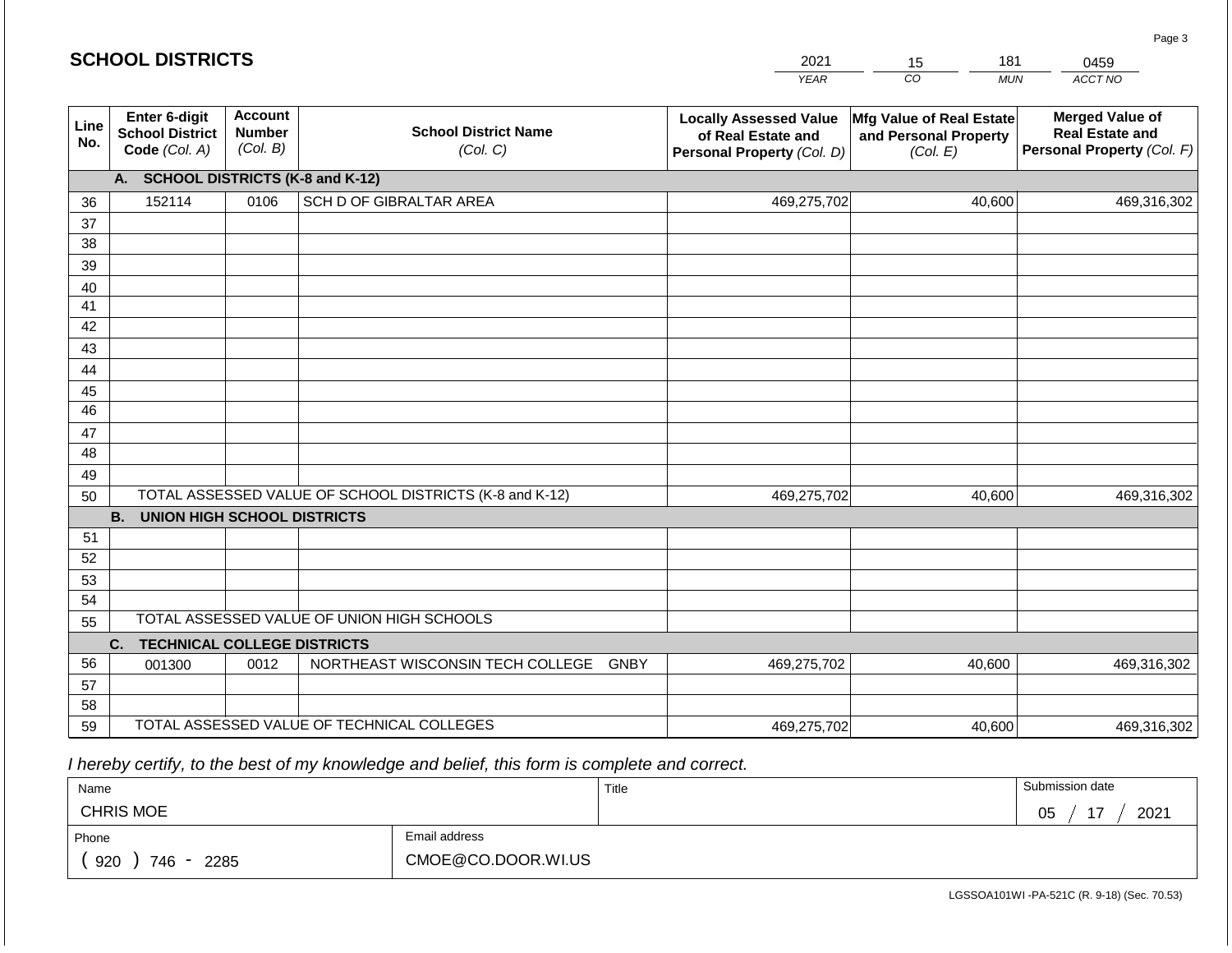# SCHOOL DISTRICTS

| 2021 | 15 | 181 | 0459 |
|---|---|---|---|
| YEAR | CO | MUN | ACCT NO |

| Line No. | Enter 6-digit School District Code (Col. A) | Account Number (Col. B) | School District Name (Col. C) | Locally Assessed Value of Real Estate and Personal Property (Col. D) | Mfg Value of Real Estate and Personal Property (Col. E) | Merged Value of Real Estate and Personal Property (Col. F) |
|---|---|---|---|---|---|---|
| | **A. SCHOOL DISTRICTS (K-8 and K-12)** | | | | | |
| 36 | 152114 | 0106 | SCH D OF GIBRALTAR AREA | 469,275,702 | 40,600 | 469,316,302 |
| 37 | | | | | | |
| 38 | | | | | | |
| 39 | | | | | | |
| 40 | | | | | | |
| 41 | | | | | | |
| 42 | | | | | | |
| 43 | | | | | | |
| 44 | | | | | | |
| 45 | | | | | | |
| 46 | | | | | | |
| 47 | | | | | | |
| 48 | | | | | | |
| 49 | | | | | | |
| 50 | TOTAL ASSESSED VALUE OF SCHOOL DISTRICTS (K-8 and K-12) | | | 469,275,702 | 40,600 | 469,316,302 |
| | **B. UNION HIGH SCHOOL DISTRICTS** | | | | | |
| 51 | | | | | | |
| 52 | | | | | | |
| 53 | | | | | | |
| 54 | | | | | | |
| 55 | TOTAL ASSESSED VALUE OF UNION HIGH SCHOOLS | | | | | |
| | **C. TECHNICAL COLLEGE DISTRICTS** | | | | | |
| 56 | 001300 | 0012 | NORTHEAST WISCONSIN TECH COLLEGE GNBY | 469,275,702 | 40,600 | 469,316,302 |
| 57 | | | | | | |
| 58 | | | | | | |
| 59 | TOTAL ASSESSED VALUE OF TECHNICAL COLLEGES | | | 469,275,702 | 40,600 | 469,316,302 |

*I hereby certify, to the best of my knowledge and belief, this form is complete and correct.*

| Name | Title | Submission date |
|---|---|---|
| CHRIS MOE | | 05 / 17 / 2021 |
| Phone | Email address | |
| ( 920 ) 746 - 2285 | CMOE@CO.DOOR.WI.US | |

LGSSOA101WI -PA-521C (R. 9-18) (Sec. 70.53)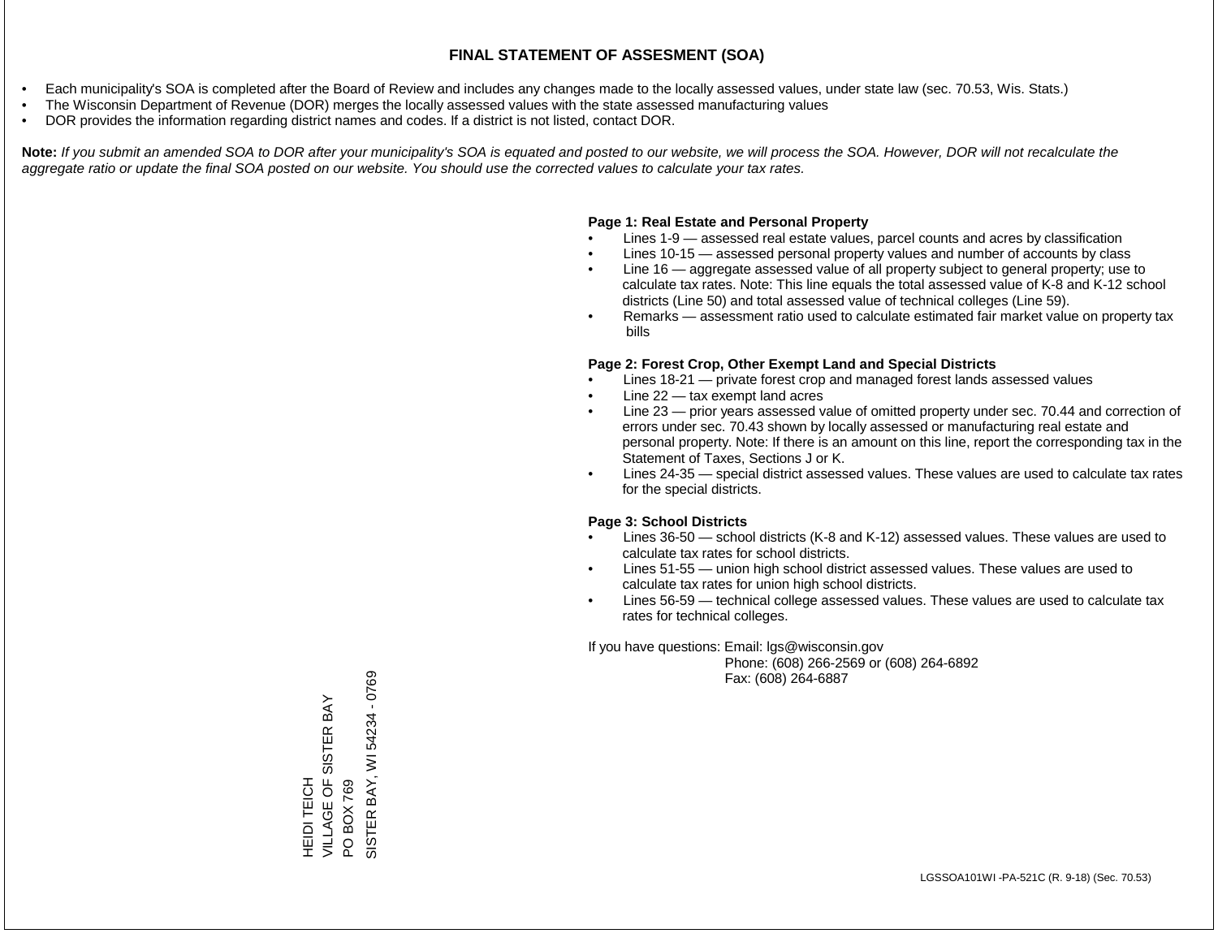# FINAL STATEMENT OF ASSESMENT (SOA)

- Each municipality's SOA is completed after the Board of Review and includes any changes made to the locally assessed values, under state law (sec. 70.53, Wis. Stats.)
- The Wisconsin Department of Revenue (DOR) merges the locally assessed values with the state assessed manufacturing values
- DOR provides the information regarding district names and codes. If a district is not listed, contact DOR.

**Note:** *If you submit an amended SOA to DOR after your municipality's SOA is equated and posted to our website, we will process the SOA. However, DOR will not recalculate the aggregate ratio or update the final SOA posted on our website. You should use the corrected values to calculate your tax rates.*

**Page 1: Real Estate and Personal Property**

- Lines 1-9 — assessed real estate values, parcel counts and acres by classification
- Lines 10-15 — assessed personal property values and number of accounts by class
- Line 16 — aggregate assessed value of all property subject to general property; use to calculate tax rates. Note: This line equals the total assessed value of K-8 and K-12 school districts (Line 50) and total assessed value of technical colleges (Line 59).
- Remarks — assessment ratio used to calculate estimated fair market value on property tax bills

**Page 2: Forest Crop, Other Exempt Land and Special Districts**

- Lines 18-21 — private forest crop and managed forest lands assessed values
- Line 22 — tax exempt land acres
- Line 23 — prior years assessed value of omitted property under sec. 70.44 and correction of errors under sec. 70.43 shown by locally assessed or manufacturing real estate and personal property. Note: If there is an amount on this line, report the corresponding tax in the Statement of Taxes, Sections J or K.
- Lines 24-35 — special district assessed values. These values are used to calculate tax rates for the special districts.

**Page 3: School Districts**

- Lines 36-50 — school districts (K-8 and K-12) assessed values. These values are used to calculate tax rates for school districts.
- Lines 51-55 — union high school district assessed values. These values are used to calculate tax rates for union high school districts.
- Lines 56-59 — technical college assessed values. These values are used to calculate tax rates for technical colleges.

If you have questions: Email: lgs@wisconsin.gov
Phone: (608) 266-2569 or (608) 264-6892
Fax: (608) 264-6887

HEIDI TEICH
VILLAGE OF SISTER BAY
PO BOX 769
SISTER BAY, WI 54234 - 0769

LGSSOA101WI -PA-521C (R. 9-18) (Sec. 70.53)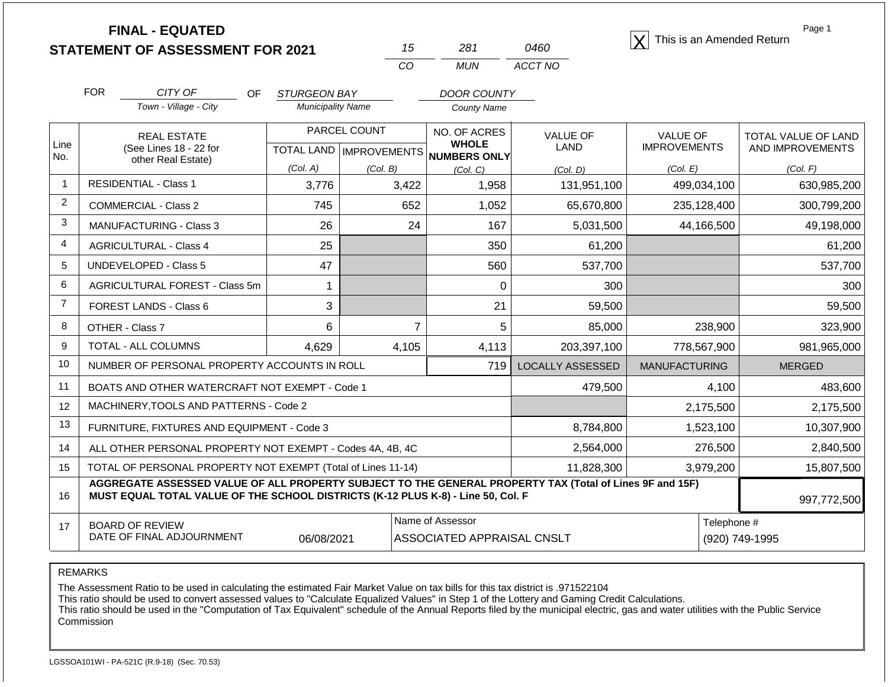# FINAL - EQUATED
## STATEMENT OF ASSESSMENT FOR 2021

| 15 | 281 | 0460 |
|---|---|---|
| CO | MUN | ACCT NO |

[X] This is an Amended Return

Page 1

FOR *CITY OF* (Town - Village - City) OF *STURGEON BAY* (Municipality Name) *DOOR COUNTY* (County Name)

| Line No. | REAL ESTATE (See Lines 18 - 22 for other Real Estate) | PARCEL COUNT | | NO. OF ACRES WHOLE NUMBERS ONLY | VALUE OF LAND | VALUE OF IMPROVEMENTS | TOTAL VALUE OF LAND AND IMPROVEMENTS |
|---|---|---|---|---|---|---|---|
| | | TOTAL LAND (Col. A) | IMPROVEMENTS (Col. B) | (Col. C) | (Col. D) | (Col. E) | (Col. F) |
| 1 | RESIDENTIAL - Class 1 | 3,776 | 3,422 | 1,958 | 131,951,100 | 499,034,100 | 630,985,200 |
| 2 | COMMERCIAL - Class 2 | 745 | 652 | 1,052 | 65,670,800 | 235,128,400 | 300,799,200 |
| 3 | MANUFACTURING - Class 3 | 26 | 24 | 167 | 5,031,500 | 44,166,500 | 49,198,000 |
| 4 | AGRICULTURAL - Class 4 | 25 | | 350 | 61,200 | | 61,200 |
| 5 | UNDEVELOPED - Class 5 | 47 | | 560 | 537,700 | | 537,700 |
| 6 | AGRICULTURAL FOREST - Class 5m | 1 | | 0 | 300 | | 300 |
| 7 | FOREST LANDS - Class 6 | 3 | | 21 | 59,500 | | 59,500 |
| 8 | OTHER - Class 7 | 6 | 7 | 5 | 85,000 | 238,900 | 323,900 |
| 9 | TOTAL - ALL COLUMNS | 4,629 | 4,105 | 4,113 | 203,397,100 | 778,567,900 | 981,965,000 |
| 10 | NUMBER OF PERSONAL PROPERTY ACCOUNTS IN ROLL | | | 719 | LOCALLY ASSESSED | MANUFACTURING | MERGED |
| 11 | BOATS AND OTHER WATERCRAFT NOT EXEMPT - Code 1 | | | | 479,500 | 4,100 | 483,600 |
| 12 | MACHINERY,TOOLS AND PATTERNS - Code 2 | | | | | 2,175,500 | 2,175,500 |
| 13 | FURNITURE, FIXTURES AND EQUIPMENT - Code 3 | | | | 8,784,800 | 1,523,100 | 10,307,900 |
| 14 | ALL OTHER PERSONAL PROPERTY NOT EXEMPT - Codes 4A, 4B, 4C | | | | 2,564,000 | 276,500 | 2,840,500 |
| 15 | TOTAL OF PERSONAL PROPERTY NOT EXEMPT (Total of Lines 11-14) | | | | 11,828,300 | 3,979,200 | 15,807,500 |
| 16 | **AGGREGATE ASSESSED VALUE OF ALL PROPERTY SUBJECT TO THE GENERAL PROPERTY TAX (Total of Lines 9F and 15F) MUST EQUAL TOTAL VALUE OF THE SCHOOL DISTRICTS (K-12 PLUS K-8) - Line 50, Col. F** | | | | | | 997,772,500 |
| 17 | BOARD OF REVIEW DATE OF FINAL ADJOURNMENT | 06/08/2021 | | Name of Assessor: ASSOCIATED APPRAISAL CNSLT | | | Telephone #: (920) 749-1995 |

REMARKS

The Assessment Ratio to be used in calculating the estimated Fair Market Value on tax bills for this tax district is .971522104
This ratio should be used to convert assessed values to "Calculate Equalized Values" in Step 1 of the Lottery and Gaming Credit Calculations.
This ratio should be used in the "Computation of Tax Equivalent" schedule of the Annual Reports filed by the municipal electric, gas and water utilities with the Public Service Commission

LGSSOA101WI - PA-521C (R.9-18) (Sec. 70.53)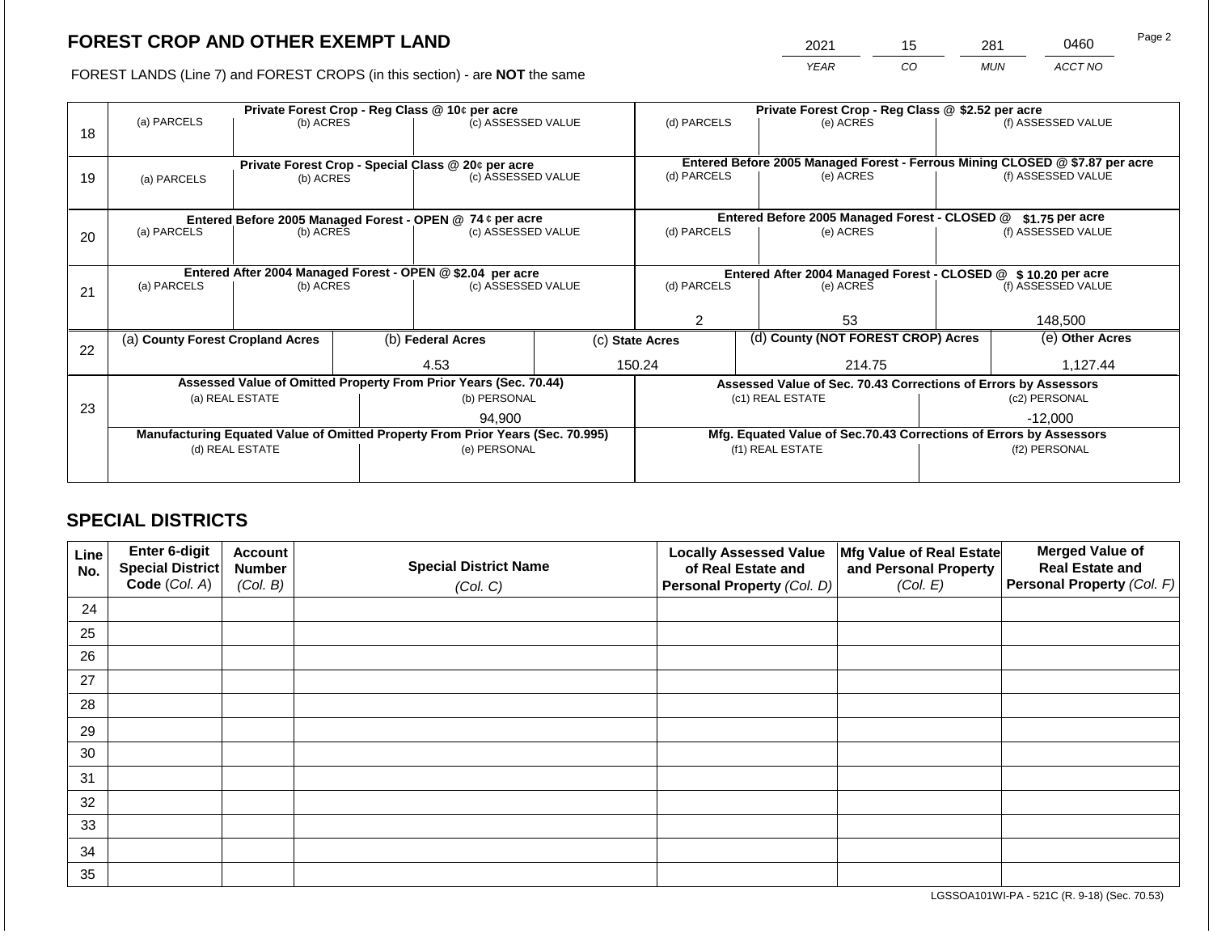## FOREST CROP AND OTHER EXEMPT LAND

| 2021 | 15 | 281 | 0460 |
|---|---|---|---|
| YEAR | CO | MUN | ACCT NO |

FOREST LANDS (Line 7) and FOREST CROPS (in this section) - are **NOT** the same

| Line | Private Forest Crop - Reg Class @ 10¢ per acre | | | Private Forest Crop - Reg Class @ $2.52 per acre | | |
|---|---|---|---|---|---|---|
| | (a) PARCELS | (b) ACRES | (c) ASSESSED VALUE | (d) PARCELS | (e) ACRES | (f) ASSESSED VALUE |
| 18 | | | | | | |
| | **Private Forest Crop - Special Class @ 20¢ per acre** | | | **Entered Before 2005 Managed Forest - Ferrous Mining CLOSED @ $7.87 per acre** | | |
| 19 | (a) PARCELS | (b) ACRES | (c) ASSESSED VALUE | (d) PARCELS | (e) ACRES | (f) ASSESSED VALUE |
| | **Entered Before 2005 Managed Forest - OPEN @ 74 ¢ per acre** | | | **Entered Before 2005 Managed Forest - CLOSED @ $1.75 per acre** | | |
| 20 | (a) PARCELS | (b) ACRES | (c) ASSESSED VALUE | (d) PARCELS | (e) ACRES | (f) ASSESSED VALUE |
| | **Entered After 2004 Managed Forest - OPEN @ $2.04 per acre** | | | **Entered After 2004 Managed Forest - CLOSED @ $10.20 per acre** | | |
| 21 | (a) PARCELS | (b) ACRES | (c) ASSESSED VALUE | (d) PARCELS | (e) ACRES | (f) ASSESSED VALUE |
| | | | | 2 | 53 | 148,500 |

| Line | (a) County Forest Cropland Acres | (b) Federal Acres | (c) State Acres | (d) County (NOT FOREST CROP) Acres | (e) Other Acres |
|---|---|---|---|---|---|
| 22 | | 4.53 | 150.24 | 214.75 | 1,127.44 |

| Line | Assessed Value of Omitted Property From Prior Years (Sec. 70.44) | | Assessed Value of Sec. 70.43 Corrections of Errors by Assessors | |
|---|---|---|---|---|
| | (a) REAL ESTATE | (b) PERSONAL | (c1) REAL ESTATE | (c2) PERSONAL |
| 23 | | 94,900 | | -12,000 |
| | **Manufacturing Equated Value of Omitted Property From Prior Years (Sec. 70.995)** | | **Mfg. Equated Value of Sec.70.43 Corrections of Errors by Assessors** | |
| | (d) REAL ESTATE | (e) PERSONAL | (f1) REAL ESTATE | (f2) PERSONAL |
| | | | | |

## SPECIAL DISTRICTS

| Line No. | Enter 6-digit Special District Code (Col. A) | Account Number (Col. B) | Special District Name (Col. C) | Locally Assessed Value of Real Estate and Personal Property (Col. D) | Mfg Value of Real Estate and Personal Property (Col. E) | Merged Value of Real Estate and Personal Property (Col. F) |
|---|---|---|---|---|---|---|
| 24 | | | | | | |
| 25 | | | | | | |
| 26 | | | | | | |
| 27 | | | | | | |
| 28 | | | | | | |
| 29 | | | | | | |
| 30 | | | | | | |
| 31 | | | | | | |
| 32 | | | | | | |
| 33 | | | | | | |
| 34 | | | | | | |
| 35 | | | | | | |

LGSSOA101WI-PA - 521C (R. 9-18) (Sec. 70.53)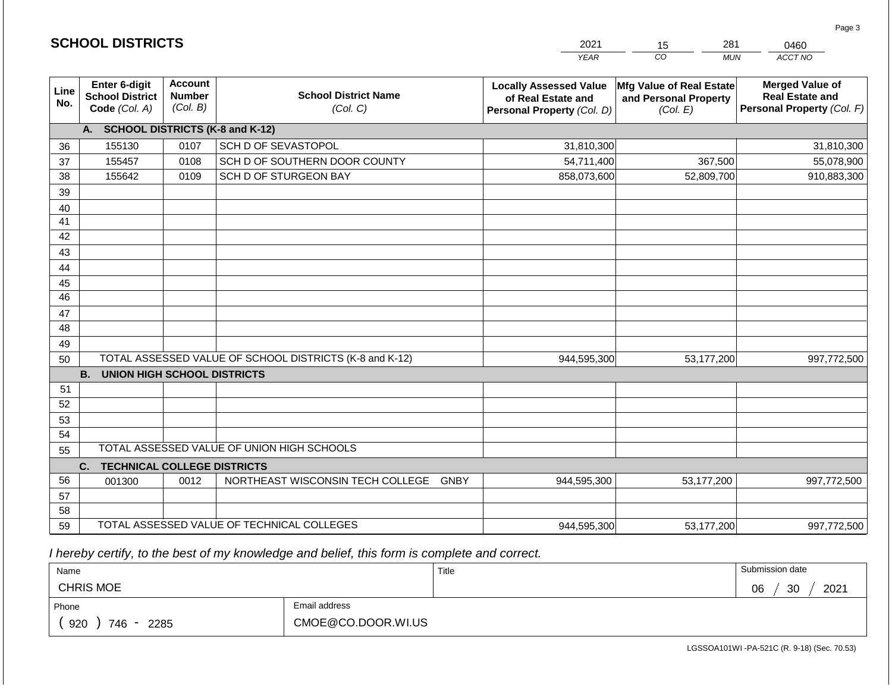## SCHOOL DISTRICTS

| 2021 | 15 | 281 | 0460 |
|---|---|---|---|
| YEAR | CO | MUN | ACCT NO |

| Line No. | Enter 6-digit School District Code (Col. A) | Account Number (Col. B) | School District Name (Col. C) | Locally Assessed Value of Real Estate and Personal Property (Col. D) | Mfg Value of Real Estate and Personal Property (Col. E) | Merged Value of Real Estate and Personal Property (Col. F) |
|---|---|---|---|---|---|---|
| | **A. SCHOOL DISTRICTS (K-8 and K-12)** | | | | | |
| 36 | 155130 | 0107 | SCH D OF SEVASTOPOL | 31,810,300 | | 31,810,300 |
| 37 | 155457 | 0108 | SCH D OF SOUTHERN DOOR COUNTY | 54,711,400 | 367,500 | 55,078,900 |
| 38 | 155642 | 0109 | SCH D OF STURGEON BAY | 858,073,600 | 52,809,700 | 910,883,300 |
| 39 | | | | | | |
| 40 | | | | | | |
| 41 | | | | | | |
| 42 | | | | | | |
| 43 | | | | | | |
| 44 | | | | | | |
| 45 | | | | | | |
| 46 | | | | | | |
| 47 | | | | | | |
| 48 | | | | | | |
| 49 | | | | | | |
| 50 | TOTAL ASSESSED VALUE OF SCHOOL DISTRICTS (K-8 and K-12) | | | 944,595,300 | 53,177,200 | 997,772,500 |
| | **B. UNION HIGH SCHOOL DISTRICTS** | | | | | |
| 51 | | | | | | |
| 52 | | | | | | |
| 53 | | | | | | |
| 54 | | | | | | |
| 55 | TOTAL ASSESSED VALUE OF UNION HIGH SCHOOLS | | | | | |
| | **C. TECHNICAL COLLEGE DISTRICTS** | | | | | |
| 56 | 001300 | 0012 | NORTHEAST WISCONSIN TECH COLLEGE GNBY | 944,595,300 | 53,177,200 | 997,772,500 |
| 57 | | | | | | |
| 58 | | | | | | |
| 59 | TOTAL ASSESSED VALUE OF TECHNICAL COLLEGES | | | 944,595,300 | 53,177,200 | 997,772,500 |

*I hereby certify, to the best of my knowledge and belief, this form is complete and correct.*

| Name | Title | Submission date |
|---|---|---|
| CHRIS MOE | | 06 / 30 / 2021 |
| Phone | Email address | |
| ( 920 ) 746 - 2285 | CMOE@CO.DOOR.WI.US | |

LGSSOA101WI -PA-521C (R. 9-18) (Sec. 70.53)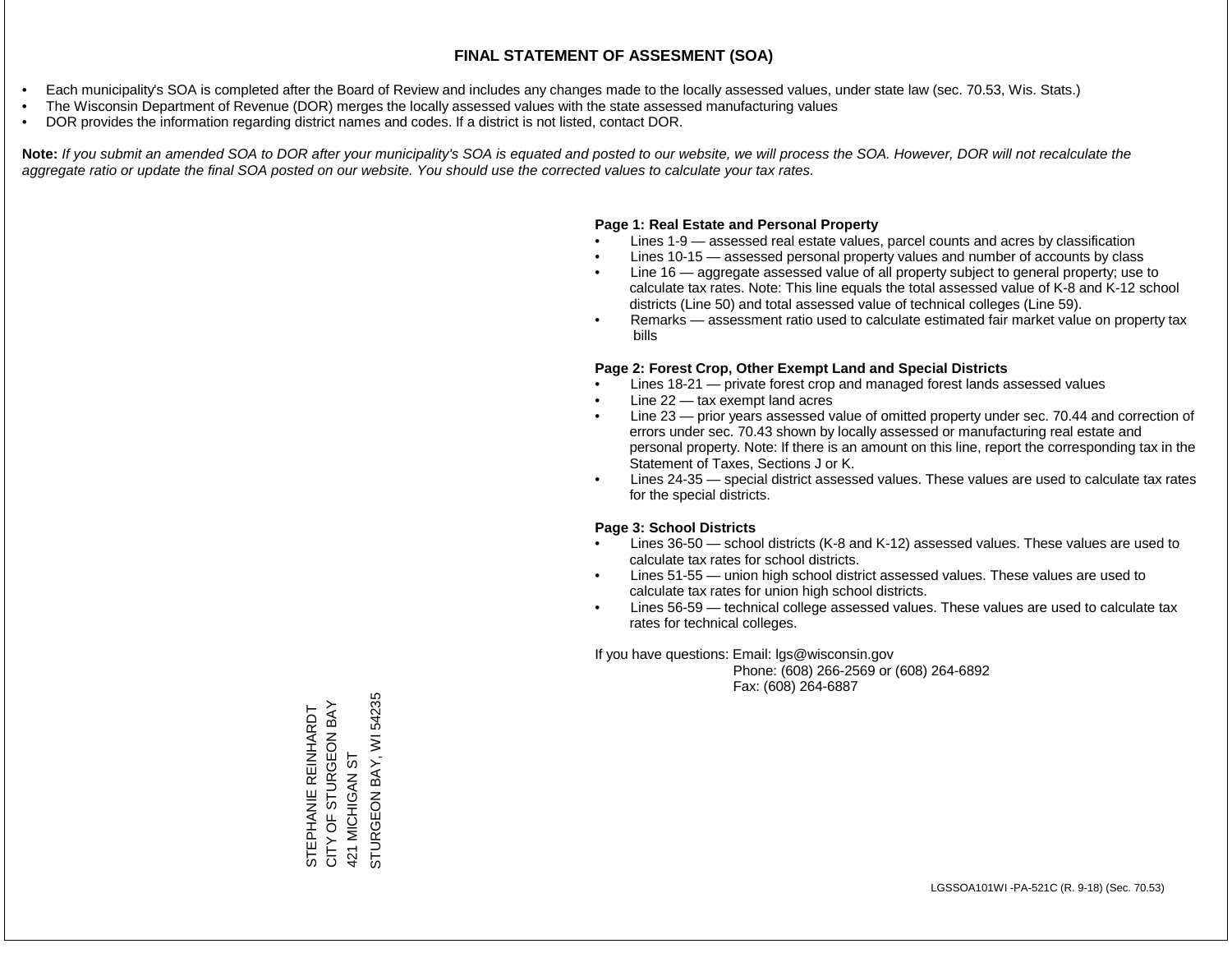# FINAL STATEMENT OF ASSESMENT (SOA)

- Each municipality's SOA is completed after the Board of Review and includes any changes made to the locally assessed values, under state law (sec. 70.53, Wis. Stats.)
- The Wisconsin Department of Revenue (DOR) merges the locally assessed values with the state assessed manufacturing values
- DOR provides the information regarding district names and codes. If a district is not listed, contact DOR.

**Note:** *If you submit an amended SOA to DOR after your municipality's SOA is equated and posted to our website, we will process the SOA. However, DOR will not recalculate the aggregate ratio or update the final SOA posted on our website. You should use the corrected values to calculate your tax rates.*

**Page 1: Real Estate and Personal Property**

- Lines 1-9 — assessed real estate values, parcel counts and acres by classification
- Lines 10-15 — assessed personal property values and number of accounts by class
- Line 16 — aggregate assessed value of all property subject to general property; use to calculate tax rates. Note: This line equals the total assessed value of K-8 and K-12 school districts (Line 50) and total assessed value of technical colleges (Line 59).
- Remarks — assessment ratio used to calculate estimated fair market value on property tax bills

**Page 2: Forest Crop, Other Exempt Land and Special Districts**

- Lines 18-21 — private forest crop and managed forest lands assessed values
- Line 22 — tax exempt land acres
- Line 23 — prior years assessed value of omitted property under sec. 70.44 and correction of errors under sec. 70.43 shown by locally assessed or manufacturing real estate and personal property. Note: If there is an amount on this line, report the corresponding tax in the Statement of Taxes, Sections J or K.
- Lines 24-35 — special district assessed values. These values are used to calculate tax rates for the special districts.

**Page 3: School Districts**

- Lines 36-50 — school districts (K-8 and K-12) assessed values. These values are used to calculate tax rates for school districts.
- Lines 51-55 — union high school district assessed values. These values are used to calculate tax rates for union high school districts.
- Lines 56-59 — technical college assessed values. These values are used to calculate tax rates for technical colleges.

If you have questions: Email: lgs@wisconsin.gov
Phone: (608) 266-2569 or (608) 264-6892
Fax: (608) 264-6887

STEPHANIE REINHARDT
CITY OF STURGEON BAY
421 MICHIGAN ST
STURGEON BAY, WI 54235

LGSSOA101WI -PA-521C (R. 9-18) (Sec. 70.53)